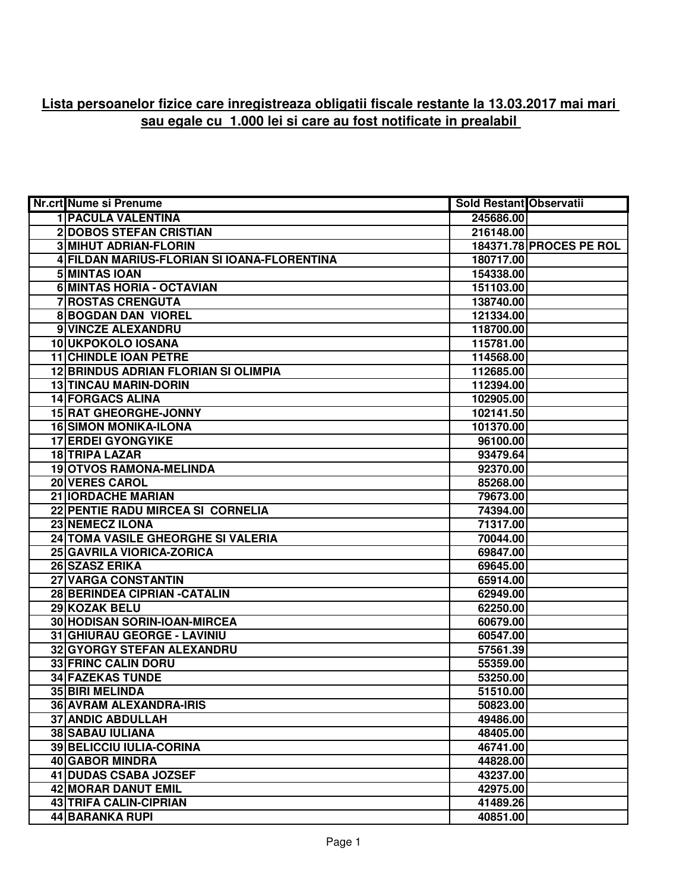## Lista persoanelor fizice care inregistreaza obligatii fiscale restante la 13.03.2017 mai mari sau egale cu 1.000 lei si care au fost notificate in prealabil

| Nr.crt | Nume si Prenume | Sold Restant | Observatii |
|---|---|---|---|
| 1 | PACULA VALENTINA | 245686.00 | |
| 2 | DOBOS STEFAN CRISTIAN | 216148.00 | |
| 3 | MIHUT ADRIAN-FLORIN | 184371.78 | PROCES PE ROL |
| 4 | FILDAN MARIUS-FLORIAN SI IOANA-FLORENTINA | 180717.00 | |
| 5 | MINTAS IOAN | 154338.00 | |
| 6 | MINTAS HORIA - OCTAVIAN | 151103.00 | |
| 7 | ROSTAS CRENGUTA | 138740.00 | |
| 8 | BOGDAN DAN VIOREL | 121334.00 | |
| 9 | VINCZE ALEXANDRU | 118700.00 | |
| 10 | UKPOKOLO IOSANA | 115781.00 | |
| 11 | CHINDLE IOAN PETRE | 114568.00 | |
| 12 | BRINDUS ADRIAN FLORIAN SI OLIMPIA | 112685.00 | |
| 13 | TINCAU MARIN-DORIN | 112394.00 | |
| 14 | FORGACS ALINA | 102905.00 | |
| 15 | RAT GHEORGHE-JONNY | 102141.50 | |
| 16 | SIMON MONIKA-ILONA | 101370.00 | |
| 17 | ERDEI GYONGYIKE | 96100.00 | |
| 18 | TRIPA LAZAR | 93479.64 | |
| 19 | OTVOS RAMONA-MELINDA | 92370.00 | |
| 20 | VERES CAROL | 85268.00 | |
| 21 | IORDACHE MARIAN | 79673.00 | |
| 22 | PENTIE RADU MIRCEA SI CORNELIA | 74394.00 | |
| 23 | NEMECZ ILONA | 71317.00 | |
| 24 | TOMA VASILE GHEORGHE SI VALERIA | 70044.00 | |
| 25 | GAVRILA VIORICA-ZORICA | 69847.00 | |
| 26 | SZASZ ERIKA | 69645.00 | |
| 27 | VARGA CONSTANTIN | 65914.00 | |
| 28 | BERINDEA CIPRIAN -CATALIN | 62949.00 | |
| 29 | KOZAK BELU | 62250.00 | |
| 30 | HODISAN SORIN-IOAN-MIRCEA | 60679.00 | |
| 31 | GHIURAU GEORGE - LAVINIU | 60547.00 | |
| 32 | GYORGY STEFAN ALEXANDRU | 57561.39 | |
| 33 | FRINC CALIN DORU | 55359.00 | |
| 34 | FAZEKAS TUNDE | 53250.00 | |
| 35 | BIRI MELINDA | 51510.00 | |
| 36 | AVRAM ALEXANDRA-IRIS | 50823.00 | |
| 37 | ANDIC ABDULLAH | 49486.00 | |
| 38 | SABAU IULIANA | 48405.00 | |
| 39 | BELICCIU IULIA-CORINA | 46741.00 | |
| 40 | GABOR MINDRA | 44828.00 | |
| 41 | DUDAS CSABA JOZSEF | 43237.00 | |
| 42 | MORAR DANUT EMIL | 42975.00 | |
| 43 | TRIFA CALIN-CIPRIAN | 41489.26 | |
| 44 | BARANKA RUPI | 40851.00 | |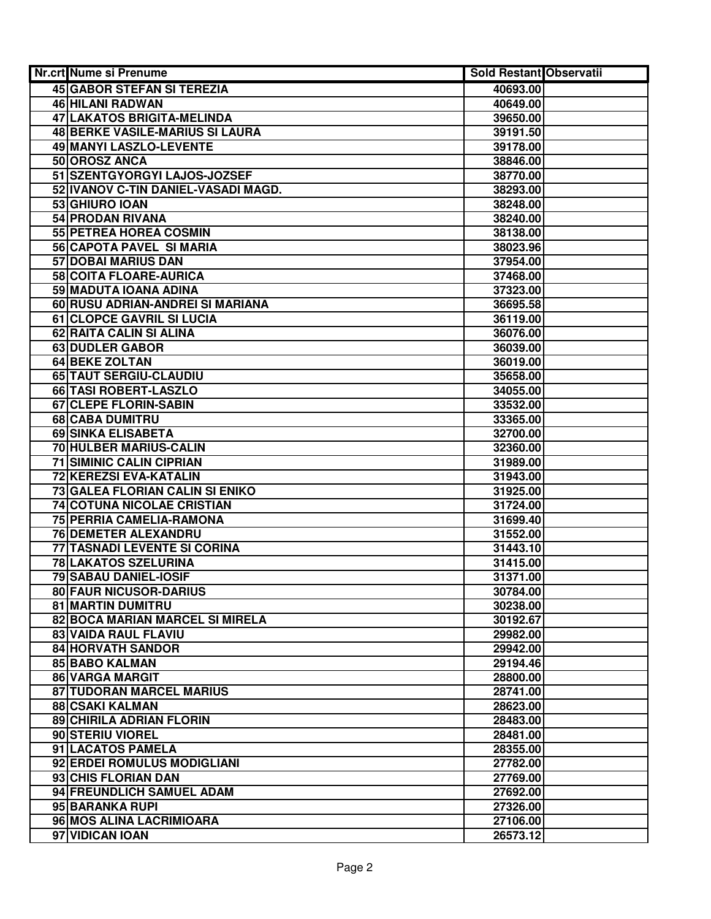| Nr.crt | Nume si Prenume | Sold Restant | Observatii |
|---|---|---|---|
| 45 | GABOR STEFAN SI TEREZIA | 40693.00 | |
| 46 | HILANI RADWAN | 40649.00 | |
| 47 | LAKATOS BRIGITA-MELINDA | 39650.00 | |
| 48 | BERKE VASILE-MARIUS SI LAURA | 39191.50 | |
| 49 | MANYI LASZLO-LEVENTE | 39178.00 | |
| 50 | OROSZ ANCA | 38846.00 | |
| 51 | SZENTGYORGYI LAJOS-JOZSEF | 38770.00 | |
| 52 | IVANOV C-TIN DANIEL-VASADI MAGD. | 38293.00 | |
| 53 | GHIURO IOAN | 38248.00 | |
| 54 | PRODAN RIVANA | 38240.00 | |
| 55 | PETREA HOREA COSMIN | 38138.00 | |
| 56 | CAPOTA PAVEL SI MARIA | 38023.96 | |
| 57 | DOBAI MARIUS DAN | 37954.00 | |
| 58 | COITA FLOARE-AURICA | 37468.00 | |
| 59 | MADUTA IOANA ADINA | 37323.00 | |
| 60 | RUSU ADRIAN-ANDREI SI MARIANA | 36695.58 | |
| 61 | CLOPCE GAVRIL SI LUCIA | 36119.00 | |
| 62 | RAITA CALIN SI ALINA | 36076.00 | |
| 63 | DUDLER GABOR | 36039.00 | |
| 64 | BEKE ZOLTAN | 36019.00 | |
| 65 | TAUT SERGIU-CLAUDIU | 35658.00 | |
| 66 | TASI ROBERT-LASZLO | 34055.00 | |
| 67 | CLEPE FLORIN-SABIN | 33532.00 | |
| 68 | CABA DUMITRU | 33365.00 | |
| 69 | SINKA ELISABETA | 32700.00 | |
| 70 | HULBER MARIUS-CALIN | 32360.00 | |
| 71 | SIMINIC CALIN CIPRIAN | 31989.00 | |
| 72 | KEREZSI EVA-KATALIN | 31943.00 | |
| 73 | GALEA FLORIAN CALIN SI ENIKO | 31925.00 | |
| 74 | COTUNA NICOLAE CRISTIAN | 31724.00 | |
| 75 | PERRIA CAMELIA-RAMONA | 31699.40 | |
| 76 | DEMETER ALEXANDRU | 31552.00 | |
| 77 | TASNADI LEVENTE SI CORINA | 31443.10 | |
| 78 | LAKATOS SZELURINA | 31415.00 | |
| 79 | SABAU DANIEL-IOSIF | 31371.00 | |
| 80 | FAUR NICUSOR-DARIUS | 30784.00 | |
| 81 | MARTIN DUMITRU | 30238.00 | |
| 82 | BOCA MARIAN MARCEL SI MIRELA | 30192.67 | |
| 83 | VAIDA RAUL FLAVIU | 29982.00 | |
| 84 | HORVATH SANDOR | 29942.00 | |
| 85 | BABO KALMAN | 29194.46 | |
| 86 | VARGA MARGIT | 28800.00 | |
| 87 | TUDORAN MARCEL MARIUS | 28741.00 | |
| 88 | CSAKI KALMAN | 28623.00 | |
| 89 | CHIRILA ADRIAN FLORIN | 28483.00 | |
| 90 | STERIU VIOREL | 28481.00 | |
| 91 | LACATOS PAMELA | 28355.00 | |
| 92 | ERDEI ROMULUS MODIGLIANI | 27782.00 | |
| 93 | CHIS FLORIAN DAN | 27769.00 | |
| 94 | FREUNDLICH SAMUEL ADAM | 27692.00 | |
| 95 | BARANKA RUPI | 27326.00 | |
| 96 | MOS ALINA LACRIMIOARA | 27106.00 | |
| 97 | VIDICAN IOAN | 26573.12 | |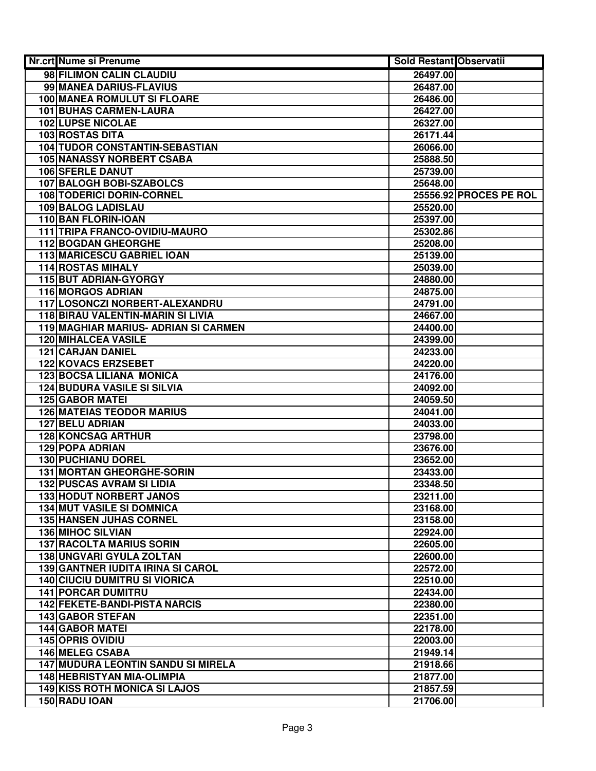| Nr.crt | Nume si Prenume | Sold Restant | Observatii |
|---|---|---|---|
| 98 | FILIMON CALIN CLAUDIU | 26497.00 | |
| 99 | MANEA DARIUS-FLAVIUS | 26487.00 | |
| 100 | MANEA ROMULUT SI FLOARE | 26486.00 | |
| 101 | BUHAS CARMEN-LAURA | 26427.00 | |
| 102 | LUPSE NICOLAE | 26327.00 | |
| 103 | ROSTAS DITA | 26171.44 | |
| 104 | TUDOR CONSTANTIN-SEBASTIAN | 26066.00 | |
| 105 | NANASSY NORBERT CSABA | 25888.50 | |
| 106 | SFERLE DANUT | 25739.00 | |
| 107 | BALOGH BOBI-SZABOLCS | 25648.00 | |
| 108 | TODERICI DORIN-CORNEL | 25556.92 | PROCES PE ROL |
| 109 | BALOG LADISLAU | 25520.00 | |
| 110 | BAN FLORIN-IOAN | 25397.00 | |
| 111 | TRIPA FRANCO-OVIDIU-MAURO | 25302.86 | |
| 112 | BOGDAN GHEORGHE | 25208.00 | |
| 113 | MARICESCU GABRIEL IOAN | 25139.00 | |
| 114 | ROSTAS MIHALY | 25039.00 | |
| 115 | BUT ADRIAN-GYORGY | 24880.00 | |
| 116 | MORGOS ADRIAN | 24875.00 | |
| 117 | LOSONCZI NORBERT-ALEXANDRU | 24791.00 | |
| 118 | BIRAU VALENTIN-MARIN SI LIVIA | 24667.00 | |
| 119 | MAGHIAR MARIUS- ADRIAN SI CARMEN | 24400.00 | |
| 120 | MIHALCEA VASILE | 24399.00 | |
| 121 | CARJAN DANIEL | 24233.00 | |
| 122 | KOVACS ERZSEBET | 24220.00 | |
| 123 | BOCSA LILIANA MONICA | 24176.00 | |
| 124 | BUDURA VASILE SI SILVIA | 24092.00 | |
| 125 | GABOR MATEI | 24059.50 | |
| 126 | MATEIAS TEODOR MARIUS | 24041.00 | |
| 127 | BELU ADRIAN | 24033.00 | |
| 128 | KONCSAG ARTHUR | 23798.00 | |
| 129 | POPA ADRIAN | 23676.00 | |
| 130 | PUCHIANU DOREL | 23652.00 | |
| 131 | MORTAN GHEORGHE-SORIN | 23433.00 | |
| 132 | PUSCAS AVRAM SI LIDIA | 23348.50 | |
| 133 | HODUT NORBERT JANOS | 23211.00 | |
| 134 | MUT VASILE SI DOMNICA | 23168.00 | |
| 135 | HANSEN JUHAS CORNEL | 23158.00 | |
| 136 | MIHOC SILVIAN | 22924.00 | |
| 137 | RACOLTA MARIUS SORIN | 22605.00 | |
| 138 | UNGVARI GYULA ZOLTAN | 22600.00 | |
| 139 | GANTNER IUDITA IRINA SI CAROL | 22572.00 | |
| 140 | CIUCIU DUMITRU SI VIORICA | 22510.00 | |
| 141 | PORCAR DUMITRU | 22434.00 | |
| 142 | FEKETE-BANDI-PISTA NARCIS | 22380.00 | |
| 143 | GABOR STEFAN | 22351.00 | |
| 144 | GABOR MATEI | 22178.00 | |
| 145 | OPRIS OVIDIU | 22003.00 | |
| 146 | MELEG CSABA | 21949.14 | |
| 147 | MUDURA LEONTIN SANDU SI MIRELA | 21918.66 | |
| 148 | HEBRISTYAN MIA-OLIMPIA | 21877.00 | |
| 149 | KISS ROTH MONICA SI LAJOS | 21857.59 | |
| 150 | RADU IOAN | 21706.00 | |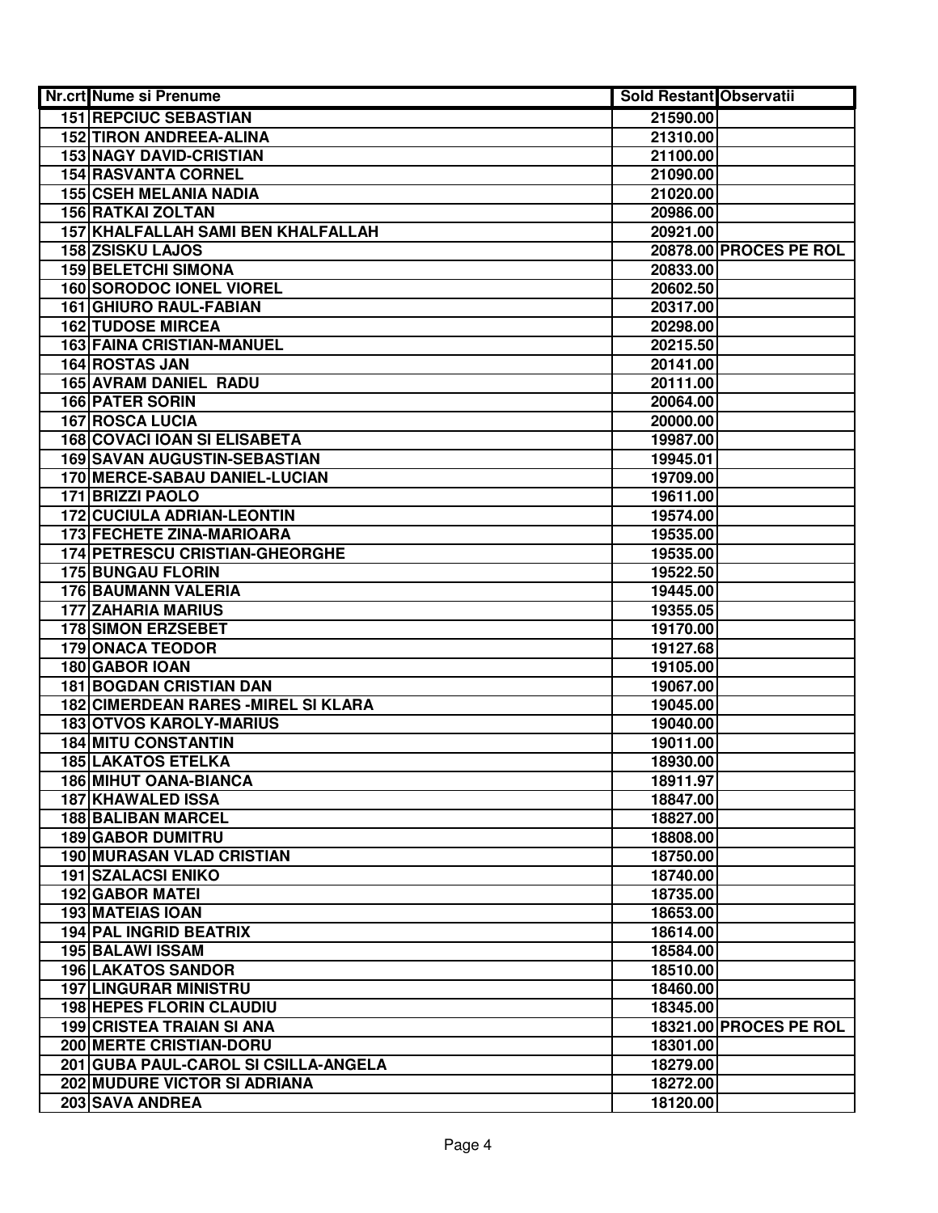| Nr.crt | Nume si Prenume | Sold Restant | Observatii |
|---|---|---|---|
| 151 | REPCIUC SEBASTIAN | 21590.00 | |
| 152 | TIRON ANDREEA-ALINA | 21310.00 | |
| 153 | NAGY DAVID-CRISTIAN | 21100.00 | |
| 154 | RASVANTA CORNEL | 21090.00 | |
| 155 | CSEH MELANIA NADIA | 21020.00 | |
| 156 | RATKAI ZOLTAN | 20986.00 | |
| 157 | KHALFALLAH SAMI BEN KHALFALLAH | 20921.00 | |
| 158 | ZSISKU LAJOS | 20878.00 | PROCES PE ROL |
| 159 | BELETCHI SIMONA | 20833.00 | |
| 160 | SORODOC IONEL VIOREL | 20602.50 | |
| 161 | GHIURO RAUL-FABIAN | 20317.00 | |
| 162 | TUDOSE MIRCEA | 20298.00 | |
| 163 | FAINA CRISTIAN-MANUEL | 20215.50 | |
| 164 | ROSTAS JAN | 20141.00 | |
| 165 | AVRAM DANIEL RADU | 20111.00 | |
| 166 | PATER SORIN | 20064.00 | |
| 167 | ROSCA LUCIA | 20000.00 | |
| 168 | COVACI IOAN SI ELISABETA | 19987.00 | |
| 169 | SAVAN AUGUSTIN-SEBASTIAN | 19945.01 | |
| 170 | MERCE-SABAU DANIEL-LUCIAN | 19709.00 | |
| 171 | BRIZZI PAOLO | 19611.00 | |
| 172 | CUCIULA ADRIAN-LEONTIN | 19574.00 | |
| 173 | FECHETE ZINA-MARIOARA | 19535.00 | |
| 174 | PETRESCU CRISTIAN-GHEORGHE | 19535.00 | |
| 175 | BUNGAU FLORIN | 19522.50 | |
| 176 | BAUMANN VALERIA | 19445.00 | |
| 177 | ZAHARIA MARIUS | 19355.05 | |
| 178 | SIMON ERZSEBET | 19170.00 | |
| 179 | ONACA TEODOR | 19127.68 | |
| 180 | GABOR IOAN | 19105.00 | |
| 181 | BOGDAN CRISTIAN DAN | 19067.00 | |
| 182 | CIMERDEAN RARES -MIREL SI KLARA | 19045.00 | |
| 183 | OTVOS KAROLY-MARIUS | 19040.00 | |
| 184 | MITU CONSTANTIN | 19011.00 | |
| 185 | LAKATOS ETELKA | 18930.00 | |
| 186 | MIHUT OANA-BIANCA | 18911.97 | |
| 187 | KHAWALED ISSA | 18847.00 | |
| 188 | BALIBAN MARCEL | 18827.00 | |
| 189 | GABOR DUMITRU | 18808.00 | |
| 190 | MURASAN VLAD CRISTIAN | 18750.00 | |
| 191 | SZALACSI ENIKO | 18740.00 | |
| 192 | GABOR MATEI | 18735.00 | |
| 193 | MATEIAS IOAN | 18653.00 | |
| 194 | PAL INGRID BEATRIX | 18614.00 | |
| 195 | BALAWI ISSAM | 18584.00 | |
| 196 | LAKATOS SANDOR | 18510.00 | |
| 197 | LINGURAR MINISTRU | 18460.00 | |
| 198 | HEPES FLORIN CLAUDIU | 18345.00 | |
| 199 | CRISTEA TRAIAN SI ANA | 18321.00 | PROCES PE ROL |
| 200 | MERTE CRISTIAN-DORU | 18301.00 | |
| 201 | GUBA PAUL-CAROL SI CSILLA-ANGELA | 18279.00 | |
| 202 | MUDURE VICTOR SI ADRIANA | 18272.00 | |
| 203 | SAVA ANDREA | 18120.00 | |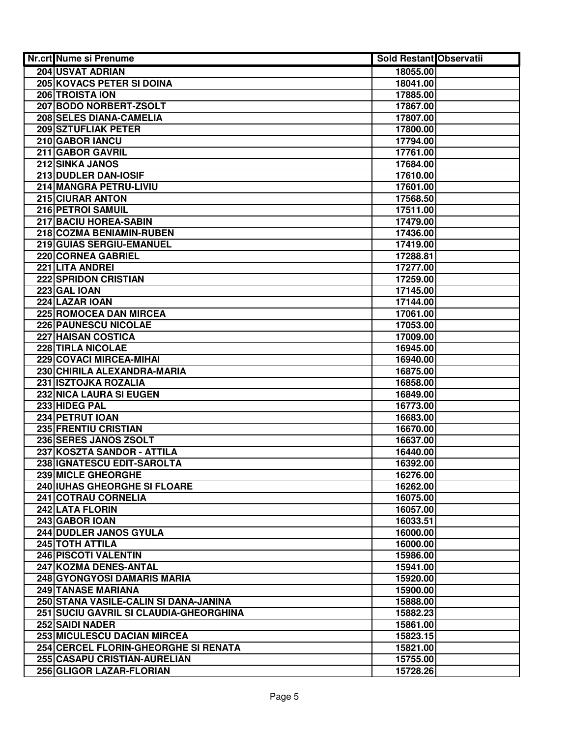| Nr.crt | Nume si Prenume | Sold Restant | Observatii |
|---|---|---|---|
| 204 | USVAT ADRIAN | 18055.00 | |
| 205 | KOVACS PETER SI DOINA | 18041.00 | |
| 206 | TROISTA ION | 17885.00 | |
| 207 | BODO NORBERT-ZSOLT | 17867.00 | |
| 208 | SELES DIANA-CAMELIA | 17807.00 | |
| 209 | SZTUFLIAK PETER | 17800.00 | |
| 210 | GABOR IANCU | 17794.00 | |
| 211 | GABOR GAVRIL | 17761.00 | |
| 212 | SINKA JANOS | 17684.00 | |
| 213 | DUDLER DAN-IOSIF | 17610.00 | |
| 214 | MANGRA PETRU-LIVIU | 17601.00 | |
| 215 | CIURAR ANTON | 17568.50 | |
| 216 | PETROI SAMUIL | 17511.00 | |
| 217 | BACIU HOREA-SABIN | 17479.00 | |
| 218 | COZMA BENIAMIN-RUBEN | 17436.00 | |
| 219 | GUIAS SERGIU-EMANUEL | 17419.00 | |
| 220 | CORNEA GABRIEL | 17288.81 | |
| 221 | LITA ANDREI | 17277.00 | |
| 222 | SPRIDON CRISTIAN | 17259.00 | |
| 223 | GAL IOAN | 17145.00 | |
| 224 | LAZAR IOAN | 17144.00 | |
| 225 | ROMOCEA DAN MIRCEA | 17061.00 | |
| 226 | PAUNESCU NICOLAE | 17053.00 | |
| 227 | HAISAN COSTICA | 17009.00 | |
| 228 | TIRLA NICOLAE | 16945.00 | |
| 229 | COVACI MIRCEA-MIHAI | 16940.00 | |
| 230 | CHIRILA ALEXANDRA-MARIA | 16875.00 | |
| 231 | ISZTOJKA ROZALIA | 16858.00 | |
| 232 | NICA LAURA SI EUGEN | 16849.00 | |
| 233 | HIDEG PAL | 16773.00 | |
| 234 | PETRUT IOAN | 16683.00 | |
| 235 | FRENTIU CRISTIAN | 16670.00 | |
| 236 | SERES JANOS ZSOLT | 16637.00 | |
| 237 | KOSZTA SANDOR - ATTILA | 16440.00 | |
| 238 | IGNATESCU EDIT-SAROLTA | 16392.00 | |
| 239 | MICLE GHEORGHE | 16276.00 | |
| 240 | IUHAS GHEORGHE SI FLOARE | 16262.00 | |
| 241 | COTRAU CORNELIA | 16075.00 | |
| 242 | LATA FLORIN | 16057.00 | |
| 243 | GABOR IOAN | 16033.51 | |
| 244 | DUDLER JANOS GYULA | 16000.00 | |
| 245 | TOTH ATTILA | 16000.00 | |
| 246 | PISCOTI VALENTIN | 15986.00 | |
| 247 | KOZMA DENES-ANTAL | 15941.00 | |
| 248 | GYONGYOSI DAMARIS MARIA | 15920.00 | |
| 249 | TANASE MARIANA | 15900.00 | |
| 250 | STANA VASILE-CALIN SI DANA-JANINA | 15888.00 | |
| 251 | SUCIU GAVRIL SI CLAUDIA-GHEORGHINA | 15882.23 | |
| 252 | SAIDI NADER | 15861.00 | |
| 253 | MICULESCU DACIAN MIRCEA | 15823.15 | |
| 254 | CERCEL FLORIN-GHEORGHE SI RENATA | 15821.00 | |
| 255 | CASAPU CRISTIAN-AURELIAN | 15755.00 | |
| 256 | GLIGOR LAZAR-FLORIAN | 15728.26 | |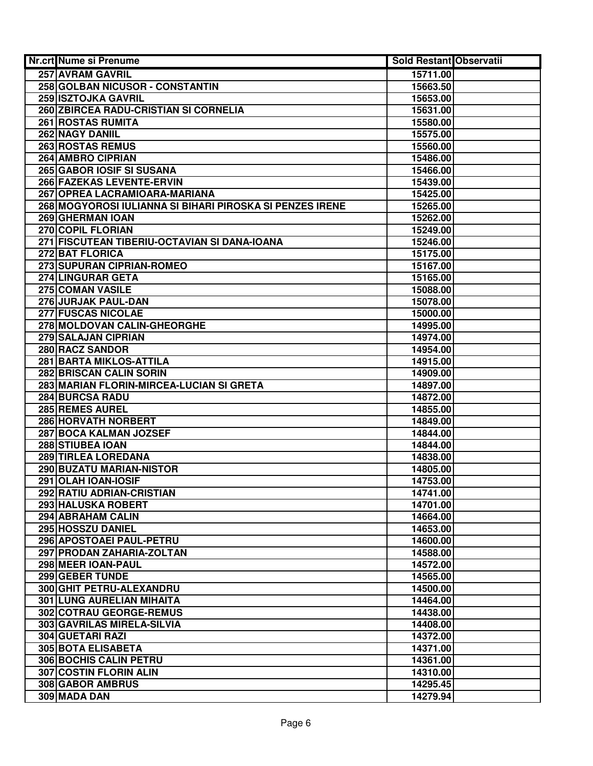| Nr.crt | Nume si Prenume | Sold Restant | Observatii |
|---|---|---|---|
| 257 | AVRAM GAVRIL | 15711.00 | |
| 258 | GOLBAN NICUSOR - CONSTANTIN | 15663.50 | |
| 259 | ISZTOJKA GAVRIL | 15653.00 | |
| 260 | ZBIRCEA RADU-CRISTIAN SI CORNELIA | 15631.00 | |
| 261 | ROSTAS RUMITA | 15580.00 | |
| 262 | NAGY DANIIL | 15575.00 | |
| 263 | ROSTAS REMUS | 15560.00 | |
| 264 | AMBRO CIPRIAN | 15486.00 | |
| 265 | GABOR IOSIF SI SUSANA | 15466.00 | |
| 266 | FAZEKAS LEVENTE-ERVIN | 15439.00 | |
| 267 | OPREA LACRAMIOARA-MARIANA | 15425.00 | |
| 268 | MOGYOROSI IULIANNA SI BIHARI PIROSKA SI PENZES IRENE | 15265.00 | |
| 269 | GHERMAN IOAN | 15262.00 | |
| 270 | COPIL FLORIAN | 15249.00 | |
| 271 | FISCUTEAN TIBERIU-OCTAVIAN SI DANA-IOANA | 15246.00 | |
| 272 | BAT FLORICA | 15175.00 | |
| 273 | SUPURAN CIPRIAN-ROMEO | 15167.00 | |
| 274 | LINGURAR GETA | 15165.00 | |
| 275 | COMAN VASILE | 15088.00 | |
| 276 | JURJAK PAUL-DAN | 15078.00 | |
| 277 | FUSCAS NICOLAE | 15000.00 | |
| 278 | MOLDOVAN CALIN-GHEORGHE | 14995.00 | |
| 279 | SALAJAN CIPRIAN | 14974.00 | |
| 280 | RACZ SANDOR | 14954.00 | |
| 281 | BARTA MIKLOS-ATTILA | 14915.00 | |
| 282 | BRISCAN CALIN SORIN | 14909.00 | |
| 283 | MARIAN FLORIN-MIRCEA-LUCIAN SI GRETA | 14897.00 | |
| 284 | BURCSA RADU | 14872.00 | |
| 285 | REMES AUREL | 14855.00 | |
| 286 | HORVATH NORBERT | 14849.00 | |
| 287 | BOCA KALMAN JOZSEF | 14844.00 | |
| 288 | STIUBEA IOAN | 14844.00 | |
| 289 | TIRLEA LOREDANA | 14838.00 | |
| 290 | BUZATU MARIAN-NISTOR | 14805.00 | |
| 291 | OLAH IOAN-IOSIF | 14753.00 | |
| 292 | RATIU ADRIAN-CRISTIAN | 14741.00 | |
| 293 | HALUSKA ROBERT | 14701.00 | |
| 294 | ABRAHAM CALIN | 14664.00 | |
| 295 | HOSSZU DANIEL | 14653.00 | |
| 296 | APOSTOAEI PAUL-PETRU | 14600.00 | |
| 297 | PRODAN ZAHARIA-ZOLTAN | 14588.00 | |
| 298 | MEER IOAN-PAUL | 14572.00 | |
| 299 | GEBER TUNDE | 14565.00 | |
| 300 | GHIT PETRU-ALEXANDRU | 14500.00 | |
| 301 | LUNG AURELIAN MIHAITA | 14464.00 | |
| 302 | COTRAU GEORGE-REMUS | 14438.00 | |
| 303 | GAVRILAS MIRELA-SILVIA | 14408.00 | |
| 304 | GUETARI RAZI | 14372.00 | |
| 305 | BOTA ELISABETA | 14371.00 | |
| 306 | BOCHIS CALIN PETRU | 14361.00 | |
| 307 | COSTIN FLORIN ALIN | 14310.00 | |
| 308 | GABOR AMBRUS | 14295.45 | |
| 309 | MADA DAN | 14279.94 | |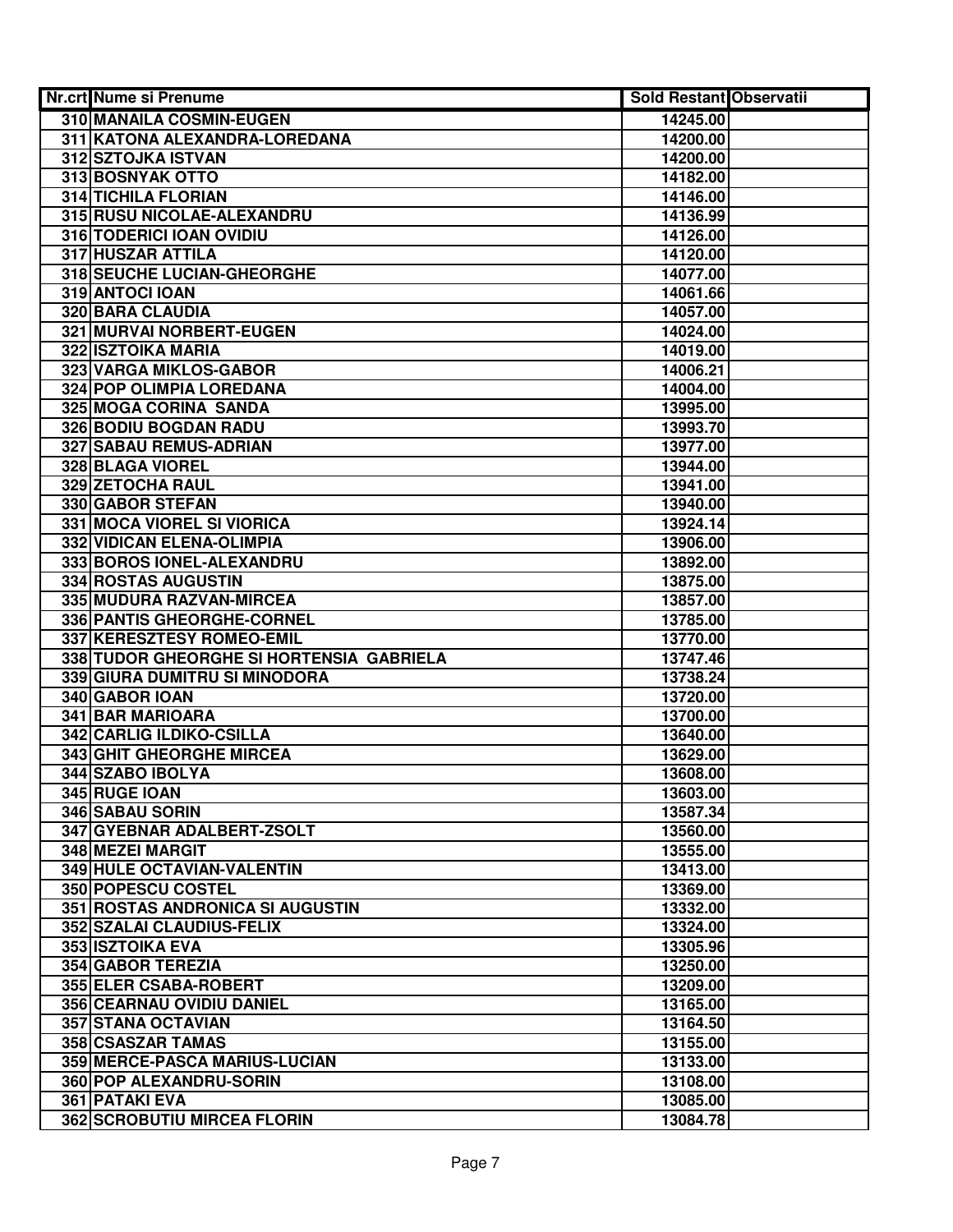| Nr.crt | Nume si Prenume | Sold Restant | Observatii |
|---|---|---|---|
| 310 | MANAILA COSMIN-EUGEN | 14245.00 | |
| 311 | KATONA ALEXANDRA-LOREDANA | 14200.00 | |
| 312 | SZTOJKA ISTVAN | 14200.00 | |
| 313 | BOSNYAK OTTO | 14182.00 | |
| 314 | TICHILA FLORIAN | 14146.00 | |
| 315 | RUSU NICOLAE-ALEXANDRU | 14136.99 | |
| 316 | TODERICI IOAN OVIDIU | 14126.00 | |
| 317 | HUSZAR ATTILA | 14120.00 | |
| 318 | SEUCHE LUCIAN-GHEORGHE | 14077.00 | |
| 319 | ANTOCI IOAN | 14061.66 | |
| 320 | BARA CLAUDIA | 14057.00 | |
| 321 | MURVAI NORBERT-EUGEN | 14024.00 | |
| 322 | ISZTOIKA MARIA | 14019.00 | |
| 323 | VARGA MIKLOS-GABOR | 14006.21 | |
| 324 | POP OLIMPIA LOREDANA | 14004.00 | |
| 325 | MOGA CORINA SANDA | 13995.00 | |
| 326 | BODIU BOGDAN RADU | 13993.70 | |
| 327 | SABAU REMUS-ADRIAN | 13977.00 | |
| 328 | BLAGA VIOREL | 13944.00 | |
| 329 | ZETOCHA RAUL | 13941.00 | |
| 330 | GABOR STEFAN | 13940.00 | |
| 331 | MOCA VIOREL SI VIORICA | 13924.14 | |
| 332 | VIDICAN ELENA-OLIMPIA | 13906.00 | |
| 333 | BOROS IONEL-ALEXANDRU | 13892.00 | |
| 334 | ROSTAS AUGUSTIN | 13875.00 | |
| 335 | MUDURA RAZVAN-MIRCEA | 13857.00 | |
| 336 | PANTIS GHEORGHE-CORNEL | 13785.00 | |
| 337 | KERESZTESY ROMEO-EMIL | 13770.00 | |
| 338 | TUDOR GHEORGHE SI HORTENSIA GABRIELA | 13747.46 | |
| 339 | GIURA DUMITRU SI MINODORA | 13738.24 | |
| 340 | GABOR IOAN | 13720.00 | |
| 341 | BAR MARIOARA | 13700.00 | |
| 342 | CARLIG ILDIKO-CSILLA | 13640.00 | |
| 343 | GHIT GHEORGHE MIRCEA | 13629.00 | |
| 344 | SZABO IBOLYA | 13608.00 | |
| 345 | RUGE IOAN | 13603.00 | |
| 346 | SABAU SORIN | 13587.34 | |
| 347 | GYEBNAR ADALBERT-ZSOLT | 13560.00 | |
| 348 | MEZEI MARGIT | 13555.00 | |
| 349 | HULE OCTAVIAN-VALENTIN | 13413.00 | |
| 350 | POPESCU COSTEL | 13369.00 | |
| 351 | ROSTAS ANDRONICA SI AUGUSTIN | 13332.00 | |
| 352 | SZALAI CLAUDIUS-FELIX | 13324.00 | |
| 353 | ISZTOIKA EVA | 13305.96 | |
| 354 | GABOR TEREZIA | 13250.00 | |
| 355 | ELER CSABA-ROBERT | 13209.00 | |
| 356 | CEARNAU OVIDIU DANIEL | 13165.00 | |
| 357 | STANA OCTAVIAN | 13164.50 | |
| 358 | CSASZAR TAMAS | 13155.00 | |
| 359 | MERCE-PASCA MARIUS-LUCIAN | 13133.00 | |
| 360 | POP ALEXANDRU-SORIN | 13108.00 | |
| 361 | PATAKI EVA | 13085.00 | |
| 362 | SCROBUTIU MIRCEA FLORIN | 13084.78 | |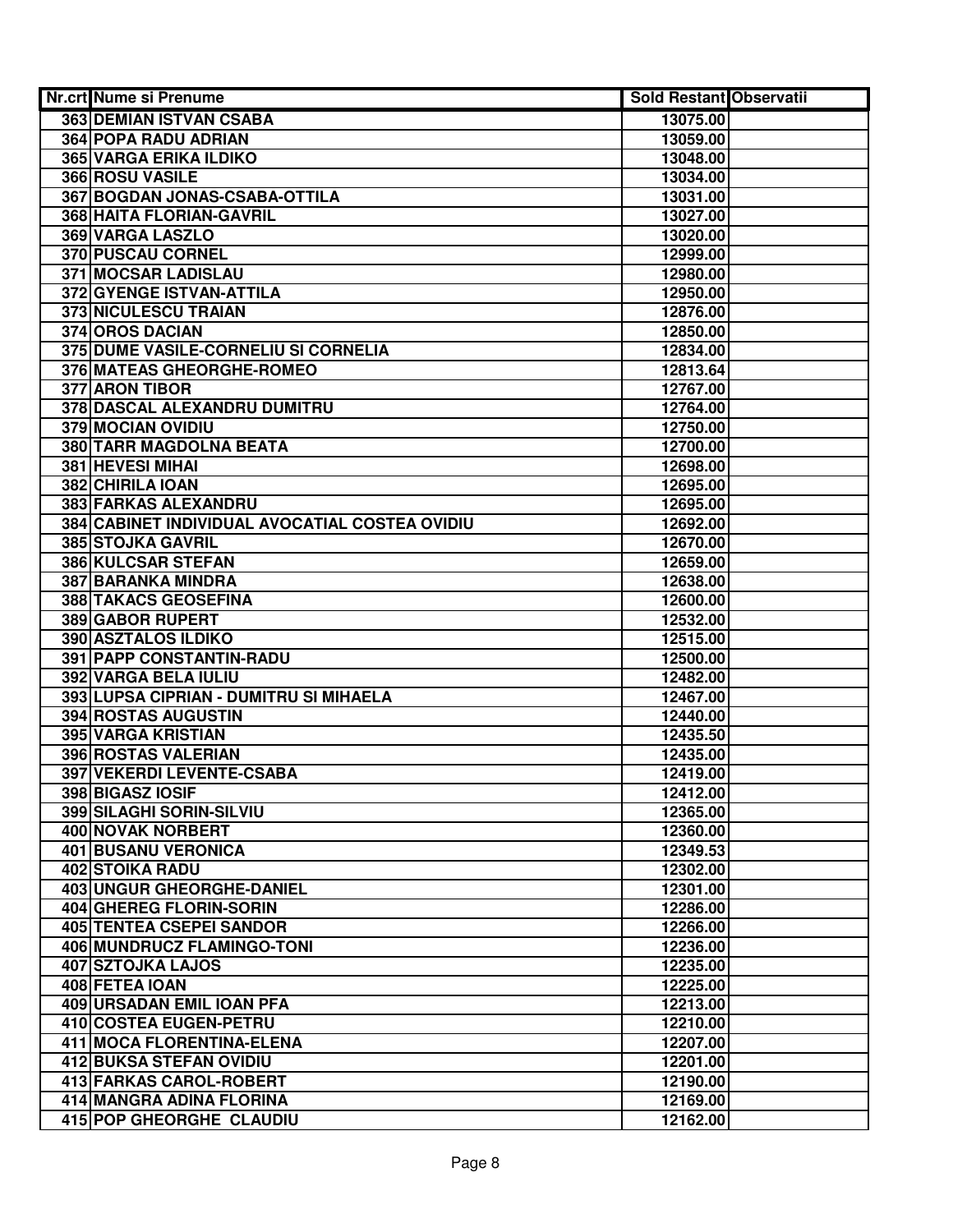| Nr.crt | Nume si Prenume | Sold Restant | Observatii |
|---|---|---|---|
| 363 | DEMIAN ISTVAN CSABA | 13075.00 | |
| 364 | POPA RADU ADRIAN | 13059.00 | |
| 365 | VARGA ERIKA ILDIKO | 13048.00 | |
| 366 | ROSU VASILE | 13034.00 | |
| 367 | BOGDAN JONAS-CSABA-OTTILA | 13031.00 | |
| 368 | HAITA FLORIAN-GAVRIL | 13027.00 | |
| 369 | VARGA LASZLO | 13020.00 | |
| 370 | PUSCAU CORNEL | 12999.00 | |
| 371 | MOCSAR LADISLAU | 12980.00 | |
| 372 | GYENGE ISTVAN-ATTILA | 12950.00 | |
| 373 | NICULESCU TRAIAN | 12876.00 | |
| 374 | OROS DACIAN | 12850.00 | |
| 375 | DUME VASILE-CORNELIU SI CORNELIA | 12834.00 | |
| 376 | MATEAS GHEORGHE-ROMEO | 12813.64 | |
| 377 | ARON TIBOR | 12767.00 | |
| 378 | DASCAL ALEXANDRU DUMITRU | 12764.00 | |
| 379 | MOCIAN OVIDIU | 12750.00 | |
| 380 | TARR MAGDOLNA BEATA | 12700.00 | |
| 381 | HEVESI MIHAI | 12698.00 | |
| 382 | CHIRILA IOAN | 12695.00 | |
| 383 | FARKAS ALEXANDRU | 12695.00 | |
| 384 | CABINET INDIVIDUAL AVOCATIAL COSTEA OVIDIU | 12692.00 | |
| 385 | STOJKA GAVRIL | 12670.00 | |
| 386 | KULCSAR STEFAN | 12659.00 | |
| 387 | BARANKA MINDRA | 12638.00 | |
| 388 | TAKACS GEOSEFINA | 12600.00 | |
| 389 | GABOR RUPERT | 12532.00 | |
| 390 | ASZTALOS ILDIKO | 12515.00 | |
| 391 | PAPP CONSTANTIN-RADU | 12500.00 | |
| 392 | VARGA BELA IULIU | 12482.00 | |
| 393 | LUPSA CIPRIAN - DUMITRU SI MIHAELA | 12467.00 | |
| 394 | ROSTAS AUGUSTIN | 12440.00 | |
| 395 | VARGA KRISTIAN | 12435.50 | |
| 396 | ROSTAS VALERIAN | 12435.00 | |
| 397 | VEKERDI LEVENTE-CSABA | 12419.00 | |
| 398 | BIGASZ IOSIF | 12412.00 | |
| 399 | SILAGHI SORIN-SILVIU | 12365.00 | |
| 400 | NOVAK NORBERT | 12360.00 | |
| 401 | BUSANU VERONICA | 12349.53 | |
| 402 | STOIKA RADU | 12302.00 | |
| 403 | UNGUR GHEORGHE-DANIEL | 12301.00 | |
| 404 | GHEREG FLORIN-SORIN | 12286.00 | |
| 405 | TENTEA CSEPEI SANDOR | 12266.00 | |
| 406 | MUNDRUCZ FLAMINGO-TONI | 12236.00 | |
| 407 | SZTOJKA LAJOS | 12235.00 | |
| 408 | FETEA IOAN | 12225.00 | |
| 409 | URSADAN EMIL IOAN PFA | 12213.00 | |
| 410 | COSTEA EUGEN-PETRU | 12210.00 | |
| 411 | MOCA FLORENTINA-ELENA | 12207.00 | |
| 412 | BUKSA STEFAN OVIDIU | 12201.00 | |
| 413 | FARKAS CAROL-ROBERT | 12190.00 | |
| 414 | MANGRA ADINA FLORINA | 12169.00 | |
| 415 | POP GHEORGHE CLAUDIU | 12162.00 | |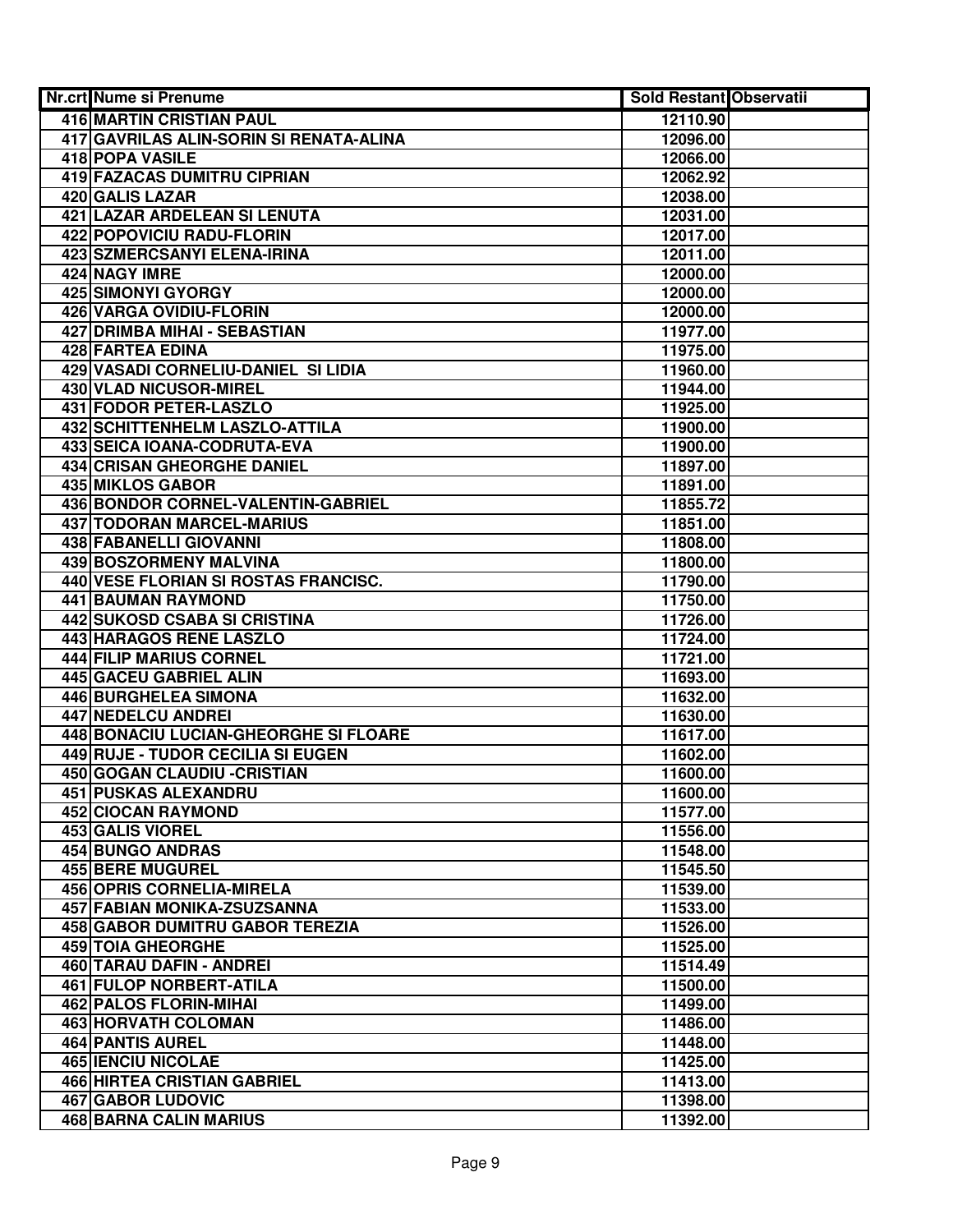| Nr.crt | Nume si Prenume | Sold Restant | Observatii |
|---|---|---|---|
| 416 | MARTIN CRISTIAN PAUL | 12110.90 | |
| 417 | GAVRILAS ALIN-SORIN SI RENATA-ALINA | 12096.00 | |
| 418 | POPA VASILE | 12066.00 | |
| 419 | FAZACAS DUMITRU CIPRIAN | 12062.92 | |
| 420 | GALIS LAZAR | 12038.00 | |
| 421 | LAZAR ARDELEAN SI LENUTA | 12031.00 | |
| 422 | POPOVICIU RADU-FLORIN | 12017.00 | |
| 423 | SZMERCSANYI ELENA-IRINA | 12011.00 | |
| 424 | NAGY IMRE | 12000.00 | |
| 425 | SIMONYI GYORGY | 12000.00 | |
| 426 | VARGA OVIDIU-FLORIN | 12000.00 | |
| 427 | DRIMBA MIHAI - SEBASTIAN | 11977.00 | |
| 428 | FARTEA EDINA | 11975.00 | |
| 429 | VASADI CORNELIU-DANIEL SI LIDIA | 11960.00 | |
| 430 | VLAD NICUSOR-MIREL | 11944.00 | |
| 431 | FODOR PETER-LASZLO | 11925.00 | |
| 432 | SCHITTENHELM LASZLO-ATTILA | 11900.00 | |
| 433 | SEICA IOANA-CODRUTA-EVA | 11900.00 | |
| 434 | CRISAN GHEORGHE DANIEL | 11897.00 | |
| 435 | MIKLOS GABOR | 11891.00 | |
| 436 | BONDOR CORNEL-VALENTIN-GABRIEL | 11855.72 | |
| 437 | TODORAN MARCEL-MARIUS | 11851.00 | |
| 438 | FABANELLI GIOVANNI | 11808.00 | |
| 439 | BOSZORMENY MALVINA | 11800.00 | |
| 440 | VESE FLORIAN SI ROSTAS FRANCISC. | 11790.00 | |
| 441 | BAUMAN RAYMOND | 11750.00 | |
| 442 | SUKOSD CSABA SI CRISTINA | 11726.00 | |
| 443 | HARAGOS RENE LASZLO | 11724.00 | |
| 444 | FILIP MARIUS CORNEL | 11721.00 | |
| 445 | GACEU GABRIEL ALIN | 11693.00 | |
| 446 | BURGHELEA SIMONA | 11632.00 | |
| 447 | NEDELCU ANDREI | 11630.00 | |
| 448 | BONACIU LUCIAN-GHEORGHE SI FLOARE | 11617.00 | |
| 449 | RUJE - TUDOR CECILIA SI EUGEN | 11602.00 | |
| 450 | GOGAN CLAUDIU -CRISTIAN | 11600.00 | |
| 451 | PUSKAS ALEXANDRU | 11600.00 | |
| 452 | CIOCAN RAYMOND | 11577.00 | |
| 453 | GALIS VIOREL | 11556.00 | |
| 454 | BUNGO ANDRAS | 11548.00 | |
| 455 | BERE MUGUREL | 11545.50 | |
| 456 | OPRIS CORNELIA-MIRELA | 11539.00 | |
| 457 | FABIAN MONIKA-ZSUZSANNA | 11533.00 | |
| 458 | GABOR DUMITRU GABOR TEREZIA | 11526.00 | |
| 459 | TOIA GHEORGHE | 11525.00 | |
| 460 | TARAU DAFIN - ANDREI | 11514.49 | |
| 461 | FULOP NORBERT-ATILA | 11500.00 | |
| 462 | PALOS FLORIN-MIHAI | 11499.00 | |
| 463 | HORVATH COLOMAN | 11486.00 | |
| 464 | PANTIS AUREL | 11448.00 | |
| 465 | IENCIU NICOLAE | 11425.00 | |
| 466 | HIRTEA CRISTIAN GABRIEL | 11413.00 | |
| 467 | GABOR LUDOVIC | 11398.00 | |
| 468 | BARNA CALIN MARIUS | 11392.00 | |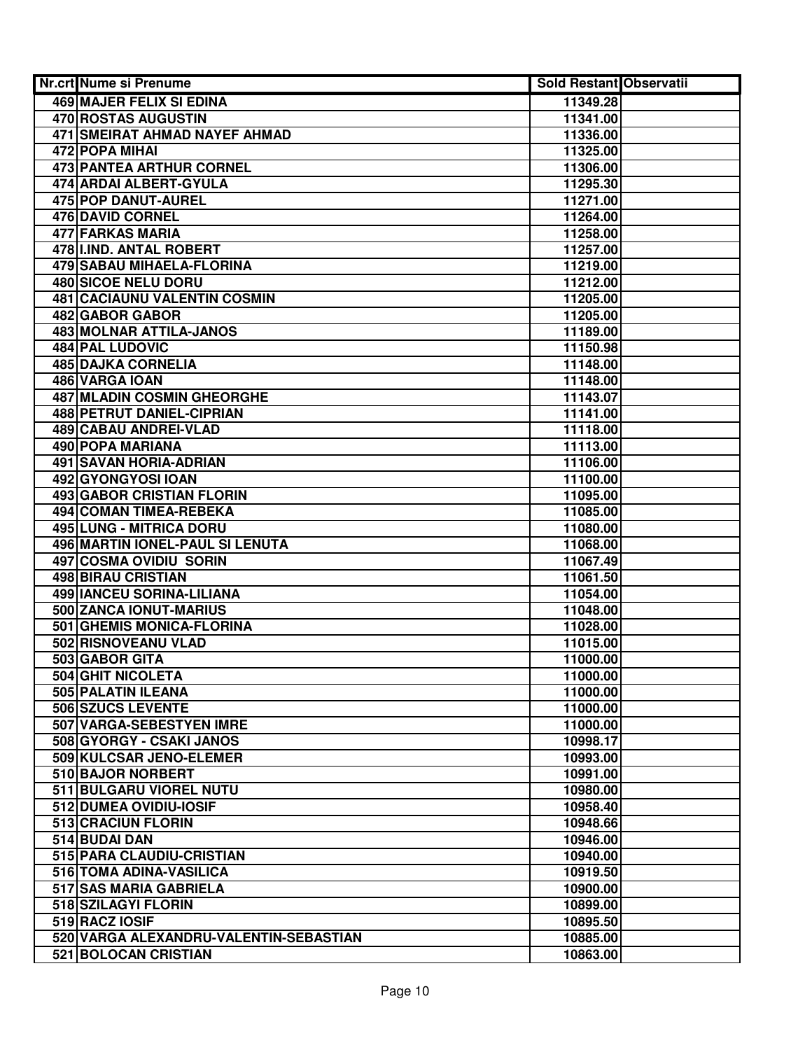| Nr.crt | Nume si Prenume | Sold Restant | Observatii |
|---|---|---|---|
| 469 | MAJER FELIX SI EDINA | 11349.28 | |
| 470 | ROSTAS AUGUSTIN | 11341.00 | |
| 471 | SMEIRAT AHMAD NAYEF AHMAD | 11336.00 | |
| 472 | POPA MIHAI | 11325.00 | |
| 473 | PANTEA ARTHUR CORNEL | 11306.00 | |
| 474 | ARDAI ALBERT-GYULA | 11295.30 | |
| 475 | POP DANUT-AUREL | 11271.00 | |
| 476 | DAVID CORNEL | 11264.00 | |
| 477 | FARKAS MARIA | 11258.00 | |
| 478 | I.IND. ANTAL ROBERT | 11257.00 | |
| 479 | SABAU MIHAELA-FLORINA | 11219.00 | |
| 480 | SICOE NELU DORU | 11212.00 | |
| 481 | CACIAUNU VALENTIN COSMIN | 11205.00 | |
| 482 | GABOR GABOR | 11205.00 | |
| 483 | MOLNAR ATTILA-JANOS | 11189.00 | |
| 484 | PAL LUDOVIC | 11150.98 | |
| 485 | DAJKA CORNELIA | 11148.00 | |
| 486 | VARGA IOAN | 11148.00 | |
| 487 | MLADIN COSMIN GHEORGHE | 11143.07 | |
| 488 | PETRUT DANIEL-CIPRIAN | 11141.00 | |
| 489 | CABAU ANDREI-VLAD | 11118.00 | |
| 490 | POPA MARIANA | 11113.00 | |
| 491 | SAVAN HORIA-ADRIAN | 11106.00 | |
| 492 | GYONGYOSI IOAN | 11100.00 | |
| 493 | GABOR CRISTIAN FLORIN | 11095.00 | |
| 494 | COMAN TIMEA-REBEKA | 11085.00 | |
| 495 | LUNG - MITRICA DORU | 11080.00 | |
| 496 | MARTIN IONEL-PAUL SI LENUTA | 11068.00 | |
| 497 | COSMA OVIDIU SORIN | 11067.49 | |
| 498 | BIRAU CRISTIAN | 11061.50 | |
| 499 | IANCEU SORINA-LILIANA | 11054.00 | |
| 500 | ZANCA IONUT-MARIUS | 11048.00 | |
| 501 | GHEMIS MONICA-FLORINA | 11028.00 | |
| 502 | RISNOVEANU VLAD | 11015.00 | |
| 503 | GABOR GITA | 11000.00 | |
| 504 | GHIT NICOLETA | 11000.00 | |
| 505 | PALATIN ILEANA | 11000.00 | |
| 506 | SZUCS LEVENTE | 11000.00 | |
| 507 | VARGA-SEBESTYEN IMRE | 11000.00 | |
| 508 | GYORGY - CSAKI JANOS | 10998.17 | |
| 509 | KULCSAR JENO-ELEMER | 10993.00 | |
| 510 | BAJOR NORBERT | 10991.00 | |
| 511 | BULGARU VIOREL NUTU | 10980.00 | |
| 512 | DUMEA OVIDIU-IOSIF | 10958.40 | |
| 513 | CRACIUN FLORIN | 10948.66 | |
| 514 | BUDAI DAN | 10946.00 | |
| 515 | PARA CLAUDIU-CRISTIAN | 10940.00 | |
| 516 | TOMA ADINA-VASILICA | 10919.50 | |
| 517 | SAS MARIA GABRIELA | 10900.00 | |
| 518 | SZILAGYI FLORIN | 10899.00 | |
| 519 | RACZ IOSIF | 10895.50 | |
| 520 | VARGA ALEXANDRU-VALENTIN-SEBASTIAN | 10885.00 | |
| 521 | BOLOCAN CRISTIAN | 10863.00 | |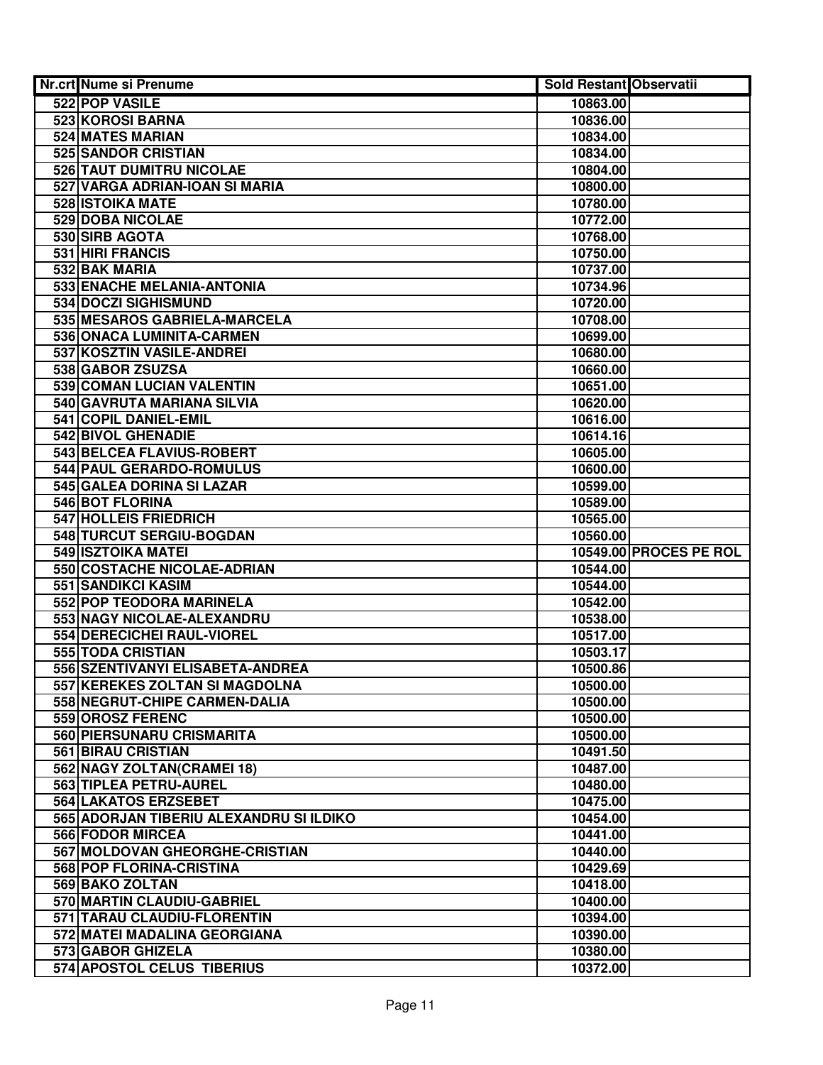| Nr.crt | Nume si Prenume | Sold Restant | Observatii |
|---|---|---|---|
| 522 | POP VASILE | 10863.00 | |
| 523 | KOROSI BARNA | 10836.00 | |
| 524 | MATES MARIAN | 10834.00 | |
| 525 | SANDOR CRISTIAN | 10834.00 | |
| 526 | TAUT DUMITRU NICOLAE | 10804.00 | |
| 527 | VARGA ADRIAN-IOAN SI MARIA | 10800.00 | |
| 528 | ISTOIKA MATE | 10780.00 | |
| 529 | DOBA NICOLAE | 10772.00 | |
| 530 | SIRB AGOTA | 10768.00 | |
| 531 | HIRI FRANCIS | 10750.00 | |
| 532 | BAK MARIA | 10737.00 | |
| 533 | ENACHE MELANIA-ANTONIA | 10734.96 | |
| 534 | DOCZI SIGHISMUND | 10720.00 | |
| 535 | MESAROS GABRIELA-MARCELA | 10708.00 | |
| 536 | ONACA LUMINITA-CARMEN | 10699.00 | |
| 537 | KOSZTIN VASILE-ANDREI | 10680.00 | |
| 538 | GABOR ZSUZSA | 10660.00 | |
| 539 | COMAN LUCIAN VALENTIN | 10651.00 | |
| 540 | GAVRUTA MARIANA SILVIA | 10620.00 | |
| 541 | COPIL DANIEL-EMIL | 10616.00 | |
| 542 | BIVOL GHENADIE | 10614.16 | |
| 543 | BELCEA FLAVIUS-ROBERT | 10605.00 | |
| 544 | PAUL GERARDO-ROMULUS | 10600.00 | |
| 545 | GALEA DORINA SI LAZAR | 10599.00 | |
| 546 | BOT FLORINA | 10589.00 | |
| 547 | HOLLEIS FRIEDRICH | 10565.00 | |
| 548 | TURCUT SERGIU-BOGDAN | 10560.00 | |
| 549 | ISZTOIKA MATEI | 10549.00 | PROCES PE ROL |
| 550 | COSTACHE NICOLAE-ADRIAN | 10544.00 | |
| 551 | SANDIKCI KASIM | 10544.00 | |
| 552 | POP TEODORA MARINELA | 10542.00 | |
| 553 | NAGY NICOLAE-ALEXANDRU | 10538.00 | |
| 554 | DERECICHEI RAUL-VIOREL | 10517.00 | |
| 555 | TODA CRISTIAN | 10503.17 | |
| 556 | SZENTIVANYI ELISABETA-ANDREA | 10500.86 | |
| 557 | KEREKES ZOLTAN SI MAGDOLNA | 10500.00 | |
| 558 | NEGRUT-CHIPE CARMEN-DALIA | 10500.00 | |
| 559 | OROSZ FERENC | 10500.00 | |
| 560 | PIERSUNARU CRISMARITA | 10500.00 | |
| 561 | BIRAU CRISTIAN | 10491.50 | |
| 562 | NAGY ZOLTAN(CRAMEI 18) | 10487.00 | |
| 563 | TIPLEA PETRU-AUREL | 10480.00 | |
| 564 | LAKATOS ERZSEBET | 10475.00 | |
| 565 | ADORJAN TIBERIU ALEXANDRU SI ILDIKO | 10454.00 | |
| 566 | FODOR MIRCEA | 10441.00 | |
| 567 | MOLDOVAN GHEORGHE-CRISTIAN | 10440.00 | |
| 568 | POP FLORINA-CRISTINA | 10429.69 | |
| 569 | BAKO ZOLTAN | 10418.00 | |
| 570 | MARTIN CLAUDIU-GABRIEL | 10400.00 | |
| 571 | TARAU CLAUDIU-FLORENTIN | 10394.00 | |
| 572 | MATEI MADALINA GEORGIANA | 10390.00 | |
| 573 | GABOR GHIZELA | 10380.00 | |
| 574 | APOSTOL CELUS TIBERIUS | 10372.00 | |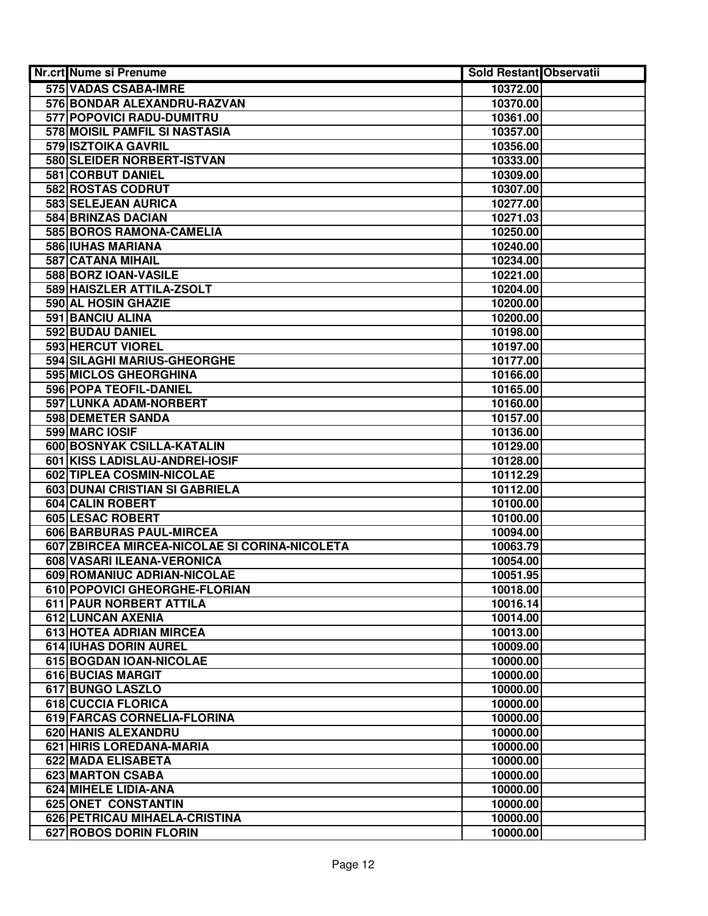| Nr.crt | Nume si Prenume | Sold Restant | Observatii |
|---|---|---|---|
| 575 | VADAS CSABA-IMRE | 10372.00 | |
| 576 | BONDAR ALEXANDRU-RAZVAN | 10370.00 | |
| 577 | POPOVICI RADU-DUMITRU | 10361.00 | |
| 578 | MOISIL PAMFIL SI NASTASIA | 10357.00 | |
| 579 | ISZTOIKA GAVRIL | 10356.00 | |
| 580 | SLEIDER NORBERT-ISTVAN | 10333.00 | |
| 581 | CORBUT DANIEL | 10309.00 | |
| 582 | ROSTAS CODRUT | 10307.00 | |
| 583 | SELEJEAN AURICA | 10277.00 | |
| 584 | BRINZAS DACIAN | 10271.03 | |
| 585 | BOROS RAMONA-CAMELIA | 10250.00 | |
| 586 | IUHAS MARIANA | 10240.00 | |
| 587 | CATANA MIHAIL | 10234.00 | |
| 588 | BORZ IOAN-VASILE | 10221.00 | |
| 589 | HAISZLER ATTILA-ZSOLT | 10204.00 | |
| 590 | AL HOSIN GHAZIE | 10200.00 | |
| 591 | BANCIU ALINA | 10200.00 | |
| 592 | BUDAU DANIEL | 10198.00 | |
| 593 | HERCUT VIOREL | 10197.00 | |
| 594 | SILAGHI MARIUS-GHEORGHE | 10177.00 | |
| 595 | MICLOS GHEORGHINA | 10166.00 | |
| 596 | POPA TEOFIL-DANIEL | 10165.00 | |
| 597 | LUNKA ADAM-NORBERT | 10160.00 | |
| 598 | DEMETER SANDA | 10157.00 | |
| 599 | MARC IOSIF | 10136.00 | |
| 600 | BOSNYAK CSILLA-KATALIN | 10129.00 | |
| 601 | KISS LADISLAU-ANDREI-IOSIF | 10128.00 | |
| 602 | TIPLEA COSMIN-NICOLAE | 10112.29 | |
| 603 | DUNAI CRISTIAN SI GABRIELA | 10112.00 | |
| 604 | CALIN ROBERT | 10100.00 | |
| 605 | LESAC ROBERT | 10100.00 | |
| 606 | BARBURAS PAUL-MIRCEA | 10094.00 | |
| 607 | ZBIRCEA MIRCEA-NICOLAE SI CORINA-NICOLETA | 10063.79 | |
| 608 | VASARI ILEANA-VERONICA | 10054.00 | |
| 609 | ROMANIUC ADRIAN-NICOLAE | 10051.95 | |
| 610 | POPOVICI GHEORGHE-FLORIAN | 10018.00 | |
| 611 | PAUR NORBERT ATTILA | 10016.14 | |
| 612 | LUNCAN AXENIA | 10014.00 | |
| 613 | HOTEA ADRIAN MIRCEA | 10013.00 | |
| 614 | IUHAS DORIN AUREL | 10009.00 | |
| 615 | BOGDAN IOAN-NICOLAE | 10000.00 | |
| 616 | BUCIAS MARGIT | 10000.00 | |
| 617 | BUNGO LASZLO | 10000.00 | |
| 618 | CUCCIA FLORICA | 10000.00 | |
| 619 | FARCAS CORNELIA-FLORINA | 10000.00 | |
| 620 | HANIS ALEXANDRU | 10000.00 | |
| 621 | HIRIS LOREDANA-MARIA | 10000.00 | |
| 622 | MADA ELISABETA | 10000.00 | |
| 623 | MARTON CSABA | 10000.00 | |
| 624 | MIHELE LIDIA-ANA | 10000.00 | |
| 625 | ONET CONSTANTIN | 10000.00 | |
| 626 | PETRICAU MIHAELA-CRISTINA | 10000.00 | |
| 627 | ROBOS DORIN FLORIN | 10000.00 | |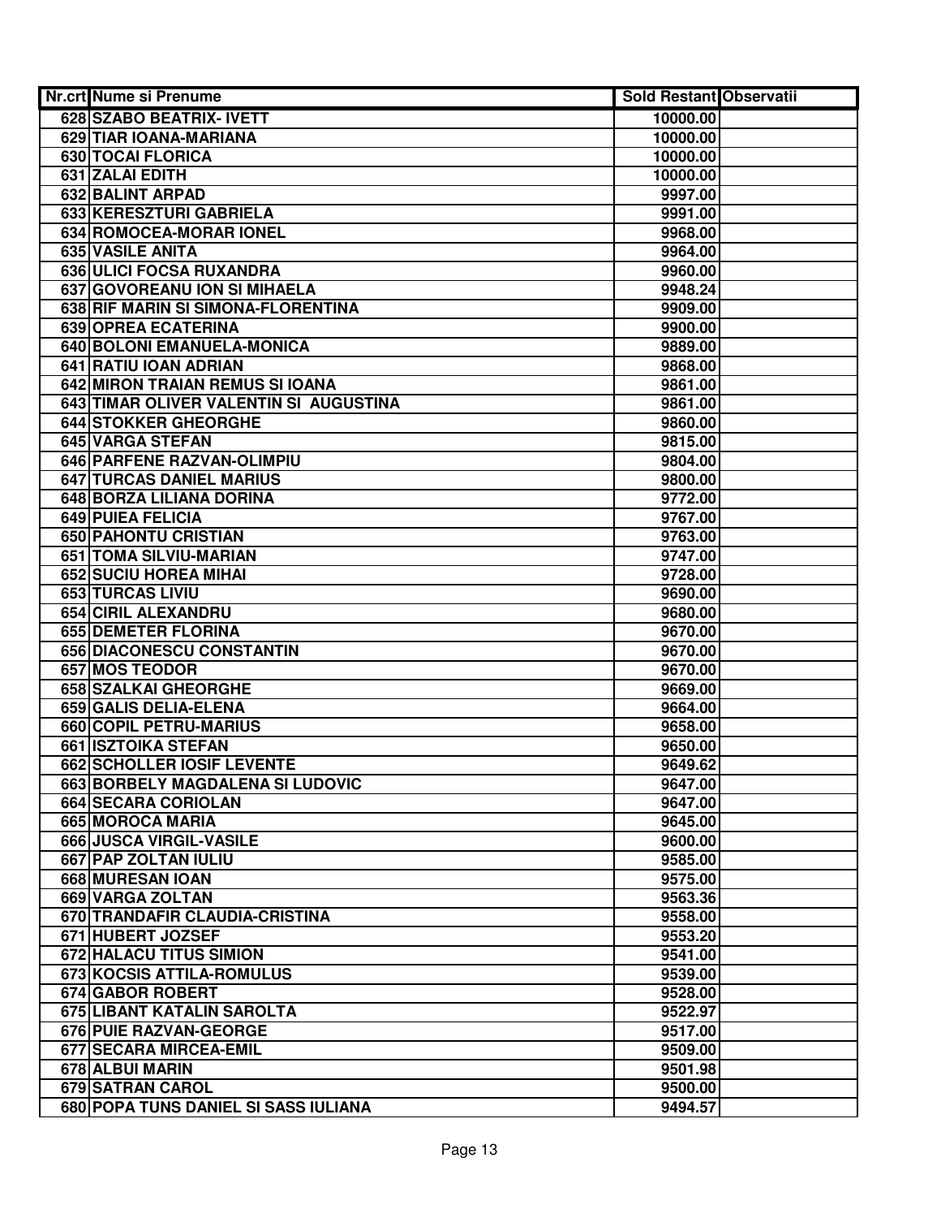| Nr.crt | Nume si Prenume | Sold Restant | Observatii |
|---|---|---|---|
| 628 | SZABO BEATRIX- IVETT | 10000.00 | |
| 629 | TIAR IOANA-MARIANA | 10000.00 | |
| 630 | TOCAI FLORICA | 10000.00 | |
| 631 | ZALAI EDITH | 10000.00 | |
| 632 | BALINT ARPAD | 9997.00 | |
| 633 | KERESZTURI GABRIELA | 9991.00 | |
| 634 | ROMOCEA-MORAR IONEL | 9968.00 | |
| 635 | VASILE ANITA | 9964.00 | |
| 636 | ULICI FOCSA RUXANDRA | 9960.00 | |
| 637 | GOVOREANU ION SI MIHAELA | 9948.24 | |
| 638 | RIF MARIN SI SIMONA-FLORENTINA | 9909.00 | |
| 639 | OPREA ECATERINA | 9900.00 | |
| 640 | BOLONI EMANUELA-MONICA | 9889.00 | |
| 641 | RATIU IOAN ADRIAN | 9868.00 | |
| 642 | MIRON TRAIAN REMUS SI IOANA | 9861.00 | |
| 643 | TIMAR OLIVER VALENTIN SI AUGUSTINA | 9861.00 | |
| 644 | STOKKER GHEORGHE | 9860.00 | |
| 645 | VARGA STEFAN | 9815.00 | |
| 646 | PARFENE RAZVAN-OLIMPIU | 9804.00 | |
| 647 | TURCAS DANIEL MARIUS | 9800.00 | |
| 648 | BORZA LILIANA DORINA | 9772.00 | |
| 649 | PUIEA FELICIA | 9767.00 | |
| 650 | PAHONTU CRISTIAN | 9763.00 | |
| 651 | TOMA SILVIU-MARIAN | 9747.00 | |
| 652 | SUCIU HOREA MIHAI | 9728.00 | |
| 653 | TURCAS LIVIU | 9690.00 | |
| 654 | CIRIL ALEXANDRU | 9680.00 | |
| 655 | DEMETER FLORINA | 9670.00 | |
| 656 | DIACONESCU CONSTANTIN | 9670.00 | |
| 657 | MOS TEODOR | 9670.00 | |
| 658 | SZALKAI GHEORGHE | 9669.00 | |
| 659 | GALIS DELIA-ELENA | 9664.00 | |
| 660 | COPIL PETRU-MARIUS | 9658.00 | |
| 661 | ISZTOIKA STEFAN | 9650.00 | |
| 662 | SCHOLLER IOSIF LEVENTE | 9649.62 | |
| 663 | BORBELY MAGDALENA SI LUDOVIC | 9647.00 | |
| 664 | SECARA CORIOLAN | 9647.00 | |
| 665 | MOROCA MARIA | 9645.00 | |
| 666 | JUSCA VIRGIL-VASILE | 9600.00 | |
| 667 | PAP ZOLTAN IULIU | 9585.00 | |
| 668 | MURESAN IOAN | 9575.00 | |
| 669 | VARGA ZOLTAN | 9563.36 | |
| 670 | TRANDAFIR CLAUDIA-CRISTINA | 9558.00 | |
| 671 | HUBERT JOZSEF | 9553.20 | |
| 672 | HALACU TITUS SIMION | 9541.00 | |
| 673 | KOCSIS ATTILA-ROMULUS | 9539.00 | |
| 674 | GABOR ROBERT | 9528.00 | |
| 675 | LIBANT KATALIN SAROLTA | 9522.97 | |
| 676 | PUIE RAZVAN-GEORGE | 9517.00 | |
| 677 | SECARA MIRCEA-EMIL | 9509.00 | |
| 678 | ALBUI MARIN | 9501.98 | |
| 679 | SATRAN CAROL | 9500.00 | |
| 680 | POPA TUNS DANIEL SI SASS IULIANA | 9494.57 | |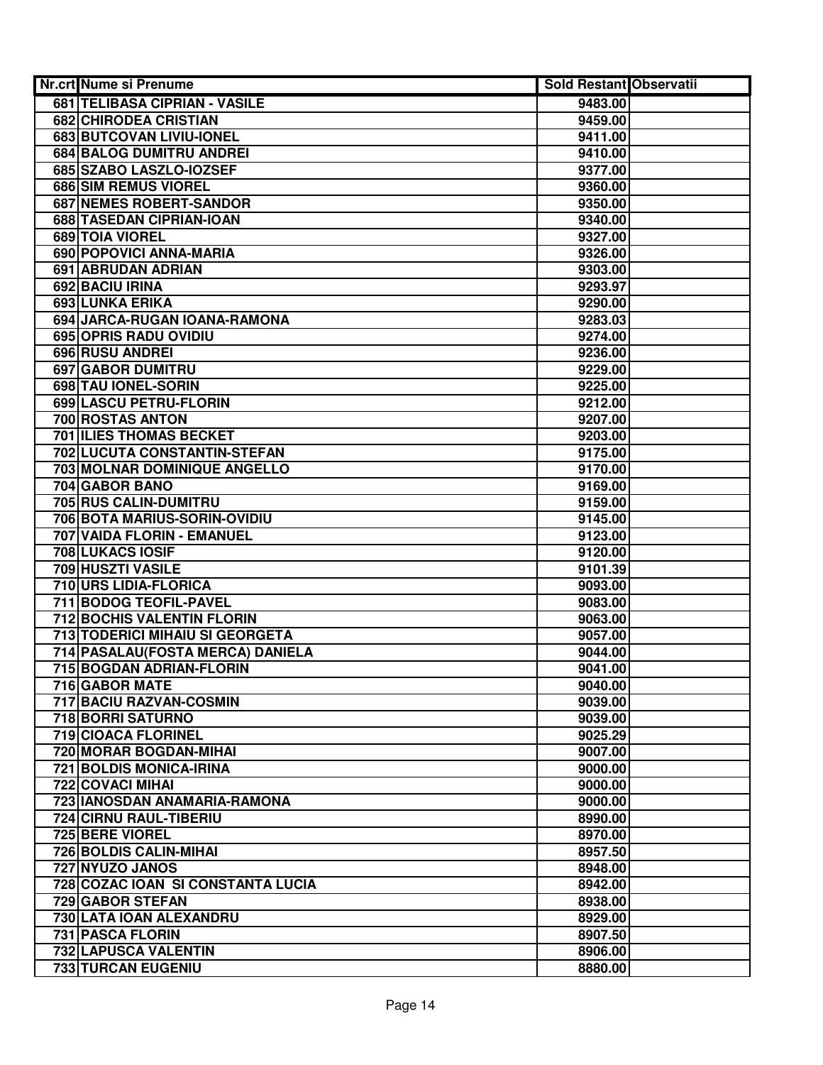| Nr.crt | Nume si Prenume | Sold Restant | Observatii |
|---|---|---|---|
| 681 | TELIBASA CIPRIAN - VASILE | 9483.00 | |
| 682 | CHIRODEA CRISTIAN | 9459.00 | |
| 683 | BUTCOVAN LIVIU-IONEL | 9411.00 | |
| 684 | BALOG DUMITRU ANDREI | 9410.00 | |
| 685 | SZABO LASZLO-IOZSEF | 9377.00 | |
| 686 | SIM REMUS VIOREL | 9360.00 | |
| 687 | NEMES ROBERT-SANDOR | 9350.00 | |
| 688 | TASEDAN CIPRIAN-IOAN | 9340.00 | |
| 689 | TOIA VIOREL | 9327.00 | |
| 690 | POPOVICI ANNA-MARIA | 9326.00 | |
| 691 | ABRUDAN ADRIAN | 9303.00 | |
| 692 | BACIU IRINA | 9293.97 | |
| 693 | LUNKA ERIKA | 9290.00 | |
| 694 | JARCA-RUGAN IOANA-RAMONA | 9283.03 | |
| 695 | OPRIS RADU OVIDIU | 9274.00 | |
| 696 | RUSU ANDREI | 9236.00 | |
| 697 | GABOR DUMITRU | 9229.00 | |
| 698 | TAU IONEL-SORIN | 9225.00 | |
| 699 | LASCU PETRU-FLORIN | 9212.00 | |
| 700 | ROSTAS ANTON | 9207.00 | |
| 701 | ILIES THOMAS BECKET | 9203.00 | |
| 702 | LUCUTA CONSTANTIN-STEFAN | 9175.00 | |
| 703 | MOLNAR DOMINIQUE ANGELLO | 9170.00 | |
| 704 | GABOR BANO | 9169.00 | |
| 705 | RUS CALIN-DUMITRU | 9159.00 | |
| 706 | BOTA MARIUS-SORIN-OVIDIU | 9145.00 | |
| 707 | VAIDA FLORIN - EMANUEL | 9123.00 | |
| 708 | LUKACS IOSIF | 9120.00 | |
| 709 | HUSZTI VASILE | 9101.39 | |
| 710 | URS LIDIA-FLORICA | 9093.00 | |
| 711 | BODOG TEOFIL-PAVEL | 9083.00 | |
| 712 | BOCHIS VALENTIN FLORIN | 9063.00 | |
| 713 | TODERICI MIHAIU SI GEORGETA | 9057.00 | |
| 714 | PASALAU(FOSTA MERCA) DANIELA | 9044.00 | |
| 715 | BOGDAN ADRIAN-FLORIN | 9041.00 | |
| 716 | GABOR MATE | 9040.00 | |
| 717 | BACIU RAZVAN-COSMIN | 9039.00 | |
| 718 | BORRI SATURNO | 9039.00 | |
| 719 | CIOACA FLORINEL | 9025.29 | |
| 720 | MORAR BOGDAN-MIHAI | 9007.00 | |
| 721 | BOLDIS MONICA-IRINA | 9000.00 | |
| 722 | COVACI MIHAI | 9000.00 | |
| 723 | IANOSDAN ANAMARIA-RAMONA | 9000.00 | |
| 724 | CIRNU RAUL-TIBERIU | 8990.00 | |
| 725 | BERE VIOREL | 8970.00 | |
| 726 | BOLDIS CALIN-MIHAI | 8957.50 | |
| 727 | NYUZO JANOS | 8948.00 | |
| 728 | COZAC IOAN SI CONSTANTA LUCIA | 8942.00 | |
| 729 | GABOR STEFAN | 8938.00 | |
| 730 | LATA IOAN ALEXANDRU | 8929.00 | |
| 731 | PASCA FLORIN | 8907.50 | |
| 732 | LAPUSCA VALENTIN | 8906.00 | |
| 733 | TURCAN EUGENIU | 8880.00 | |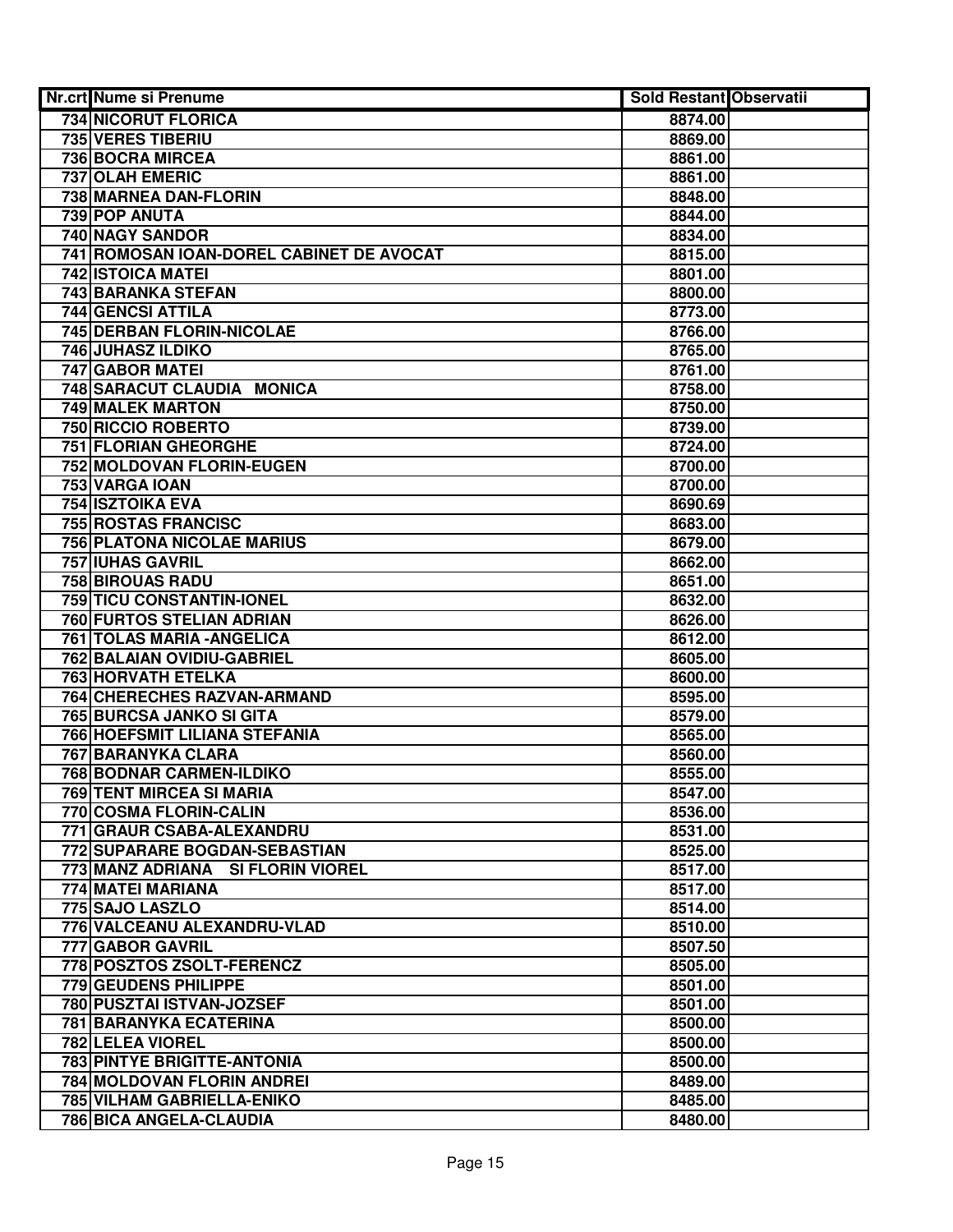| Nr.crt | Nume si Prenume | Sold Restant | Observatii |
|---|---|---|---|
| 734 | NICORUT FLORICA | 8874.00 | |
| 735 | VERES TIBERIU | 8869.00 | |
| 736 | BOCRA MIRCEA | 8861.00 | |
| 737 | OLAH EMERIC | 8861.00 | |
| 738 | MARNEA DAN-FLORIN | 8848.00 | |
| 739 | POP ANUTA | 8844.00 | |
| 740 | NAGY SANDOR | 8834.00 | |
| 741 | ROMOSAN IOAN-DOREL CABINET DE AVOCAT | 8815.00 | |
| 742 | ISTOICA MATEI | 8801.00 | |
| 743 | BARANKA STEFAN | 8800.00 | |
| 744 | GENCSI ATTILA | 8773.00 | |
| 745 | DERBAN FLORIN-NICOLAE | 8766.00 | |
| 746 | JUHASZ ILDIKO | 8765.00 | |
| 747 | GABOR MATEI | 8761.00 | |
| 748 | SARACUT CLAUDIA MONICA | 8758.00 | |
| 749 | MALEK MARTON | 8750.00 | |
| 750 | RICCIO ROBERTO | 8739.00 | |
| 751 | FLORIAN GHEORGHE | 8724.00 | |
| 752 | MOLDOVAN FLORIN-EUGEN | 8700.00 | |
| 753 | VARGA IOAN | 8700.00 | |
| 754 | ISZTOIKA EVA | 8690.69 | |
| 755 | ROSTAS FRANCISC | 8683.00 | |
| 756 | PLATONA NICOLAE MARIUS | 8679.00 | |
| 757 | IUHAS GAVRIL | 8662.00 | |
| 758 | BIROUAS RADU | 8651.00 | |
| 759 | TICU CONSTANTIN-IONEL | 8632.00 | |
| 760 | FURTOS STELIAN ADRIAN | 8626.00 | |
| 761 | TOLAS MARIA -ANGELICA | 8612.00 | |
| 762 | BALAIAN OVIDIU-GABRIEL | 8605.00 | |
| 763 | HORVATH ETELKA | 8600.00 | |
| 764 | CHERECHES RAZVAN-ARMAND | 8595.00 | |
| 765 | BURCSA JANKO SI GITA | 8579.00 | |
| 766 | HOEFSMIT LILIANA STEFANIA | 8565.00 | |
| 767 | BARANYKA CLARA | 8560.00 | |
| 768 | BODNAR CARMEN-ILDIKO | 8555.00 | |
| 769 | TENT MIRCEA SI MARIA | 8547.00 | |
| 770 | COSMA FLORIN-CALIN | 8536.00 | |
| 771 | GRAUR CSABA-ALEXANDRU | 8531.00 | |
| 772 | SUPARARE BOGDAN-SEBASTIAN | 8525.00 | |
| 773 | MANZ ADRIANA SI FLORIN VIOREL | 8517.00 | |
| 774 | MATEI MARIANA | 8517.00 | |
| 775 | SAJO LASZLO | 8514.00 | |
| 776 | VALCEANU ALEXANDRU-VLAD | 8510.00 | |
| 777 | GABOR GAVRIL | 8507.50 | |
| 778 | POSZTOS ZSOLT-FERENCZ | 8505.00 | |
| 779 | GEUDENS PHILIPPE | 8501.00 | |
| 780 | PUSZTAI ISTVAN-JOZSEF | 8501.00 | |
| 781 | BARANYKA ECATERINA | 8500.00 | |
| 782 | LELEA VIOREL | 8500.00 | |
| 783 | PINTYE BRIGITTE-ANTONIA | 8500.00 | |
| 784 | MOLDOVAN FLORIN ANDREI | 8489.00 | |
| 785 | VILHAM GABRIELLA-ENIKO | 8485.00 | |
| 786 | BICA ANGELA-CLAUDIA | 8480.00 | |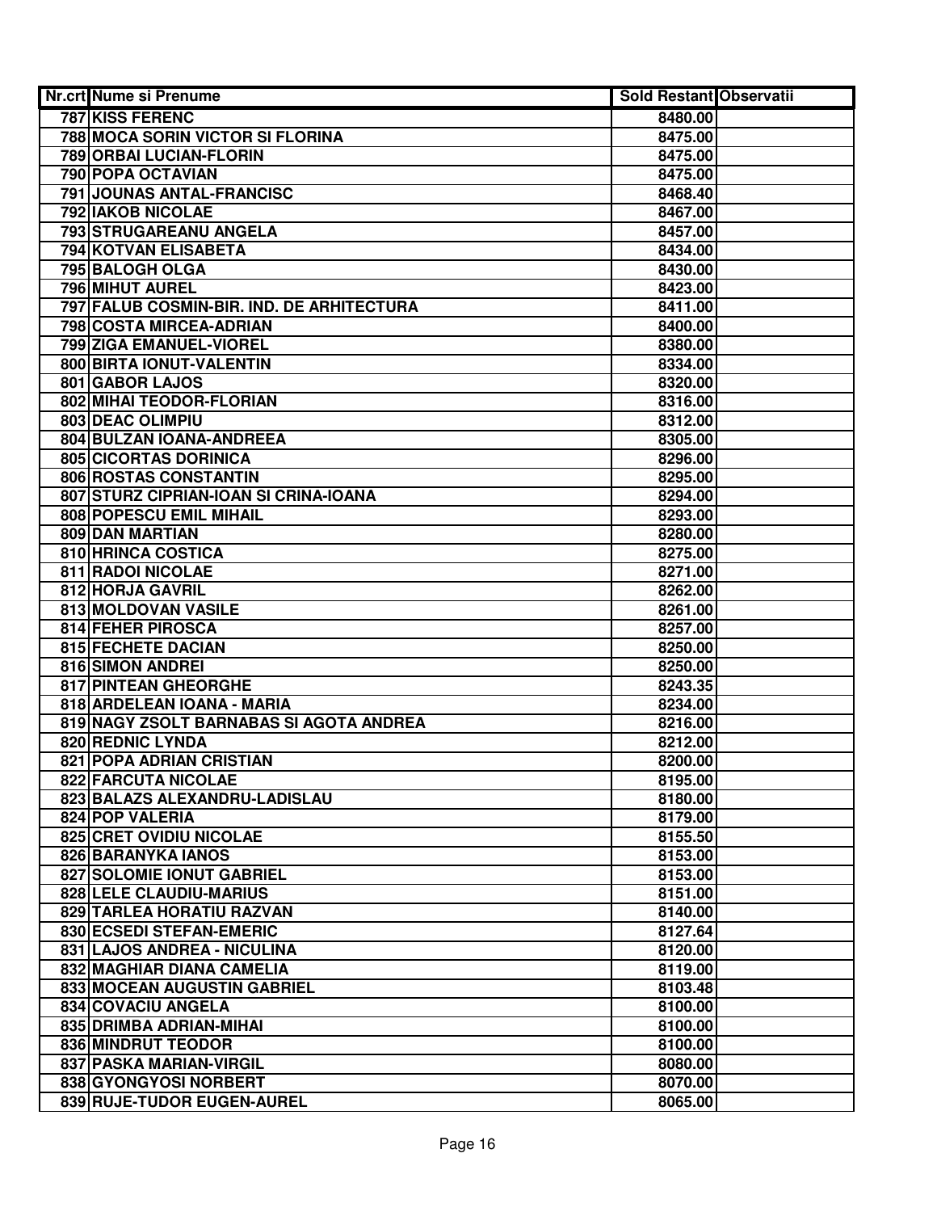| Nr.crt | Nume si Prenume | Sold Restant | Observatii |
|---|---|---|---|
| 787 | KISS FERENC | 8480.00 | |
| 788 | MOCA SORIN VICTOR SI FLORINA | 8475.00 | |
| 789 | ORBAI LUCIAN-FLORIN | 8475.00 | |
| 790 | POPA OCTAVIAN | 8475.00 | |
| 791 | JOUNAS ANTAL-FRANCISC | 8468.40 | |
| 792 | IAKOB NICOLAE | 8467.00 | |
| 793 | STRUGAREANU ANGELA | 8457.00 | |
| 794 | KOTVAN ELISABETA | 8434.00 | |
| 795 | BALOGH OLGA | 8430.00 | |
| 796 | MIHUT AUREL | 8423.00 | |
| 797 | FALUB COSMIN-BIR. IND. DE ARHITECTURA | 8411.00 | |
| 798 | COSTA MIRCEA-ADRIAN | 8400.00 | |
| 799 | ZIGA EMANUEL-VIOREL | 8380.00 | |
| 800 | BIRTA IONUT-VALENTIN | 8334.00 | |
| 801 | GABOR LAJOS | 8320.00 | |
| 802 | MIHAI TEODOR-FLORIAN | 8316.00 | |
| 803 | DEAC OLIMPIU | 8312.00 | |
| 804 | BULZAN IOANA-ANDREEA | 8305.00 | |
| 805 | CICORTAS DORINICA | 8296.00 | |
| 806 | ROSTAS CONSTANTIN | 8295.00 | |
| 807 | STURZ CIPRIAN-IOAN SI CRINA-IOANA | 8294.00 | |
| 808 | POPESCU EMIL MIHAIL | 8293.00 | |
| 809 | DAN MARTIAN | 8280.00 | |
| 810 | HRINCA COSTICA | 8275.00 | |
| 811 | RADOI NICOLAE | 8271.00 | |
| 812 | HORJA GAVRIL | 8262.00 | |
| 813 | MOLDOVAN VASILE | 8261.00 | |
| 814 | FEHER PIROSCA | 8257.00 | |
| 815 | FECHETE DACIAN | 8250.00 | |
| 816 | SIMON ANDREI | 8250.00 | |
| 817 | PINTEAN GHEORGHE | 8243.35 | |
| 818 | ARDELEAN IOANA - MARIA | 8234.00 | |
| 819 | NAGY ZSOLT BARNABAS SI AGOTA ANDREA | 8216.00 | |
| 820 | REDNIC LYNDA | 8212.00 | |
| 821 | POPA ADRIAN CRISTIAN | 8200.00 | |
| 822 | FARCUTA NICOLAE | 8195.00 | |
| 823 | BALAZS ALEXANDRU-LADISLAU | 8180.00 | |
| 824 | POP VALERIA | 8179.00 | |
| 825 | CRET OVIDIU NICOLAE | 8155.50 | |
| 826 | BARANYKA IANOS | 8153.00 | |
| 827 | SOLOMIE IONUT GABRIEL | 8153.00 | |
| 828 | LELE CLAUDIU-MARIUS | 8151.00 | |
| 829 | TARLEA HORATIU RAZVAN | 8140.00 | |
| 830 | ECSEDI STEFAN-EMERIC | 8127.64 | |
| 831 | LAJOS ANDREA - NICULINA | 8120.00 | |
| 832 | MAGHIAR DIANA CAMELIA | 8119.00 | |
| 833 | MOCEAN AUGUSTIN GABRIEL | 8103.48 | |
| 834 | COVACIU ANGELA | 8100.00 | |
| 835 | DRIMBA ADRIAN-MIHAI | 8100.00 | |
| 836 | MINDRUT TEODOR | 8100.00 | |
| 837 | PASKA MARIAN-VIRGIL | 8080.00 | |
| 838 | GYONGYOSI NORBERT | 8070.00 | |
| 839 | RUJE-TUDOR EUGEN-AUREL | 8065.00 | |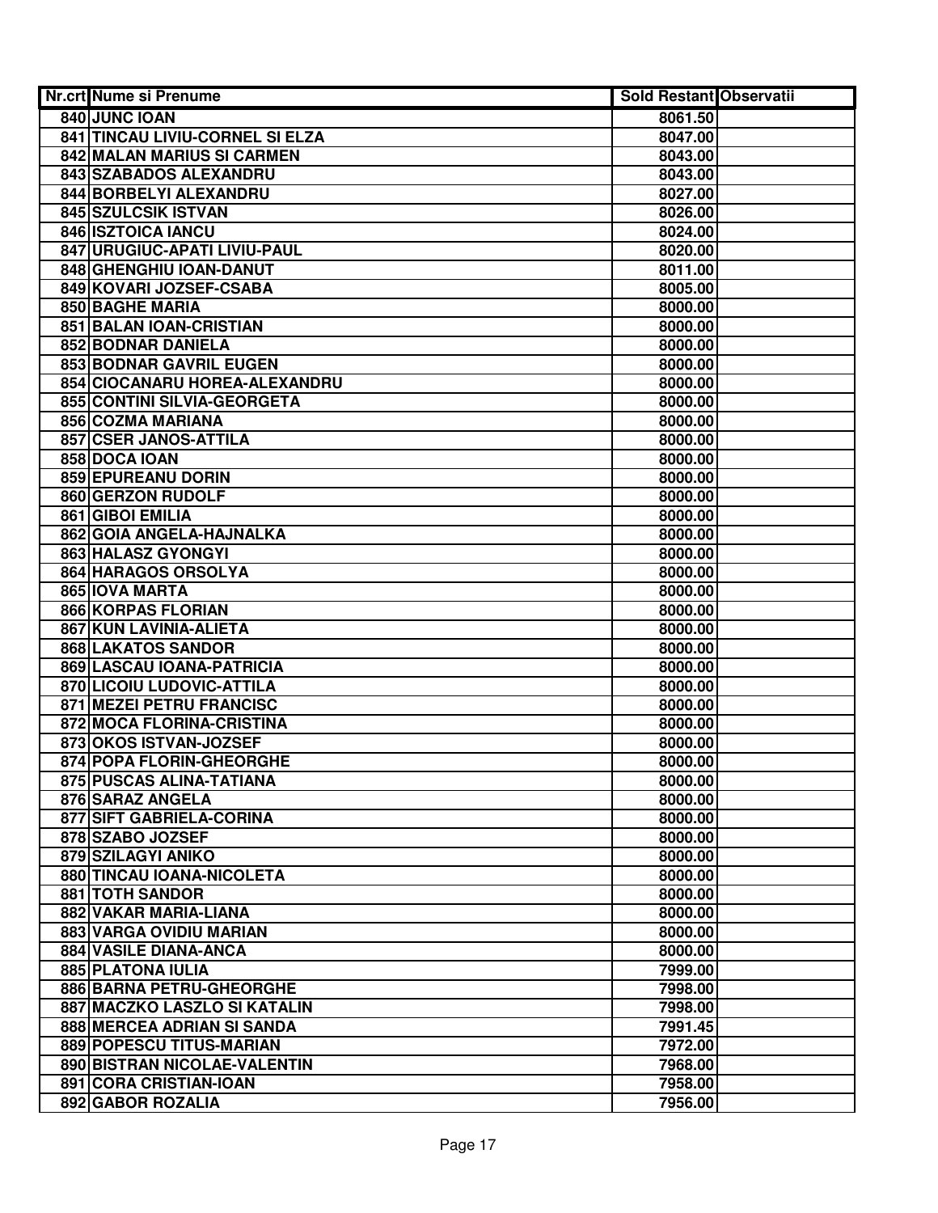| Nr.crt | Nume si Prenume | Sold Restant | Observatii |
|---|---|---|---|
| 840 | JUNC IOAN | 8061.50 | |
| 841 | TINCAU LIVIU-CORNEL SI ELZA | 8047.00 | |
| 842 | MALAN MARIUS SI CARMEN | 8043.00 | |
| 843 | SZABADOS ALEXANDRU | 8043.00 | |
| 844 | BORBELYI ALEXANDRU | 8027.00 | |
| 845 | SZULCSIK ISTVAN | 8026.00 | |
| 846 | ISZTOICA IANCU | 8024.00 | |
| 847 | URUGIUC-APATI LIVIU-PAUL | 8020.00 | |
| 848 | GHENGHIU IOAN-DANUT | 8011.00 | |
| 849 | KOVARI JOZSEF-CSABA | 8005.00 | |
| 850 | BAGHE MARIA | 8000.00 | |
| 851 | BALAN IOAN-CRISTIAN | 8000.00 | |
| 852 | BODNAR DANIELA | 8000.00 | |
| 853 | BODNAR GAVRIL EUGEN | 8000.00 | |
| 854 | CIOCANARU HOREA-ALEXANDRU | 8000.00 | |
| 855 | CONTINI SILVIA-GEORGETA | 8000.00 | |
| 856 | COZMA MARIANA | 8000.00 | |
| 857 | CSER JANOS-ATTILA | 8000.00 | |
| 858 | DOCA IOAN | 8000.00 | |
| 859 | EPUREANU DORIN | 8000.00 | |
| 860 | GERZON RUDOLF | 8000.00 | |
| 861 | GIBOI EMILIA | 8000.00 | |
| 862 | GOIA ANGELA-HAJNALKA | 8000.00 | |
| 863 | HALASZ GYONGYI | 8000.00 | |
| 864 | HARAGOS ORSOLYA | 8000.00 | |
| 865 | IOVA MARTA | 8000.00 | |
| 866 | KORPAS FLORIAN | 8000.00 | |
| 867 | KUN LAVINIA-ALIETA | 8000.00 | |
| 868 | LAKATOS SANDOR | 8000.00 | |
| 869 | LASCAU IOANA-PATRICIA | 8000.00 | |
| 870 | LICOIU LUDOVIC-ATTILA | 8000.00 | |
| 871 | MEZEI PETRU FRANCISC | 8000.00 | |
| 872 | MOCA FLORINA-CRISTINA | 8000.00 | |
| 873 | OKOS ISTVAN-JOZSEF | 8000.00 | |
| 874 | POPA FLORIN-GHEORGHE | 8000.00 | |
| 875 | PUSCAS ALINA-TATIANA | 8000.00 | |
| 876 | SARAZ ANGELA | 8000.00 | |
| 877 | SIFT GABRIELA-CORINA | 8000.00 | |
| 878 | SZABO JOZSEF | 8000.00 | |
| 879 | SZILAGYI ANIKO | 8000.00 | |
| 880 | TINCAU IOANA-NICOLETA | 8000.00 | |
| 881 | TOTH SANDOR | 8000.00 | |
| 882 | VAKAR MARIA-LIANA | 8000.00 | |
| 883 | VARGA OVIDIU MARIAN | 8000.00 | |
| 884 | VASILE DIANA-ANCA | 8000.00 | |
| 885 | PLATONA IULIA | 7999.00 | |
| 886 | BARNA PETRU-GHEORGHE | 7998.00 | |
| 887 | MACZKO LASZLO SI KATALIN | 7998.00 | |
| 888 | MERCEA ADRIAN SI SANDA | 7991.45 | |
| 889 | POPESCU TITUS-MARIAN | 7972.00 | |
| 890 | BISTRAN NICOLAE-VALENTIN | 7968.00 | |
| 891 | CORA CRISTIAN-IOAN | 7958.00 | |
| 892 | GABOR ROZALIA | 7956.00 | |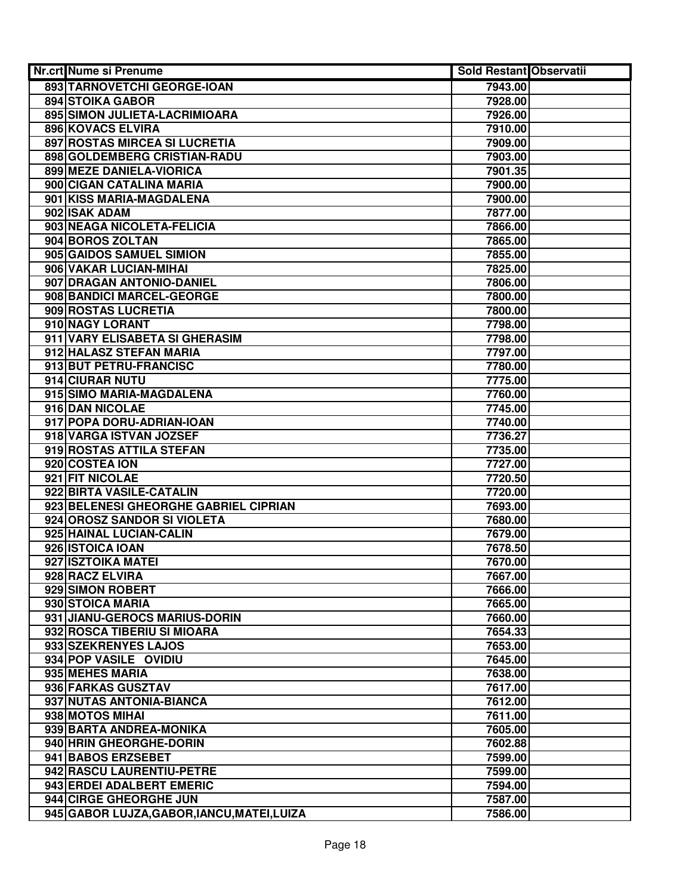| Nr.crt | Nume si Prenume | Sold Restant | Observatii |
|---|---|---|---|
| 893 | TARNOVETCHI GEORGE-IOAN | 7943.00 | |
| 894 | STOIKA GABOR | 7928.00 | |
| 895 | SIMON JULIETA-LACRIMIOARA | 7926.00 | |
| 896 | KOVACS ELVIRA | 7910.00 | |
| 897 | ROSTAS MIRCEA SI LUCRETIA | 7909.00 | |
| 898 | GOLDEMBERG CRISTIAN-RADU | 7903.00 | |
| 899 | MEZE DANIELA-VIORICA | 7901.35 | |
| 900 | CIGAN CATALINA MARIA | 7900.00 | |
| 901 | KISS MARIA-MAGDALENA | 7900.00 | |
| 902 | ISAK ADAM | 7877.00 | |
| 903 | NEAGA NICOLETA-FELICIA | 7866.00 | |
| 904 | BOROS ZOLTAN | 7865.00 | |
| 905 | GAIDOS SAMUEL SIMION | 7855.00 | |
| 906 | VAKAR LUCIAN-MIHAI | 7825.00 | |
| 907 | DRAGAN ANTONIO-DANIEL | 7806.00 | |
| 908 | BANDICI MARCEL-GEORGE | 7800.00 | |
| 909 | ROSTAS LUCRETIA | 7800.00 | |
| 910 | NAGY LORANT | 7798.00 | |
| 911 | VARY ELISABETA SI GHERASIM | 7798.00 | |
| 912 | HALASZ STEFAN MARIA | 7797.00 | |
| 913 | BUT PETRU-FRANCISC | 7780.00 | |
| 914 | CIURAR NUTU | 7775.00 | |
| 915 | SIMO MARIA-MAGDALENA | 7760.00 | |
| 916 | DAN NICOLAE | 7745.00 | |
| 917 | POPA DORU-ADRIAN-IOAN | 7740.00 | |
| 918 | VARGA ISTVAN JOZSEF | 7736.27 | |
| 919 | ROSTAS ATTILA STEFAN | 7735.00 | |
| 920 | COSTEA ION | 7727.00 | |
| 921 | FIT NICOLAE | 7720.50 | |
| 922 | BIRTA VASILE-CATALIN | 7720.00 | |
| 923 | BELENESI GHEORGHE GABRIEL CIPRIAN | 7693.00 | |
| 924 | OROSZ SANDOR SI VIOLETA | 7680.00 | |
| 925 | HAINAL LUCIAN-CALIN | 7679.00 | |
| 926 | ISTOICA IOAN | 7678.50 | |
| 927 | ISZTOIKA MATEI | 7670.00 | |
| 928 | RACZ ELVIRA | 7667.00 | |
| 929 | SIMON ROBERT | 7666.00 | |
| 930 | STOICA MARIA | 7665.00 | |
| 931 | JIANU-GEROCS MARIUS-DORIN | 7660.00 | |
| 932 | ROSCA TIBERIU SI MIOARA | 7654.33 | |
| 933 | SZEKRENYES LAJOS | 7653.00 | |
| 934 | POP VASILE OVIDIU | 7645.00 | |
| 935 | MEHES MARIA | 7638.00 | |
| 936 | FARKAS GUSZTAV | 7617.00 | |
| 937 | NUTAS ANTONIA-BIANCA | 7612.00 | |
| 938 | MOTOS MIHAI | 7611.00 | |
| 939 | BARTA ANDREA-MONIKA | 7605.00 | |
| 940 | HRIN GHEORGHE-DORIN | 7602.88 | |
| 941 | BABOS ERZSEBET | 7599.00 | |
| 942 | RASCU LAURENTIU-PETRE | 7599.00 | |
| 943 | ERDEI ADALBERT EMERIC | 7594.00 | |
| 944 | CIRGE GHEORGHE JUN | 7587.00 | |
| 945 | GABOR LUJZA,GABOR,IANCU,MATEI,LUIZA | 7586.00 | |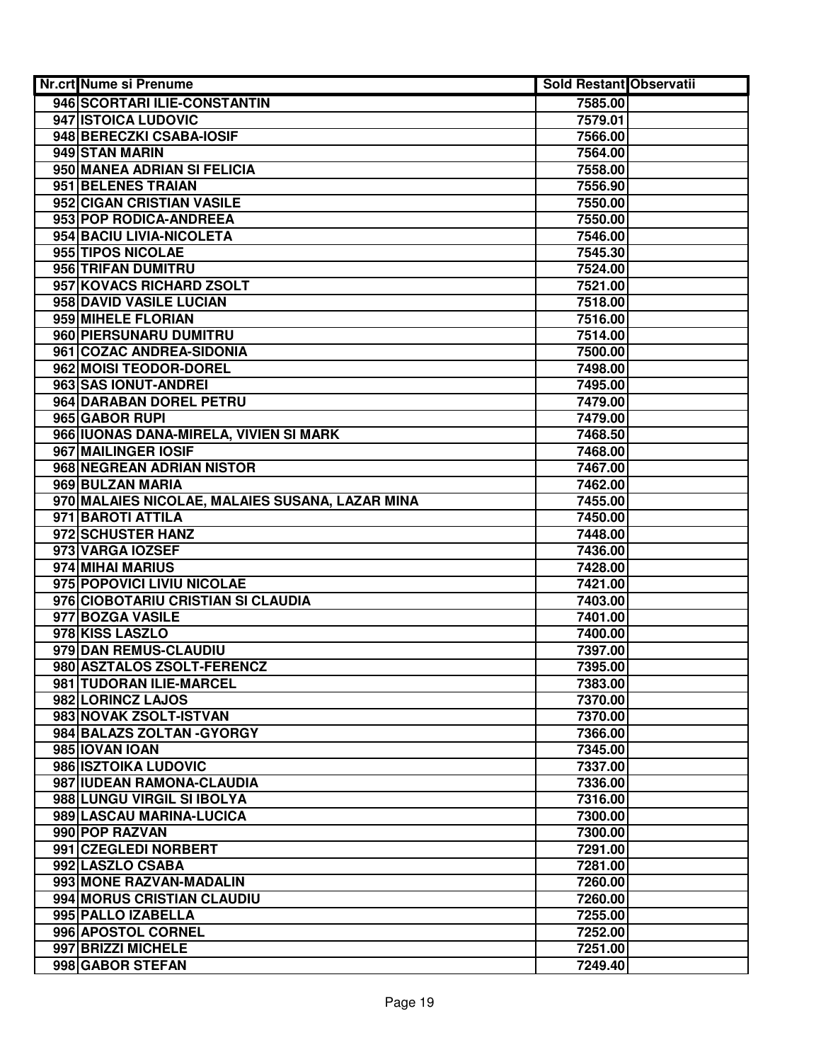| Nr.crt | Nume si Prenume | Sold Restant | Observatii |
|---|---|---|---|
| 946 | SCORTARI ILIE-CONSTANTIN | 7585.00 | |
| 947 | ISTOICA LUDOVIC | 7579.01 | |
| 948 | BERECZKI CSABA-IOSIF | 7566.00 | |
| 949 | STAN MARIN | 7564.00 | |
| 950 | MANEA ADRIAN SI FELICIA | 7558.00 | |
| 951 | BELENES TRAIAN | 7556.90 | |
| 952 | CIGAN CRISTIAN VASILE | 7550.00 | |
| 953 | POP RODICA-ANDREEA | 7550.00 | |
| 954 | BACIU LIVIA-NICOLETA | 7546.00 | |
| 955 | TIPOS NICOLAE | 7545.30 | |
| 956 | TRIFAN DUMITRU | 7524.00 | |
| 957 | KOVACS RICHARD ZSOLT | 7521.00 | |
| 958 | DAVID VASILE LUCIAN | 7518.00 | |
| 959 | MIHELE FLORIAN | 7516.00 | |
| 960 | PIERSUNARU DUMITRU | 7514.00 | |
| 961 | COZAC ANDREA-SIDONIA | 7500.00 | |
| 962 | MOISI TEODOR-DOREL | 7498.00 | |
| 963 | SAS IONUT-ANDREI | 7495.00 | |
| 964 | DARABAN DOREL PETRU | 7479.00 | |
| 965 | GABOR RUPI | 7479.00 | |
| 966 | IUONAS DANA-MIRELA, VIVIEN SI MARK | 7468.50 | |
| 967 | MAILINGER IOSIF | 7468.00 | |
| 968 | NEGREAN ADRIAN NISTOR | 7467.00 | |
| 969 | BULZAN MARIA | 7462.00 | |
| 970 | MALAIES NICOLAE, MALAIES SUSANA, LAZAR MINA | 7455.00 | |
| 971 | BAROTI ATTILA | 7450.00 | |
| 972 | SCHUSTER HANZ | 7448.00 | |
| 973 | VARGA IOZSEF | 7436.00 | |
| 974 | MIHAI MARIUS | 7428.00 | |
| 975 | POPOVICI LIVIU NICOLAE | 7421.00 | |
| 976 | CIOBOTARIU CRISTIAN SI CLAUDIA | 7403.00 | |
| 977 | BOZGA VASILE | 7401.00 | |
| 978 | KISS LASZLO | 7400.00 | |
| 979 | DAN REMUS-CLAUDIU | 7397.00 | |
| 980 | ASZTALOS ZSOLT-FERENCZ | 7395.00 | |
| 981 | TUDORAN ILIE-MARCEL | 7383.00 | |
| 982 | LORINCZ LAJOS | 7370.00 | |
| 983 | NOVAK ZSOLT-ISTVAN | 7370.00 | |
| 984 | BALAZS ZOLTAN -GYORGY | 7366.00 | |
| 985 | IOVAN IOAN | 7345.00 | |
| 986 | ISZTOIKA LUDOVIC | 7337.00 | |
| 987 | IUDEAN RAMONA-CLAUDIA | 7336.00 | |
| 988 | LUNGU VIRGIL SI IBOLYA | 7316.00 | |
| 989 | LASCAU MARINA-LUCICA | 7300.00 | |
| 990 | POP RAZVAN | 7300.00 | |
| 991 | CZEGLEDI NORBERT | 7291.00 | |
| 992 | LASZLO CSABA | 7281.00 | |
| 993 | MONE RAZVAN-MADALIN | 7260.00 | |
| 994 | MORUS CRISTIAN CLAUDIU | 7260.00 | |
| 995 | PALLO IZABELLA | 7255.00 | |
| 996 | APOSTOL CORNEL | 7252.00 | |
| 997 | BRIZZI MICHELE | 7251.00 | |
| 998 | GABOR STEFAN | 7249.40 | |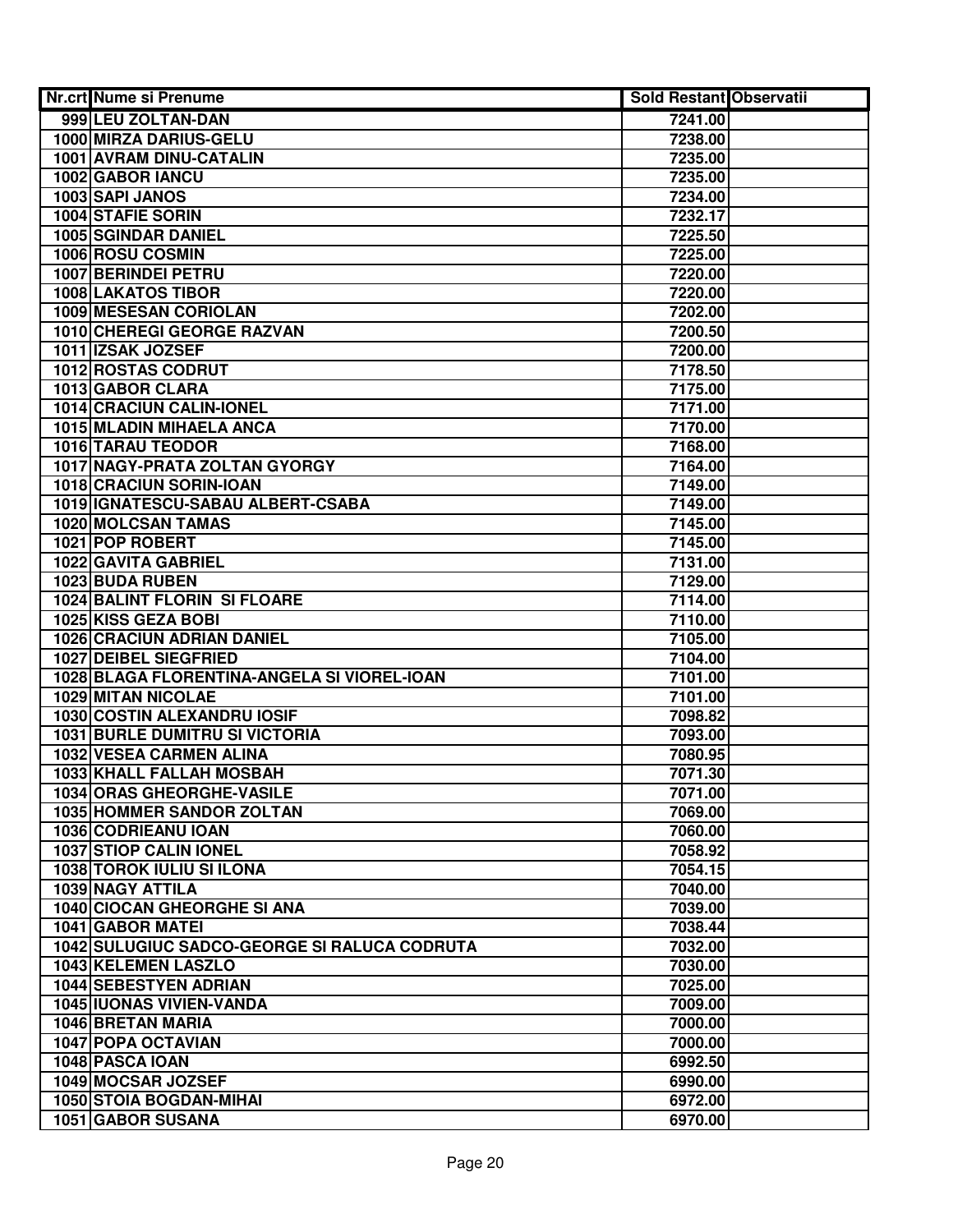| Nr.crt | Nume si Prenume | Sold Restant | Observatii |
|---|---|---|---|
| 999 | LEU ZOLTAN-DAN | 7241.00 | |
| 1000 | MIRZA DARIUS-GELU | 7238.00 | |
| 1001 | AVRAM DINU-CATALIN | 7235.00 | |
| 1002 | GABOR IANCU | 7235.00 | |
| 1003 | SAPI JANOS | 7234.00 | |
| 1004 | STAFIE SORIN | 7232.17 | |
| 1005 | SGINDAR DANIEL | 7225.50 | |
| 1006 | ROSU COSMIN | 7225.00 | |
| 1007 | BERINDEI PETRU | 7220.00 | |
| 1008 | LAKATOS TIBOR | 7220.00 | |
| 1009 | MESESAN CORIOLAN | 7202.00 | |
| 1010 | CHEREGI GEORGE RAZVAN | 7200.50 | |
| 1011 | IZSAK JOZSEF | 7200.00 | |
| 1012 | ROSTAS CODRUT | 7178.50 | |
| 1013 | GABOR CLARA | 7175.00 | |
| 1014 | CRACIUN CALIN-IONEL | 7171.00 | |
| 1015 | MLADIN MIHAELA ANCA | 7170.00 | |
| 1016 | TARAU TEODOR | 7168.00 | |
| 1017 | NAGY-PRATA ZOLTAN GYORGY | 7164.00 | |
| 1018 | CRACIUN SORIN-IOAN | 7149.00 | |
| 1019 | IGNATESCU-SABAU ALBERT-CSABA | 7149.00 | |
| 1020 | MOLCSAN TAMAS | 7145.00 | |
| 1021 | POP ROBERT | 7145.00 | |
| 1022 | GAVITA GABRIEL | 7131.00 | |
| 1023 | BUDA RUBEN | 7129.00 | |
| 1024 | BALINT FLORIN SI FLOARE | 7114.00 | |
| 1025 | KISS GEZA BOBI | 7110.00 | |
| 1026 | CRACIUN ADRIAN DANIEL | 7105.00 | |
| 1027 | DEIBEL SIEGFRIED | 7104.00 | |
| 1028 | BLAGA FLORENTINA-ANGELA SI VIOREL-IOAN | 7101.00 | |
| 1029 | MITAN NICOLAE | 7101.00 | |
| 1030 | COSTIN ALEXANDRU IOSIF | 7098.82 | |
| 1031 | BURLE DUMITRU SI VICTORIA | 7093.00 | |
| 1032 | VESEA CARMEN ALINA | 7080.95 | |
| 1033 | KHALL FALLAH MOSBAH | 7071.30 | |
| 1034 | ORAS GHEORGHE-VASILE | 7071.00 | |
| 1035 | HOMMER SANDOR ZOLTAN | 7069.00 | |
| 1036 | CODRIEANU IOAN | 7060.00 | |
| 1037 | STIOP CALIN IONEL | 7058.92 | |
| 1038 | TOROK IULIU SI ILONA | 7054.15 | |
| 1039 | NAGY ATTILA | 7040.00 | |
| 1040 | CIOCAN GHEORGHE SI ANA | 7039.00 | |
| 1041 | GABOR MATEI | 7038.44 | |
| 1042 | SULUGIUC SADCO-GEORGE SI RALUCA CODRUTA | 7032.00 | |
| 1043 | KELEMEN LASZLO | 7030.00 | |
| 1044 | SEBESTYEN ADRIAN | 7025.00 | |
| 1045 | IUONAS VIVIEN-VANDA | 7009.00 | |
| 1046 | BRETAN MARIA | 7000.00 | |
| 1047 | POPA OCTAVIAN | 7000.00 | |
| 1048 | PASCA IOAN | 6992.50 | |
| 1049 | MOCSAR JOZSEF | 6990.00 | |
| 1050 | STOIA BOGDAN-MIHAI | 6972.00 | |
| 1051 | GABOR SUSANA | 6970.00 | |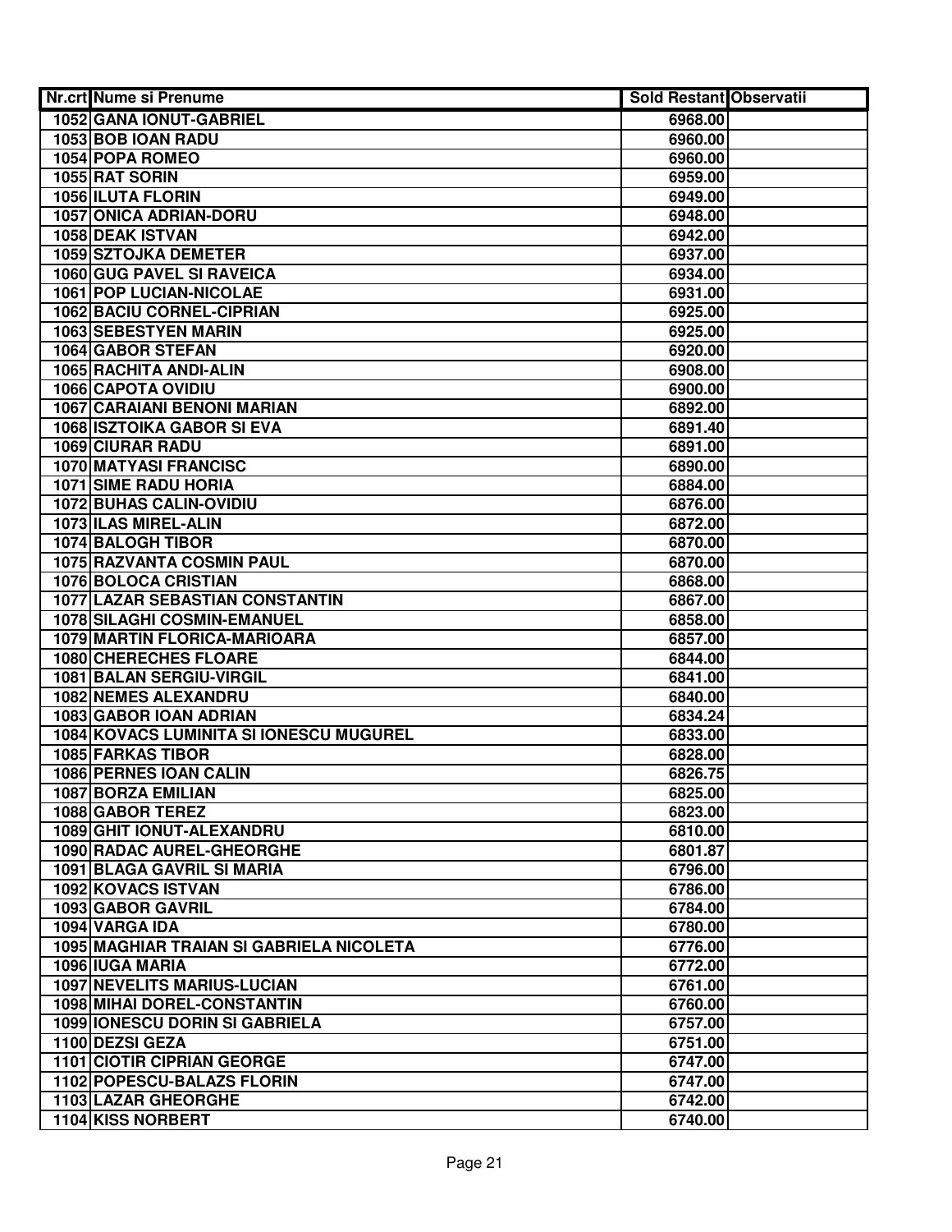| Nr.crt | Nume si Prenume | Sold Restant | Observatii |
| --- | --- | --- | --- |
| 1052 | GANA IONUT-GABRIEL | 6968.00 | |
| 1053 | BOB IOAN RADU | 6960.00 | |
| 1054 | POPA ROMEO | 6960.00 | |
| 1055 | RAT SORIN | 6959.00 | |
| 1056 | ILUTA FLORIN | 6949.00 | |
| 1057 | ONICA ADRIAN-DORU | 6948.00 | |
| 1058 | DEAK ISTVAN | 6942.00 | |
| 1059 | SZTOJKA DEMETER | 6937.00 | |
| 1060 | GUG PAVEL SI RAVEICA | 6934.00 | |
| 1061 | POP LUCIAN-NICOLAE | 6931.00 | |
| 1062 | BACIU CORNEL-CIPRIAN | 6925.00 | |
| 1063 | SEBESTYEN MARIN | 6925.00 | |
| 1064 | GABOR STEFAN | 6920.00 | |
| 1065 | RACHITA ANDI-ALIN | 6908.00 | |
| 1066 | CAPOTA OVIDIU | 6900.00 | |
| 1067 | CARAIANI BENONI MARIAN | 6892.00 | |
| 1068 | ISZTOIKA GABOR SI EVA | 6891.40 | |
| 1069 | CIURAR RADU | 6891.00 | |
| 1070 | MATYASI FRANCISC | 6890.00 | |
| 1071 | SIME RADU HORIA | 6884.00 | |
| 1072 | BUHAS CALIN-OVIDIU | 6876.00 | |
| 1073 | ILAS MIREL-ALIN | 6872.00 | |
| 1074 | BALOGH TIBOR | 6870.00 | |
| 1075 | RAZVANTA COSMIN PAUL | 6870.00 | |
| 1076 | BOLOCA CRISTIAN | 6868.00 | |
| 1077 | LAZAR SEBASTIAN CONSTANTIN | 6867.00 | |
| 1078 | SILAGHI COSMIN-EMANUEL | 6858.00 | |
| 1079 | MARTIN FLORICA-MARIOARA | 6857.00 | |
| 1080 | CHERECHES FLOARE | 6844.00 | |
| 1081 | BALAN SERGIU-VIRGIL | 6841.00 | |
| 1082 | NEMES ALEXANDRU | 6840.00 | |
| 1083 | GABOR IOAN ADRIAN | 6834.24 | |
| 1084 | KOVACS LUMINITA SI IONESCU MUGUREL | 6833.00 | |
| 1085 | FARKAS TIBOR | 6828.00 | |
| 1086 | PERNES IOAN CALIN | 6826.75 | |
| 1087 | BORZA EMILIAN | 6825.00 | |
| 1088 | GABOR TEREZ | 6823.00 | |
| 1089 | GHIT IONUT-ALEXANDRU | 6810.00 | |
| 1090 | RADAC AUREL-GHEORGHE | 6801.87 | |
| 1091 | BLAGA GAVRIL SI MARIA | 6796.00 | |
| 1092 | KOVACS ISTVAN | 6786.00 | |
| 1093 | GABOR GAVRIL | 6784.00 | |
| 1094 | VARGA IDA | 6780.00 | |
| 1095 | MAGHIAR TRAIAN SI GABRIELA NICOLETA | 6776.00 | |
| 1096 | IUGA MARIA | 6772.00 | |
| 1097 | NEVELITS MARIUS-LUCIAN | 6761.00 | |
| 1098 | MIHAI DOREL-CONSTANTIN | 6760.00 | |
| 1099 | IONESCU DORIN SI GABRIELA | 6757.00 | |
| 1100 | DEZSI GEZA | 6751.00 | |
| 1101 | CIOTIR CIPRIAN GEORGE | 6747.00 | |
| 1102 | POPESCU-BALAZS FLORIN | 6747.00 | |
| 1103 | LAZAR GHEORGHE | 6742.00 | |
| 1104 | KISS NORBERT | 6740.00 | |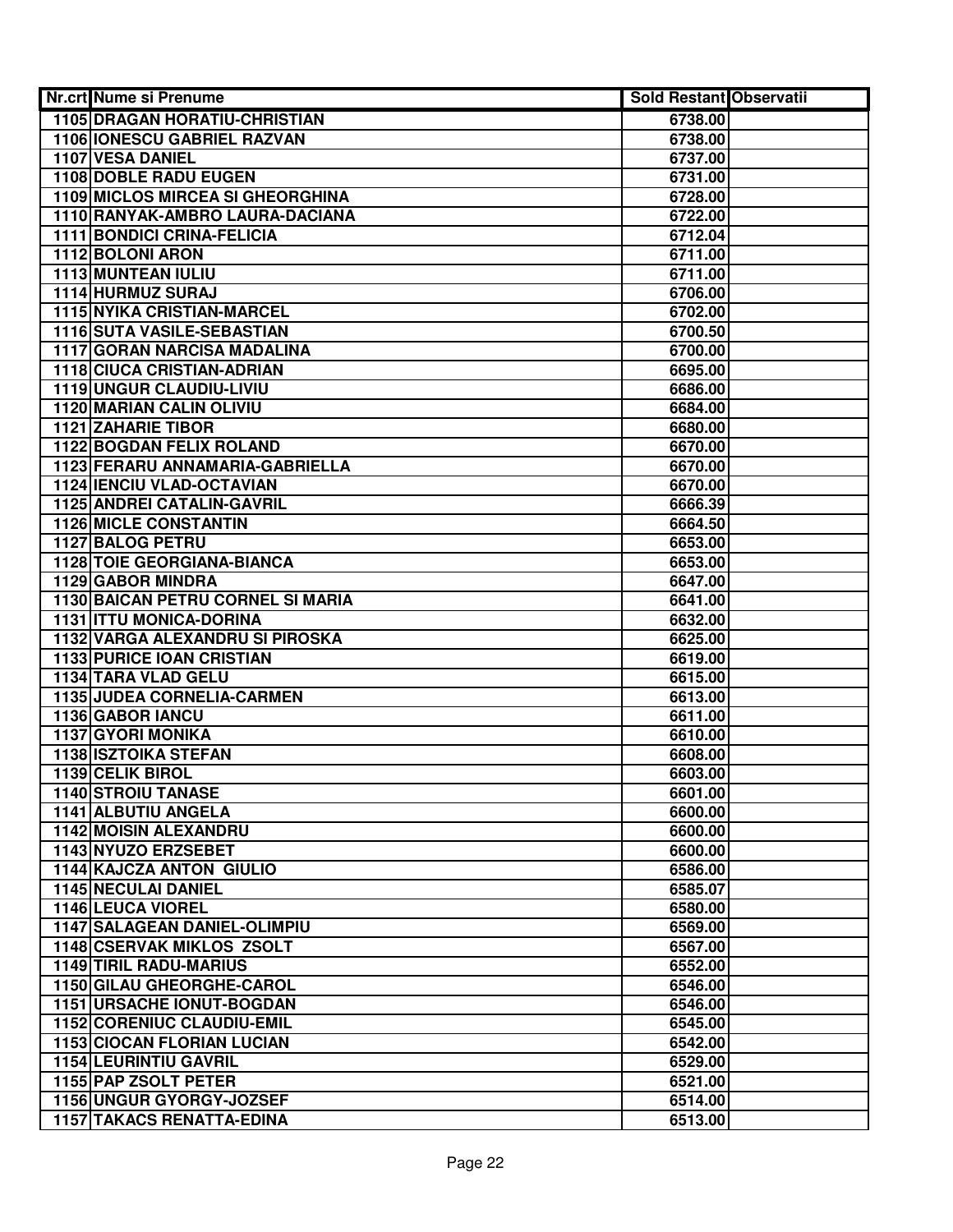| Nr.crt | Nume si Prenume | Sold Restant | Observatii |
|---|---|---|---|
| 1105 | DRAGAN HORATIU-CHRISTIAN | 6738.00 | |
| 1106 | IONESCU GABRIEL RAZVAN | 6738.00 | |
| 1107 | VESA DANIEL | 6737.00 | |
| 1108 | DOBLE RADU EUGEN | 6731.00 | |
| 1109 | MICLOS MIRCEA SI GHEORGHINA | 6728.00 | |
| 1110 | RANYAK-AMBRO LAURA-DACIANA | 6722.00 | |
| 1111 | BONDICI CRINA-FELICIA | 6712.04 | |
| 1112 | BOLONI ARON | 6711.00 | |
| 1113 | MUNTEAN IULIU | 6711.00 | |
| 1114 | HURMUZ SURAJ | 6706.00 | |
| 1115 | NYIKA CRISTIAN-MARCEL | 6702.00 | |
| 1116 | SUTA VASILE-SEBASTIAN | 6700.50 | |
| 1117 | GORAN NARCISA MADALINA | 6700.00 | |
| 1118 | CIUCA CRISTIAN-ADRIAN | 6695.00 | |
| 1119 | UNGUR CLAUDIU-LIVIU | 6686.00 | |
| 1120 | MARIAN CALIN OLIVIU | 6684.00 | |
| 1121 | ZAHARIE TIBOR | 6680.00 | |
| 1122 | BOGDAN FELIX ROLAND | 6670.00 | |
| 1123 | FERARU ANNAMARIA-GABRIELLA | 6670.00 | |
| 1124 | IENCIU VLAD-OCTAVIAN | 6670.00 | |
| 1125 | ANDREI CATALIN-GAVRIL | 6666.39 | |
| 1126 | MICLE CONSTANTIN | 6664.50 | |
| 1127 | BALOG PETRU | 6653.00 | |
| 1128 | TOIE GEORGIANA-BIANCA | 6653.00 | |
| 1129 | GABOR MINDRA | 6647.00 | |
| 1130 | BAICAN PETRU CORNEL SI MARIA | 6641.00 | |
| 1131 | ITTU MONICA-DORINA | 6632.00 | |
| 1132 | VARGA ALEXANDRU SI PIROSKA | 6625.00 | |
| 1133 | PURICE IOAN CRISTIAN | 6619.00 | |
| 1134 | TARA VLAD GELU | 6615.00 | |
| 1135 | JUDEA CORNELIA-CARMEN | 6613.00 | |
| 1136 | GABOR IANCU | 6611.00 | |
| 1137 | GYORI MONIKA | 6610.00 | |
| 1138 | ISZTOIKA STEFAN | 6608.00 | |
| 1139 | CELIK BIROL | 6603.00 | |
| 1140 | STROIU TANASE | 6601.00 | |
| 1141 | ALBUTIU ANGELA | 6600.00 | |
| 1142 | MOISIN ALEXANDRU | 6600.00 | |
| 1143 | NYUZO ERZSEBET | 6600.00 | |
| 1144 | KAJCZA ANTON GIULIO | 6586.00 | |
| 1145 | NECULAI DANIEL | 6585.07 | |
| 1146 | LEUCA VIOREL | 6580.00 | |
| 1147 | SALAGEAN DANIEL-OLIMPIU | 6569.00 | |
| 1148 | CSERVAK MIKLOS ZSOLT | 6567.00 | |
| 1149 | TIRIL RADU-MARIUS | 6552.00 | |
| 1150 | GILAU GHEORGHE-CAROL | 6546.00 | |
| 1151 | URSACHE IONUT-BOGDAN | 6546.00 | |
| 1152 | CORENIUC CLAUDIU-EMIL | 6545.00 | |
| 1153 | CIOCAN FLORIAN LUCIAN | 6542.00 | |
| 1154 | LEURINTIU GAVRIL | 6529.00 | |
| 1155 | PAP ZSOLT PETER | 6521.00 | |
| 1156 | UNGUR GYORGY-JOZSEF | 6514.00 | |
| 1157 | TAKACS RENATTA-EDINA | 6513.00 | |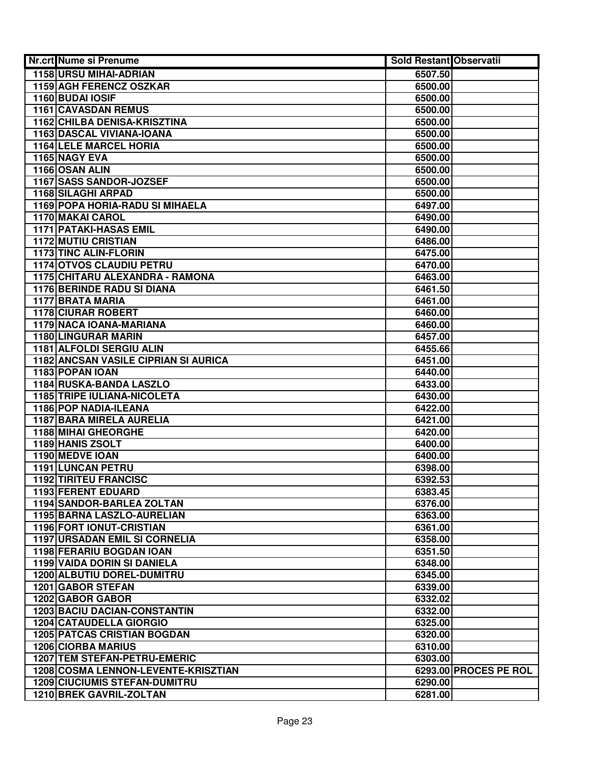| Nr.crt | Nume si Prenume | Sold Restant | Observatii |
|---|---|---|---|
| 1158 | URSU MIHAI-ADRIAN | 6507.50 | |
| 1159 | AGH FERENCZ OSZKAR | 6500.00 | |
| 1160 | BUDAI IOSIF | 6500.00 | |
| 1161 | CAVASDAN REMUS | 6500.00 | |
| 1162 | CHILBA DENISA-KRISZTINA | 6500.00 | |
| 1163 | DASCAL VIVIANA-IOANA | 6500.00 | |
| 1164 | LELE MARCEL HORIA | 6500.00 | |
| 1165 | NAGY EVA | 6500.00 | |
| 1166 | OSAN ALIN | 6500.00 | |
| 1167 | SASS SANDOR-JOZSEF | 6500.00 | |
| 1168 | SILAGHI ARPAD | 6500.00 | |
| 1169 | POPA HORIA-RADU SI MIHAELA | 6497.00 | |
| 1170 | MAKAI CAROL | 6490.00 | |
| 1171 | PATAKI-HASAS EMIL | 6490.00 | |
| 1172 | MUTIU CRISTIAN | 6486.00 | |
| 1173 | TINC ALIN-FLORIN | 6475.00 | |
| 1174 | OTVOS CLAUDIU PETRU | 6470.00 | |
| 1175 | CHITARU ALEXANDRA - RAMONA | 6463.00 | |
| 1176 | BERINDE RADU SI DIANA | 6461.50 | |
| 1177 | BRATA MARIA | 6461.00 | |
| 1178 | CIURAR ROBERT | 6460.00 | |
| 1179 | NACA IOANA-MARIANA | 6460.00 | |
| 1180 | LINGURAR MARIN | 6457.00 | |
| 1181 | ALFOLDI SERGIU ALIN | 6455.66 | |
| 1182 | ANCSAN VASILE CIPRIAN SI AURICA | 6451.00 | |
| 1183 | POPAN IOAN | 6440.00 | |
| 1184 | RUSKA-BANDA LASZLO | 6433.00 | |
| 1185 | TRIPE IULIANA-NICOLETA | 6430.00 | |
| 1186 | POP NADIA-ILEANA | 6422.00 | |
| 1187 | BARA MIRELA AURELIA | 6421.00 | |
| 1188 | MIHAI GHEORGHE | 6420.00 | |
| 1189 | HANIS ZSOLT | 6400.00 | |
| 1190 | MEDVE IOAN | 6400.00 | |
| 1191 | LUNCAN PETRU | 6398.00 | |
| 1192 | TIRITEU FRANCISC | 6392.53 | |
| 1193 | FERENT EDUARD | 6383.45 | |
| 1194 | SANDOR-BARLEA ZOLTAN | 6376.00 | |
| 1195 | BARNA LASZLO-AURELIAN | 6363.00 | |
| 1196 | FORT IONUT-CRISTIAN | 6361.00 | |
| 1197 | URSADAN EMIL SI CORNELIA | 6358.00 | |
| 1198 | FERARIU BOGDAN IOAN | 6351.50 | |
| 1199 | VAIDA DORIN SI DANIELA | 6348.00 | |
| 1200 | ALBUTIU DOREL-DUMITRU | 6345.00 | |
| 1201 | GABOR STEFAN | 6339.00 | |
| 1202 | GABOR GABOR | 6332.02 | |
| 1203 | BACIU DACIAN-CONSTANTIN | 6332.00 | |
| 1204 | CATAUDELLA GIORGIO | 6325.00 | |
| 1205 | PATCAS CRISTIAN BOGDAN | 6320.00 | |
| 1206 | CIORBA MARIUS | 6310.00 | |
| 1207 | TEM STEFAN-PETRU-EMERIC | 6303.00 | |
| 1208 | COSMA LENNON-LEVENTE-KRISZTIAN | 6293.00 | PROCES PE ROL |
| 1209 | CIUCIUMIS STEFAN-DUMITRU | 6290.00 | |
| 1210 | BREK GAVRIL-ZOLTAN | 6281.00 | |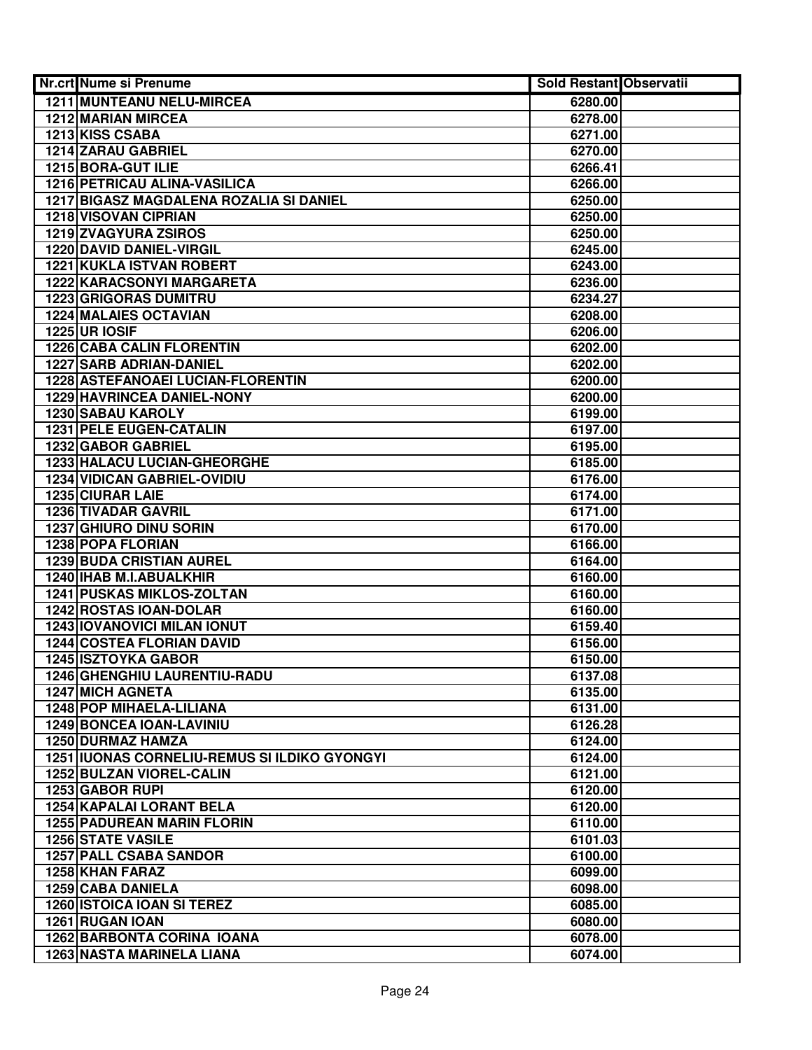| Nr.crt | Nume si Prenume | Sold Restant | Observatii |
|---|---|---|---|
| 1211 | MUNTEANU NELU-MIRCEA | 6280.00 | |
| 1212 | MARIAN MIRCEA | 6278.00 | |
| 1213 | KISS CSABA | 6271.00 | |
| 1214 | ZARAU GABRIEL | 6270.00 | |
| 1215 | BORA-GUT ILIE | 6266.41 | |
| 1216 | PETRICAU ALINA-VASILICA | 6266.00 | |
| 1217 | BIGASZ MAGDALENA ROZALIA SI DANIEL | 6250.00 | |
| 1218 | VISOVAN CIPRIAN | 6250.00 | |
| 1219 | ZVAGYURA ZSIROS | 6250.00 | |
| 1220 | DAVID DANIEL-VIRGIL | 6245.00 | |
| 1221 | KUKLA ISTVAN ROBERT | 6243.00 | |
| 1222 | KARACSONYI MARGARETA | 6236.00 | |
| 1223 | GRIGORAS DUMITRU | 6234.27 | |
| 1224 | MALAIES OCTAVIAN | 6208.00 | |
| 1225 | UR IOSIF | 6206.00 | |
| 1226 | CABA CALIN FLORENTIN | 6202.00 | |
| 1227 | SARB ADRIAN-DANIEL | 6202.00 | |
| 1228 | ASTEFANOAEI LUCIAN-FLORENTIN | 6200.00 | |
| 1229 | HAVRINCEA DANIEL-NONY | 6200.00 | |
| 1230 | SABAU KAROLY | 6199.00 | |
| 1231 | PELE EUGEN-CATALIN | 6197.00 | |
| 1232 | GABOR GABRIEL | 6195.00 | |
| 1233 | HALACU LUCIAN-GHEORGHE | 6185.00 | |
| 1234 | VIDICAN GABRIEL-OVIDIU | 6176.00 | |
| 1235 | CIURAR LAIE | 6174.00 | |
| 1236 | TIVADAR GAVRIL | 6171.00 | |
| 1237 | GHIURO DINU SORIN | 6170.00 | |
| 1238 | POPA FLORIAN | 6166.00 | |
| 1239 | BUDA CRISTIAN AUREL | 6164.00 | |
| 1240 | IHAB M.I.ABUALKHIR | 6160.00 | |
| 1241 | PUSKAS MIKLOS-ZOLTAN | 6160.00 | |
| 1242 | ROSTAS IOAN-DOLAR | 6160.00 | |
| 1243 | IOVANOVICI MILAN IONUT | 6159.40 | |
| 1244 | COSTEA FLORIAN DAVID | 6156.00 | |
| 1245 | ISZTOYKA GABOR | 6150.00 | |
| 1246 | GHENGHIU LAURENTIU-RADU | 6137.08 | |
| 1247 | MICH AGNETA | 6135.00 | |
| 1248 | POP MIHAELA-LILIANA | 6131.00 | |
| 1249 | BONCEA IOAN-LAVINIU | 6126.28 | |
| 1250 | DURMAZ HAMZA | 6124.00 | |
| 1251 | IUONAS CORNELIU-REMUS SI ILDIKO GYONGYI | 6124.00 | |
| 1252 | BULZAN VIOREL-CALIN | 6121.00 | |
| 1253 | GABOR RUPI | 6120.00 | |
| 1254 | KAPALAI LORANT BELA | 6120.00 | |
| 1255 | PADUREAN MARIN FLORIN | 6110.00 | |
| 1256 | STATE VASILE | 6101.03 | |
| 1257 | PALL CSABA SANDOR | 6100.00 | |
| 1258 | KHAN FARAZ | 6099.00 | |
| 1259 | CABA DANIELA | 6098.00 | |
| 1260 | ISTOICA IOAN SI TEREZ | 6085.00 | |
| 1261 | RUGAN IOAN | 6080.00 | |
| 1262 | BARBONTA CORINA IOANA | 6078.00 | |
| 1263 | NASTA MARINELA LIANA | 6074.00 | |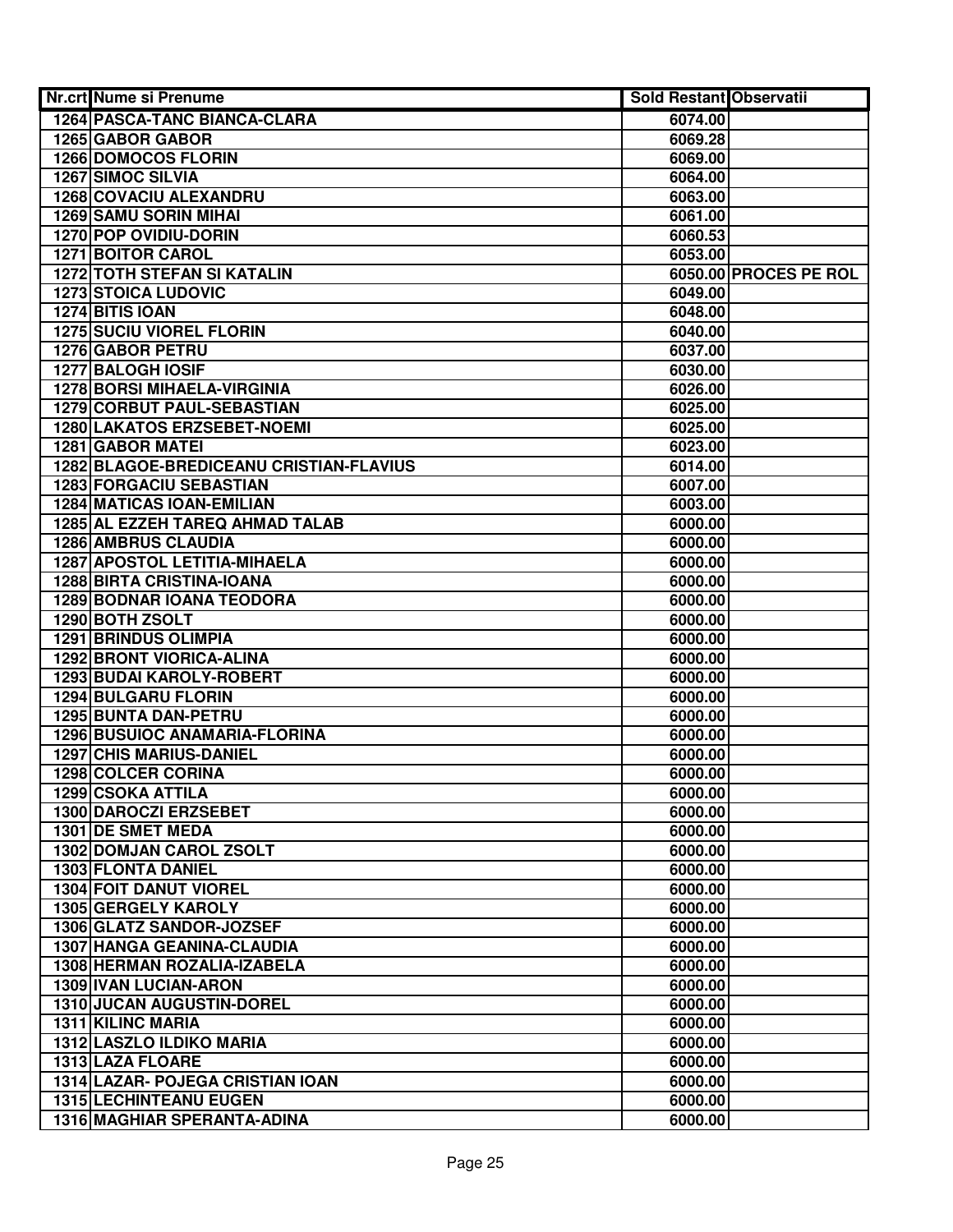| Nr.crt | Nume si Prenume | Sold Restant | Observatii |
|---|---|---|---|
| 1264 | PASCA-TANC BIANCA-CLARA | 6074.00 | |
| 1265 | GABOR GABOR | 6069.28 | |
| 1266 | DOMOCOS FLORIN | 6069.00 | |
| 1267 | SIMOC SILVIA | 6064.00 | |
| 1268 | COVACIU ALEXANDRU | 6063.00 | |
| 1269 | SAMU SORIN MIHAI | 6061.00 | |
| 1270 | POP OVIDIU-DORIN | 6060.53 | |
| 1271 | BOITOR CAROL | 6053.00 | |
| 1272 | TOTH STEFAN SI KATALIN | 6050.00 | PROCES PE ROL |
| 1273 | STOICA LUDOVIC | 6049.00 | |
| 1274 | BITIS IOAN | 6048.00 | |
| 1275 | SUCIU VIOREL FLORIN | 6040.00 | |
| 1276 | GABOR PETRU | 6037.00 | |
| 1277 | BALOGH IOSIF | 6030.00 | |
| 1278 | BORSI MIHAELA-VIRGINIA | 6026.00 | |
| 1279 | CORBUT PAUL-SEBASTIAN | 6025.00 | |
| 1280 | LAKATOS ERZSEBET-NOEMI | 6025.00 | |
| 1281 | GABOR MATEI | 6023.00 | |
| 1282 | BLAGOE-BREDICEANU CRISTIAN-FLAVIUS | 6014.00 | |
| 1283 | FORGACIU SEBASTIAN | 6007.00 | |
| 1284 | MATICAS IOAN-EMILIAN | 6003.00 | |
| 1285 | AL EZZEH TAREQ AHMAD TALAB | 6000.00 | |
| 1286 | AMBRUS CLAUDIA | 6000.00 | |
| 1287 | APOSTOL LETITIA-MIHAELA | 6000.00 | |
| 1288 | BIRTA CRISTINA-IOANA | 6000.00 | |
| 1289 | BODNAR IOANA TEODORA | 6000.00 | |
| 1290 | BOTH ZSOLT | 6000.00 | |
| 1291 | BRINDUS OLIMPIA | 6000.00 | |
| 1292 | BRONT VIORICA-ALINA | 6000.00 | |
| 1293 | BUDAI KAROLY-ROBERT | 6000.00 | |
| 1294 | BULGARU FLORIN | 6000.00 | |
| 1295 | BUNTA DAN-PETRU | 6000.00 | |
| 1296 | BUSUIOC ANAMARIA-FLORINA | 6000.00 | |
| 1297 | CHIS MARIUS-DANIEL | 6000.00 | |
| 1298 | COLCER CORINA | 6000.00 | |
| 1299 | CSOKA ATTILA | 6000.00 | |
| 1300 | DAROCZI ERZSEBET | 6000.00 | |
| 1301 | DE SMET MEDA | 6000.00 | |
| 1302 | DOMJAN CAROL ZSOLT | 6000.00 | |
| 1303 | FLONTA DANIEL | 6000.00 | |
| 1304 | FOIT DANUT VIOREL | 6000.00 | |
| 1305 | GERGELY KAROLY | 6000.00 | |
| 1306 | GLATZ SANDOR-JOZSEF | 6000.00 | |
| 1307 | HANGA GEANINA-CLAUDIA | 6000.00 | |
| 1308 | HERMAN ROZALIA-IZABELA | 6000.00 | |
| 1309 | IVAN LUCIAN-ARON | 6000.00 | |
| 1310 | JUCAN AUGUSTIN-DOREL | 6000.00 | |
| 1311 | KILINC MARIA | 6000.00 | |
| 1312 | LASZLO ILDIKO MARIA | 6000.00 | |
| 1313 | LAZA FLOARE | 6000.00 | |
| 1314 | LAZAR- POJEGA CRISTIAN IOAN | 6000.00 | |
| 1315 | LECHINTEANU EUGEN | 6000.00 | |
| 1316 | MAGHIAR SPERANTA-ADINA | 6000.00 | |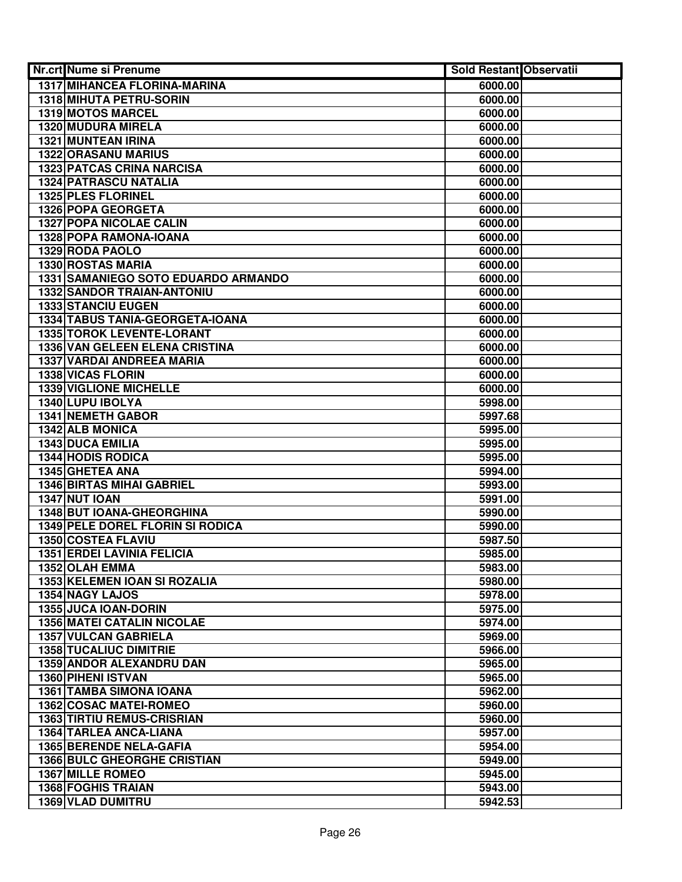| Nr.crt | Nume si Prenume | Sold Restant | Observatii |
|---|---|---|---|
| 1317 | MIHANCEA FLORINA-MARINA | 6000.00 | |
| 1318 | MIHUTA PETRU-SORIN | 6000.00 | |
| 1319 | MOTOS MARCEL | 6000.00 | |
| 1320 | MUDURA MIRELA | 6000.00 | |
| 1321 | MUNTEAN IRINA | 6000.00 | |
| 1322 | ORASANU MARIUS | 6000.00 | |
| 1323 | PATCAS CRINA NARCISA | 6000.00 | |
| 1324 | PATRASCU NATALIA | 6000.00 | |
| 1325 | PLES FLORINEL | 6000.00 | |
| 1326 | POPA GEORGETA | 6000.00 | |
| 1327 | POPA NICOLAE CALIN | 6000.00 | |
| 1328 | POPA RAMONA-IOANA | 6000.00 | |
| 1329 | RODA PAOLO | 6000.00 | |
| 1330 | ROSTAS MARIA | 6000.00 | |
| 1331 | SAMANIEGO SOTO EDUARDO ARMANDO | 6000.00 | |
| 1332 | SANDOR TRAIAN-ANTONIU | 6000.00 | |
| 1333 | STANCIU EUGEN | 6000.00 | |
| 1334 | TABUS TANIA-GEORGETA-IOANA | 6000.00 | |
| 1335 | TOROK LEVENTE-LORANT | 6000.00 | |
| 1336 | VAN GELEEN ELENA CRISTINA | 6000.00 | |
| 1337 | VARDAI ANDREEA MARIA | 6000.00 | |
| 1338 | VICAS FLORIN | 6000.00 | |
| 1339 | VIGLIONE MICHELLE | 6000.00 | |
| 1340 | LUPU IBOLYA | 5998.00 | |
| 1341 | NEMETH GABOR | 5997.68 | |
| 1342 | ALB MONICA | 5995.00 | |
| 1343 | DUCA EMILIA | 5995.00 | |
| 1344 | HODIS RODICA | 5995.00 | |
| 1345 | GHETEA ANA | 5994.00 | |
| 1346 | BIRTAS MIHAI GABRIEL | 5993.00 | |
| 1347 | NUT IOAN | 5991.00 | |
| 1348 | BUT IOANA-GHEORGHINA | 5990.00 | |
| 1349 | PELE DOREL FLORIN SI RODICA | 5990.00 | |
| 1350 | COSTEA FLAVIU | 5987.50 | |
| 1351 | ERDEI LAVINIA FELICIA | 5985.00 | |
| 1352 | OLAH EMMA | 5983.00 | |
| 1353 | KELEMEN IOAN SI ROZALIA | 5980.00 | |
| 1354 | NAGY LAJOS | 5978.00 | |
| 1355 | JUCA IOAN-DORIN | 5975.00 | |
| 1356 | MATEI CATALIN NICOLAE | 5974.00 | |
| 1357 | VULCAN GABRIELA | 5969.00 | |
| 1358 | TUCALIUC DIMITRIE | 5966.00 | |
| 1359 | ANDOR ALEXANDRU DAN | 5965.00 | |
| 1360 | PIHENI ISTVAN | 5965.00 | |
| 1361 | TAMBA SIMONA IOANA | 5962.00 | |
| 1362 | COSAC MATEI-ROMEO | 5960.00 | |
| 1363 | TIRTIU REMUS-CRISRIAN | 5960.00 | |
| 1364 | TARLEA ANCA-LIANA | 5957.00 | |
| 1365 | BERENDE NELA-GAFIA | 5954.00 | |
| 1366 | BULC GHEORGHE CRISTIAN | 5949.00 | |
| 1367 | MILLE ROMEO | 5945.00 | |
| 1368 | FOGHIS TRAIAN | 5943.00 | |
| 1369 | VLAD DUMITRU | 5942.53 | |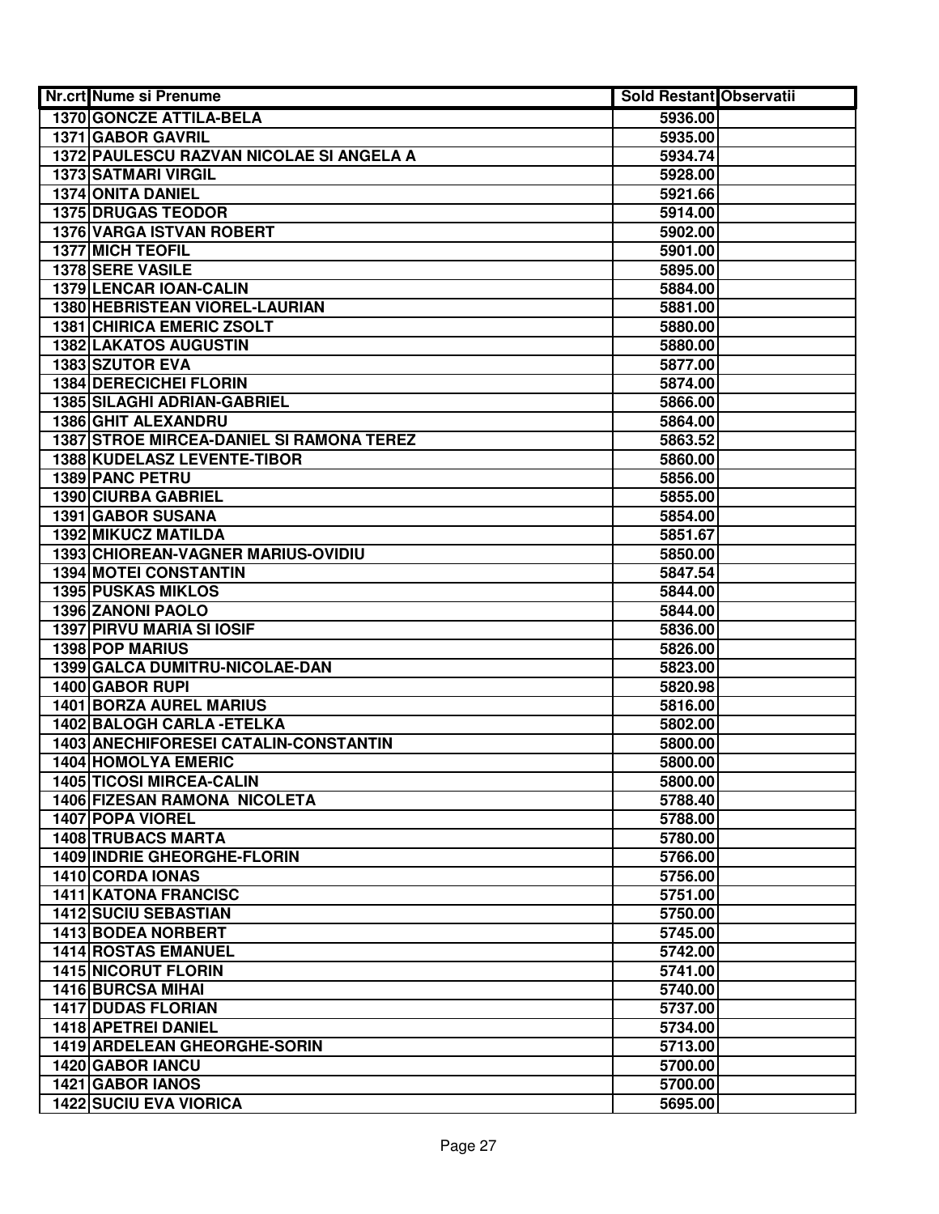| Nr.crt | Nume si Prenume | Sold Restant | Observatii |
|---|---|---|---|
| 1370 | GONCZE ATTILA-BELA | 5936.00 | |
| 1371 | GABOR GAVRIL | 5935.00 | |
| 1372 | PAULESCU RAZVAN NICOLAE SI ANGELA A | 5934.74 | |
| 1373 | SATMARI VIRGIL | 5928.00 | |
| 1374 | ONITA DANIEL | 5921.66 | |
| 1375 | DRUGAS TEODOR | 5914.00 | |
| 1376 | VARGA ISTVAN ROBERT | 5902.00 | |
| 1377 | MICH TEOFIL | 5901.00 | |
| 1378 | SERE VASILE | 5895.00 | |
| 1379 | LENCAR IOAN-CALIN | 5884.00 | |
| 1380 | HEBRISTEAN VIOREL-LAURIAN | 5881.00 | |
| 1381 | CHIRICA EMERIC ZSOLT | 5880.00 | |
| 1382 | LAKATOS AUGUSTIN | 5880.00 | |
| 1383 | SZUTOR EVA | 5877.00 | |
| 1384 | DERECICHEI FLORIN | 5874.00 | |
| 1385 | SILAGHI ADRIAN-GABRIEL | 5866.00 | |
| 1386 | GHIT ALEXANDRU | 5864.00 | |
| 1387 | STROE MIRCEA-DANIEL SI RAMONA TEREZ | 5863.52 | |
| 1388 | KUDELASZ LEVENTE-TIBOR | 5860.00 | |
| 1389 | PANC PETRU | 5856.00 | |
| 1390 | CIURBA GABRIEL | 5855.00 | |
| 1391 | GABOR SUSANA | 5854.00 | |
| 1392 | MIKUCZ MATILDA | 5851.67 | |
| 1393 | CHIOREAN-VAGNER MARIUS-OVIDIU | 5850.00 | |
| 1394 | MOTEI CONSTANTIN | 5847.54 | |
| 1395 | PUSKAS MIKLOS | 5844.00 | |
| 1396 | ZANONI PAOLO | 5844.00 | |
| 1397 | PIRVU MARIA SI IOSIF | 5836.00 | |
| 1398 | POP MARIUS | 5826.00 | |
| 1399 | GALCA DUMITRU-NICOLAE-DAN | 5823.00 | |
| 1400 | GABOR RUPI | 5820.98 | |
| 1401 | BORZA AUREL MARIUS | 5816.00 | |
| 1402 | BALOGH CARLA -ETELKA | 5802.00 | |
| 1403 | ANECHIFORESEI CATALIN-CONSTANTIN | 5800.00 | |
| 1404 | HOMOLYA EMERIC | 5800.00 | |
| 1405 | TICOSI MIRCEA-CALIN | 5800.00 | |
| 1406 | FIZESAN RAMONA NICOLETA | 5788.40 | |
| 1407 | POPA VIOREL | 5788.00 | |
| 1408 | TRUBACS MARTA | 5780.00 | |
| 1409 | INDRIE GHEORGHE-FLORIN | 5766.00 | |
| 1410 | CORDA IONAS | 5756.00 | |
| 1411 | KATONA FRANCISC | 5751.00 | |
| 1412 | SUCIU SEBASTIAN | 5750.00 | |
| 1413 | BODEA NORBERT | 5745.00 | |
| 1414 | ROSTAS EMANUEL | 5742.00 | |
| 1415 | NICORUT FLORIN | 5741.00 | |
| 1416 | BURCSA MIHAI | 5740.00 | |
| 1417 | DUDAS FLORIAN | 5737.00 | |
| 1418 | APETREI DANIEL | 5734.00 | |
| 1419 | ARDELEAN GHEORGHE-SORIN | 5713.00 | |
| 1420 | GABOR IANCU | 5700.00 | |
| 1421 | GABOR IANOS | 5700.00 | |
| 1422 | SUCIU EVA VIORICA | 5695.00 | |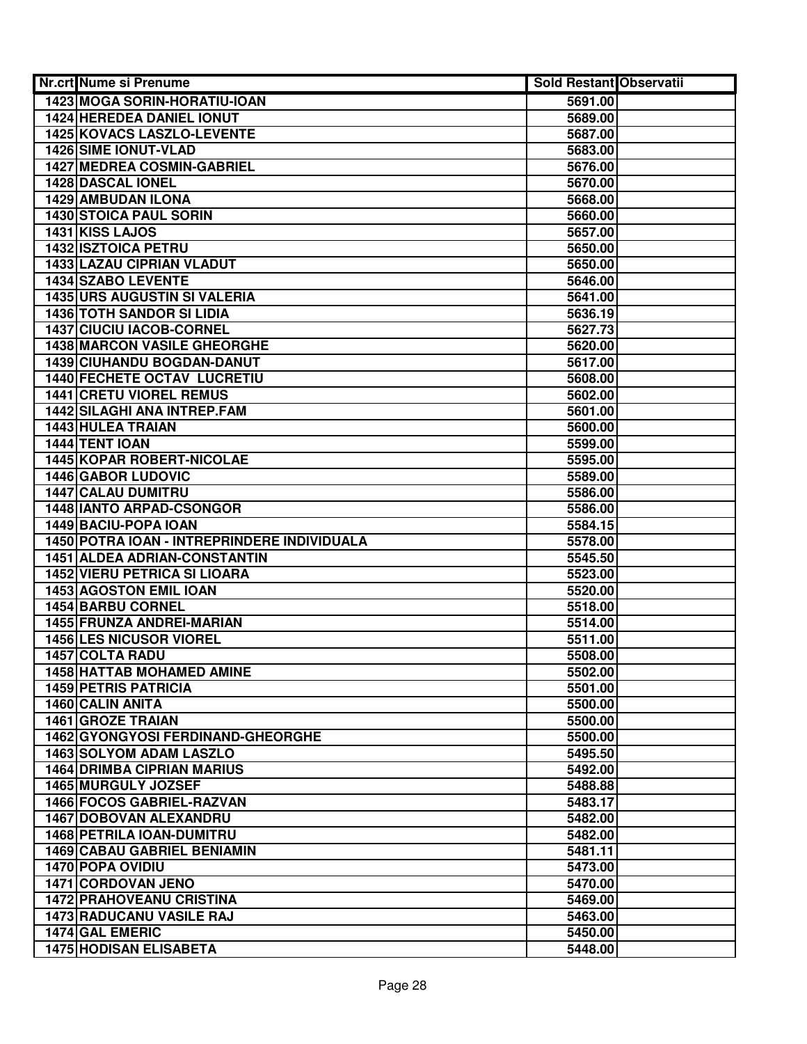| Nr.crt | Nume si Prenume | Sold Restant | Observatii |
|---|---|---|---|
| 1423 | MOGA SORIN-HORATIU-IOAN | 5691.00 | |
| 1424 | HEREDEA DANIEL IONUT | 5689.00 | |
| 1425 | KOVACS LASZLO-LEVENTE | 5687.00 | |
| 1426 | SIME IONUT-VLAD | 5683.00 | |
| 1427 | MEDREA COSMIN-GABRIEL | 5676.00 | |
| 1428 | DASCAL IONEL | 5670.00 | |
| 1429 | AMBUDAN ILONA | 5668.00 | |
| 1430 | STOICA PAUL SORIN | 5660.00 | |
| 1431 | KISS LAJOS | 5657.00 | |
| 1432 | ISZTOICA PETRU | 5650.00 | |
| 1433 | LAZAU CIPRIAN VLADUT | 5650.00 | |
| 1434 | SZABO LEVENTE | 5646.00 | |
| 1435 | URS AUGUSTIN SI VALERIA | 5641.00 | |
| 1436 | TOTH SANDOR SI LIDIA | 5636.19 | |
| 1437 | CIUCIU IACOB-CORNEL | 5627.73 | |
| 1438 | MARCON VASILE GHEORGHE | 5620.00 | |
| 1439 | CIUHANDU BOGDAN-DANUT | 5617.00 | |
| 1440 | FECHETE OCTAV LUCRETIU | 5608.00 | |
| 1441 | CRETU VIOREL REMUS | 5602.00 | |
| 1442 | SILAGHI ANA INTREP.FAM | 5601.00 | |
| 1443 | HULEA TRAIAN | 5600.00 | |
| 1444 | TENT IOAN | 5599.00 | |
| 1445 | KOPAR ROBERT-NICOLAE | 5595.00 | |
| 1446 | GABOR LUDOVIC | 5589.00 | |
| 1447 | CALAU DUMITRU | 5586.00 | |
| 1448 | IANTO ARPAD-CSONGOR | 5586.00 | |
| 1449 | BACIU-POPA IOAN | 5584.15 | |
| 1450 | POTRA IOAN - INTREPRINDERE INDIVIDUALA | 5578.00 | |
| 1451 | ALDEA ADRIAN-CONSTANTIN | 5545.50 | |
| 1452 | VIERU PETRICA SI LIOARA | 5523.00 | |
| 1453 | AGOSTON EMIL IOAN | 5520.00 | |
| 1454 | BARBU CORNEL | 5518.00 | |
| 1455 | FRUNZA ANDREI-MARIAN | 5514.00 | |
| 1456 | LES NICUSOR VIOREL | 5511.00 | |
| 1457 | COLTA RADU | 5508.00 | |
| 1458 | HATTAB MOHAMED AMINE | 5502.00 | |
| 1459 | PETRIS PATRICIA | 5501.00 | |
| 1460 | CALIN ANITA | 5500.00 | |
| 1461 | GROZE TRAIAN | 5500.00 | |
| 1462 | GYONGYOSI FERDINAND-GHEORGHE | 5500.00 | |
| 1463 | SOLYOM ADAM LASZLO | 5495.50 | |
| 1464 | DRIMBA CIPRIAN MARIUS | 5492.00 | |
| 1465 | MURGULY JOZSEF | 5488.88 | |
| 1466 | FOCOS GABRIEL-RAZVAN | 5483.17 | |
| 1467 | DOBOVAN ALEXANDRU | 5482.00 | |
| 1468 | PETRILA IOAN-DUMITRU | 5482.00 | |
| 1469 | CABAU GABRIEL BENIAMIN | 5481.11 | |
| 1470 | POPA OVIDIU | 5473.00 | |
| 1471 | CORDOVAN JENO | 5470.00 | |
| 1472 | PRAHOVEANU CRISTINA | 5469.00 | |
| 1473 | RADUCANU VASILE RAJ | 5463.00 | |
| 1474 | GAL EMERIC | 5450.00 | |
| 1475 | HODISAN ELISABETA | 5448.00 | |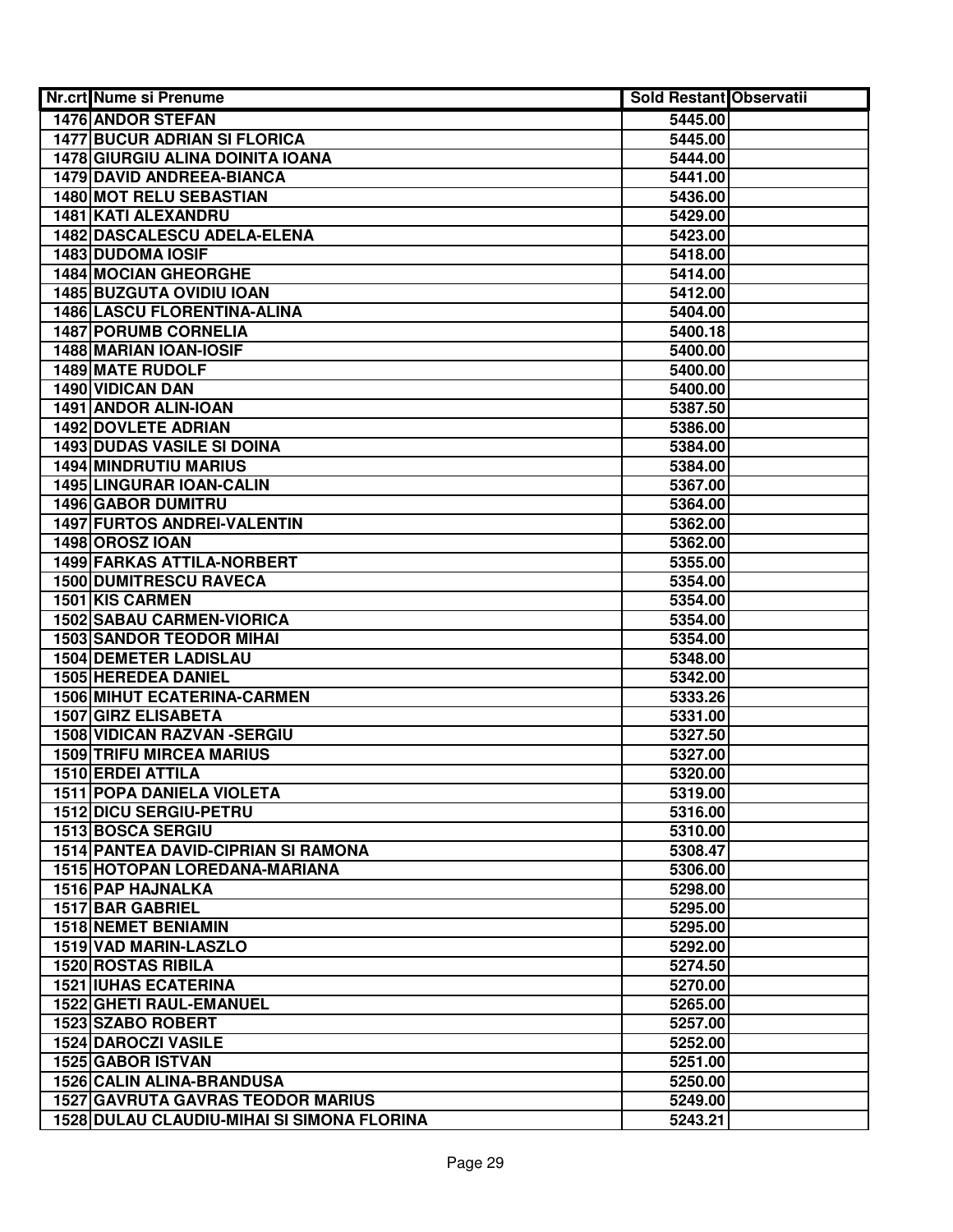| Nr.crt | Nume si Prenume | Sold Restant | Observatii |
|---|---|---|---|
| 1476 | ANDOR STEFAN | 5445.00 | |
| 1477 | BUCUR ADRIAN SI FLORICA | 5445.00 | |
| 1478 | GIURGIU ALINA DOINITA IOANA | 5444.00 | |
| 1479 | DAVID ANDREEA-BIANCA | 5441.00 | |
| 1480 | MOT RELU SEBASTIAN | 5436.00 | |
| 1481 | KATI ALEXANDRU | 5429.00 | |
| 1482 | DASCALESCU ADELA-ELENA | 5423.00 | |
| 1483 | DUDOMA IOSIF | 5418.00 | |
| 1484 | MOCIAN GHEORGHE | 5414.00 | |
| 1485 | BUZGUTA OVIDIU IOAN | 5412.00 | |
| 1486 | LASCU FLORENTINA-ALINA | 5404.00 | |
| 1487 | PORUMB CORNELIA | 5400.18 | |
| 1488 | MARIAN IOAN-IOSIF | 5400.00 | |
| 1489 | MATE RUDOLF | 5400.00 | |
| 1490 | VIDICAN DAN | 5400.00 | |
| 1491 | ANDOR ALIN-IOAN | 5387.50 | |
| 1492 | DOVLETE ADRIAN | 5386.00 | |
| 1493 | DUDAS VASILE SI DOINA | 5384.00 | |
| 1494 | MINDRUTIU MARIUS | 5384.00 | |
| 1495 | LINGURAR IOAN-CALIN | 5367.00 | |
| 1496 | GABOR DUMITRU | 5364.00 | |
| 1497 | FURTOS ANDREI-VALENTIN | 5362.00 | |
| 1498 | OROSZ IOAN | 5362.00 | |
| 1499 | FARKAS ATTILA-NORBERT | 5355.00 | |
| 1500 | DUMITRESCU RAVECA | 5354.00 | |
| 1501 | KIS CARMEN | 5354.00 | |
| 1502 | SABAU CARMEN-VIORICA | 5354.00 | |
| 1503 | SANDOR TEODOR MIHAI | 5354.00 | |
| 1504 | DEMETER LADISLAU | 5348.00 | |
| 1505 | HEREDEA DANIEL | 5342.00 | |
| 1506 | MIHUT ECATERINA-CARMEN | 5333.26 | |
| 1507 | GIRZ ELISABETA | 5331.00 | |
| 1508 | VIDICAN RAZVAN -SERGIU | 5327.50 | |
| 1509 | TRIFU MIRCEA MARIUS | 5327.00 | |
| 1510 | ERDEI ATTILA | 5320.00 | |
| 1511 | POPA DANIELA VIOLETA | 5319.00 | |
| 1512 | DICU SERGIU-PETRU | 5316.00 | |
| 1513 | BOSCA SERGIU | 5310.00 | |
| 1514 | PANTEA DAVID-CIPRIAN SI RAMONA | 5308.47 | |
| 1515 | HOTOPAN LOREDANA-MARIANA | 5306.00 | |
| 1516 | PAP HAJNALKA | 5298.00 | |
| 1517 | BAR GABRIEL | 5295.00 | |
| 1518 | NEMET BENIAMIN | 5295.00 | |
| 1519 | VAD MARIN-LASZLO | 5292.00 | |
| 1520 | ROSTAS RIBILA | 5274.50 | |
| 1521 | IUHAS ECATERINA | 5270.00 | |
| 1522 | GHETI RAUL-EMANUEL | 5265.00 | |
| 1523 | SZABO ROBERT | 5257.00 | |
| 1524 | DAROCZI VASILE | 5252.00 | |
| 1525 | GABOR ISTVAN | 5251.00 | |
| 1526 | CALIN ALINA-BRANDUSA | 5250.00 | |
| 1527 | GAVRUTA GAVRAS TEODOR MARIUS | 5249.00 | |
| 1528 | DULAU CLAUDIU-MIHAI SI SIMONA FLORINA | 5243.21 | |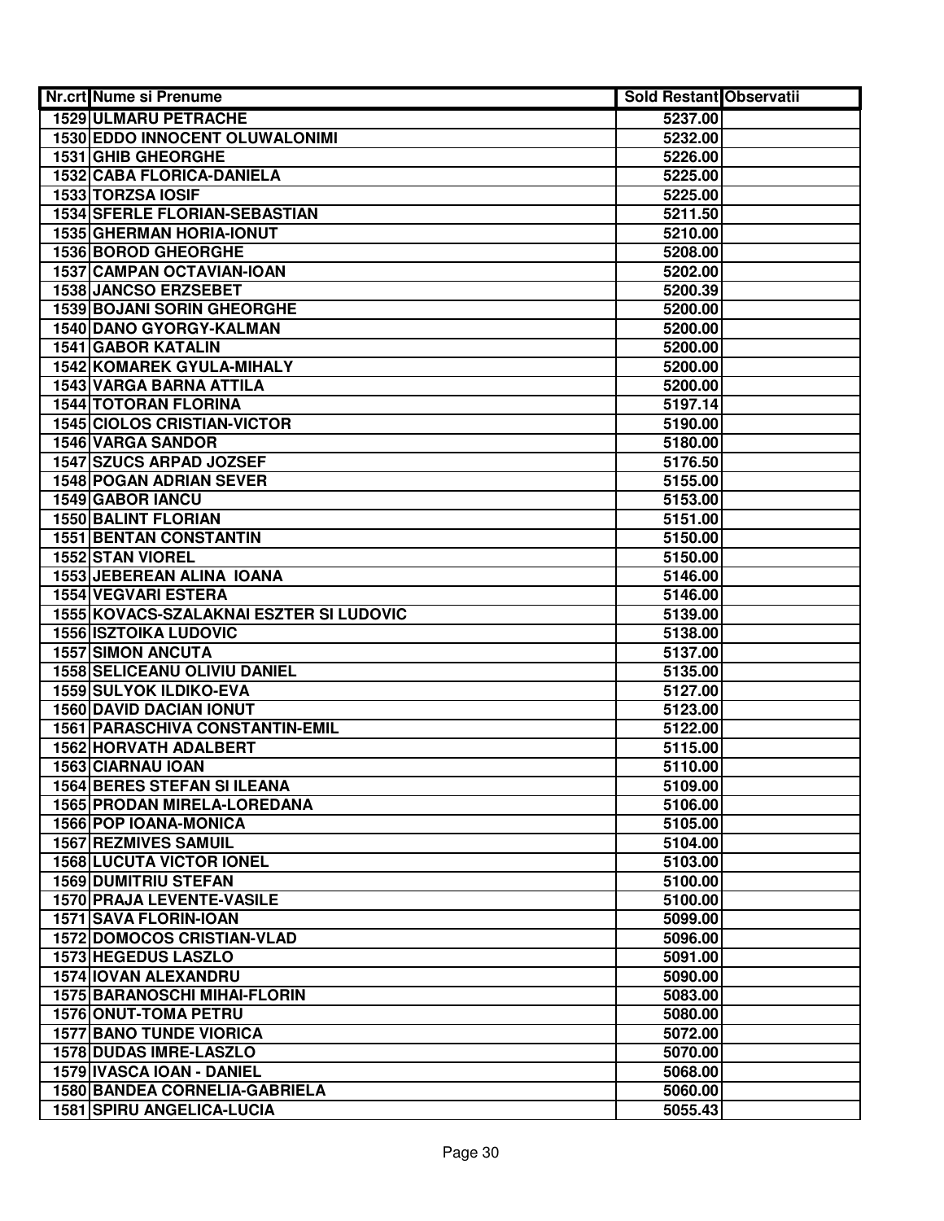| Nr.crt | Nume si Prenume | Sold Restant | Observatii |
|---|---|---|---|
| 1529 | ULMARU PETRACHE | 5237.00 | |
| 1530 | EDDO INNOCENT OLUWALONIMI | 5232.00 | |
| 1531 | GHIB GHEORGHE | 5226.00 | |
| 1532 | CABA FLORICA-DANIELA | 5225.00 | |
| 1533 | TORZSA IOSIF | 5225.00 | |
| 1534 | SFERLE FLORIAN-SEBASTIAN | 5211.50 | |
| 1535 | GHERMAN HORIA-IONUT | 5210.00 | |
| 1536 | BOROD GHEORGHE | 5208.00 | |
| 1537 | CAMPAN OCTAVIAN-IOAN | 5202.00 | |
| 1538 | JANCSO ERZSEBET | 5200.39 | |
| 1539 | BOJANI SORIN GHEORGHE | 5200.00 | |
| 1540 | DANO GYORGY-KALMAN | 5200.00 | |
| 1541 | GABOR KATALIN | 5200.00 | |
| 1542 | KOMAREK GYULA-MIHALY | 5200.00 | |
| 1543 | VARGA BARNA ATTILA | 5200.00 | |
| 1544 | TOTORAN FLORINA | 5197.14 | |
| 1545 | CIOLOS CRISTIAN-VICTOR | 5190.00 | |
| 1546 | VARGA SANDOR | 5180.00 | |
| 1547 | SZUCS ARPAD JOZSEF | 5176.50 | |
| 1548 | POGAN ADRIAN SEVER | 5155.00 | |
| 1549 | GABOR IANCU | 5153.00 | |
| 1550 | BALINT FLORIAN | 5151.00 | |
| 1551 | BENTAN CONSTANTIN | 5150.00 | |
| 1552 | STAN VIOREL | 5150.00 | |
| 1553 | JEBEREAN ALINA IOANA | 5146.00 | |
| 1554 | VEGVARI ESTERA | 5146.00 | |
| 1555 | KOVACS-SZALAKNAI ESZTER SI LUDOVIC | 5139.00 | |
| 1556 | ISZTOIKA LUDOVIC | 5138.00 | |
| 1557 | SIMON ANCUTA | 5137.00 | |
| 1558 | SELICEANU OLIVIU DANIEL | 5135.00 | |
| 1559 | SULYOK ILDIKO-EVA | 5127.00 | |
| 1560 | DAVID DACIAN IONUT | 5123.00 | |
| 1561 | PARASCHIVA CONSTANTIN-EMIL | 5122.00 | |
| 1562 | HORVATH ADALBERT | 5115.00 | |
| 1563 | CIARNAU IOAN | 5110.00 | |
| 1564 | BERES STEFAN SI ILEANA | 5109.00 | |
| 1565 | PRODAN MIRELA-LOREDANA | 5106.00 | |
| 1566 | POP IOANA-MONICA | 5105.00 | |
| 1567 | REZMIVES SAMUIL | 5104.00 | |
| 1568 | LUCUTA VICTOR IONEL | 5103.00 | |
| 1569 | DUMITRIU STEFAN | 5100.00 | |
| 1570 | PRAJA LEVENTE-VASILE | 5100.00 | |
| 1571 | SAVA FLORIN-IOAN | 5099.00 | |
| 1572 | DOMOCOS CRISTIAN-VLAD | 5096.00 | |
| 1573 | HEGEDUS LASZLO | 5091.00 | |
| 1574 | IOVAN ALEXANDRU | 5090.00 | |
| 1575 | BARANOSCHI MIHAI-FLORIN | 5083.00 | |
| 1576 | ONUT-TOMA PETRU | 5080.00 | |
| 1577 | BANO TUNDE VIORICA | 5072.00 | |
| 1578 | DUDAS IMRE-LASZLO | 5070.00 | |
| 1579 | IVASCA IOAN - DANIEL | 5068.00 | |
| 1580 | BANDEA CORNELIA-GABRIELA | 5060.00 | |
| 1581 | SPIRU ANGELICA-LUCIA | 5055.43 | |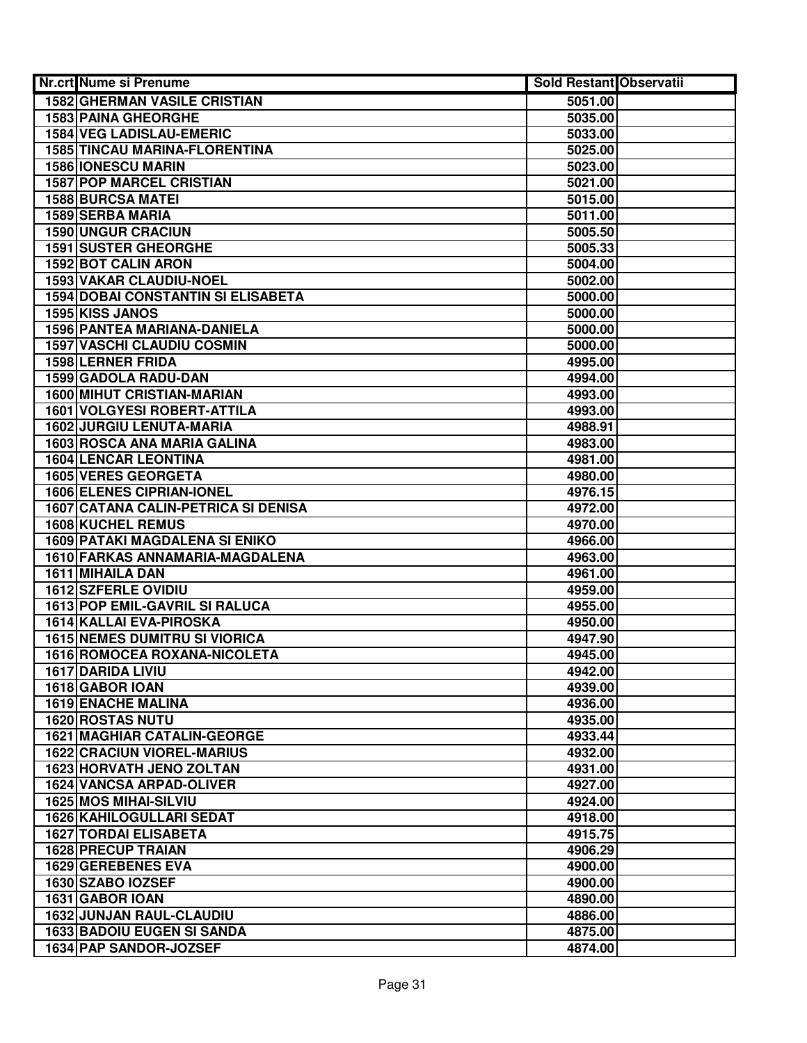| Nr.crt | Nume si Prenume | Sold Restant | Observatii |
|---|---|---|---|
| 1582 | GHERMAN VASILE CRISTIAN | 5051.00 | |
| 1583 | PAINA GHEORGHE | 5035.00 | |
| 1584 | VEG LADISLAU-EMERIC | 5033.00 | |
| 1585 | TINCAU MARINA-FLORENTINA | 5025.00 | |
| 1586 | IONESCU MARIN | 5023.00 | |
| 1587 | POP MARCEL CRISTIAN | 5021.00 | |
| 1588 | BURCSA MATEI | 5015.00 | |
| 1589 | SERBA MARIA | 5011.00 | |
| 1590 | UNGUR CRACIUN | 5005.50 | |
| 1591 | SUSTER GHEORGHE | 5005.33 | |
| 1592 | BOT CALIN ARON | 5004.00 | |
| 1593 | VAKAR CLAUDIU-NOEL | 5002.00 | |
| 1594 | DOBAI CONSTANTIN SI ELISABETA | 5000.00 | |
| 1595 | KISS JANOS | 5000.00 | |
| 1596 | PANTEA MARIANA-DANIELA | 5000.00 | |
| 1597 | VASCHI CLAUDIU COSMIN | 5000.00 | |
| 1598 | LERNER FRIDA | 4995.00 | |
| 1599 | GADOLA RADU-DAN | 4994.00 | |
| 1600 | MIHUT CRISTIAN-MARIAN | 4993.00 | |
| 1601 | VOLGYESI ROBERT-ATTILA | 4993.00 | |
| 1602 | JURGIU LENUTA-MARIA | 4988.91 | |
| 1603 | ROSCA ANA MARIA GALINA | 4983.00 | |
| 1604 | LENCAR LEONTINA | 4981.00 | |
| 1605 | VERES GEORGETA | 4980.00 | |
| 1606 | ELENES CIPRIAN-IONEL | 4976.15 | |
| 1607 | CATANA CALIN-PETRICA SI DENISA | 4972.00 | |
| 1608 | KUCHEL REMUS | 4970.00 | |
| 1609 | PATAKI MAGDALENA SI ENIKO | 4966.00 | |
| 1610 | FARKAS ANNAMARIA-MAGDALENA | 4963.00 | |
| 1611 | MIHAILA DAN | 4961.00 | |
| 1612 | SZFERLE OVIDIU | 4959.00 | |
| 1613 | POP EMIL-GAVRIL SI RALUCA | 4955.00 | |
| 1614 | KALLAI EVA-PIROSKA | 4950.00 | |
| 1615 | NEMES DUMITRU SI VIORICA | 4947.90 | |
| 1616 | ROMOCEA ROXANA-NICOLETA | 4945.00 | |
| 1617 | DARIDA LIVIU | 4942.00 | |
| 1618 | GABOR IOAN | 4939.00 | |
| 1619 | ENACHE MALINA | 4936.00 | |
| 1620 | ROSTAS NUTU | 4935.00 | |
| 1621 | MAGHIAR CATALIN-GEORGE | 4933.44 | |
| 1622 | CRACIUN VIOREL-MARIUS | 4932.00 | |
| 1623 | HORVATH JENO ZOLTAN | 4931.00 | |
| 1624 | VANCSA ARPAD-OLIVER | 4927.00 | |
| 1625 | MOS MIHAI-SILVIU | 4924.00 | |
| 1626 | KAHILOGULLARI SEDAT | 4918.00 | |
| 1627 | TORDAI ELISABETA | 4915.75 | |
| 1628 | PRECUP TRAIAN | 4906.29 | |
| 1629 | GEREBENES EVA | 4900.00 | |
| 1630 | SZABO IOZSEF | 4900.00 | |
| 1631 | GABOR IOAN | 4890.00 | |
| 1632 | JUNJAN RAUL-CLAUDIU | 4886.00 | |
| 1633 | BADOIU EUGEN SI SANDA | 4875.00 | |
| 1634 | PAP SANDOR-JOZSEF | 4874.00 | |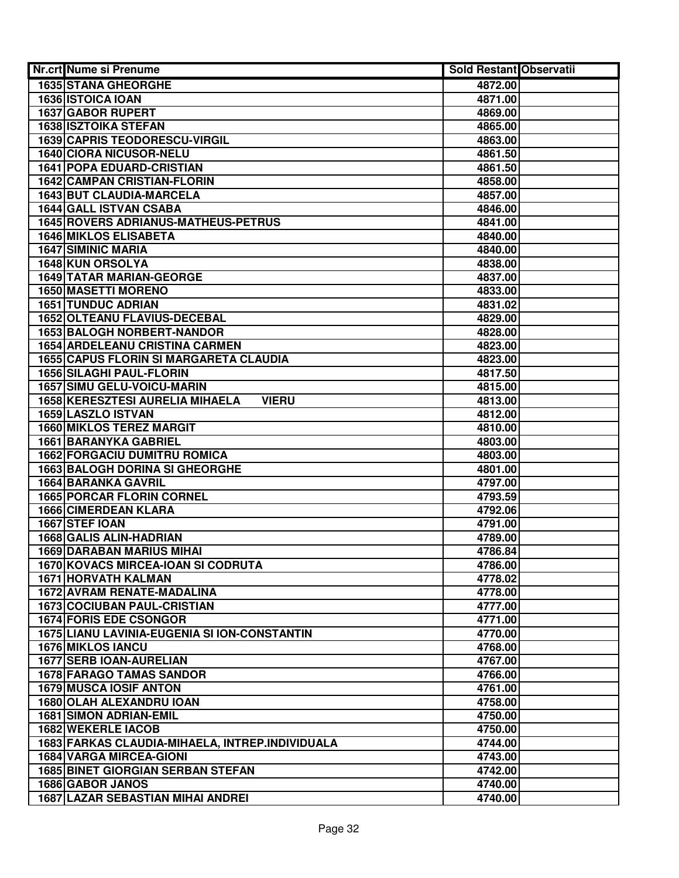| Nr.crt | Nume si Prenume | Sold Restant | Observatii |
|---|---|---|---|
| 1635 | STANA GHEORGHE | 4872.00 | |
| 1636 | ISTOICA IOAN | 4871.00 | |
| 1637 | GABOR RUPERT | 4869.00 | |
| 1638 | ISZTOIKA STEFAN | 4865.00 | |
| 1639 | CAPRIS TEODORESCU-VIRGIL | 4863.00 | |
| 1640 | CIORA NICUSOR-NELU | 4861.50 | |
| 1641 | POPA EDUARD-CRISTIAN | 4861.50 | |
| 1642 | CAMPAN CRISTIAN-FLORIN | 4858.00 | |
| 1643 | BUT CLAUDIA-MARCELA | 4857.00 | |
| 1644 | GALL ISTVAN CSABA | 4846.00 | |
| 1645 | ROVERS ADRIANUS-MATHEUS-PETRUS | 4841.00 | |
| 1646 | MIKLOS ELISABETA | 4840.00 | |
| 1647 | SIMINIC MARIA | 4840.00 | |
| 1648 | KUN ORSOLYA | 4838.00 | |
| 1649 | TATAR MARIAN-GEORGE | 4837.00 | |
| 1650 | MASETTI MORENO | 4833.00 | |
| 1651 | TUNDUC ADRIAN | 4831.02 | |
| 1652 | OLTEANU FLAVIUS-DECEBAL | 4829.00 | |
| 1653 | BALOGH NORBERT-NANDOR | 4828.00 | |
| 1654 | ARDELEANU CRISTINA CARMEN | 4823.00 | |
| 1655 | CAPUS FLORIN SI MARGARETA CLAUDIA | 4823.00 | |
| 1656 | SILAGHI PAUL-FLORIN | 4817.50 | |
| 1657 | SIMU GELU-VOICU-MARIN | 4815.00 | |
| 1658 | KERESZTESI AURELIA MIHAELA VIERU | 4813.00 | |
| 1659 | LASZLO ISTVAN | 4812.00 | |
| 1660 | MIKLOS TEREZ MARGIT | 4810.00 | |
| 1661 | BARANYKA GABRIEL | 4803.00 | |
| 1662 | FORGACIU DUMITRU ROMICA | 4803.00 | |
| 1663 | BALOGH DORINA SI GHEORGHE | 4801.00 | |
| 1664 | BARANKA GAVRIL | 4797.00 | |
| 1665 | PORCAR FLORIN CORNEL | 4793.59 | |
| 1666 | CIMERDEAN KLARA | 4792.06 | |
| 1667 | STEF IOAN | 4791.00 | |
| 1668 | GALIS ALIN-HADRIAN | 4789.00 | |
| 1669 | DARABAN MARIUS MIHAI | 4786.84 | |
| 1670 | KOVACS MIRCEA-IOAN SI CODRUTA | 4786.00 | |
| 1671 | HORVATH KALMAN | 4778.02 | |
| 1672 | AVRAM RENATE-MADALINA | 4778.00 | |
| 1673 | COCIUBAN PAUL-CRISTIAN | 4777.00 | |
| 1674 | FORIS EDE CSONGOR | 4771.00 | |
| 1675 | LIANU LAVINIA-EUGENIA SI ION-CONSTANTIN | 4770.00 | |
| 1676 | MIKLOS IANCU | 4768.00 | |
| 1677 | SERB IOAN-AURELIAN | 4767.00 | |
| 1678 | FARAGO TAMAS SANDOR | 4766.00 | |
| 1679 | MUSCA IOSIF ANTON | 4761.00 | |
| 1680 | OLAH ALEXANDRU IOAN | 4758.00 | |
| 1681 | SIMON ADRIAN-EMIL | 4750.00 | |
| 1682 | WEKERLE IACOB | 4750.00 | |
| 1683 | FARKAS CLAUDIA-MIHAELA, INTREP.INDIVIDUALA | 4744.00 | |
| 1684 | VARGA MIRCEA-GIONI | 4743.00 | |
| 1685 | BINET GIORGIAN SERBAN STEFAN | 4742.00 | |
| 1686 | GABOR JANOS | 4740.00 | |
| 1687 | LAZAR SEBASTIAN MIHAI ANDREI | 4740.00 | |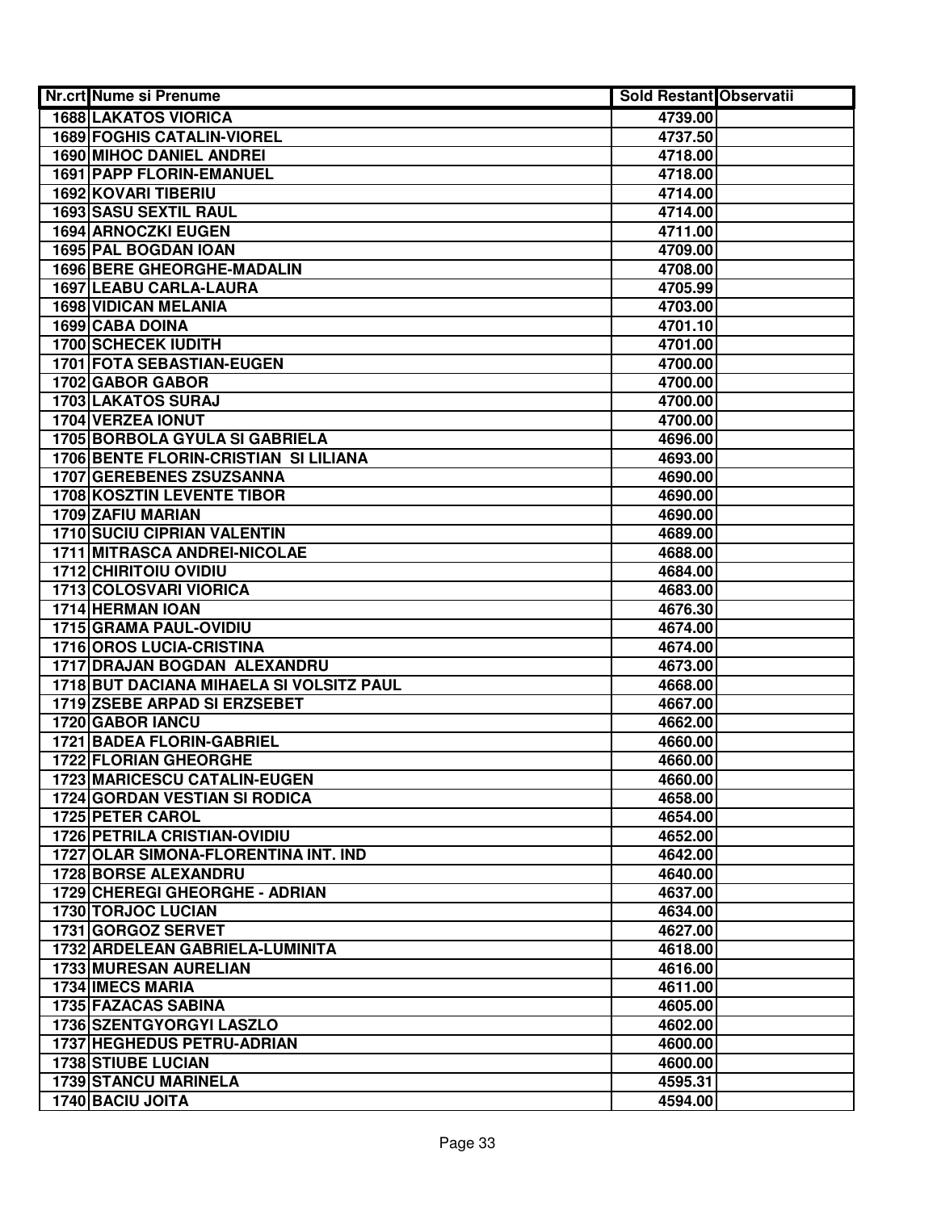| Nr.crt | Nume si Prenume | Sold Restant | Observatii |
|---|---|---|---|
| 1688 | LAKATOS VIORICA | 4739.00 | |
| 1689 | FOGHIS CATALIN-VIOREL | 4737.50 | |
| 1690 | MIHOC DANIEL ANDREI | 4718.00 | |
| 1691 | PAPP FLORIN-EMANUEL | 4718.00 | |
| 1692 | KOVARI TIBERIU | 4714.00 | |
| 1693 | SASU SEXTIL RAUL | 4714.00 | |
| 1694 | ARNOCZKI EUGEN | 4711.00 | |
| 1695 | PAL BOGDAN IOAN | 4709.00 | |
| 1696 | BERE GHEORGHE-MADALIN | 4708.00 | |
| 1697 | LEABU CARLA-LAURA | 4705.99 | |
| 1698 | VIDICAN MELANIA | 4703.00 | |
| 1699 | CABA DOINA | 4701.10 | |
| 1700 | SCHECEK IUDITH | 4701.00 | |
| 1701 | FOTA SEBASTIAN-EUGEN | 4700.00 | |
| 1702 | GABOR GABOR | 4700.00 | |
| 1703 | LAKATOS SURAJ | 4700.00 | |
| 1704 | VERZEA IONUT | 4700.00 | |
| 1705 | BORBOLA GYULA SI GABRIELA | 4696.00 | |
| 1706 | BENTE FLORIN-CRISTIAN SI LILIANA | 4693.00 | |
| 1707 | GEREBENES ZSUZSANNA | 4690.00 | |
| 1708 | KOSZTIN LEVENTE TIBOR | 4690.00 | |
| 1709 | ZAFIU MARIAN | 4690.00 | |
| 1710 | SUCIU CIPRIAN VALENTIN | 4689.00 | |
| 1711 | MITRASCA ANDREI-NICOLAE | 4688.00 | |
| 1712 | CHIRITOIU OVIDIU | 4684.00 | |
| 1713 | COLOSVARI VIORICA | 4683.00 | |
| 1714 | HERMAN IOAN | 4676.30 | |
| 1715 | GRAMA PAUL-OVIDIU | 4674.00 | |
| 1716 | OROS LUCIA-CRISTINA | 4674.00 | |
| 1717 | DRAJAN BOGDAN ALEXANDRU | 4673.00 | |
| 1718 | BUT DACIANA MIHAELA SI VOLSITZ PAUL | 4668.00 | |
| 1719 | ZSEBE ARPAD SI ERZSEBET | 4667.00 | |
| 1720 | GABOR IANCU | 4662.00 | |
| 1721 | BADEA FLORIN-GABRIEL | 4660.00 | |
| 1722 | FLORIAN GHEORGHE | 4660.00 | |
| 1723 | MARICESCU CATALIN-EUGEN | 4660.00 | |
| 1724 | GORDAN VESTIAN SI RODICA | 4658.00 | |
| 1725 | PETER CAROL | 4654.00 | |
| 1726 | PETRILA CRISTIAN-OVIDIU | 4652.00 | |
| 1727 | OLAR SIMONA-FLORENTINA INT. IND | 4642.00 | |
| 1728 | BORSE ALEXANDRU | 4640.00 | |
| 1729 | CHEREGI GHEORGHE - ADRIAN | 4637.00 | |
| 1730 | TORJOC LUCIAN | 4634.00 | |
| 1731 | GORGOZ SERVET | 4627.00 | |
| 1732 | ARDELEAN GABRIELA-LUMINITA | 4618.00 | |
| 1733 | MURESAN AURELIAN | 4616.00 | |
| 1734 | IMECS MARIA | 4611.00 | |
| 1735 | FAZACAS SABINA | 4605.00 | |
| 1736 | SZENTGYORGYI LASZLO | 4602.00 | |
| 1737 | HEGHEDUS PETRU-ADRIAN | 4600.00 | |
| 1738 | STIUBE LUCIAN | 4600.00 | |
| 1739 | STANCU MARINELA | 4595.31 | |
| 1740 | BACIU JOITA | 4594.00 | |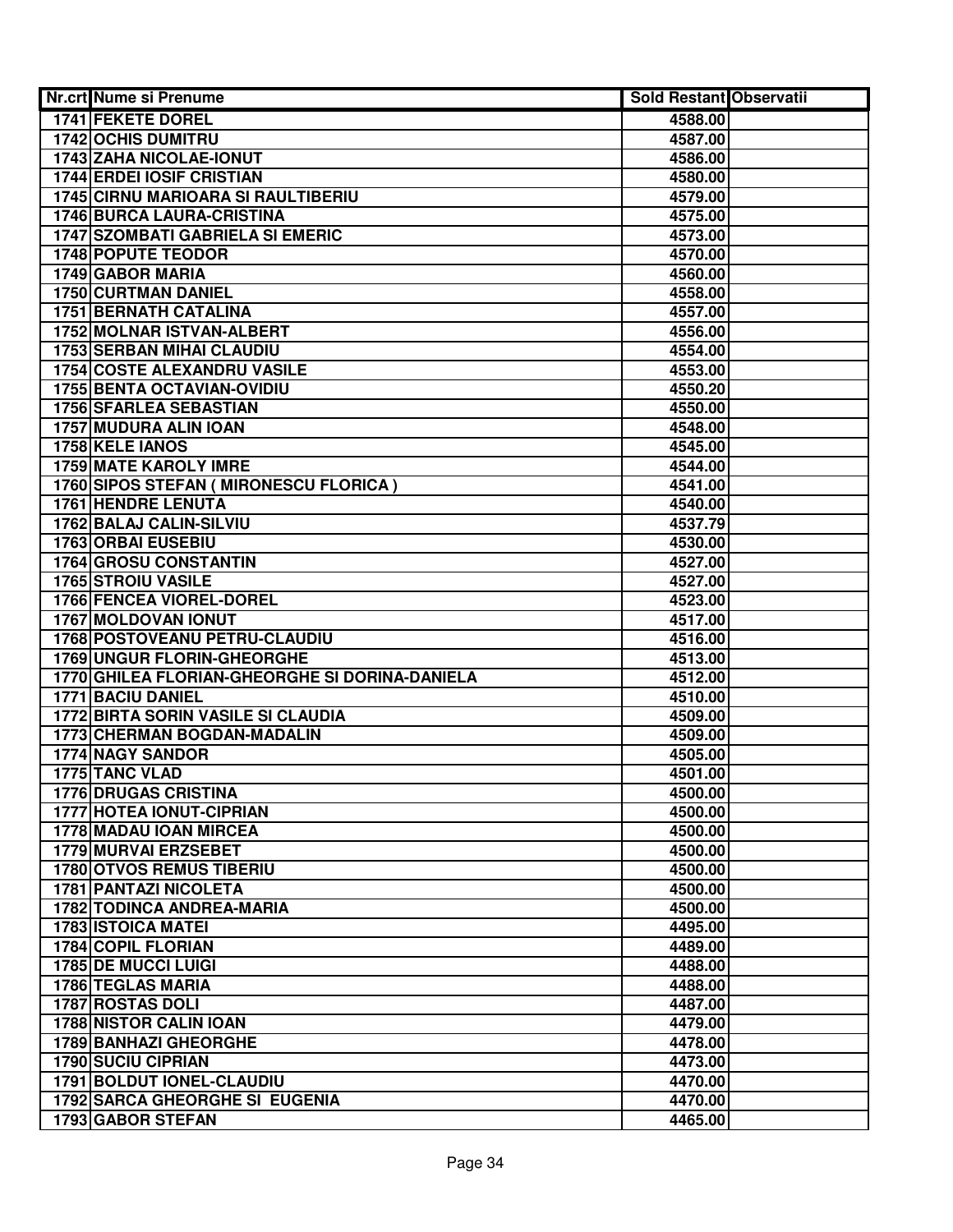| Nr.crt | Nume si Prenume | Sold Restant | Observatii |
|---|---|---|---|
| 1741 | FEKETE DOREL | 4588.00 | |
| 1742 | OCHIS DUMITRU | 4587.00 | |
| 1743 | ZAHA NICOLAE-IONUT | 4586.00 | |
| 1744 | ERDEI IOSIF CRISTIAN | 4580.00 | |
| 1745 | CIRNU MARIOARA SI RAULTIBERIU | 4579.00 | |
| 1746 | BURCA LAURA-CRISTINA | 4575.00 | |
| 1747 | SZOMBATI GABRIELA SI EMERIC | 4573.00 | |
| 1748 | POPUTE TEODOR | 4570.00 | |
| 1749 | GABOR MARIA | 4560.00 | |
| 1750 | CURTMAN DANIEL | 4558.00 | |
| 1751 | BERNATH CATALINA | 4557.00 | |
| 1752 | MOLNAR ISTVAN-ALBERT | 4556.00 | |
| 1753 | SERBAN MIHAI CLAUDIU | 4554.00 | |
| 1754 | COSTE ALEXANDRU VASILE | 4553.00 | |
| 1755 | BENTA OCTAVIAN-OVIDIU | 4550.20 | |
| 1756 | SFARLEA SEBASTIAN | 4550.00 | |
| 1757 | MUDURA ALIN IOAN | 4548.00 | |
| 1758 | KELE IANOS | 4545.00 | |
| 1759 | MATE KAROLY IMRE | 4544.00 | |
| 1760 | SIPOS STEFAN ( MIRONESCU FLORICA ) | 4541.00 | |
| 1761 | HENDRE LENUTA | 4540.00 | |
| 1762 | BALAJ CALIN-SILVIU | 4537.79 | |
| 1763 | ORBAI EUSEBIU | 4530.00 | |
| 1764 | GROSU CONSTANTIN | 4527.00 | |
| 1765 | STROIU VASILE | 4527.00 | |
| 1766 | FENCEA VIOREL-DOREL | 4523.00 | |
| 1767 | MOLDOVAN IONUT | 4517.00 | |
| 1768 | POSTOVEANU PETRU-CLAUDIU | 4516.00 | |
| 1769 | UNGUR FLORIN-GHEORGHE | 4513.00 | |
| 1770 | GHILEA FLORIAN-GHEORGHE SI DORINA-DANIELA | 4512.00 | |
| 1771 | BACIU DANIEL | 4510.00 | |
| 1772 | BIRTA SORIN VASILE SI CLAUDIA | 4509.00 | |
| 1773 | CHERMAN BOGDAN-MADALIN | 4509.00 | |
| 1774 | NAGY SANDOR | 4505.00 | |
| 1775 | TANC VLAD | 4501.00 | |
| 1776 | DRUGAS CRISTINA | 4500.00 | |
| 1777 | HOTEA IONUT-CIPRIAN | 4500.00 | |
| 1778 | MADAU IOAN MIRCEA | 4500.00 | |
| 1779 | MURVAI ERZSEBET | 4500.00 | |
| 1780 | OTVOS REMUS TIBERIU | 4500.00 | |
| 1781 | PANTAZI NICOLETA | 4500.00 | |
| 1782 | TODINCA ANDREA-MARIA | 4500.00 | |
| 1783 | ISTOICA MATEI | 4495.00 | |
| 1784 | COPIL FLORIAN | 4489.00 | |
| 1785 | DE MUCCI LUIGI | 4488.00 | |
| 1786 | TEGLAS MARIA | 4488.00 | |
| 1787 | ROSTAS DOLI | 4487.00 | |
| 1788 | NISTOR CALIN IOAN | 4479.00 | |
| 1789 | BANHAZI GHEORGHE | 4478.00 | |
| 1790 | SUCIU CIPRIAN | 4473.00 | |
| 1791 | BOLDUT IONEL-CLAUDIU | 4470.00 | |
| 1792 | SARCA GHEORGHE SI EUGENIA | 4470.00 | |
| 1793 | GABOR STEFAN | 4465.00 | |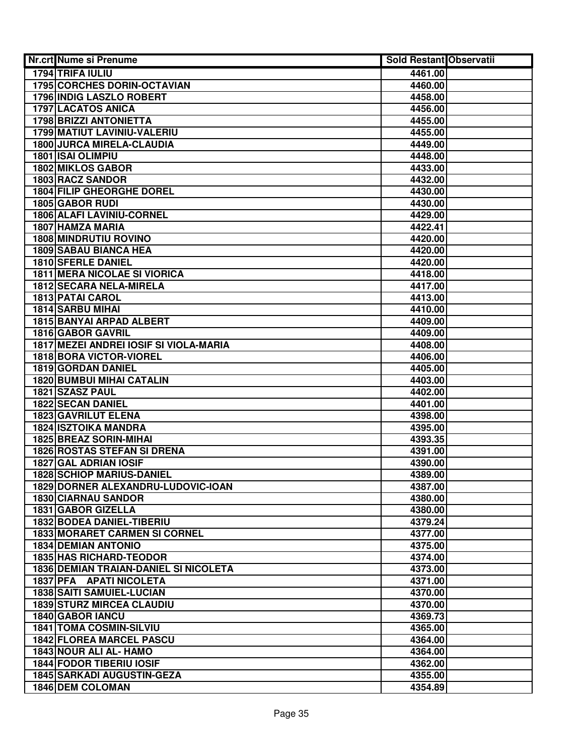| Nr.crt | Nume si Prenume | Sold Restant | Observatii |
|---|---|---|---|
| 1794 | TRIFA IULIU | 4461.00 | |
| 1795 | CORCHES DORIN-OCTAVIAN | 4460.00 | |
| 1796 | INDIG LASZLO ROBERT | 4458.00 | |
| 1797 | LACATOS ANICA | 4456.00 | |
| 1798 | BRIZZI ANTONIETTA | 4455.00 | |
| 1799 | MATIUT LAVINIU-VALERIU | 4455.00 | |
| 1800 | JURCA MIRELA-CLAUDIA | 4449.00 | |
| 1801 | ISAI OLIMPIU | 4448.00 | |
| 1802 | MIKLOS GABOR | 4433.00 | |
| 1803 | RACZ SANDOR | 4432.00 | |
| 1804 | FILIP GHEORGHE DOREL | 4430.00 | |
| 1805 | GABOR RUDI | 4430.00 | |
| 1806 | ALAFI LAVINIU-CORNEL | 4429.00 | |
| 1807 | HAMZA MARIA | 4422.41 | |
| 1808 | MINDRUTIU ROVINO | 4420.00 | |
| 1809 | SABAU BIANCA HEA | 4420.00 | |
| 1810 | SFERLE DANIEL | 4420.00 | |
| 1811 | MERA NICOLAE SI VIORICA | 4418.00 | |
| 1812 | SECARA NELA-MIRELA | 4417.00 | |
| 1813 | PATAI CAROL | 4413.00 | |
| 1814 | SARBU MIHAI | 4410.00 | |
| 1815 | BANYAI ARPAD ALBERT | 4409.00 | |
| 1816 | GABOR GAVRIL | 4409.00 | |
| 1817 | MEZEI ANDREI IOSIF SI VIOLA-MARIA | 4408.00 | |
| 1818 | BORA VICTOR-VIOREL | 4406.00 | |
| 1819 | GORDAN DANIEL | 4405.00 | |
| 1820 | BUMBUI MIHAI CATALIN | 4403.00 | |
| 1821 | SZASZ PAUL | 4402.00 | |
| 1822 | SECAN DANIEL | 4401.00 | |
| 1823 | GAVRILUT ELENA | 4398.00 | |
| 1824 | ISZTOIKA MANDRA | 4395.00 | |
| 1825 | BREAZ SORIN-MIHAI | 4393.35 | |
| 1826 | ROSTAS STEFAN SI DRENA | 4391.00 | |
| 1827 | GAL ADRIAN IOSIF | 4390.00 | |
| 1828 | SCHIOP MARIUS-DANIEL | 4389.00 | |
| 1829 | DORNER ALEXANDRU-LUDOVIC-IOAN | 4387.00 | |
| 1830 | CIARNAU SANDOR | 4380.00 | |
| 1831 | GABOR GIZELLA | 4380.00 | |
| 1832 | BODEA DANIEL-TIBERIU | 4379.24 | |
| 1833 | MORARET CARMEN SI CORNEL | 4377.00 | |
| 1834 | DEMIAN ANTONIO | 4375.00 | |
| 1835 | HAS RICHARD-TEODOR | 4374.00 | |
| 1836 | DEMIAN TRAIAN-DANIEL SI NICOLETA | 4373.00 | |
| 1837 | PFA APATI NICOLETA | 4371.00 | |
| 1838 | SAITI SAMUIEL-LUCIAN | 4370.00 | |
| 1839 | STURZ MIRCEA CLAUDIU | 4370.00 | |
| 1840 | GABOR IANCU | 4369.73 | |
| 1841 | TOMA COSMIN-SILVIU | 4365.00 | |
| 1842 | FLOREA MARCEL PASCU | 4364.00 | |
| 1843 | NOUR ALI AL- HAMO | 4364.00 | |
| 1844 | FODOR TIBERIU IOSIF | 4362.00 | |
| 1845 | SARKADI AUGUSTIN-GEZA | 4355.00 | |
| 1846 | DEM COLOMAN | 4354.89 | |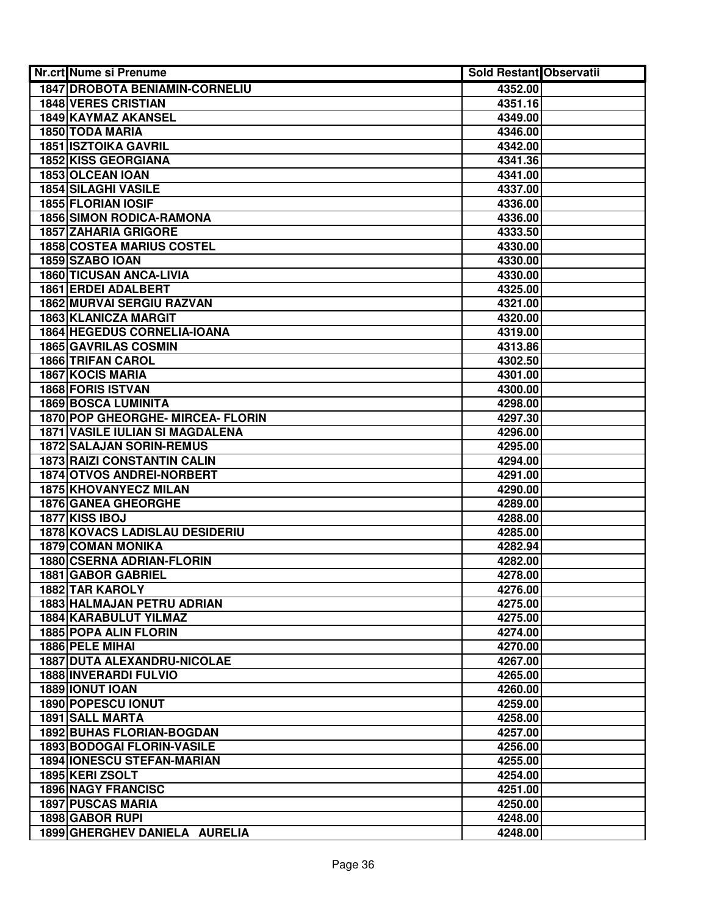| Nr.crt | Nume si Prenume | Sold Restant | Observatii |
|---|---|---|---|
| 1847 | DROBOTA BENIAMIN-CORNELIU | 4352.00 | |
| 1848 | VERES CRISTIAN | 4351.16 | |
| 1849 | KAYMAZ AKANSEL | 4349.00 | |
| 1850 | TODA MARIA | 4346.00 | |
| 1851 | ISZTOIKA GAVRIL | 4342.00 | |
| 1852 | KISS GEORGIANA | 4341.36 | |
| 1853 | OLCEAN IOAN | 4341.00 | |
| 1854 | SILAGHI VASILE | 4337.00 | |
| 1855 | FLORIAN IOSIF | 4336.00 | |
| 1856 | SIMON RODICA-RAMONA | 4336.00 | |
| 1857 | ZAHARIA GRIGORE | 4333.50 | |
| 1858 | COSTEA MARIUS COSTEL | 4330.00 | |
| 1859 | SZABO IOAN | 4330.00 | |
| 1860 | TICUSAN ANCA-LIVIA | 4330.00 | |
| 1861 | ERDEI ADALBERT | 4325.00 | |
| 1862 | MURVAI SERGIU RAZVAN | 4321.00 | |
| 1863 | KLANICZA MARGIT | 4320.00 | |
| 1864 | HEGEDUS CORNELIA-IOANA | 4319.00 | |
| 1865 | GAVRILAS COSMIN | 4313.86 | |
| 1866 | TRIFAN CAROL | 4302.50 | |
| 1867 | KOCIS MARIA | 4301.00 | |
| 1868 | FORIS ISTVAN | 4300.00 | |
| 1869 | BOSCA LUMINITA | 4298.00 | |
| 1870 | POP GHEORGHE- MIRCEA- FLORIN | 4297.30 | |
| 1871 | VASILE IULIAN SI MAGDALENA | 4296.00 | |
| 1872 | SALAJAN SORIN-REMUS | 4295.00 | |
| 1873 | RAIZI CONSTANTIN CALIN | 4294.00 | |
| 1874 | OTVOS ANDREI-NORBERT | 4291.00 | |
| 1875 | KHOVANYECZ MILAN | 4290.00 | |
| 1876 | GANEA GHEORGHE | 4289.00 | |
| 1877 | KISS IBOJ | 4288.00 | |
| 1878 | KOVACS LADISLAU DESIDERIU | 4285.00 | |
| 1879 | COMAN MONIKA | 4282.94 | |
| 1880 | CSERNA ADRIAN-FLORIN | 4282.00 | |
| 1881 | GABOR GABRIEL | 4278.00 | |
| 1882 | TAR KAROLY | 4276.00 | |
| 1883 | HALMAJAN PETRU ADRIAN | 4275.00 | |
| 1884 | KARABULUT YILMAZ | 4275.00 | |
| 1885 | POPA ALIN FLORIN | 4274.00 | |
| 1886 | PELE MIHAI | 4270.00 | |
| 1887 | DUTA ALEXANDRU-NICOLAE | 4267.00 | |
| 1888 | INVERARDI FULVIO | 4265.00 | |
| 1889 | IONUT IOAN | 4260.00 | |
| 1890 | POPESCU IONUT | 4259.00 | |
| 1891 | SALL MARTA | 4258.00 | |
| 1892 | BUHAS FLORIAN-BOGDAN | 4257.00 | |
| 1893 | BODOGAI FLORIN-VASILE | 4256.00 | |
| 1894 | IONESCU STEFAN-MARIAN | 4255.00 | |
| 1895 | KERI ZSOLT | 4254.00 | |
| 1896 | NAGY FRANCISC | 4251.00 | |
| 1897 | PUSCAS MARIA | 4250.00 | |
| 1898 | GABOR RUPI | 4248.00 | |
| 1899 | GHERGHEV DANIELA AURELIA | 4248.00 | |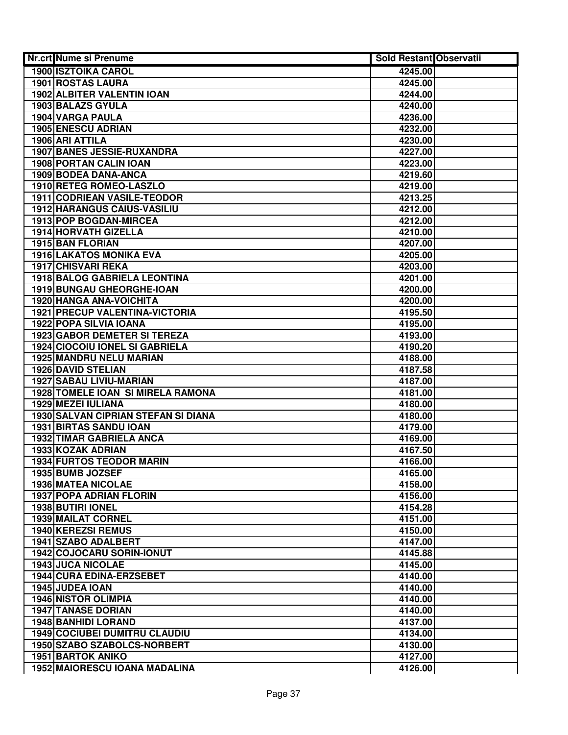| Nr.crt | Nume si Prenume | Sold Restant | Observatii |
|---|---|---|---|
| 1900 | ISZTOIKA CAROL | 4245.00 | |
| 1901 | ROSTAS LAURA | 4245.00 | |
| 1902 | ALBITER VALENTIN IOAN | 4244.00 | |
| 1903 | BALAZS GYULA | 4240.00 | |
| 1904 | VARGA PAULA | 4236.00 | |
| 1905 | ENESCU ADRIAN | 4232.00 | |
| 1906 | ARI ATTILA | 4230.00 | |
| 1907 | BANES JESSIE-RUXANDRA | 4227.00 | |
| 1908 | PORTAN CALIN IOAN | 4223.00 | |
| 1909 | BODEA DANA-ANCA | 4219.60 | |
| 1910 | RETEG ROMEO-LASZLO | 4219.00 | |
| 1911 | CODRIEAN VASILE-TEODOR | 4213.25 | |
| 1912 | HARANGUS CAIUS-VASILIU | 4212.00 | |
| 1913 | POP BOGDAN-MIRCEA | 4212.00 | |
| 1914 | HORVATH GIZELLA | 4210.00 | |
| 1915 | BAN FLORIAN | 4207.00 | |
| 1916 | LAKATOS MONIKA EVA | 4205.00 | |
| 1917 | CHISVARI REKA | 4203.00 | |
| 1918 | BALOG GABRIELA LEONTINA | 4201.00 | |
| 1919 | BUNGAU GHEORGHE-IOAN | 4200.00 | |
| 1920 | HANGA ANA-VOICHITA | 4200.00 | |
| 1921 | PRECUP VALENTINA-VICTORIA | 4195.50 | |
| 1922 | POPA SILVIA IOANA | 4195.00 | |
| 1923 | GABOR DEMETER SI TEREZA | 4193.00 | |
| 1924 | CIOCOIU IONEL SI GABRIELA | 4190.20 | |
| 1925 | MANDRU NELU MARIAN | 4188.00 | |
| 1926 | DAVID STELIAN | 4187.58 | |
| 1927 | SABAU LIVIU-MARIAN | 4187.00 | |
| 1928 | TOMELE IOAN SI MIRELA RAMONA | 4181.00 | |
| 1929 | MEZEI IULIANA | 4180.00 | |
| 1930 | SALVAN CIPRIAN STEFAN SI DIANA | 4180.00 | |
| 1931 | BIRTAS SANDU IOAN | 4179.00 | |
| 1932 | TIMAR GABRIELA ANCA | 4169.00 | |
| 1933 | KOZAK ADRIAN | 4167.50 | |
| 1934 | FURTOS TEODOR MARIN | 4166.00 | |
| 1935 | BUMB JOZSEF | 4165.00 | |
| 1936 | MATEA NICOLAE | 4158.00 | |
| 1937 | POPA ADRIAN FLORIN | 4156.00 | |
| 1938 | BUTIRI IONEL | 4154.28 | |
| 1939 | MAILAT CORNEL | 4151.00 | |
| 1940 | KEREZSI REMUS | 4150.00 | |
| 1941 | SZABO ADALBERT | 4147.00 | |
| 1942 | COJOCARU SORIN-IONUT | 4145.88 | |
| 1943 | JUCA NICOLAE | 4145.00 | |
| 1944 | CURA EDINA-ERZSEBET | 4140.00 | |
| 1945 | JUDEA IOAN | 4140.00 | |
| 1946 | NISTOR OLIMPIA | 4140.00 | |
| 1947 | TANASE DORIAN | 4140.00 | |
| 1948 | BANHIDI LORAND | 4137.00 | |
| 1949 | COCIUBEI DUMITRU CLAUDIU | 4134.00 | |
| 1950 | SZABO SZABOLCS-NORBERT | 4130.00 | |
| 1951 | BARTOK ANIKO | 4127.00 | |
| 1952 | MAIORESCU IOANA MADALINA | 4126.00 | |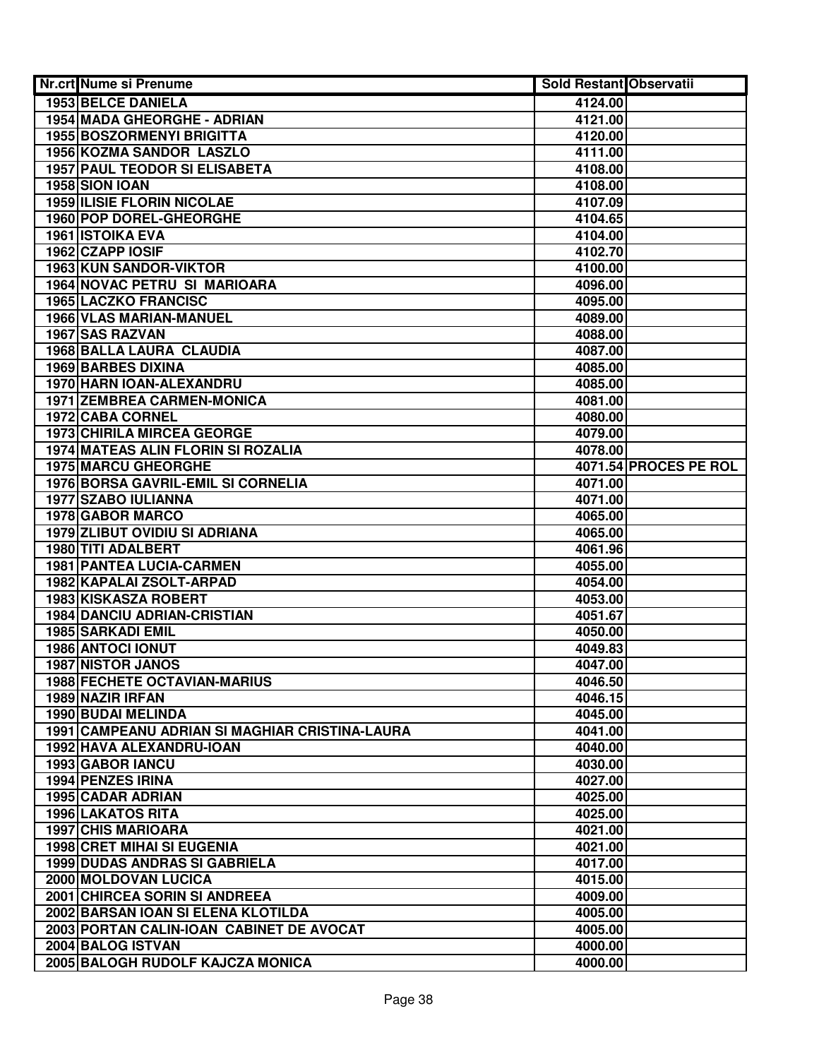| Nr.crt | Nume si Prenume | Sold Restant | Observatii |
|---|---|---|---|
| 1953 | BELCE DANIELA | 4124.00 | |
| 1954 | MADA GHEORGHE - ADRIAN | 4121.00 | |
| 1955 | BOSZORMENYI BRIGITTA | 4120.00 | |
| 1956 | KOZMA SANDOR LASZLO | 4111.00 | |
| 1957 | PAUL TEODOR SI ELISABETA | 4108.00 | |
| 1958 | SION IOAN | 4108.00 | |
| 1959 | ILISIE FLORIN NICOLAE | 4107.09 | |
| 1960 | POP DOREL-GHEORGHE | 4104.65 | |
| 1961 | ISTOIKA EVA | 4104.00 | |
| 1962 | CZAPP IOSIF | 4102.70 | |
| 1963 | KUN SANDOR-VIKTOR | 4100.00 | |
| 1964 | NOVAC PETRU SI MARIOARA | 4096.00 | |
| 1965 | LACZKO FRANCISC | 4095.00 | |
| 1966 | VLAS MARIAN-MANUEL | 4089.00 | |
| 1967 | SAS RAZVAN | 4088.00 | |
| 1968 | BALLA LAURA CLAUDIA | 4087.00 | |
| 1969 | BARBES DIXINA | 4085.00 | |
| 1970 | HARN IOAN-ALEXANDRU | 4085.00 | |
| 1971 | ZEMBREA CARMEN-MONICA | 4081.00 | |
| 1972 | CABA CORNEL | 4080.00 | |
| 1973 | CHIRILA MIRCEA GEORGE | 4079.00 | |
| 1974 | MATEAS ALIN FLORIN SI ROZALIA | 4078.00 | |
| 1975 | MARCU GHEORGHE | 4071.54 | PROCES PE ROL |
| 1976 | BORSA GAVRIL-EMIL SI CORNELIA | 4071.00 | |
| 1977 | SZABO IULIANNA | 4071.00 | |
| 1978 | GABOR MARCO | 4065.00 | |
| 1979 | ZLIBUT OVIDIU SI ADRIANA | 4065.00 | |
| 1980 | TITI ADALBERT | 4061.96 | |
| 1981 | PANTEA LUCIA-CARMEN | 4055.00 | |
| 1982 | KAPALAI ZSOLT-ARPAD | 4054.00 | |
| 1983 | KISKASZA ROBERT | 4053.00 | |
| 1984 | DANCIU ADRIAN-CRISTIAN | 4051.67 | |
| 1985 | SARKADI EMIL | 4050.00 | |
| 1986 | ANTOCI IONUT | 4049.83 | |
| 1987 | NISTOR JANOS | 4047.00 | |
| 1988 | FECHETE OCTAVIAN-MARIUS | 4046.50 | |
| 1989 | NAZIR IRFAN | 4046.15 | |
| 1990 | BUDAI MELINDA | 4045.00 | |
| 1991 | CAMPEANU ADRIAN SI MAGHIAR CRISTINA-LAURA | 4041.00 | |
| 1992 | HAVA ALEXANDRU-IOAN | 4040.00 | |
| 1993 | GABOR IANCU | 4030.00 | |
| 1994 | PENZES IRINA | 4027.00 | |
| 1995 | CADAR ADRIAN | 4025.00 | |
| 1996 | LAKATOS RITA | 4025.00 | |
| 1997 | CHIS MARIOARA | 4021.00 | |
| 1998 | CRET MIHAI SI EUGENIA | 4021.00 | |
| 1999 | DUDAS ANDRAS SI GABRIELA | 4017.00 | |
| 2000 | MOLDOVAN LUCICA | 4015.00 | |
| 2001 | CHIRCEA SORIN SI ANDREEA | 4009.00 | |
| 2002 | BARSAN IOAN SI ELENA KLOTILDA | 4005.00 | |
| 2003 | PORTAN CALIN-IOAN CABINET DE AVOCAT | 4005.00 | |
| 2004 | BALOG ISTVAN | 4000.00 | |
| 2005 | BALOGH RUDOLF KAJCZA MONICA | 4000.00 | |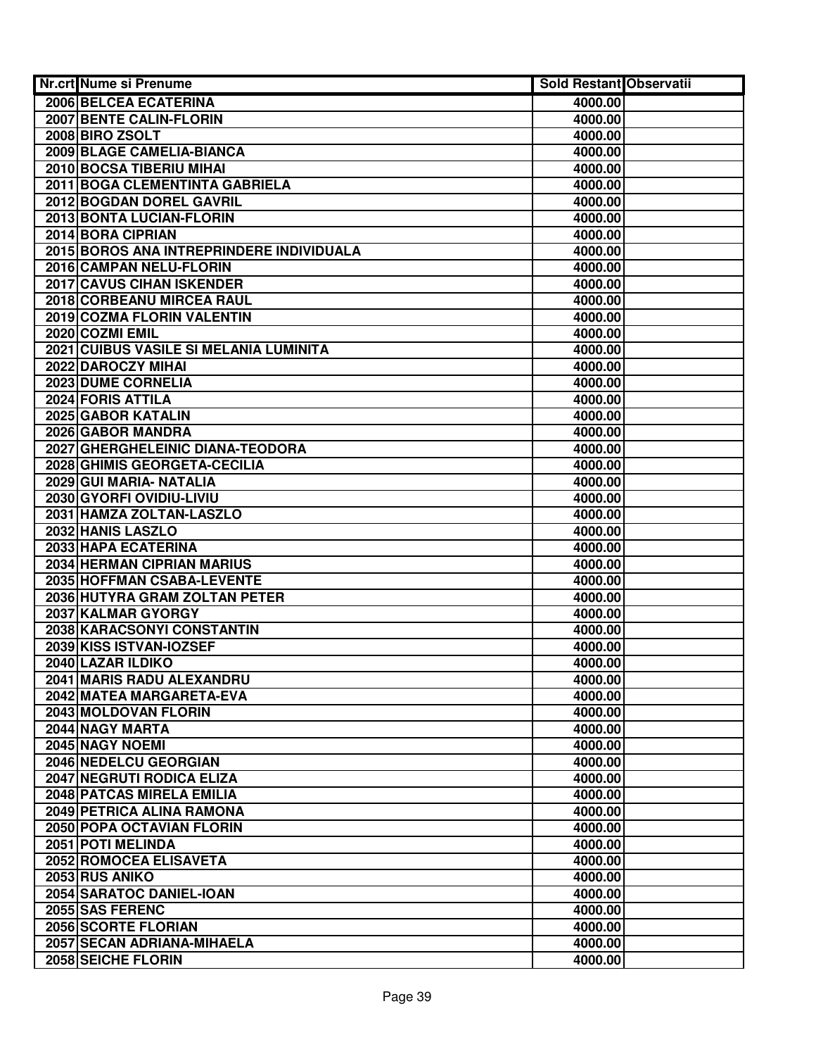| Nr.crt | Nume si Prenume | Sold Restant | Observatii |
|---|---|---|---|
| 2006 | BELCEA ECATERINA | 4000.00 | |
| 2007 | BENTE CALIN-FLORIN | 4000.00 | |
| 2008 | BIRO ZSOLT | 4000.00 | |
| 2009 | BLAGE CAMELIA-BIANCA | 4000.00 | |
| 2010 | BOCSA TIBERIU MIHAI | 4000.00 | |
| 2011 | BOGA CLEMENTINTA GABRIELA | 4000.00 | |
| 2012 | BOGDAN DOREL GAVRIL | 4000.00 | |
| 2013 | BONTA LUCIAN-FLORIN | 4000.00 | |
| 2014 | BORA CIPRIAN | 4000.00 | |
| 2015 | BOROS ANA INTREPRINDERE INDIVIDUALA | 4000.00 | |
| 2016 | CAMPAN NELU-FLORIN | 4000.00 | |
| 2017 | CAVUS CIHAN ISKENDER | 4000.00 | |
| 2018 | CORBEANU MIRCEA RAUL | 4000.00 | |
| 2019 | COZMA FLORIN VALENTIN | 4000.00 | |
| 2020 | COZMI EMIL | 4000.00 | |
| 2021 | CUIBUS VASILE SI MELANIA LUMINITA | 4000.00 | |
| 2022 | DAROCZY MIHAI | 4000.00 | |
| 2023 | DUME CORNELIA | 4000.00 | |
| 2024 | FORIS ATTILA | 4000.00 | |
| 2025 | GABOR KATALIN | 4000.00 | |
| 2026 | GABOR MANDRA | 4000.00 | |
| 2027 | GHERGHELEINIC DIANA-TEODORA | 4000.00 | |
| 2028 | GHIMIS GEORGETA-CECILIA | 4000.00 | |
| 2029 | GUI MARIA- NATALIA | 4000.00 | |
| 2030 | GYORFI OVIDIU-LIVIU | 4000.00 | |
| 2031 | HAMZA ZOLTAN-LASZLO | 4000.00 | |
| 2032 | HANIS LASZLO | 4000.00 | |
| 2033 | HAPA ECATERINA | 4000.00 | |
| 2034 | HERMAN CIPRIAN MARIUS | 4000.00 | |
| 2035 | HOFFMAN CSABA-LEVENTE | 4000.00 | |
| 2036 | HUTYRA GRAM ZOLTAN PETER | 4000.00 | |
| 2037 | KALMAR GYORGY | 4000.00 | |
| 2038 | KARACSONYI CONSTANTIN | 4000.00 | |
| 2039 | KISS ISTVAN-IOZSEF | 4000.00 | |
| 2040 | LAZAR ILDIKO | 4000.00 | |
| 2041 | MARIS RADU ALEXANDRU | 4000.00 | |
| 2042 | MATEA MARGARETA-EVA | 4000.00 | |
| 2043 | MOLDOVAN FLORIN | 4000.00 | |
| 2044 | NAGY MARTA | 4000.00 | |
| 2045 | NAGY NOEMI | 4000.00 | |
| 2046 | NEDELCU GEORGIAN | 4000.00 | |
| 2047 | NEGRUTI RODICA ELIZA | 4000.00 | |
| 2048 | PATCAS MIRELA EMILIA | 4000.00 | |
| 2049 | PETRICA ALINA RAMONA | 4000.00 | |
| 2050 | POPA OCTAVIAN FLORIN | 4000.00 | |
| 2051 | POTI MELINDA | 4000.00 | |
| 2052 | ROMOCEA ELISAVETA | 4000.00 | |
| 2053 | RUS ANIKO | 4000.00 | |
| 2054 | SARATOC DANIEL-IOAN | 4000.00 | |
| 2055 | SAS FERENC | 4000.00 | |
| 2056 | SCORTE FLORIAN | 4000.00 | |
| 2057 | SECAN ADRIANA-MIHAELA | 4000.00 | |
| 2058 | SEICHE FLORIN | 4000.00 | |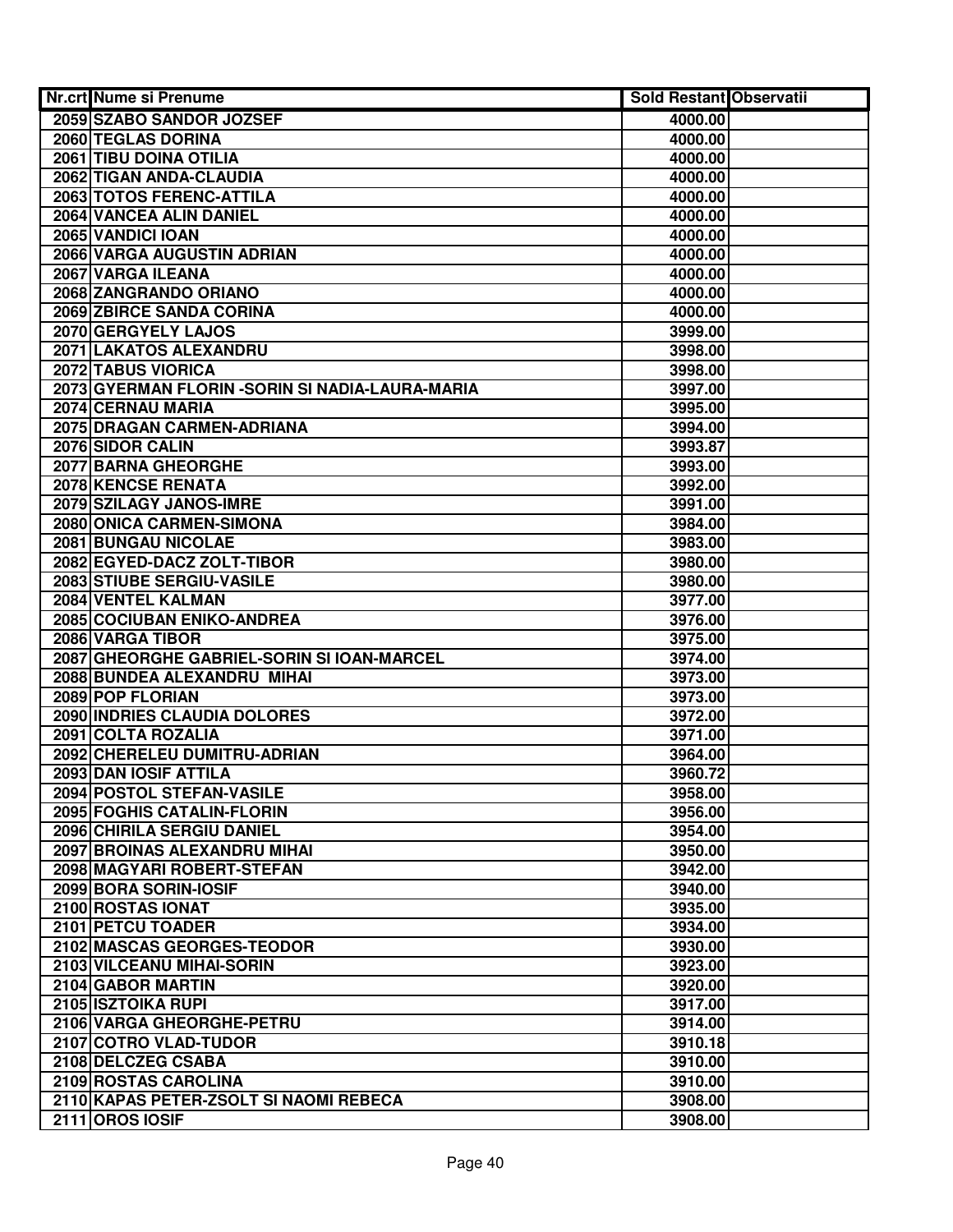| Nr.crt | Nume si Prenume | Sold Restant | Observatii |
|---|---|---|---|
| 2059 | SZABO SANDOR JOZSEF | 4000.00 | |
| 2060 | TEGLAS DORINA | 4000.00 | |
| 2061 | TIBU DOINA OTILIA | 4000.00 | |
| 2062 | TIGAN ANDA-CLAUDIA | 4000.00 | |
| 2063 | TOTOS FERENC-ATTILA | 4000.00 | |
| 2064 | VANCEA ALIN DANIEL | 4000.00 | |
| 2065 | VANDICI IOAN | 4000.00 | |
| 2066 | VARGA AUGUSTIN ADRIAN | 4000.00 | |
| 2067 | VARGA ILEANA | 4000.00 | |
| 2068 | ZANGRANDO ORIANO | 4000.00 | |
| 2069 | ZBIRCE SANDA CORINA | 4000.00 | |
| 2070 | GERGYELY LAJOS | 3999.00 | |
| 2071 | LAKATOS ALEXANDRU | 3998.00 | |
| 2072 | TABUS VIORICA | 3998.00 | |
| 2073 | GYERMAN FLORIN -SORIN SI NADIA-LAURA-MARIA | 3997.00 | |
| 2074 | CERNAU MARIA | 3995.00 | |
| 2075 | DRAGAN CARMEN-ADRIANA | 3994.00 | |
| 2076 | SIDOR CALIN | 3993.87 | |
| 2077 | BARNA GHEORGHE | 3993.00 | |
| 2078 | KENCSE RENATA | 3992.00 | |
| 2079 | SZILAGY JANOS-IMRE | 3991.00 | |
| 2080 | ONICA CARMEN-SIMONA | 3984.00 | |
| 2081 | BUNGAU NICOLAE | 3983.00 | |
| 2082 | EGYED-DACZ ZOLT-TIBOR | 3980.00 | |
| 2083 | STIUBE SERGIU-VASILE | 3980.00 | |
| 2084 | VENTEL KALMAN | 3977.00 | |
| 2085 | COCIUBAN ENIKO-ANDREA | 3976.00 | |
| 2086 | VARGA TIBOR | 3975.00 | |
| 2087 | GHEORGHE GABRIEL-SORIN SI IOAN-MARCEL | 3974.00 | |
| 2088 | BUNDEA ALEXANDRU MIHAI | 3973.00 | |
| 2089 | POP FLORIAN | 3973.00 | |
| 2090 | INDRIES CLAUDIA DOLORES | 3972.00 | |
| 2091 | COLTA ROZALIA | 3971.00 | |
| 2092 | CHERELEU DUMITRU-ADRIAN | 3964.00 | |
| 2093 | DAN IOSIF ATTILA | 3960.72 | |
| 2094 | POSTOL STEFAN-VASILE | 3958.00 | |
| 2095 | FOGHIS CATALIN-FLORIN | 3956.00 | |
| 2096 | CHIRILA SERGIU DANIEL | 3954.00 | |
| 2097 | BROINAS ALEXANDRU MIHAI | 3950.00 | |
| 2098 | MAGYARI ROBERT-STEFAN | 3942.00 | |
| 2099 | BORA SORIN-IOSIF | 3940.00 | |
| 2100 | ROSTAS IONAT | 3935.00 | |
| 2101 | PETCU TOADER | 3934.00 | |
| 2102 | MASCAS GEORGES-TEODOR | 3930.00 | |
| 2103 | VILCEANU MIHAI-SORIN | 3923.00 | |
| 2104 | GABOR MARTIN | 3920.00 | |
| 2105 | ISZTOIKA RUPI | 3917.00 | |
| 2106 | VARGA GHEORGHE-PETRU | 3914.00 | |
| 2107 | COTRO VLAD-TUDOR | 3910.18 | |
| 2108 | DELCZEG CSABA | 3910.00 | |
| 2109 | ROSTAS CAROLINA | 3910.00 | |
| 2110 | KAPAS PETER-ZSOLT SI NAOMI REBECA | 3908.00 | |
| 2111 | OROS IOSIF | 3908.00 | |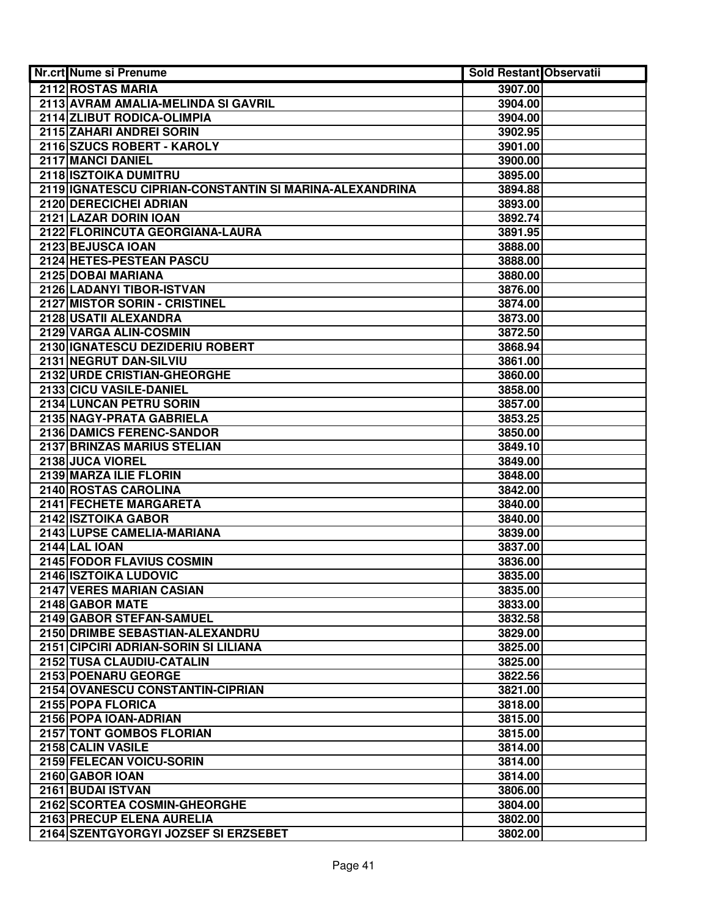| Nr.crt | Nume si Prenume | Sold Restant | Observatii |
|---|---|---|---|
| 2112 | ROSTAS MARIA | 3907.00 | |
| 2113 | AVRAM AMALIA-MELINDA SI GAVRIL | 3904.00 | |
| 2114 | ZLIBUT RODICA-OLIMPIA | 3904.00 | |
| 2115 | ZAHARI ANDREI SORIN | 3902.95 | |
| 2116 | SZUCS ROBERT - KAROLY | 3901.00 | |
| 2117 | MANCI DANIEL | 3900.00 | |
| 2118 | ISZTOIKA DUMITRU | 3895.00 | |
| 2119 | IGNATESCU CIPRIAN-CONSTANTIN SI MARINA-ALEXANDRINA | 3894.88 | |
| 2120 | DERECICHEI ADRIAN | 3893.00 | |
| 2121 | LAZAR DORIN IOAN | 3892.74 | |
| 2122 | FLORINCUTA GEORGIANA-LAURA | 3891.95 | |
| 2123 | BEJUSCA IOAN | 3888.00 | |
| 2124 | HETES-PESTEAN PASCU | 3888.00 | |
| 2125 | DOBAI MARIANA | 3880.00 | |
| 2126 | LADANYI TIBOR-ISTVAN | 3876.00 | |
| 2127 | MISTOR SORIN - CRISTINEL | 3874.00 | |
| 2128 | USATII ALEXANDRA | 3873.00 | |
| 2129 | VARGA ALIN-COSMIN | 3872.50 | |
| 2130 | IGNATESCU DEZIDERIU ROBERT | 3868.94 | |
| 2131 | NEGRUT DAN-SILVIU | 3861.00 | |
| 2132 | URDE CRISTIAN-GHEORGHE | 3860.00 | |
| 2133 | CICU VASILE-DANIEL | 3858.00 | |
| 2134 | LUNCAN PETRU SORIN | 3857.00 | |
| 2135 | NAGY-PRATA GABRIELA | 3853.25 | |
| 2136 | DAMICS FERENC-SANDOR | 3850.00 | |
| 2137 | BRINZAS MARIUS STELIAN | 3849.10 | |
| 2138 | JUCA VIOREL | 3849.00 | |
| 2139 | MARZA ILIE FLORIN | 3848.00 | |
| 2140 | ROSTAS CAROLINA | 3842.00 | |
| 2141 | FECHETE MARGARETA | 3840.00 | |
| 2142 | ISZTOIKA GABOR | 3840.00 | |
| 2143 | LUPSE CAMELIA-MARIANA | 3839.00 | |
| 2144 | LAL IOAN | 3837.00 | |
| 2145 | FODOR FLAVIUS COSMIN | 3836.00 | |
| 2146 | ISZTOIKA LUDOVIC | 3835.00 | |
| 2147 | VERES MARIAN CASIAN | 3835.00 | |
| 2148 | GABOR MATE | 3833.00 | |
| 2149 | GABOR STEFAN-SAMUEL | 3832.58 | |
| 2150 | DRIMBE SEBASTIAN-ALEXANDRU | 3829.00 | |
| 2151 | CIPCIRI ADRIAN-SORIN SI LILIANA | 3825.00 | |
| 2152 | TUSA CLAUDIU-CATALIN | 3825.00 | |
| 2153 | POENARU GEORGE | 3822.56 | |
| 2154 | OVANESCU CONSTANTIN-CIPRIAN | 3821.00 | |
| 2155 | POPA FLORICA | 3818.00 | |
| 2156 | POPA IOAN-ADRIAN | 3815.00 | |
| 2157 | TONT GOMBOS FLORIAN | 3815.00 | |
| 2158 | CALIN VASILE | 3814.00 | |
| 2159 | FELECAN VOICU-SORIN | 3814.00 | |
| 2160 | GABOR IOAN | 3814.00 | |
| 2161 | BUDAI ISTVAN | 3806.00 | |
| 2162 | SCORTEA COSMIN-GHEORGHE | 3804.00 | |
| 2163 | PRECUP ELENA AURELIA | 3802.00 | |
| 2164 | SZENTGYORGYI JOZSEF SI ERZSEBET | 3802.00 | |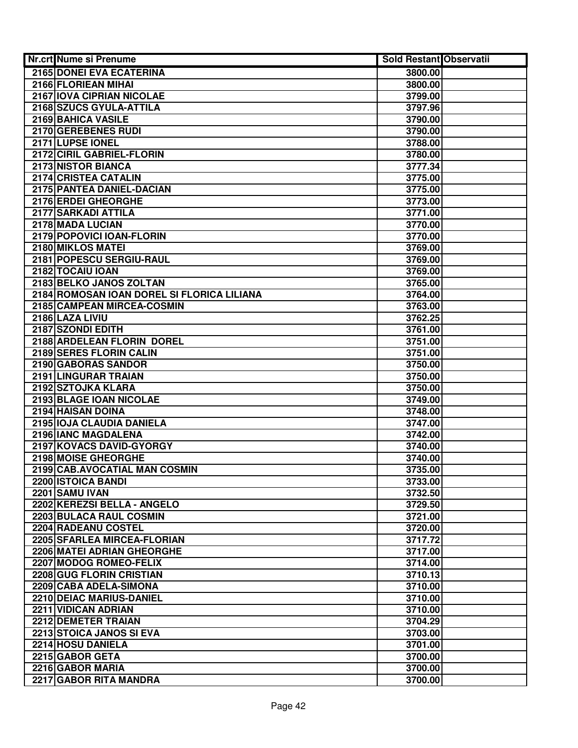| Nr.crt | Nume si Prenume | Sold Restant | Observatii |
|---|---|---|---|
| 2165 | DONEI EVA ECATERINA | 3800.00 | |
| 2166 | FLORIEAN MIHAI | 3800.00 | |
| 2167 | IOVA CIPRIAN NICOLAE | 3799.00 | |
| 2168 | SZUCS GYULA-ATTILA | 3797.96 | |
| 2169 | BAHICA VASILE | 3790.00 | |
| 2170 | GEREBENES RUDI | 3790.00 | |
| 2171 | LUPSE IONEL | 3788.00 | |
| 2172 | CIRIL GABRIEL-FLORIN | 3780.00 | |
| 2173 | NISTOR BIANCA | 3777.34 | |
| 2174 | CRISTEA CATALIN | 3775.00 | |
| 2175 | PANTEA DANIEL-DACIAN | 3775.00 | |
| 2176 | ERDEI GHEORGHE | 3773.00 | |
| 2177 | SARKADI ATTILA | 3771.00 | |
| 2178 | MADA LUCIAN | 3770.00 | |
| 2179 | POPOVICI IOAN-FLORIN | 3770.00 | |
| 2180 | MIKLOS MATEI | 3769.00 | |
| 2181 | POPESCU SERGIU-RAUL | 3769.00 | |
| 2182 | TOCAIU IOAN | 3769.00 | |
| 2183 | BELKO JANOS ZOLTAN | 3765.00 | |
| 2184 | ROMOSAN IOAN DOREL SI FLORICA LILIANA | 3764.00 | |
| 2185 | CAMPEAN MIRCEA-COSMIN | 3763.00 | |
| 2186 | LAZA LIVIU | 3762.25 | |
| 2187 | SZONDI EDITH | 3761.00 | |
| 2188 | ARDELEAN FLORIN DOREL | 3751.00 | |
| 2189 | SERES FLORIN CALIN | 3751.00 | |
| 2190 | GABORAS SANDOR | 3750.00 | |
| 2191 | LINGURAR TRAIAN | 3750.00 | |
| 2192 | SZTOJKA KLARA | 3750.00 | |
| 2193 | BLAGE IOAN NICOLAE | 3749.00 | |
| 2194 | HAISAN DOINA | 3748.00 | |
| 2195 | IOJA CLAUDIA DANIELA | 3747.00 | |
| 2196 | IANC MAGDALENA | 3742.00 | |
| 2197 | KOVACS DAVID-GYORGY | 3740.00 | |
| 2198 | MOISE GHEORGHE | 3740.00 | |
| 2199 | CAB.AVOCATIAL MAN COSMIN | 3735.00 | |
| 2200 | ISTOICA BANDI | 3733.00 | |
| 2201 | SAMU IVAN | 3732.50 | |
| 2202 | KEREZSI BELLA - ANGELO | 3729.50 | |
| 2203 | BULACA RAUL COSMIN | 3721.00 | |
| 2204 | RADEANU COSTEL | 3720.00 | |
| 2205 | SFARLEA MIRCEA-FLORIAN | 3717.72 | |
| 2206 | MATEI ADRIAN GHEORGHE | 3717.00 | |
| 2207 | MODOG ROMEO-FELIX | 3714.00 | |
| 2208 | GUG FLORIN CRISTIAN | 3710.13 | |
| 2209 | CABA ADELA-SIMONA | 3710.00 | |
| 2210 | DEIAC MARIUS-DANIEL | 3710.00 | |
| 2211 | VIDICAN ADRIAN | 3710.00 | |
| 2212 | DEMETER TRAIAN | 3704.29 | |
| 2213 | STOICA JANOS SI EVA | 3703.00 | |
| 2214 | HOSU DANIELA | 3701.00 | |
| 2215 | GABOR GETA | 3700.00 | |
| 2216 | GABOR MARIA | 3700.00 | |
| 2217 | GABOR RITA MANDRA | 3700.00 | |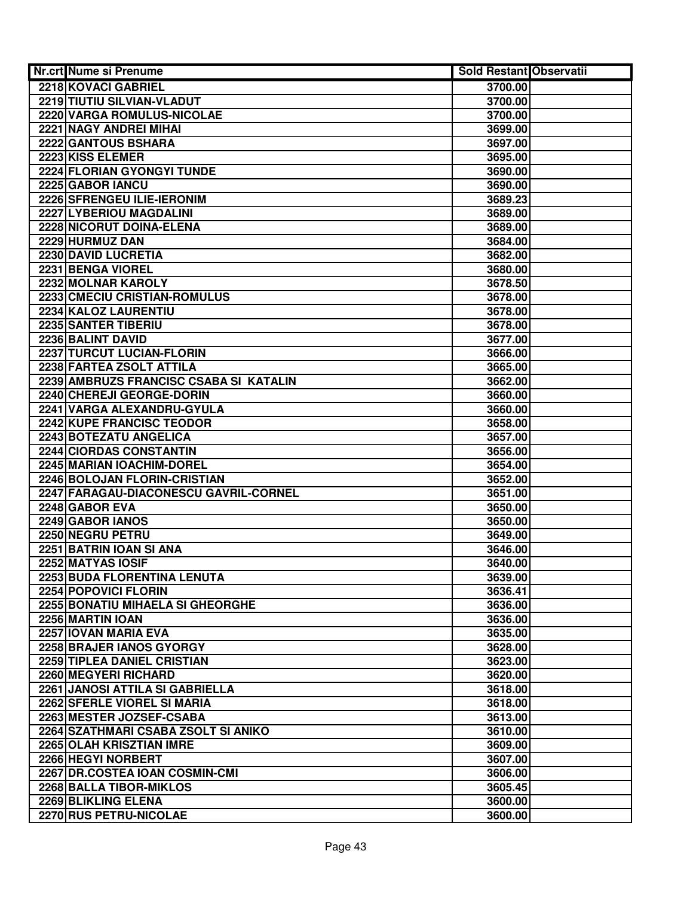| Nr.crt | Nume si Prenume | Sold Restant | Observatii |
|---|---|---|---|
| 2218 | KOVACI GABRIEL | 3700.00 | |
| 2219 | TIUTIU SILVIAN-VLADUT | 3700.00 | |
| 2220 | VARGA ROMULUS-NICOLAE | 3700.00 | |
| 2221 | NAGY ANDREI MIHAI | 3699.00 | |
| 2222 | GANTOUS BSHARA | 3697.00 | |
| 2223 | KISS ELEMER | 3695.00 | |
| 2224 | FLORIAN GYONGYI TUNDE | 3690.00 | |
| 2225 | GABOR IANCU | 3690.00 | |
| 2226 | SFRENGEU ILIE-IERONIM | 3689.23 | |
| 2227 | LYBERIOU MAGDALINI | 3689.00 | |
| 2228 | NICORUT DOINA-ELENA | 3689.00 | |
| 2229 | HURMUZ DAN | 3684.00 | |
| 2230 | DAVID LUCRETIA | 3682.00 | |
| 2231 | BENGA VIOREL | 3680.00 | |
| 2232 | MOLNAR KAROLY | 3678.50 | |
| 2233 | CMECIU CRISTIAN-ROMULUS | 3678.00 | |
| 2234 | KALOZ LAURENTIU | 3678.00 | |
| 2235 | SANTER TIBERIU | 3678.00 | |
| 2236 | BALINT DAVID | 3677.00 | |
| 2237 | TURCUT LUCIAN-FLORIN | 3666.00 | |
| 2238 | FARTEA ZSOLT ATTILA | 3665.00 | |
| 2239 | AMBRUZS FRANCISC CSABA SI KATALIN | 3662.00 | |
| 2240 | CHEREJI GEORGE-DORIN | 3660.00 | |
| 2241 | VARGA ALEXANDRU-GYULA | 3660.00 | |
| 2242 | KUPE FRANCISC TEODOR | 3658.00 | |
| 2243 | BOTEZATU ANGELICA | 3657.00 | |
| 2244 | CIORDAS CONSTANTIN | 3656.00 | |
| 2245 | MARIAN IOACHIM-DOREL | 3654.00 | |
| 2246 | BOLOJAN FLORIN-CRISTIAN | 3652.00 | |
| 2247 | FARAGAU-DIACONESCU GAVRIL-CORNEL | 3651.00 | |
| 2248 | GABOR EVA | 3650.00 | |
| 2249 | GABOR IANOS | 3650.00 | |
| 2250 | NEGRU PETRU | 3649.00 | |
| 2251 | BATRIN IOAN SI ANA | 3646.00 | |
| 2252 | MATYAS IOSIF | 3640.00 | |
| 2253 | BUDA FLORENTINA LENUTA | 3639.00 | |
| 2254 | POPOVICI FLORIN | 3636.41 | |
| 2255 | BONATIU MIHAELA SI GHEORGHE | 3636.00 | |
| 2256 | MARTIN IOAN | 3636.00 | |
| 2257 | IOVAN MARIA EVA | 3635.00 | |
| 2258 | BRAJER IANOS GYORGY | 3628.00 | |
| 2259 | TIPLEA DANIEL CRISTIAN | 3623.00 | |
| 2260 | MEGYERI RICHARD | 3620.00 | |
| 2261 | JANOSI ATTILA SI GABRIELLA | 3618.00 | |
| 2262 | SFERLE VIOREL SI MARIA | 3618.00 | |
| 2263 | MESTER JOZSEF-CSABA | 3613.00 | |
| 2264 | SZATHMARI CSABA ZSOLT SI ANIKO | 3610.00 | |
| 2265 | OLAH KRISZTIAN IMRE | 3609.00 | |
| 2266 | HEGYI NORBERT | 3607.00 | |
| 2267 | DR.COSTEA IOAN COSMIN-CMI | 3606.00 | |
| 2268 | BALLA TIBOR-MIKLOS | 3605.45 | |
| 2269 | BLIKLING ELENA | 3600.00 | |
| 2270 | RUS PETRU-NICOLAE | 3600.00 | |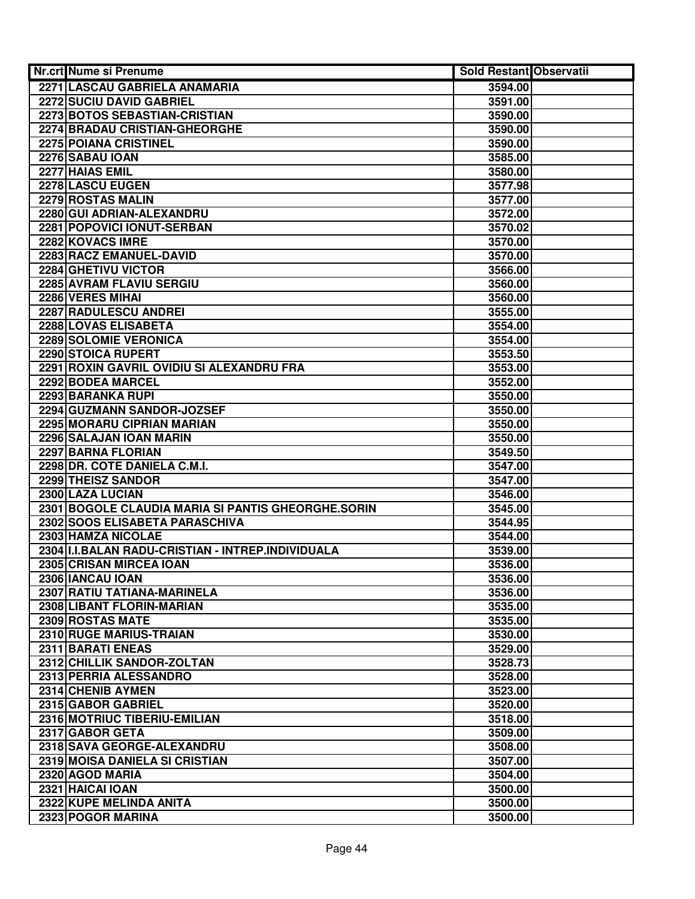| Nr.crt | Nume si Prenume | Sold Restant | Observatii |
|---|---|---|---|
| 2271 | LASCAU GABRIELA ANAMARIA | 3594.00 | |
| 2272 | SUCIU DAVID GABRIEL | 3591.00 | |
| 2273 | BOTOS SEBASTIAN-CRISTIAN | 3590.00 | |
| 2274 | BRADAU CRISTIAN-GHEORGHE | 3590.00 | |
| 2275 | POIANA CRISTINEL | 3590.00 | |
| 2276 | SABAU IOAN | 3585.00 | |
| 2277 | HAIAS EMIL | 3580.00 | |
| 2278 | LASCU EUGEN | 3577.98 | |
| 2279 | ROSTAS MALIN | 3577.00 | |
| 2280 | GUI ADRIAN-ALEXANDRU | 3572.00 | |
| 2281 | POPOVICI IONUT-SERBAN | 3570.02 | |
| 2282 | KOVACS IMRE | 3570.00 | |
| 2283 | RACZ EMANUEL-DAVID | 3570.00 | |
| 2284 | GHETIVU VICTOR | 3566.00 | |
| 2285 | AVRAM FLAVIU SERGIU | 3560.00 | |
| 2286 | VERES MIHAI | 3560.00 | |
| 2287 | RADULESCU ANDREI | 3555.00 | |
| 2288 | LOVAS ELISABETA | 3554.00 | |
| 2289 | SOLOMIE VERONICA | 3554.00 | |
| 2290 | STOICA RUPERT | 3553.50 | |
| 2291 | ROXIN GAVRIL OVIDIU SI ALEXANDRU FRA | 3553.00 | |
| 2292 | BODEA MARCEL | 3552.00 | |
| 2293 | BARANKA RUPI | 3550.00 | |
| 2294 | GUZMANN SANDOR-JOZSEF | 3550.00 | |
| 2295 | MORARU CIPRIAN MARIAN | 3550.00 | |
| 2296 | SALAJAN IOAN MARIN | 3550.00 | |
| 2297 | BARNA FLORIAN | 3549.50 | |
| 2298 | DR. COTE DANIELA C.M.I. | 3547.00 | |
| 2299 | THEISZ SANDOR | 3547.00 | |
| 2300 | LAZA LUCIAN | 3546.00 | |
| 2301 | BOGOLE CLAUDIA MARIA SI PANTIS GHEORGHE.SORIN | 3545.00 | |
| 2302 | SOOS ELISABETA PARASCHIVA | 3544.95 | |
| 2303 | HAMZA NICOLAE | 3544.00 | |
| 2304 | I.I.BALAN RADU-CRISTIAN - INTREP.INDIVIDUALA | 3539.00 | |
| 2305 | CRISAN MIRCEA IOAN | 3536.00 | |
| 2306 | IANCAU IOAN | 3536.00 | |
| 2307 | RATIU TATIANA-MARINELA | 3536.00 | |
| 2308 | LIBANT FLORIN-MARIAN | 3535.00 | |
| 2309 | ROSTAS MATE | 3535.00 | |
| 2310 | RUGE MARIUS-TRAIAN | 3530.00 | |
| 2311 | BARATI ENEAS | 3529.00 | |
| 2312 | CHILLIK SANDOR-ZOLTAN | 3528.73 | |
| 2313 | PERRIA ALESSANDRO | 3528.00 | |
| 2314 | CHENIB AYMEN | 3523.00 | |
| 2315 | GABOR GABRIEL | 3520.00 | |
| 2316 | MOTRIUC TIBERIU-EMILIAN | 3518.00 | |
| 2317 | GABOR GETA | 3509.00 | |
| 2318 | SAVA GEORGE-ALEXANDRU | 3508.00 | |
| 2319 | MOISA DANIELA SI CRISTIAN | 3507.00 | |
| 2320 | AGOD MARIA | 3504.00 | |
| 2321 | HAICAI IOAN | 3500.00 | |
| 2322 | KUPE MELINDA ANITA | 3500.00 | |
| 2323 | POGOR MARINA | 3500.00 | |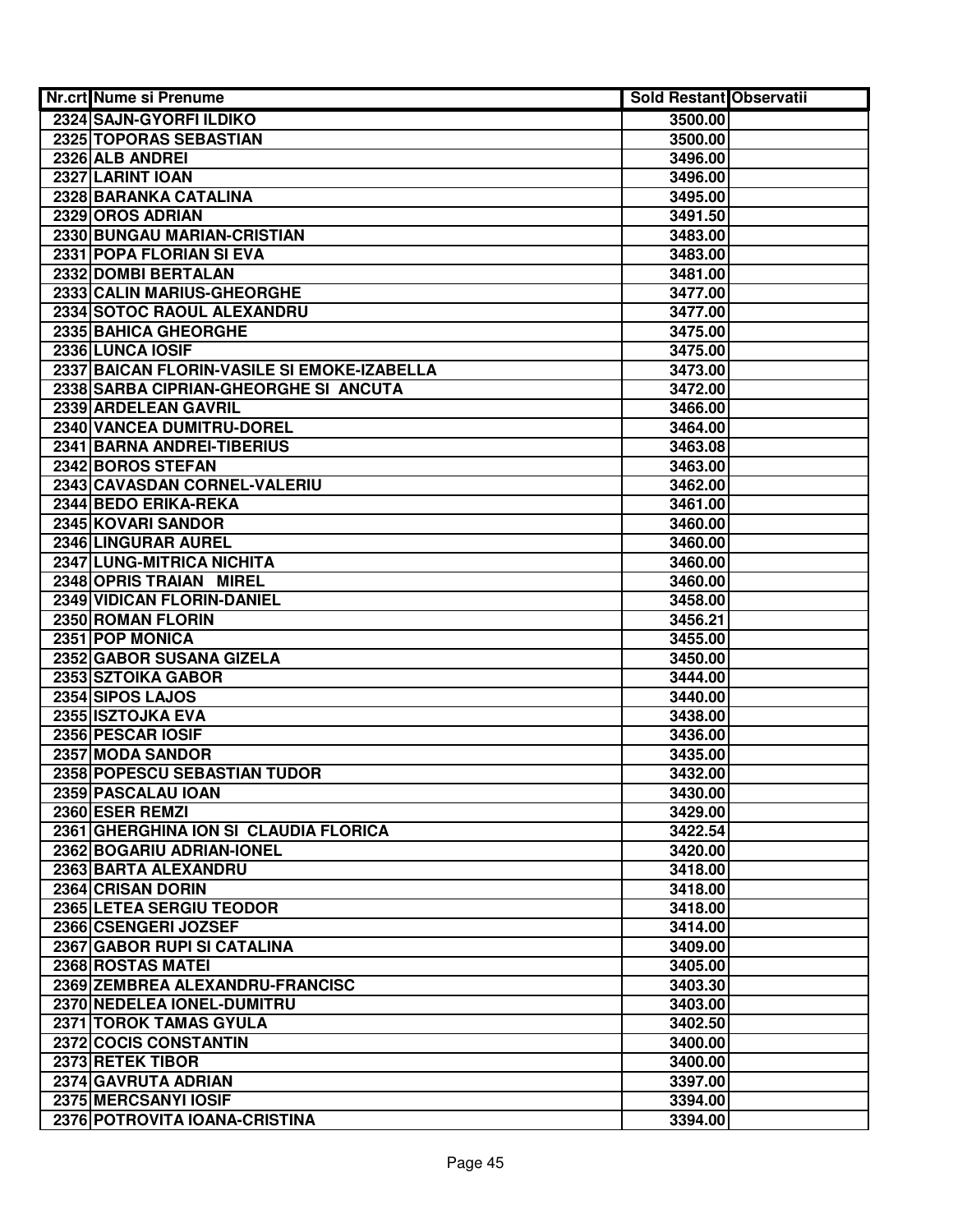| Nr.crt | Nume si Prenume | Sold Restant | Observatii |
|---|---|---|---|
| 2324 | SAJN-GYORFI ILDIKO | 3500.00 | |
| 2325 | TOPORAS SEBASTIAN | 3500.00 | |
| 2326 | ALB ANDREI | 3496.00 | |
| 2327 | LARINT IOAN | 3496.00 | |
| 2328 | BARANKA CATALINA | 3495.00 | |
| 2329 | OROS ADRIAN | 3491.50 | |
| 2330 | BUNGAU MARIAN-CRISTIAN | 3483.00 | |
| 2331 | POPA FLORIAN SI EVA | 3483.00 | |
| 2332 | DOMBI BERTALAN | 3481.00 | |
| 2333 | CALIN MARIUS-GHEORGHE | 3477.00 | |
| 2334 | SOTOC RAOUL ALEXANDRU | 3477.00 | |
| 2335 | BAHICA GHEORGHE | 3475.00 | |
| 2336 | LUNCA IOSIF | 3475.00 | |
| 2337 | BAICAN FLORIN-VASILE SI EMOKE-IZABELLA | 3473.00 | |
| 2338 | SARBA CIPRIAN-GHEORGHE SI ANCUTA | 3472.00 | |
| 2339 | ARDELEAN GAVRIL | 3466.00 | |
| 2340 | VANCEA DUMITRU-DOREL | 3464.00 | |
| 2341 | BARNA ANDREI-TIBERIUS | 3463.08 | |
| 2342 | BOROS STEFAN | 3463.00 | |
| 2343 | CAVASDAN CORNEL-VALERIU | 3462.00 | |
| 2344 | BEDO ERIKA-REKA | 3461.00 | |
| 2345 | KOVARI SANDOR | 3460.00 | |
| 2346 | LINGURAR AUREL | 3460.00 | |
| 2347 | LUNG-MITRICA NICHITA | 3460.00 | |
| 2348 | OPRIS TRAIAN MIREL | 3460.00 | |
| 2349 | VIDICAN FLORIN-DANIEL | 3458.00 | |
| 2350 | ROMAN FLORIN | 3456.21 | |
| 2351 | POP MONICA | 3455.00 | |
| 2352 | GABOR SUSANA GIZELA | 3450.00 | |
| 2353 | SZTOIKA GABOR | 3444.00 | |
| 2354 | SIPOS LAJOS | 3440.00 | |
| 2355 | ISZTOJKA EVA | 3438.00 | |
| 2356 | PESCAR IOSIF | 3436.00 | |
| 2357 | MODA SANDOR | 3435.00 | |
| 2358 | POPESCU SEBASTIAN TUDOR | 3432.00 | |
| 2359 | PASCALAU IOAN | 3430.00 | |
| 2360 | ESER REMZI | 3429.00 | |
| 2361 | GHERGHINA ION SI CLAUDIA FLORICA | 3422.54 | |
| 2362 | BOGARIU ADRIAN-IONEL | 3420.00 | |
| 2363 | BARTA ALEXANDRU | 3418.00 | |
| 2364 | CRISAN DORIN | 3418.00 | |
| 2365 | LETEA SERGIU TEODOR | 3418.00 | |
| 2366 | CSENGERI JOZSEF | 3414.00 | |
| 2367 | GABOR RUPI SI CATALINA | 3409.00 | |
| 2368 | ROSTAS MATEI | 3405.00 | |
| 2369 | ZEMBREA ALEXANDRU-FRANCISC | 3403.30 | |
| 2370 | NEDELEA IONEL-DUMITRU | 3403.00 | |
| 2371 | TOROK TAMAS GYULA | 3402.50 | |
| 2372 | COCIS CONSTANTIN | 3400.00 | |
| 2373 | RETEK TIBOR | 3400.00 | |
| 2374 | GAVRUTA ADRIAN | 3397.00 | |
| 2375 | MERCSANYI IOSIF | 3394.00 | |
| 2376 | POTROVITA IOANA-CRISTINA | 3394.00 | |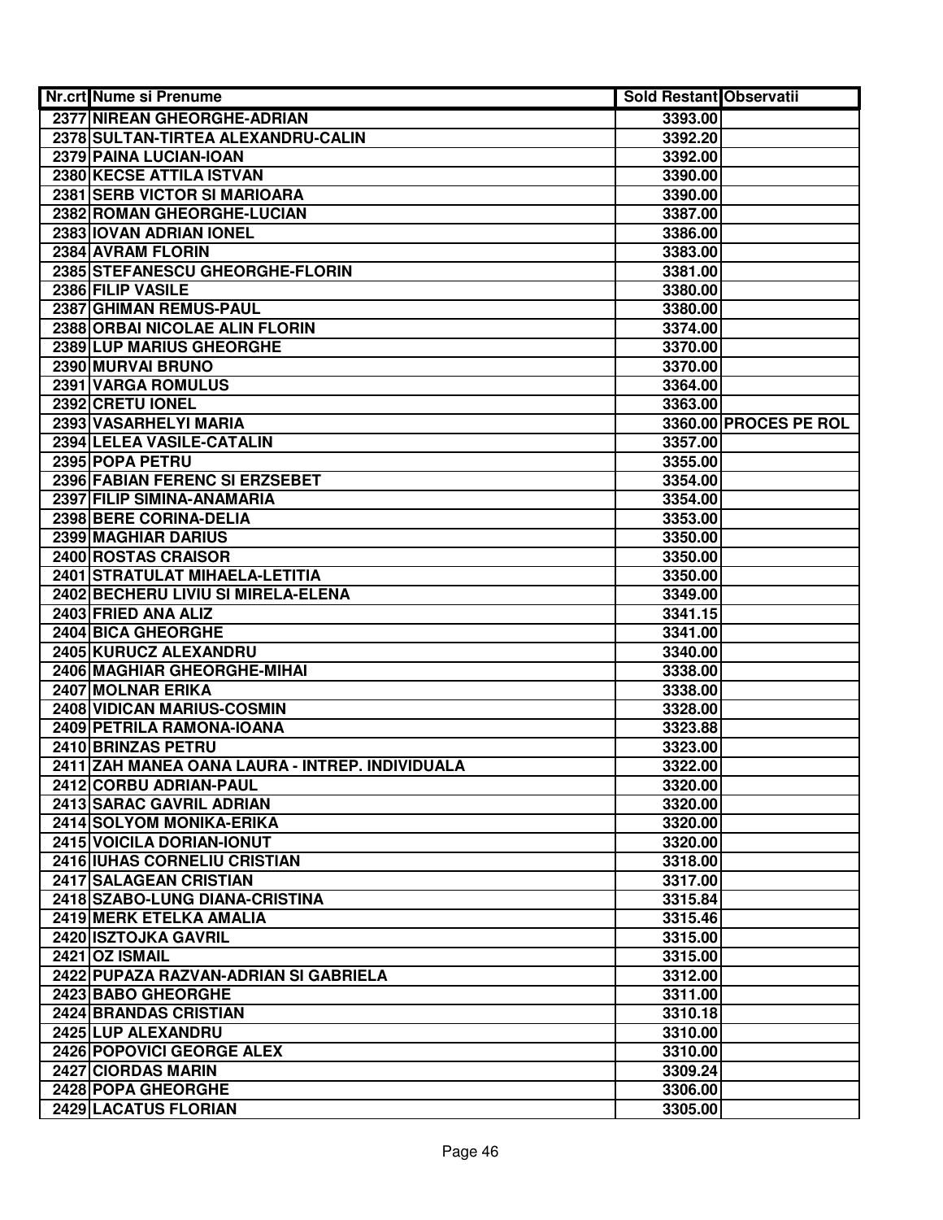| Nr.crt | Nume si Prenume | Sold Restant | Observatii |
|---|---|---|---|
| 2377 | NIREAN GHEORGHE-ADRIAN | 3393.00 | |
| 2378 | SULTAN-TIRTEA ALEXANDRU-CALIN | 3392.20 | |
| 2379 | PAINA LUCIAN-IOAN | 3392.00 | |
| 2380 | KECSE ATTILA ISTVAN | 3390.00 | |
| 2381 | SERB VICTOR SI MARIOARA | 3390.00 | |
| 2382 | ROMAN GHEORGHE-LUCIAN | 3387.00 | |
| 2383 | IOVAN ADRIAN IONEL | 3386.00 | |
| 2384 | AVRAM FLORIN | 3383.00 | |
| 2385 | STEFANESCU GHEORGHE-FLORIN | 3381.00 | |
| 2386 | FILIP VASILE | 3380.00 | |
| 2387 | GHIMAN REMUS-PAUL | 3380.00 | |
| 2388 | ORBAI NICOLAE ALIN FLORIN | 3374.00 | |
| 2389 | LUP MARIUS GHEORGHE | 3370.00 | |
| 2390 | MURVAI BRUNO | 3370.00 | |
| 2391 | VARGA ROMULUS | 3364.00 | |
| 2392 | CRETU IONEL | 3363.00 | |
| 2393 | VASARHELYI MARIA | 3360.00 | PROCES PE ROL |
| 2394 | LELEA VASILE-CATALIN | 3357.00 | |
| 2395 | POPA PETRU | 3355.00 | |
| 2396 | FABIAN FERENC SI ERZSEBET | 3354.00 | |
| 2397 | FILIP SIMINA-ANAMARIA | 3354.00 | |
| 2398 | BERE CORINA-DELIA | 3353.00 | |
| 2399 | MAGHIAR DARIUS | 3350.00 | |
| 2400 | ROSTAS CRAISOR | 3350.00 | |
| 2401 | STRATULAT MIHAELA-LETITIA | 3350.00 | |
| 2402 | BECHERU LIVIU SI MIRELA-ELENA | 3349.00 | |
| 2403 | FRIED ANA ALIZ | 3341.15 | |
| 2404 | BICA GHEORGHE | 3341.00 | |
| 2405 | KURUCZ ALEXANDRU | 3340.00 | |
| 2406 | MAGHIAR GHEORGHE-MIHAI | 3338.00 | |
| 2407 | MOLNAR ERIKA | 3338.00 | |
| 2408 | VIDICAN MARIUS-COSMIN | 3328.00 | |
| 2409 | PETRILA RAMONA-IOANA | 3323.88 | |
| 2410 | BRINZAS PETRU | 3323.00 | |
| 2411 | ZAH MANEA OANA LAURA - INTREP. INDIVIDUALA | 3322.00 | |
| 2412 | CORBU ADRIAN-PAUL | 3320.00 | |
| 2413 | SARAC GAVRIL ADRIAN | 3320.00 | |
| 2414 | SOLYOM MONIKA-ERIKA | 3320.00 | |
| 2415 | VOICILA DORIAN-IONUT | 3320.00 | |
| 2416 | IUHAS CORNELIU CRISTIAN | 3318.00 | |
| 2417 | SALAGEAN CRISTIAN | 3317.00 | |
| 2418 | SZABO-LUNG DIANA-CRISTINA | 3315.84 | |
| 2419 | MERK ETELKA AMALIA | 3315.46 | |
| 2420 | ISZTOJKA GAVRIL | 3315.00 | |
| 2421 | OZ ISMAIL | 3315.00 | |
| 2422 | PUPAZA RAZVAN-ADRIAN SI GABRIELA | 3312.00 | |
| 2423 | BABO GHEORGHE | 3311.00 | |
| 2424 | BRANDAS CRISTIAN | 3310.18 | |
| 2425 | LUP ALEXANDRU | 3310.00 | |
| 2426 | POPOVICI GEORGE ALEX | 3310.00 | |
| 2427 | CIORDAS MARIN | 3309.24 | |
| 2428 | POPA GHEORGHE | 3306.00 | |
| 2429 | LACATUS FLORIAN | 3305.00 | |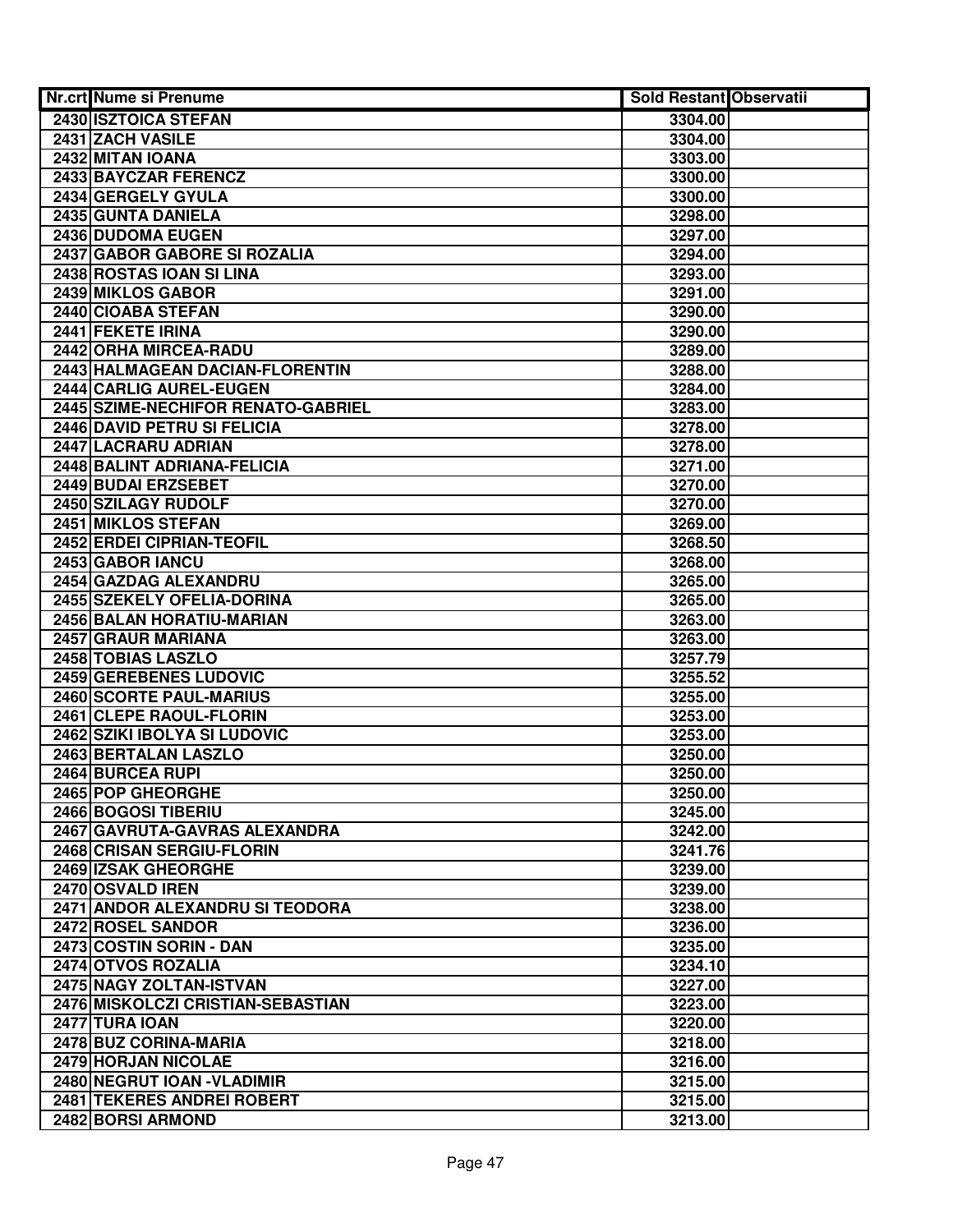| Nr.crt | Nume si Prenume | Sold Restant | Observatii |
|---|---|---|---|
| 2430 | ISZTOICA STEFAN | 3304.00 | |
| 2431 | ZACH VASILE | 3304.00 | |
| 2432 | MITAN IOANA | 3303.00 | |
| 2433 | BAYCZAR FERENCZ | 3300.00 | |
| 2434 | GERGELY GYULA | 3300.00 | |
| 2435 | GUNTA DANIELA | 3298.00 | |
| 2436 | DUDOMA EUGEN | 3297.00 | |
| 2437 | GABOR GABORE SI ROZALIA | 3294.00 | |
| 2438 | ROSTAS IOAN SI LINA | 3293.00 | |
| 2439 | MIKLOS GABOR | 3291.00 | |
| 2440 | CIOABA STEFAN | 3290.00 | |
| 2441 | FEKETE IRINA | 3290.00 | |
| 2442 | ORHA MIRCEA-RADU | 3289.00 | |
| 2443 | HALMAGEAN DACIAN-FLORENTIN | 3288.00 | |
| 2444 | CARLIG AUREL-EUGEN | 3284.00 | |
| 2445 | SZIME-NECHIFOR RENATO-GABRIEL | 3283.00 | |
| 2446 | DAVID PETRU SI FELICIA | 3278.00 | |
| 2447 | LACRARU ADRIAN | 3278.00 | |
| 2448 | BALINT ADRIANA-FELICIA | 3271.00 | |
| 2449 | BUDAI ERZSEBET | 3270.00 | |
| 2450 | SZILAGY RUDOLF | 3270.00 | |
| 2451 | MIKLOS STEFAN | 3269.00 | |
| 2452 | ERDEI CIPRIAN-TEOFIL | 3268.50 | |
| 2453 | GABOR IANCU | 3268.00 | |
| 2454 | GAZDAG ALEXANDRU | 3265.00 | |
| 2455 | SZEKELY OFELIA-DORINA | 3265.00 | |
| 2456 | BALAN HORATIU-MARIAN | 3263.00 | |
| 2457 | GRAUR MARIANA | 3263.00 | |
| 2458 | TOBIAS LASZLO | 3257.79 | |
| 2459 | GEREBENES LUDOVIC | 3255.52 | |
| 2460 | SCORTE PAUL-MARIUS | 3255.00 | |
| 2461 | CLEPE RAOUL-FLORIN | 3253.00 | |
| 2462 | SZIKI IBOLYA SI LUDOVIC | 3253.00 | |
| 2463 | BERTALAN LASZLO | 3250.00 | |
| 2464 | BURCEA RUPI | 3250.00 | |
| 2465 | POP GHEORGHE | 3250.00 | |
| 2466 | BOGOSI TIBERIU | 3245.00 | |
| 2467 | GAVRUTA-GAVRAS ALEXANDRA | 3242.00 | |
| 2468 | CRISAN SERGIU-FLORIN | 3241.76 | |
| 2469 | IZSAK GHEORGHE | 3239.00 | |
| 2470 | OSVALD IREN | 3239.00 | |
| 2471 | ANDOR ALEXANDRU SI TEODORA | 3238.00 | |
| 2472 | ROSEL SANDOR | 3236.00 | |
| 2473 | COSTIN SORIN - DAN | 3235.00 | |
| 2474 | OTVOS ROZALIA | 3234.10 | |
| 2475 | NAGY ZOLTAN-ISTVAN | 3227.00 | |
| 2476 | MISKOLCZI CRISTIAN-SEBASTIAN | 3223.00 | |
| 2477 | TURA IOAN | 3220.00 | |
| 2478 | BUZ CORINA-MARIA | 3218.00 | |
| 2479 | HORJAN NICOLAE | 3216.00 | |
| 2480 | NEGRUT IOAN -VLADIMIR | 3215.00 | |
| 2481 | TEKERES ANDREI ROBERT | 3215.00 | |
| 2482 | BORSI ARMOND | 3213.00 | |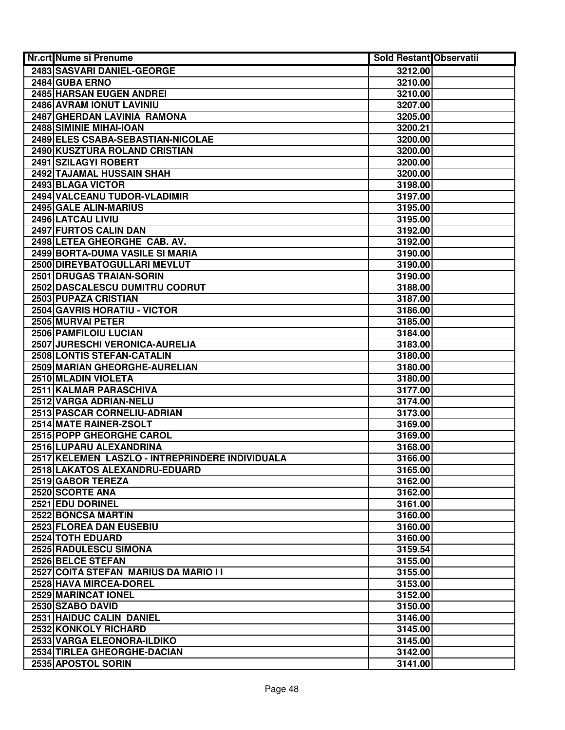| Nr.crt | Nume si Prenume | Sold Restant | Observatii |
|---|---|---|---|
| 2483 | SASVARI DANIEL-GEORGE | 3212.00 | |
| 2484 | GUBA ERNO | 3210.00 | |
| 2485 | HARSAN EUGEN ANDREI | 3210.00 | |
| 2486 | AVRAM IONUT LAVINIU | 3207.00 | |
| 2487 | GHERDAN LAVINIA RAMONA | 3205.00 | |
| 2488 | SIMINIE MIHAI-IOAN | 3200.21 | |
| 2489 | ELES CSABA-SEBASTIAN-NICOLAE | 3200.00 | |
| 2490 | KUSZTURA ROLAND CRISTIAN | 3200.00 | |
| 2491 | SZILAGYI ROBERT | 3200.00 | |
| 2492 | TAJAMAL HUSSAIN SHAH | 3200.00 | |
| 2493 | BLAGA VICTOR | 3198.00 | |
| 2494 | VALCEANU TUDOR-VLADIMIR | 3197.00 | |
| 2495 | GALE ALIN-MARIUS | 3195.00 | |
| 2496 | LATCAU LIVIU | 3195.00 | |
| 2497 | FURTOS CALIN DAN | 3192.00 | |
| 2498 | LETEA GHEORGHE CAB. AV. | 3192.00 | |
| 2499 | BORTA-DUMA VASILE SI MARIA | 3190.00 | |
| 2500 | DIREYBATOGULLARI MEVLUT | 3190.00 | |
| 2501 | DRUGAS TRAIAN-SORIN | 3190.00 | |
| 2502 | DASCALESCU DUMITRU CODRUT | 3188.00 | |
| 2503 | PUPAZA CRISTIAN | 3187.00 | |
| 2504 | GAVRIS HORATIU - VICTOR | 3186.00 | |
| 2505 | MURVAI PETER | 3185.00 | |
| 2506 | PAMFILOIU LUCIAN | 3184.00 | |
| 2507 | JURESCHI VERONICA-AURELIA | 3183.00 | |
| 2508 | LONTIS STEFAN-CATALIN | 3180.00 | |
| 2509 | MARIAN GHEORGHE-AURELIAN | 3180.00 | |
| 2510 | MLADIN VIOLETA | 3180.00 | |
| 2511 | KALMAR PARASCHIVA | 3177.00 | |
| 2512 | VARGA ADRIAN-NELU | 3174.00 | |
| 2513 | PASCAR CORNELIU-ADRIAN | 3173.00 | |
| 2514 | MATE RAINER-ZSOLT | 3169.00 | |
| 2515 | POPP GHEORGHE CAROL | 3169.00 | |
| 2516 | LUPARU ALEXANDRINA | 3168.00 | |
| 2517 | KELEMEN LASZLO - INTREPRINDERE INDIVIDUALA | 3166.00 | |
| 2518 | LAKATOS ALEXANDRU-EDUARD | 3165.00 | |
| 2519 | GABOR TEREZA | 3162.00 | |
| 2520 | SCORTE ANA | 3162.00 | |
| 2521 | EDU DORINEL | 3161.00 | |
| 2522 | BONCSA MARTIN | 3160.00 | |
| 2523 | FLOREA DAN EUSEBIU | 3160.00 | |
| 2524 | TOTH EDUARD | 3160.00 | |
| 2525 | RADULESCU SIMONA | 3159.54 | |
| 2526 | BELCE STEFAN | 3155.00 | |
| 2527 | COITA STEFAN MARIUS DA MARIO I I | 3155.00 | |
| 2528 | HAVA MIRCEA-DOREL | 3153.00 | |
| 2529 | MARINCAT IONEL | 3152.00 | |
| 2530 | SZABO DAVID | 3150.00 | |
| 2531 | HAIDUC CALIN DANIEL | 3146.00 | |
| 2532 | KONKOLY RICHARD | 3145.00 | |
| 2533 | VARGA ELEONORA-ILDIKO | 3145.00 | |
| 2534 | TIRLEA GHEORGHE-DACIAN | 3142.00 | |
| 2535 | APOSTOL SORIN | 3141.00 | |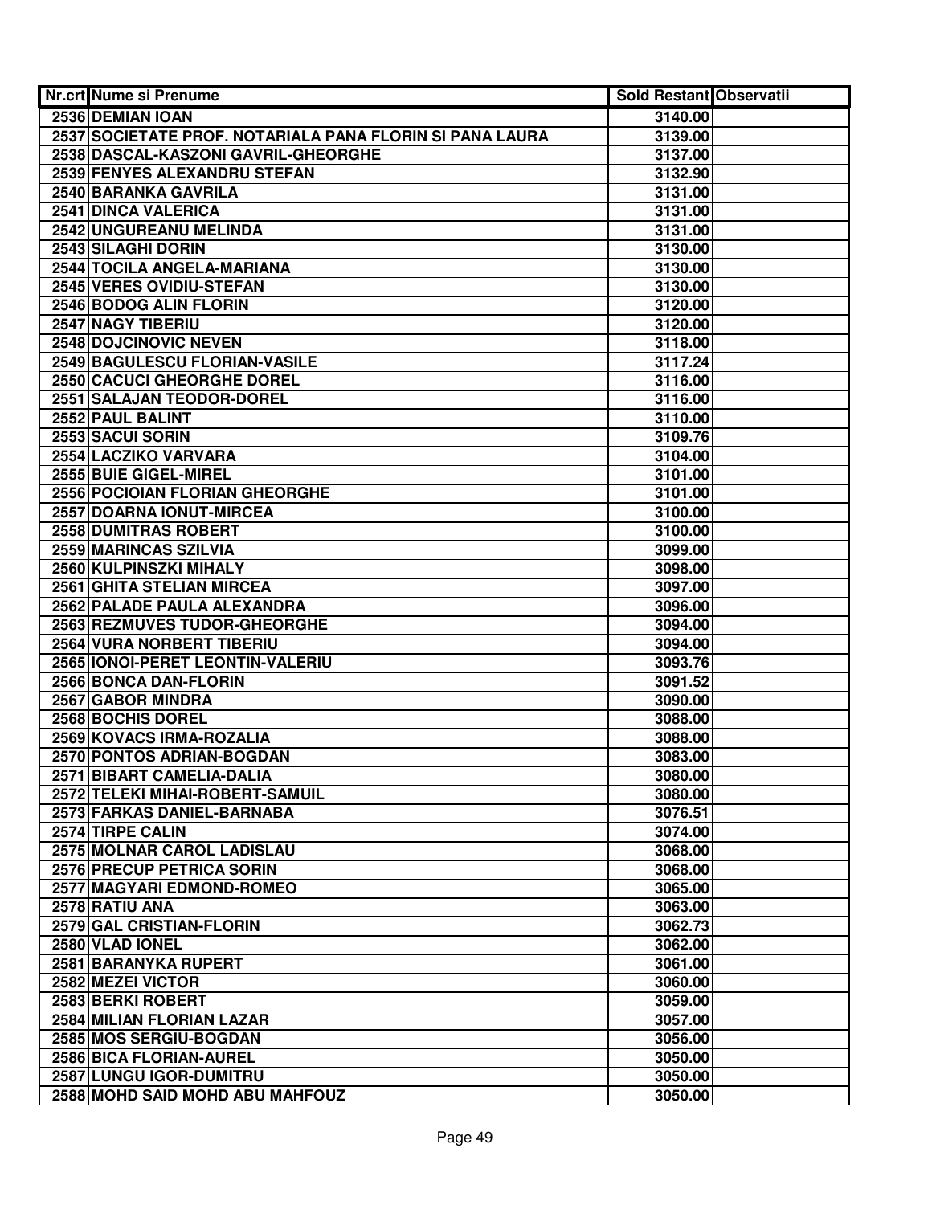| Nr.crt | Nume si Prenume | Sold Restant | Observatii |
|---|---|---|---|
| 2536 | DEMIAN IOAN | 3140.00 | |
| 2537 | SOCIETATE PROF. NOTARIALA PANA FLORIN SI PANA LAURA | 3139.00 | |
| 2538 | DASCAL-KASZONI GAVRIL-GHEORGHE | 3137.00 | |
| 2539 | FENYES ALEXANDRU STEFAN | 3132.90 | |
| 2540 | BARANKA GAVRILA | 3131.00 | |
| 2541 | DINCA VALERICA | 3131.00 | |
| 2542 | UNGUREANU MELINDA | 3131.00 | |
| 2543 | SILAGHI DORIN | 3130.00 | |
| 2544 | TOCILA ANGELA-MARIANA | 3130.00 | |
| 2545 | VERES OVIDIU-STEFAN | 3130.00 | |
| 2546 | BODOG ALIN FLORIN | 3120.00 | |
| 2547 | NAGY TIBERIU | 3120.00 | |
| 2548 | DOJCINOVIC NEVEN | 3118.00 | |
| 2549 | BAGULESCU FLORIAN-VASILE | 3117.24 | |
| 2550 | CACUCI GHEORGHE DOREL | 3116.00 | |
| 2551 | SALAJAN TEODOR-DOREL | 3116.00 | |
| 2552 | PAUL BALINT | 3110.00 | |
| 2553 | SACUI SORIN | 3109.76 | |
| 2554 | LACZIKO VARVARA | 3104.00 | |
| 2555 | BUIE GIGEL-MIREL | 3101.00 | |
| 2556 | POCIOIAN FLORIAN GHEORGHE | 3101.00 | |
| 2557 | DOARNA IONUT-MIRCEA | 3100.00 | |
| 2558 | DUMITRAS ROBERT | 3100.00 | |
| 2559 | MARINCAS SZILVIA | 3099.00 | |
| 2560 | KULPINSZKI MIHALY | 3098.00 | |
| 2561 | GHITA STELIAN MIRCEA | 3097.00 | |
| 2562 | PALADE PAULA ALEXANDRA | 3096.00 | |
| 2563 | REZMUVES TUDOR-GHEORGHE | 3094.00 | |
| 2564 | VURA NORBERT TIBERIU | 3094.00 | |
| 2565 | IONOI-PERET LEONTIN-VALERIU | 3093.76 | |
| 2566 | BONCA DAN-FLORIN | 3091.52 | |
| 2567 | GABOR MINDRA | 3090.00 | |
| 2568 | BOCHIS DOREL | 3088.00 | |
| 2569 | KOVACS IRMA-ROZALIA | 3088.00 | |
| 2570 | PONTOS ADRIAN-BOGDAN | 3083.00 | |
| 2571 | BIBART CAMELIA-DALIA | 3080.00 | |
| 2572 | TELEKI MIHAI-ROBERT-SAMUIL | 3080.00 | |
| 2573 | FARKAS DANIEL-BARNABA | 3076.51 | |
| 2574 | TIRPE CALIN | 3074.00 | |
| 2575 | MOLNAR CAROL LADISLAU | 3068.00 | |
| 2576 | PRECUP PETRICA SORIN | 3068.00 | |
| 2577 | MAGYARI EDMOND-ROMEO | 3065.00 | |
| 2578 | RATIU ANA | 3063.00 | |
| 2579 | GAL CRISTIAN-FLORIN | 3062.73 | |
| 2580 | VLAD IONEL | 3062.00 | |
| 2581 | BARANYKA RUPERT | 3061.00 | |
| 2582 | MEZEI VICTOR | 3060.00 | |
| 2583 | BERKI ROBERT | 3059.00 | |
| 2584 | MILIAN FLORIAN LAZAR | 3057.00 | |
| 2585 | MOS SERGIU-BOGDAN | 3056.00 | |
| 2586 | BICA FLORIAN-AUREL | 3050.00 | |
| 2587 | LUNGU IGOR-DUMITRU | 3050.00 | |
| 2588 | MOHD SAID MOHD ABU MAHFOUZ | 3050.00 | |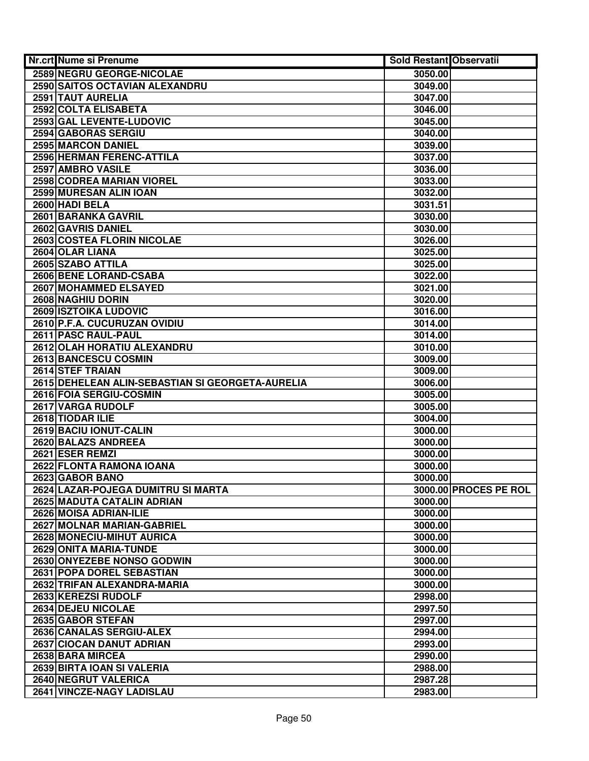| Nr.crt | Nume si Prenume | Sold Restant | Observatii |
|---|---|---|---|
| 2589 | NEGRU GEORGE-NICOLAE | 3050.00 | |
| 2590 | SAITOS OCTAVIAN ALEXANDRU | 3049.00 | |
| 2591 | TAUT AURELIA | 3047.00 | |
| 2592 | COLTA ELISABETA | 3046.00 | |
| 2593 | GAL LEVENTE-LUDOVIC | 3045.00 | |
| 2594 | GABORAS SERGIU | 3040.00 | |
| 2595 | MARCON DANIEL | 3039.00 | |
| 2596 | HERMAN FERENC-ATTILA | 3037.00 | |
| 2597 | AMBRO VASILE | 3036.00 | |
| 2598 | CODREA MARIAN VIOREL | 3033.00 | |
| 2599 | MURESAN ALIN IOAN | 3032.00 | |
| 2600 | HADI BELA | 3031.51 | |
| 2601 | BARANKA GAVRIL | 3030.00 | |
| 2602 | GAVRIS DANIEL | 3030.00 | |
| 2603 | COSTEA FLORIN NICOLAE | 3026.00 | |
| 2604 | OLAR LIANA | 3025.00 | |
| 2605 | SZABO ATTILA | 3025.00 | |
| 2606 | BENE LORAND-CSABA | 3022.00 | |
| 2607 | MOHAMMED ELSAYED | 3021.00 | |
| 2608 | NAGHIU DORIN | 3020.00 | |
| 2609 | ISZTOIKA LUDOVIC | 3016.00 | |
| 2610 | P.F.A. CUCURUZAN OVIDIU | 3014.00 | |
| 2611 | PASC RAUL-PAUL | 3014.00 | |
| 2612 | OLAH HORATIU ALEXANDRU | 3010.00 | |
| 2613 | BANCESCU COSMIN | 3009.00 | |
| 2614 | STEF TRAIAN | 3009.00 | |
| 2615 | DEHELEAN ALIN-SEBASTIAN SI GEORGETA-AURELIA | 3006.00 | |
| 2616 | FOIA SERGIU-COSMIN | 3005.00 | |
| 2617 | VARGA RUDOLF | 3005.00 | |
| 2618 | TIODAR ILIE | 3004.00 | |
| 2619 | BACIU IONUT-CALIN | 3000.00 | |
| 2620 | BALAZS ANDREEA | 3000.00 | |
| 2621 | ESER REMZI | 3000.00 | |
| 2622 | FLONTA RAMONA IOANA | 3000.00 | |
| 2623 | GABOR BANO | 3000.00 | |
| 2624 | LAZAR-POJEGA DUMITRU SI MARTA | 3000.00 | PROCES PE ROL |
| 2625 | MADUTA CATALIN ADRIAN | 3000.00 | |
| 2626 | MOISA ADRIAN-ILIE | 3000.00 | |
| 2627 | MOLNAR MARIAN-GABRIEL | 3000.00 | |
| 2628 | MONECIU-MIHUT AURICA | 3000.00 | |
| 2629 | ONITA MARIA-TUNDE | 3000.00 | |
| 2630 | ONYEZEBE NONSO GODWIN | 3000.00 | |
| 2631 | POPA DOREL SEBASTIAN | 3000.00 | |
| 2632 | TRIFAN ALEXANDRA-MARIA | 3000.00 | |
| 2633 | KEREZSI RUDOLF | 2998.00 | |
| 2634 | DEJEU NICOLAE | 2997.50 | |
| 2635 | GABOR STEFAN | 2997.00 | |
| 2636 | CANALAS SERGIU-ALEX | 2994.00 | |
| 2637 | CIOCAN DANUT ADRIAN | 2993.00 | |
| 2638 | BARA MIRCEA | 2990.00 | |
| 2639 | BIRTA IOAN SI VALERIA | 2988.00 | |
| 2640 | NEGRUT VALERICA | 2987.28 | |
| 2641 | VINCZE-NAGY LADISLAU | 2983.00 | |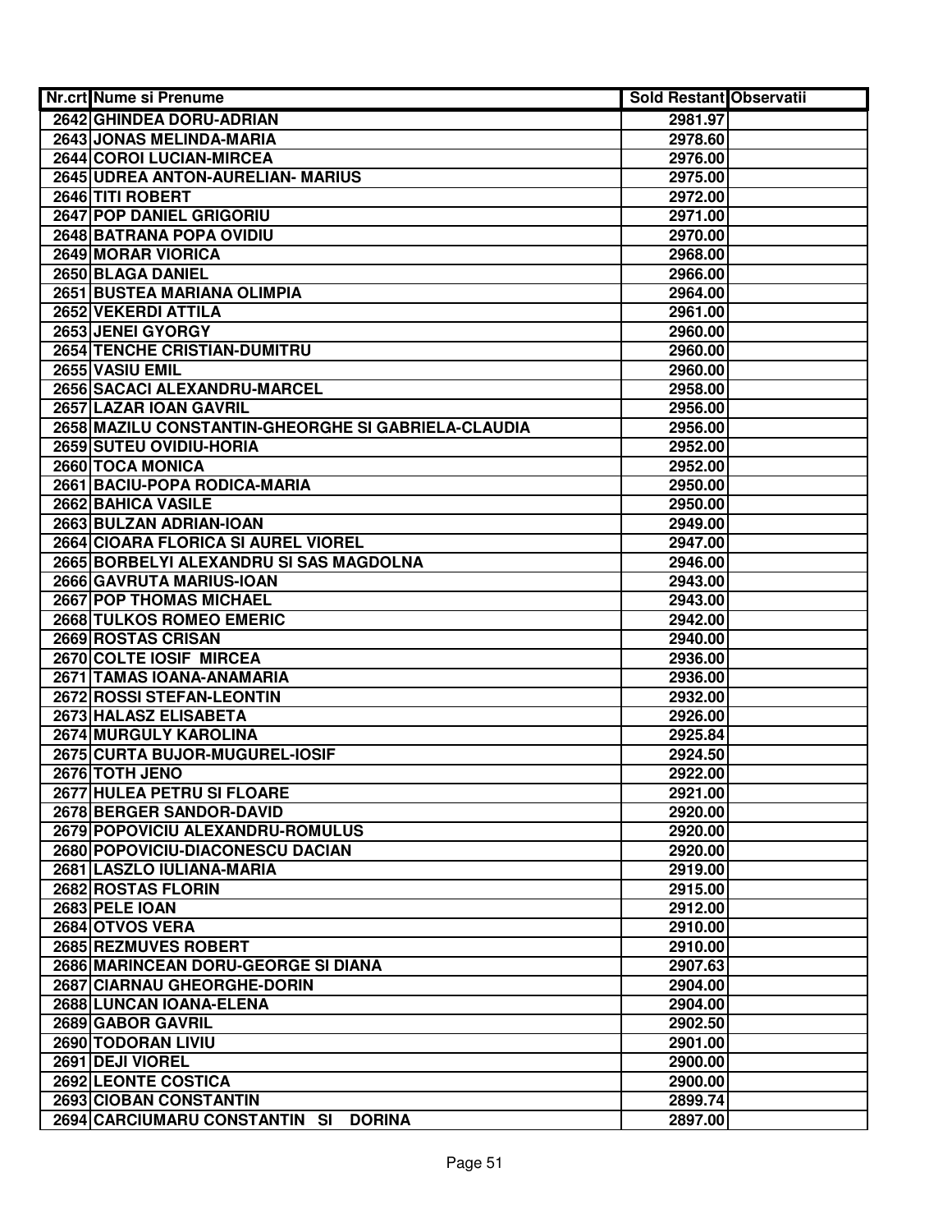| Nr.crt | Nume si Prenume | Sold Restant | Observatii |
|---|---|---|---|
| 2642 | GHINDEA DORU-ADRIAN | 2981.97 | |
| 2643 | JONAS MELINDA-MARIA | 2978.60 | |
| 2644 | COROI LUCIAN-MIRCEA | 2976.00 | |
| 2645 | UDREA ANTON-AURELIAN- MARIUS | 2975.00 | |
| 2646 | TITI ROBERT | 2972.00 | |
| 2647 | POP DANIEL GRIGORIU | 2971.00 | |
| 2648 | BATRANA POPA OVIDIU | 2970.00 | |
| 2649 | MORAR VIORICA | 2968.00 | |
| 2650 | BLAGA DANIEL | 2966.00 | |
| 2651 | BUSTEA MARIANA OLIMPIA | 2964.00 | |
| 2652 | VEKERDI ATTILA | 2961.00 | |
| 2653 | JENEI GYORGY | 2960.00 | |
| 2654 | TENCHE CRISTIAN-DUMITRU | 2960.00 | |
| 2655 | VASIU EMIL | 2960.00 | |
| 2656 | SACACI ALEXANDRU-MARCEL | 2958.00 | |
| 2657 | LAZAR IOAN GAVRIL | 2956.00 | |
| 2658 | MAZILU CONSTANTIN-GHEORGHE SI GABRIELA-CLAUDIA | 2956.00 | |
| 2659 | SUTEU OVIDIU-HORIA | 2952.00 | |
| 2660 | TOCA MONICA | 2952.00 | |
| 2661 | BACIU-POPA RODICA-MARIA | 2950.00 | |
| 2662 | BAHICA VASILE | 2950.00 | |
| 2663 | BULZAN ADRIAN-IOAN | 2949.00 | |
| 2664 | CIOARA FLORICA SI AUREL VIOREL | 2947.00 | |
| 2665 | BORBELYI ALEXANDRU SI SAS MAGDOLNA | 2946.00 | |
| 2666 | GAVRUTA MARIUS-IOAN | 2943.00 | |
| 2667 | POP THOMAS MICHAEL | 2943.00 | |
| 2668 | TULKOS ROMEO EMERIC | 2942.00 | |
| 2669 | ROSTAS CRISAN | 2940.00 | |
| 2670 | COLTE IOSIF MIRCEA | 2936.00 | |
| 2671 | TAMAS IOANA-ANAMARIA | 2936.00 | |
| 2672 | ROSSI STEFAN-LEONTIN | 2932.00 | |
| 2673 | HALASZ ELISABETA | 2926.00 | |
| 2674 | MURGULY KAROLINA | 2925.84 | |
| 2675 | CURTA BUJOR-MUGUREL-IOSIF | 2924.50 | |
| 2676 | TOTH JENO | 2922.00 | |
| 2677 | HULEA PETRU SI FLOARE | 2921.00 | |
| 2678 | BERGER SANDOR-DAVID | 2920.00 | |
| 2679 | POPOVICIU ALEXANDRU-ROMULUS | 2920.00 | |
| 2680 | POPOVICIU-DIACONESCU DACIAN | 2920.00 | |
| 2681 | LASZLO IULIANA-MARIA | 2919.00 | |
| 2682 | ROSTAS FLORIN | 2915.00 | |
| 2683 | PELE IOAN | 2912.00 | |
| 2684 | OTVOS VERA | 2910.00 | |
| 2685 | REZMUVES ROBERT | 2910.00 | |
| 2686 | MARINCEAN DORU-GEORGE SI DIANA | 2907.63 | |
| 2687 | CIARNAU GHEORGHE-DORIN | 2904.00 | |
| 2688 | LUNCAN IOANA-ELENA | 2904.00 | |
| 2689 | GABOR GAVRIL | 2902.50 | |
| 2690 | TODORAN LIVIU | 2901.00 | |
| 2691 | DEJI VIOREL | 2900.00 | |
| 2692 | LEONTE COSTICA | 2900.00 | |
| 2693 | CIOBAN CONSTANTIN | 2899.74 | |
| 2694 | CARCIUMARU CONSTANTIN SI DORINA | 2897.00 | |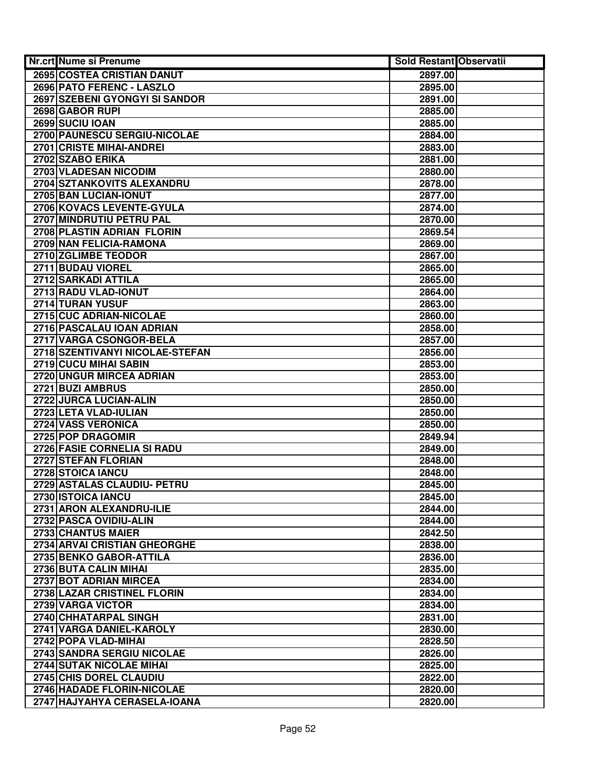| Nr.crt | Nume si Prenume | Sold Restant | Observatii |
|---|---|---|---|
| 2695 | COSTEA CRISTIAN DANUT | 2897.00 | |
| 2696 | PATO FERENC - LASZLO | 2895.00 | |
| 2697 | SZEBENI GYONGYI SI SANDOR | 2891.00 | |
| 2698 | GABOR RUPI | 2885.00 | |
| 2699 | SUCIU IOAN | 2885.00 | |
| 2700 | PAUNESCU SERGIU-NICOLAE | 2884.00 | |
| 2701 | CRISTE MIHAI-ANDREI | 2883.00 | |
| 2702 | SZABO ERIKA | 2881.00 | |
| 2703 | VLADESAN NICODIM | 2880.00 | |
| 2704 | SZTANKOVITS ALEXANDRU | 2878.00 | |
| 2705 | BAN LUCIAN-IONUT | 2877.00 | |
| 2706 | KOVACS LEVENTE-GYULA | 2874.00 | |
| 2707 | MINDRUTIU PETRU PAL | 2870.00 | |
| 2708 | PLASTIN ADRIAN FLORIN | 2869.54 | |
| 2709 | NAN FELICIA-RAMONA | 2869.00 | |
| 2710 | ZGLIMBE TEODOR | 2867.00 | |
| 2711 | BUDAU VIOREL | 2865.00 | |
| 2712 | SARKADI ATTILA | 2865.00 | |
| 2713 | RADU VLAD-IONUT | 2864.00 | |
| 2714 | TURAN YUSUF | 2863.00 | |
| 2715 | CUC ADRIAN-NICOLAE | 2860.00 | |
| 2716 | PASCALAU IOAN ADRIAN | 2858.00 | |
| 2717 | VARGA CSONGOR-BELA | 2857.00 | |
| 2718 | SZENTIVANYI NICOLAE-STEFAN | 2856.00 | |
| 2719 | CUCU MIHAI SABIN | 2853.00 | |
| 2720 | UNGUR MIRCEA ADRIAN | 2853.00 | |
| 2721 | BUZI AMBRUS | 2850.00 | |
| 2722 | JURCA LUCIAN-ALIN | 2850.00 | |
| 2723 | LETA VLAD-IULIAN | 2850.00 | |
| 2724 | VASS VERONICA | 2850.00 | |
| 2725 | POP DRAGOMIR | 2849.94 | |
| 2726 | FASIE CORNELIA SI RADU | 2849.00 | |
| 2727 | STEFAN FLORIAN | 2848.00 | |
| 2728 | STOICA IANCU | 2848.00 | |
| 2729 | ASTALAS CLAUDIU- PETRU | 2845.00 | |
| 2730 | ISTOICA IANCU | 2845.00 | |
| 2731 | ARON ALEXANDRU-ILIE | 2844.00 | |
| 2732 | PASCA OVIDIU-ALIN | 2844.00 | |
| 2733 | CHANTUS MAIER | 2842.50 | |
| 2734 | ARVAI CRISTIAN GHEORGHE | 2838.00 | |
| 2735 | BENKO GABOR-ATTILA | 2836.00 | |
| 2736 | BUTA CALIN MIHAI | 2835.00 | |
| 2737 | BOT ADRIAN MIRCEA | 2834.00 | |
| 2738 | LAZAR CRISTINEL FLORIN | 2834.00 | |
| 2739 | VARGA VICTOR | 2834.00 | |
| 2740 | CHHATARPAL SINGH | 2831.00 | |
| 2741 | VARGA DANIEL-KAROLY | 2830.00 | |
| 2742 | POPA VLAD-MIHAI | 2828.50 | |
| 2743 | SANDRA SERGIU NICOLAE | 2826.00 | |
| 2744 | SUTAK NICOLAE MIHAI | 2825.00 | |
| 2745 | CHIS DOREL CLAUDIU | 2822.00 | |
| 2746 | HADADE FLORIN-NICOLAE | 2820.00 | |
| 2747 | HAJYAHYA CERASELA-IOANA | 2820.00 | |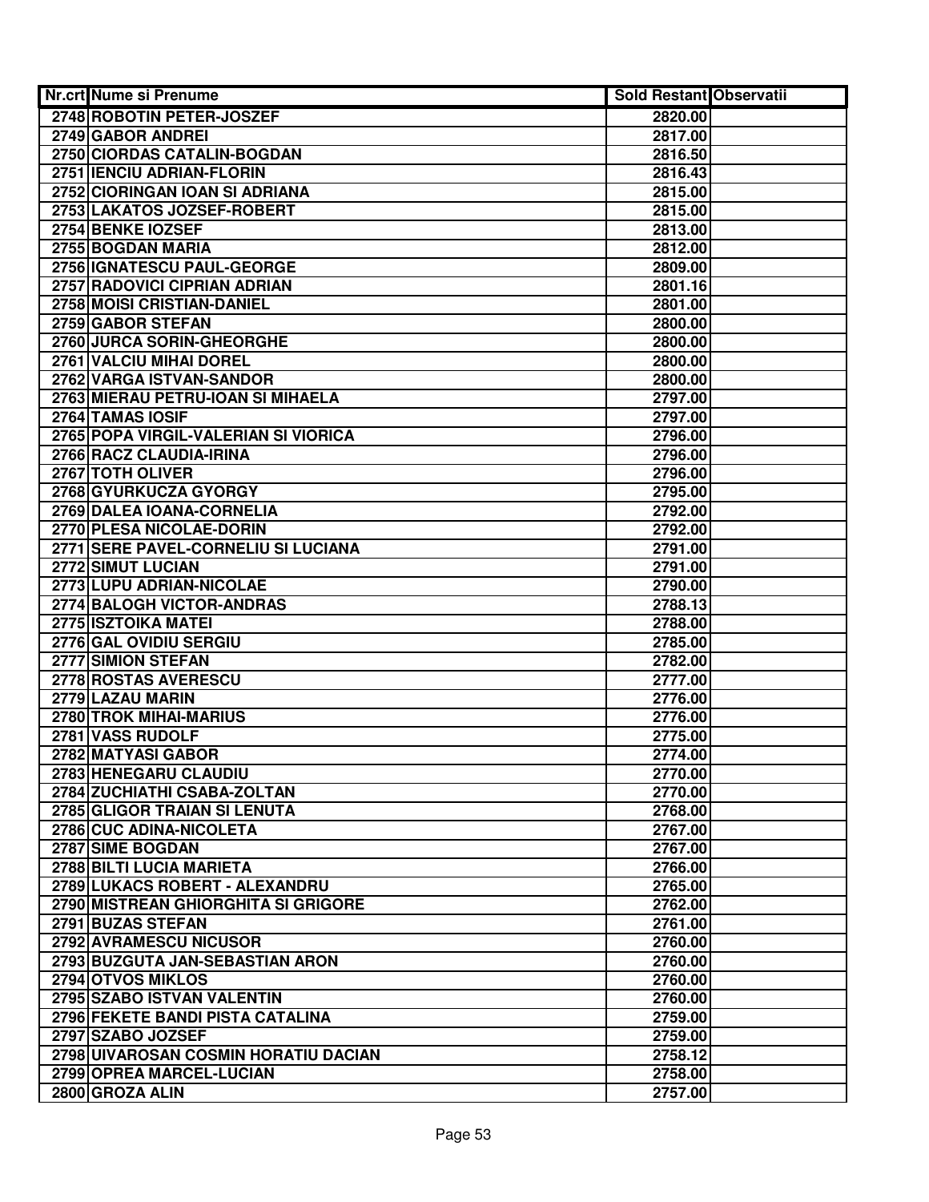| Nr.crt | Nume si Prenume | Sold Restant | Observatii |
|---|---|---|---|
| 2748 | ROBOTIN PETER-JOSZEF | 2820.00 | |
| 2749 | GABOR ANDREI | 2817.00 | |
| 2750 | CIORDAS CATALIN-BOGDAN | 2816.50 | |
| 2751 | IENCIU ADRIAN-FLORIN | 2816.43 | |
| 2752 | CIORINGAN IOAN SI ADRIANA | 2815.00 | |
| 2753 | LAKATOS JOZSEF-ROBERT | 2815.00 | |
| 2754 | BENKE IOZSEF | 2813.00 | |
| 2755 | BOGDAN MARIA | 2812.00 | |
| 2756 | IGNATESCU PAUL-GEORGE | 2809.00 | |
| 2757 | RADOVICI CIPRIAN ADRIAN | 2801.16 | |
| 2758 | MOISI CRISTIAN-DANIEL | 2801.00 | |
| 2759 | GABOR STEFAN | 2800.00 | |
| 2760 | JURCA SORIN-GHEORGHE | 2800.00 | |
| 2761 | VALCIU MIHAI DOREL | 2800.00 | |
| 2762 | VARGA ISTVAN-SANDOR | 2800.00 | |
| 2763 | MIERAU PETRU-IOAN SI MIHAELA | 2797.00 | |
| 2764 | TAMAS IOSIF | 2797.00 | |
| 2765 | POPA VIRGIL-VALERIAN SI VIORICA | 2796.00 | |
| 2766 | RACZ CLAUDIA-IRINA | 2796.00 | |
| 2767 | TOTH OLIVER | 2796.00 | |
| 2768 | GYURKUCZA GYORGY | 2795.00 | |
| 2769 | DALEA IOANA-CORNELIA | 2792.00 | |
| 2770 | PLESA NICOLAE-DORIN | 2792.00 | |
| 2771 | SERE PAVEL-CORNELIU SI LUCIANA | 2791.00 | |
| 2772 | SIMUT LUCIAN | 2791.00 | |
| 2773 | LUPU ADRIAN-NICOLAE | 2790.00 | |
| 2774 | BALOGH VICTOR-ANDRAS | 2788.13 | |
| 2775 | ISZTOIKA MATEI | 2788.00 | |
| 2776 | GAL OVIDIU SERGIU | 2785.00 | |
| 2777 | SIMION STEFAN | 2782.00 | |
| 2778 | ROSTAS AVERESCU | 2777.00 | |
| 2779 | LAZAU MARIN | 2776.00 | |
| 2780 | TROK MIHAI-MARIUS | 2776.00 | |
| 2781 | VASS RUDOLF | 2775.00 | |
| 2782 | MATYASI GABOR | 2774.00 | |
| 2783 | HENEGARU CLAUDIU | 2770.00 | |
| 2784 | ZUCHIATHI CSABA-ZOLTAN | 2770.00 | |
| 2785 | GLIGOR TRAIAN SI LENUTA | 2768.00 | |
| 2786 | CUC ADINA-NICOLETA | 2767.00 | |
| 2787 | SIME BOGDAN | 2767.00 | |
| 2788 | BILTI LUCIA MARIETA | 2766.00 | |
| 2789 | LUKACS ROBERT - ALEXANDRU | 2765.00 | |
| 2790 | MISTREAN GHIORGHITA SI GRIGORE | 2762.00 | |
| 2791 | BUZAS STEFAN | 2761.00 | |
| 2792 | AVRAMESCU NICUSOR | 2760.00 | |
| 2793 | BUZGUTA JAN-SEBASTIAN ARON | 2760.00 | |
| 2794 | OTVOS MIKLOS | 2760.00 | |
| 2795 | SZABO ISTVAN VALENTIN | 2760.00 | |
| 2796 | FEKETE BANDI PISTA CATALINA | 2759.00 | |
| 2797 | SZABO JOZSEF | 2759.00 | |
| 2798 | UIVAROSAN COSMIN HORATIU DACIAN | 2758.12 | |
| 2799 | OPREA MARCEL-LUCIAN | 2758.00 | |
| 2800 | GROZA ALIN | 2757.00 | |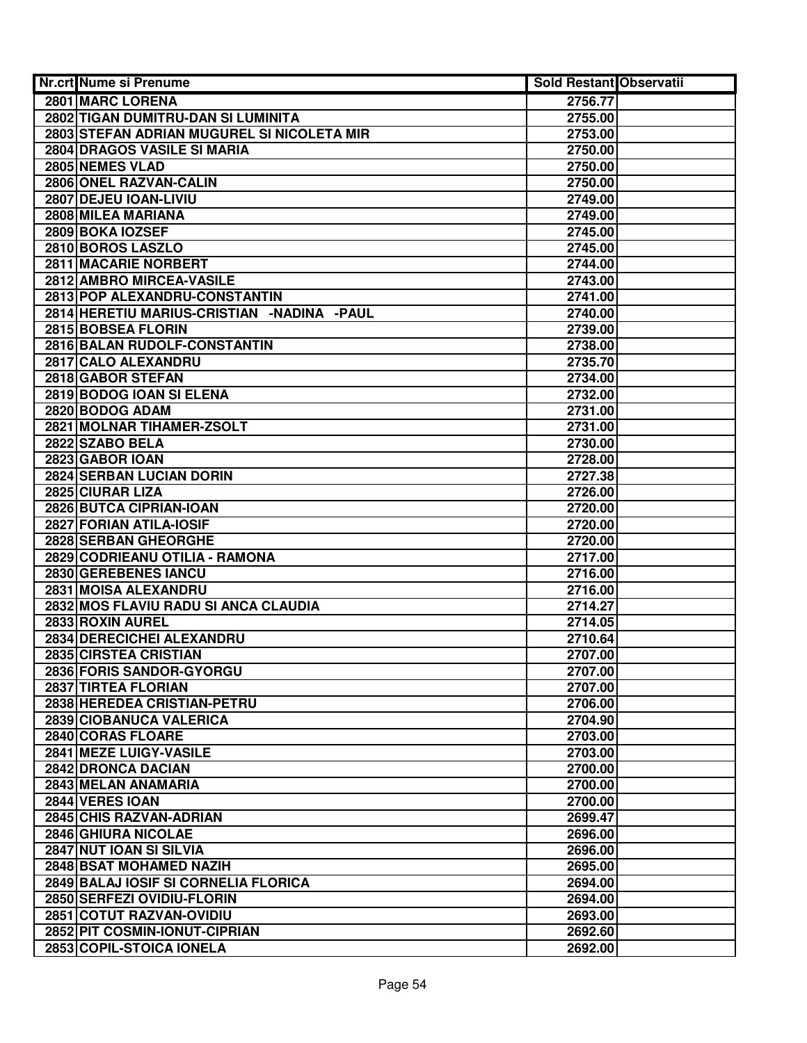| Nr.crt | Nume si Prenume | Sold Restant | Observatii |
|---|---|---|---|
| 2801 | MARC LORENA | 2756.77 | |
| 2802 | TIGAN DUMITRU-DAN SI LUMINITA | 2755.00 | |
| 2803 | STEFAN ADRIAN MUGUREL SI NICOLETA MIR | 2753.00 | |
| 2804 | DRAGOS VASILE SI MARIA | 2750.00 | |
| 2805 | NEMES VLAD | 2750.00 | |
| 2806 | ONEL RAZVAN-CALIN | 2750.00 | |
| 2807 | DEJEU IOAN-LIVIU | 2749.00 | |
| 2808 | MILEA MARIANA | 2749.00 | |
| 2809 | BOKA IOZSEF | 2745.00 | |
| 2810 | BOROS LASZLO | 2745.00 | |
| 2811 | MACARIE NORBERT | 2744.00 | |
| 2812 | AMBRO MIRCEA-VASILE | 2743.00 | |
| 2813 | POP ALEXANDRU-CONSTANTIN | 2741.00 | |
| 2814 | HERETIU MARIUS-CRISTIAN -NADINA -PAUL | 2740.00 | |
| 2815 | BOBSEA FLORIN | 2739.00 | |
| 2816 | BALAN RUDOLF-CONSTANTIN | 2738.00 | |
| 2817 | CALO ALEXANDRU | 2735.70 | |
| 2818 | GABOR STEFAN | 2734.00 | |
| 2819 | BODOG IOAN SI ELENA | 2732.00 | |
| 2820 | BODOG ADAM | 2731.00 | |
| 2821 | MOLNAR TIHAMER-ZSOLT | 2731.00 | |
| 2822 | SZABO BELA | 2730.00 | |
| 2823 | GABOR IOAN | 2728.00 | |
| 2824 | SERBAN LUCIAN DORIN | 2727.38 | |
| 2825 | CIURAR LIZA | 2726.00 | |
| 2826 | BUTCA CIPRIAN-IOAN | 2720.00 | |
| 2827 | FORIAN ATILA-IOSIF | 2720.00 | |
| 2828 | SERBAN GHEORGHE | 2720.00 | |
| 2829 | CODRIEANU OTILIA - RAMONA | 2717.00 | |
| 2830 | GEREBENES IANCU | 2716.00 | |
| 2831 | MOISA ALEXANDRU | 2716.00 | |
| 2832 | MOS FLAVIU RADU SI ANCA CLAUDIA | 2714.27 | |
| 2833 | ROXIN AUREL | 2714.05 | |
| 2834 | DERECICHEI ALEXANDRU | 2710.64 | |
| 2835 | CIRSTEA CRISTIAN | 2707.00 | |
| 2836 | FORIS SANDOR-GYORGU | 2707.00 | |
| 2837 | TIRTEA FLORIAN | 2707.00 | |
| 2838 | HEREDEA CRISTIAN-PETRU | 2706.00 | |
| 2839 | CIOBANUCA VALERICA | 2704.90 | |
| 2840 | CORAS FLOARE | 2703.00 | |
| 2841 | MEZE LUIGY-VASILE | 2703.00 | |
| 2842 | DRONCA DACIAN | 2700.00 | |
| 2843 | MELAN ANAMARIA | 2700.00 | |
| 2844 | VERES IOAN | 2700.00 | |
| 2845 | CHIS RAZVAN-ADRIAN | 2699.47 | |
| 2846 | GHIURA NICOLAE | 2696.00 | |
| 2847 | NUT IOAN SI SILVIA | 2696.00 | |
| 2848 | BSAT MOHAMED NAZIH | 2695.00 | |
| 2849 | BALAJ IOSIF SI CORNELIA FLORICA | 2694.00 | |
| 2850 | SERFEZI OVIDIU-FLORIN | 2694.00 | |
| 2851 | COTUT RAZVAN-OVIDIU | 2693.00 | |
| 2852 | PIT COSMIN-IONUT-CIPRIAN | 2692.60 | |
| 2853 | COPIL-STOICA IONELA | 2692.00 | |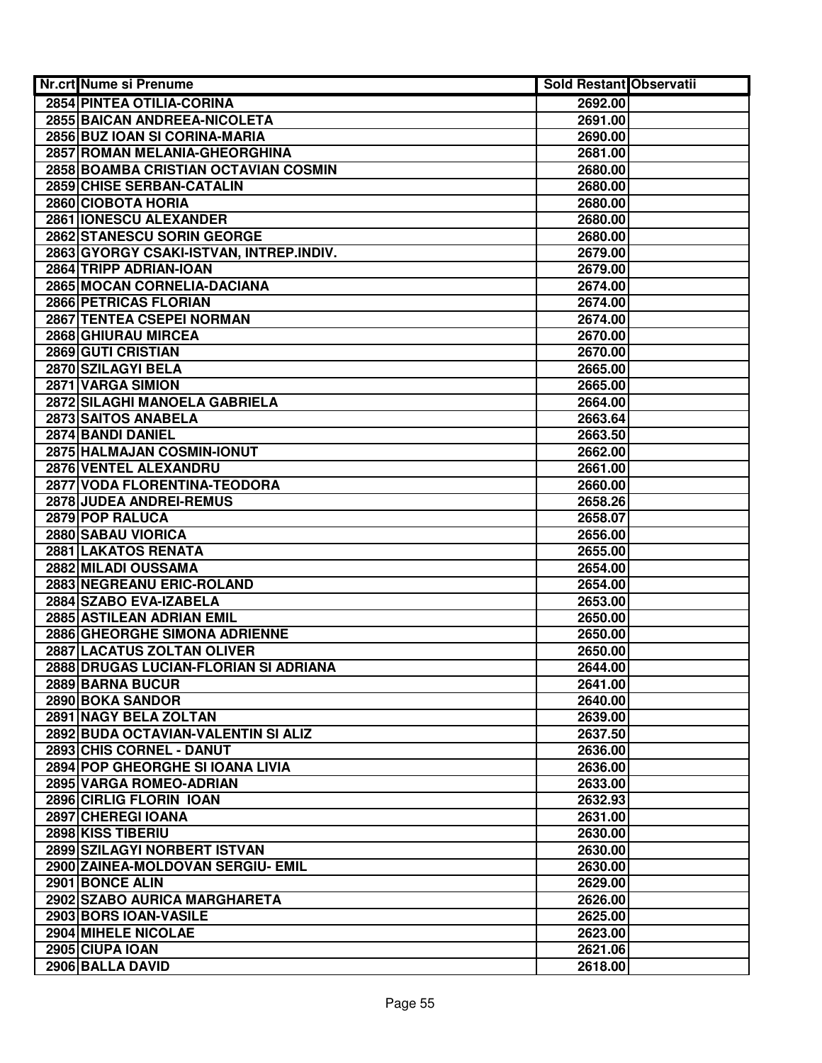| Nr.crt | Nume si Prenume | Sold Restant | Observatii |
| --- | --- | --- | --- |
| 2854 | PINTEA OTILIA-CORINA | 2692.00 | |
| 2855 | BAICAN ANDREEA-NICOLETA | 2691.00 | |
| 2856 | BUZ IOAN SI CORINA-MARIA | 2690.00 | |
| 2857 | ROMAN MELANIA-GHEORGHINA | 2681.00 | |
| 2858 | BOAMBA CRISTIAN OCTAVIAN COSMIN | 2680.00 | |
| 2859 | CHISE SERBAN-CATALIN | 2680.00 | |
| 2860 | CIOBOTA HORIA | 2680.00 | |
| 2861 | IONESCU ALEXANDER | 2680.00 | |
| 2862 | STANESCU SORIN GEORGE | 2680.00 | |
| 2863 | GYORGY CSAKI-ISTVAN, INTREP.INDIV. | 2679.00 | |
| 2864 | TRIPP ADRIAN-IOAN | 2679.00 | |
| 2865 | MOCAN CORNELIA-DACIANA | 2674.00 | |
| 2866 | PETRICAS FLORIAN | 2674.00 | |
| 2867 | TENTEA CSEPEI NORMAN | 2674.00 | |
| 2868 | GHIURAU MIRCEA | 2670.00 | |
| 2869 | GUTI CRISTIAN | 2670.00 | |
| 2870 | SZILAGYI BELA | 2665.00 | |
| 2871 | VARGA SIMION | 2665.00 | |
| 2872 | SILAGHI MANOELA GABRIELA | 2664.00 | |
| 2873 | SAITOS ANABELA | 2663.64 | |
| 2874 | BANDI DANIEL | 2663.50 | |
| 2875 | HALMAJAN COSMIN-IONUT | 2662.00 | |
| 2876 | VENTEL ALEXANDRU | 2661.00 | |
| 2877 | VODA FLORENTINA-TEODORA | 2660.00 | |
| 2878 | JUDEA ANDREI-REMUS | 2658.26 | |
| 2879 | POP RALUCA | 2658.07 | |
| 2880 | SABAU VIORICA | 2656.00 | |
| 2881 | LAKATOS RENATA | 2655.00 | |
| 2882 | MILADI OUSSAMA | 2654.00 | |
| 2883 | NEGREANU ERIC-ROLAND | 2654.00 | |
| 2884 | SZABO EVA-IZABELA | 2653.00 | |
| 2885 | ASTILEAN ADRIAN EMIL | 2650.00 | |
| 2886 | GHEORGHE SIMONA ADRIENNE | 2650.00 | |
| 2887 | LACATUS ZOLTAN OLIVER | 2650.00 | |
| 2888 | DRUGAS LUCIAN-FLORIAN SI ADRIANA | 2644.00 | |
| 2889 | BARNA BUCUR | 2641.00 | |
| 2890 | BOKA SANDOR | 2640.00 | |
| 2891 | NAGY BELA ZOLTAN | 2639.00 | |
| 2892 | BUDA OCTAVIAN-VALENTIN SI ALIZ | 2637.50 | |
| 2893 | CHIS CORNEL - DANUT | 2636.00 | |
| 2894 | POP GHEORGHE SI IOANA LIVIA | 2636.00 | |
| 2895 | VARGA ROMEO-ADRIAN | 2633.00 | |
| 2896 | CIRLIG FLORIN IOAN | 2632.93 | |
| 2897 | CHEREGI IOANA | 2631.00 | |
| 2898 | KISS TIBERIU | 2630.00 | |
| 2899 | SZILAGYI NORBERT ISTVAN | 2630.00 | |
| 2900 | ZAINEA-MOLDOVAN SERGIU- EMIL | 2630.00 | |
| 2901 | BONCE ALIN | 2629.00 | |
| 2902 | SZABO AURICA MARGHARETA | 2626.00 | |
| 2903 | BORS IOAN-VASILE | 2625.00 | |
| 2904 | MIHELE NICOLAE | 2623.00 | |
| 2905 | CIUPA IOAN | 2621.06 | |
| 2906 | BALLA DAVID | 2618.00 | |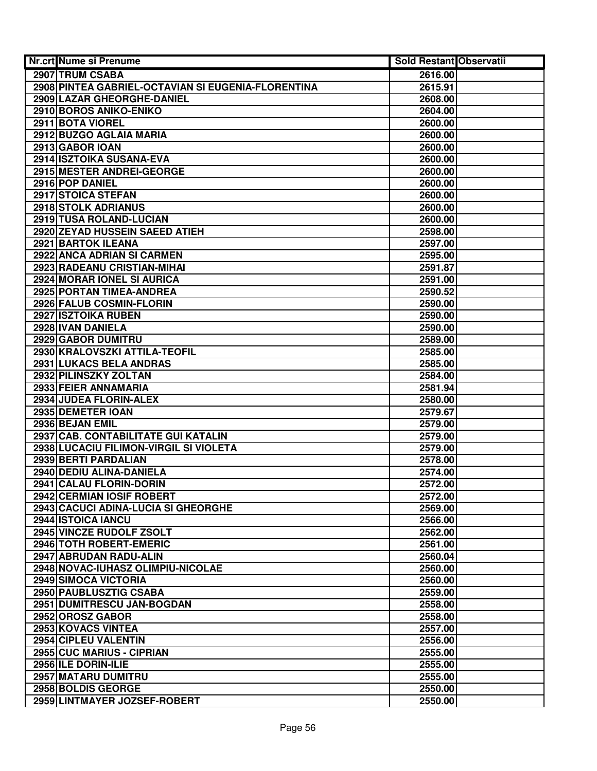| Nr.crt | Nume si Prenume | Sold Restant | Observatii |
| --- | --- | --- | --- |
| 2907 | TRUM CSABA | 2616.00 | |
| 2908 | PINTEA GABRIEL-OCTAVIAN SI EUGENIA-FLORENTINA | 2615.91 | |
| 2909 | LAZAR GHEORGHE-DANIEL | 2608.00 | |
| 2910 | BOROS ANIKO-ENIKO | 2604.00 | |
| 2911 | BOTA VIOREL | 2600.00 | |
| 2912 | BUZGO AGLAIA MARIA | 2600.00 | |
| 2913 | GABOR IOAN | 2600.00 | |
| 2914 | ISZTOIKA SUSANA-EVA | 2600.00 | |
| 2915 | MESTER ANDREI-GEORGE | 2600.00 | |
| 2916 | POP DANIEL | 2600.00 | |
| 2917 | STOICA STEFAN | 2600.00 | |
| 2918 | STOLK ADRIANUS | 2600.00 | |
| 2919 | TUSA ROLAND-LUCIAN | 2600.00 | |
| 2920 | ZEYAD HUSSEIN SAEED ATIEH | 2598.00 | |
| 2921 | BARTOK ILEANA | 2597.00 | |
| 2922 | ANCA ADRIAN SI CARMEN | 2595.00 | |
| 2923 | RADEANU CRISTIAN-MIHAI | 2591.87 | |
| 2924 | MORAR IONEL SI AURICA | 2591.00 | |
| 2925 | PORTAN TIMEA-ANDREA | 2590.52 | |
| 2926 | FALUB COSMIN-FLORIN | 2590.00 | |
| 2927 | ISZTOIKA RUBEN | 2590.00 | |
| 2928 | IVAN DANIELA | 2590.00 | |
| 2929 | GABOR DUMITRU | 2589.00 | |
| 2930 | KRALOVSZKI ATTILA-TEOFIL | 2585.00 | |
| 2931 | LUKACS BELA ANDRAS | 2585.00 | |
| 2932 | PILINSZKY ZOLTAN | 2584.00 | |
| 2933 | FEIER ANNAMARIA | 2581.94 | |
| 2934 | JUDEA FLORIN-ALEX | 2580.00 | |
| 2935 | DEMETER IOAN | 2579.67 | |
| 2936 | BEJAN EMIL | 2579.00 | |
| 2937 | CAB. CONTABILITATE GUI KATALIN | 2579.00 | |
| 2938 | LUCACIU FILIMON-VIRGIL SI VIOLETA | 2579.00 | |
| 2939 | BERTI PARDALIAN | 2578.00 | |
| 2940 | DEDIU ALINA-DANIELA | 2574.00 | |
| 2941 | CALAU FLORIN-DORIN | 2572.00 | |
| 2942 | CERMIAN IOSIF ROBERT | 2572.00 | |
| 2943 | CACUCI ADINA-LUCIA SI GHEORGHE | 2569.00 | |
| 2944 | ISTOICA IANCU | 2566.00 | |
| 2945 | VINCZE RUDOLF ZSOLT | 2562.00 | |
| 2946 | TOTH ROBERT-EMERIC | 2561.00 | |
| 2947 | ABRUDAN RADU-ALIN | 2560.04 | |
| 2948 | NOVAC-IUHASZ OLIMPIU-NICOLAE | 2560.00 | |
| 2949 | SIMOCA VICTORIA | 2560.00 | |
| 2950 | PAUBLUSZTIG CSABA | 2559.00 | |
| 2951 | DUMITRESCU JAN-BOGDAN | 2558.00 | |
| 2952 | OROSZ GABOR | 2558.00 | |
| 2953 | KOVACS VINTEA | 2557.00 | |
| 2954 | CIPLEU VALENTIN | 2556.00 | |
| 2955 | CUC MARIUS - CIPRIAN | 2555.00 | |
| 2956 | ILE DORIN-ILIE | 2555.00 | |
| 2957 | MATARU DUMITRU | 2555.00 | |
| 2958 | BOLDIS GEORGE | 2550.00 | |
| 2959 | LINTMAYER JOZSEF-ROBERT | 2550.00 | |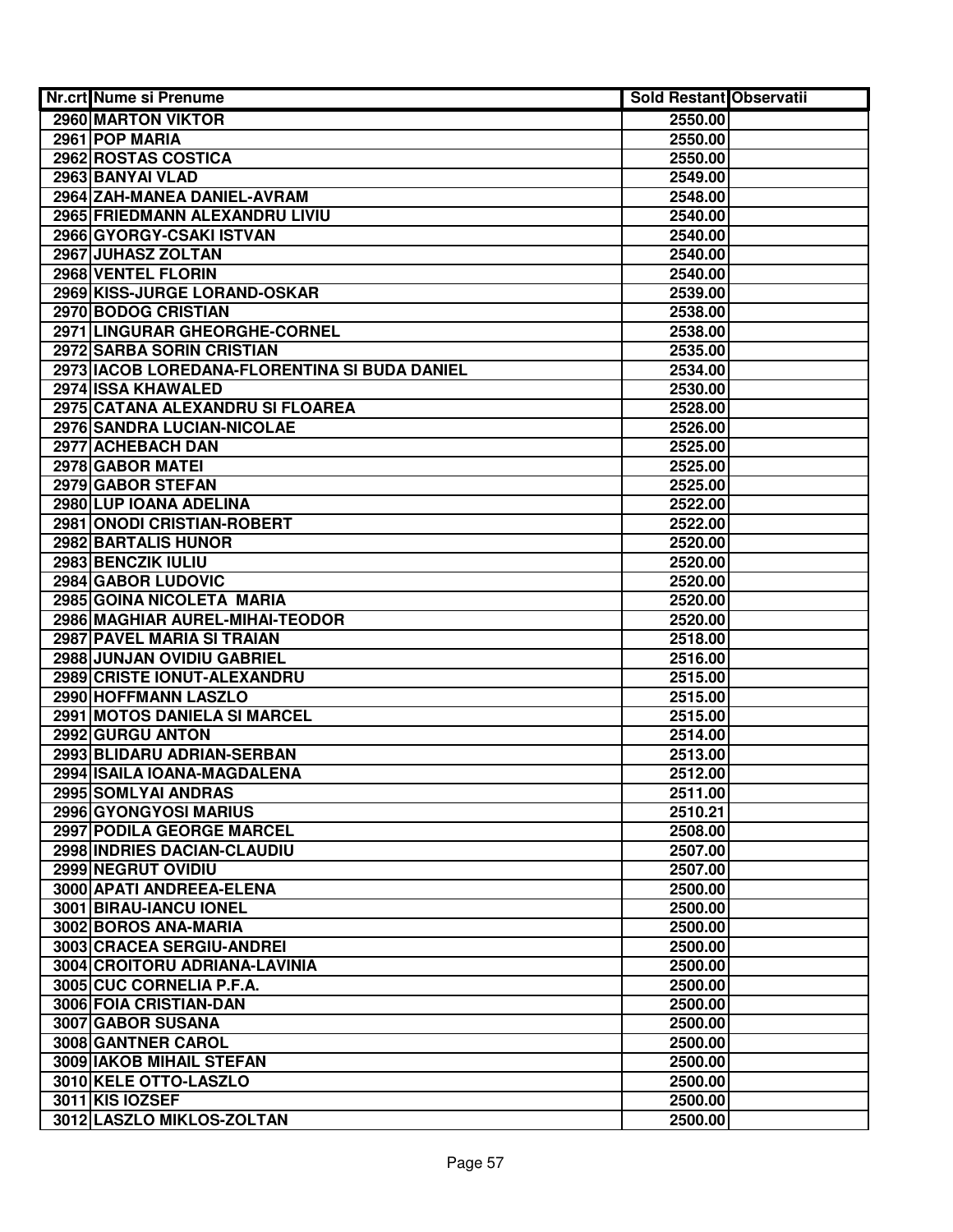| Nr.crt | Nume si Prenume | Sold Restant | Observatii |
|---|---|---|---|
| 2960 | MARTON VIKTOR | 2550.00 | |
| 2961 | POP MARIA | 2550.00 | |
| 2962 | ROSTAS COSTICA | 2550.00 | |
| 2963 | BANYAI VLAD | 2549.00 | |
| 2964 | ZAH-MANEA DANIEL-AVRAM | 2548.00 | |
| 2965 | FRIEDMANN ALEXANDRU LIVIU | 2540.00 | |
| 2966 | GYORGY-CSAKI ISTVAN | 2540.00 | |
| 2967 | JUHASZ ZOLTAN | 2540.00 | |
| 2968 | VENTEL FLORIN | 2540.00 | |
| 2969 | KISS-JURGE LORAND-OSKAR | 2539.00 | |
| 2970 | BODOG CRISTIAN | 2538.00 | |
| 2971 | LINGURAR GHEORGHE-CORNEL | 2538.00 | |
| 2972 | SARBA SORIN CRISTIAN | 2535.00 | |
| 2973 | IACOB LOREDANA-FLORENTINA SI BUDA DANIEL | 2534.00 | |
| 2974 | ISSA KHAWALED | 2530.00 | |
| 2975 | CATANA ALEXANDRU SI FLOAREA | 2528.00 | |
| 2976 | SANDRA LUCIAN-NICOLAE | 2526.00 | |
| 2977 | ACHEBACH DAN | 2525.00 | |
| 2978 | GABOR MATEI | 2525.00 | |
| 2979 | GABOR STEFAN | 2525.00 | |
| 2980 | LUP IOANA ADELINA | 2522.00 | |
| 2981 | ONODI CRISTIAN-ROBERT | 2522.00 | |
| 2982 | BARTALIS HUNOR | 2520.00 | |
| 2983 | BENCZIK IULIU | 2520.00 | |
| 2984 | GABOR LUDOVIC | 2520.00 | |
| 2985 | GOINA NICOLETA MARIA | 2520.00 | |
| 2986 | MAGHIAR AUREL-MIHAI-TEODOR | 2520.00 | |
| 2987 | PAVEL MARIA SI TRAIAN | 2518.00 | |
| 2988 | JUNJAN OVIDIU GABRIEL | 2516.00 | |
| 2989 | CRISTE IONUT-ALEXANDRU | 2515.00 | |
| 2990 | HOFFMANN LASZLO | 2515.00 | |
| 2991 | MOTOS DANIELA SI MARCEL | 2515.00 | |
| 2992 | GURGU ANTON | 2514.00 | |
| 2993 | BLIDARU ADRIAN-SERBAN | 2513.00 | |
| 2994 | ISAILA IOANA-MAGDALENA | 2512.00 | |
| 2995 | SOMLYAI ANDRAS | 2511.00 | |
| 2996 | GYONGYOSI MARIUS | 2510.21 | |
| 2997 | PODILA GEORGE MARCEL | 2508.00 | |
| 2998 | INDRIES DACIAN-CLAUDIU | 2507.00 | |
| 2999 | NEGRUT OVIDIU | 2507.00 | |
| 3000 | APATI ANDREEA-ELENA | 2500.00 | |
| 3001 | BIRAU-IANCU IONEL | 2500.00 | |
| 3002 | BOROS ANA-MARIA | 2500.00 | |
| 3003 | CRACEA SERGIU-ANDREI | 2500.00 | |
| 3004 | CROITORU ADRIANA-LAVINIA | 2500.00 | |
| 3005 | CUC CORNELIA P.F.A. | 2500.00 | |
| 3006 | FOIA CRISTIAN-DAN | 2500.00 | |
| 3007 | GABOR SUSANA | 2500.00 | |
| 3008 | GANTNER CAROL | 2500.00 | |
| 3009 | IAKOB MIHAIL STEFAN | 2500.00 | |
| 3010 | KELE OTTO-LASZLO | 2500.00 | |
| 3011 | KIS IOZSEF | 2500.00 | |
| 3012 | LASZLO MIKLOS-ZOLTAN | 2500.00 | |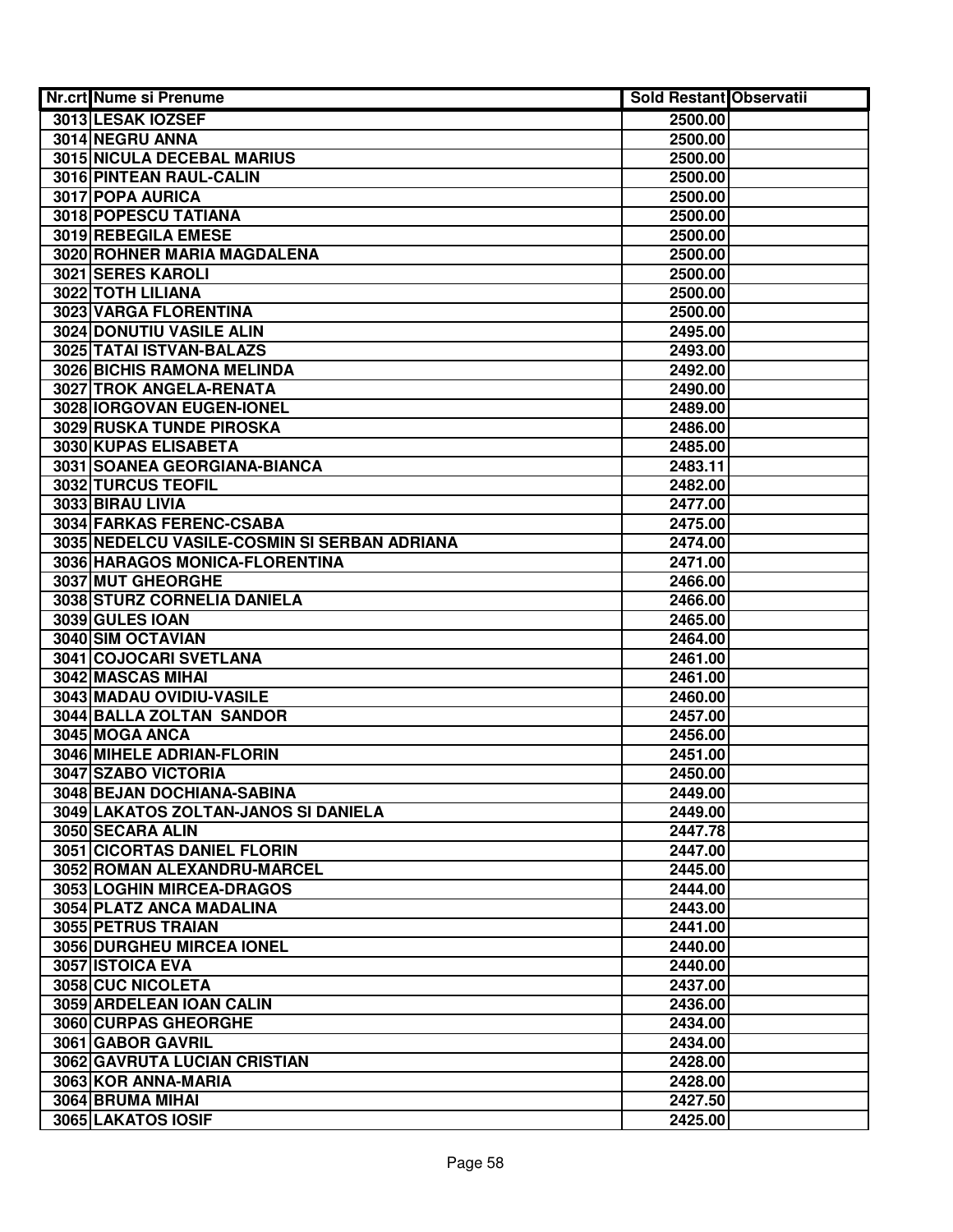| Nr.crt | Nume si Prenume | Sold Restant | Observatii |
|---|---|---|---|
| 3013 | LESAK IOZSEF | 2500.00 | |
| 3014 | NEGRU ANNA | 2500.00 | |
| 3015 | NICULA DECEBAL MARIUS | 2500.00 | |
| 3016 | PINTEAN RAUL-CALIN | 2500.00 | |
| 3017 | POPA AURICA | 2500.00 | |
| 3018 | POPESCU TATIANA | 2500.00 | |
| 3019 | REBEGILA EMESE | 2500.00 | |
| 3020 | ROHNER MARIA MAGDALENA | 2500.00 | |
| 3021 | SERES KAROLI | 2500.00 | |
| 3022 | TOTH LILIANA | 2500.00 | |
| 3023 | VARGA FLORENTINA | 2500.00 | |
| 3024 | DONUTIU VASILE ALIN | 2495.00 | |
| 3025 | TATAI ISTVAN-BALAZS | 2493.00 | |
| 3026 | BICHIS RAMONA MELINDA | 2492.00 | |
| 3027 | TROK ANGELA-RENATA | 2490.00 | |
| 3028 | IORGOVAN EUGEN-IONEL | 2489.00 | |
| 3029 | RUSKA TUNDE PIROSKA | 2486.00 | |
| 3030 | KUPAS ELISABETA | 2485.00 | |
| 3031 | SOANEA GEORGIANA-BIANCA | 2483.11 | |
| 3032 | TURCUS TEOFIL | 2482.00 | |
| 3033 | BIRAU LIVIA | 2477.00 | |
| 3034 | FARKAS FERENC-CSABA | 2475.00 | |
| 3035 | NEDELCU VASILE-COSMIN SI SERBAN ADRIANA | 2474.00 | |
| 3036 | HARAGOS MONICA-FLORENTINA | 2471.00 | |
| 3037 | MUT GHEORGHE | 2466.00 | |
| 3038 | STURZ CORNELIA DANIELA | 2466.00 | |
| 3039 | GULES IOAN | 2465.00 | |
| 3040 | SIM OCTAVIAN | 2464.00 | |
| 3041 | COJOCARI SVETLANA | 2461.00 | |
| 3042 | MASCAS MIHAI | 2461.00 | |
| 3043 | MADAU OVIDIU-VASILE | 2460.00 | |
| 3044 | BALLA ZOLTAN SANDOR | 2457.00 | |
| 3045 | MOGA ANCA | 2456.00 | |
| 3046 | MIHELE ADRIAN-FLORIN | 2451.00 | |
| 3047 | SZABO VICTORIA | 2450.00 | |
| 3048 | BEJAN DOCHIANA-SABINA | 2449.00 | |
| 3049 | LAKATOS ZOLTAN-JANOS SI DANIELA | 2449.00 | |
| 3050 | SECARA ALIN | 2447.78 | |
| 3051 | CICORTAS DANIEL FLORIN | 2447.00 | |
| 3052 | ROMAN ALEXANDRU-MARCEL | 2445.00 | |
| 3053 | LOGHIN MIRCEA-DRAGOS | 2444.00 | |
| 3054 | PLATZ ANCA MADALINA | 2443.00 | |
| 3055 | PETRUS TRAIAN | 2441.00 | |
| 3056 | DURGHEU MIRCEA IONEL | 2440.00 | |
| 3057 | ISTOICA EVA | 2440.00 | |
| 3058 | CUC NICOLETA | 2437.00 | |
| 3059 | ARDELEAN IOAN CALIN | 2436.00 | |
| 3060 | CURPAS GHEORGHE | 2434.00 | |
| 3061 | GABOR GAVRIL | 2434.00 | |
| 3062 | GAVRUTA LUCIAN CRISTIAN | 2428.00 | |
| 3063 | KOR ANNA-MARIA | 2428.00 | |
| 3064 | BRUMA MIHAI | 2427.50 | |
| 3065 | LAKATOS IOSIF | 2425.00 | |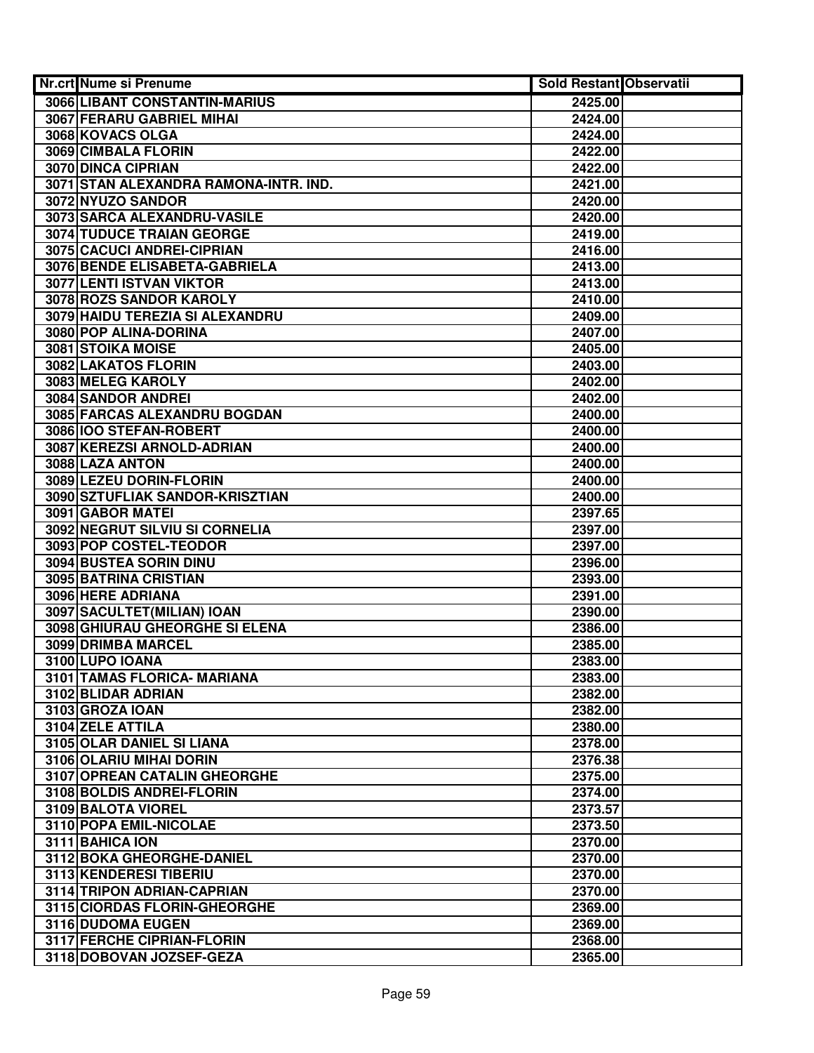| Nr.crt | Nume si Prenume | Sold Restant | Observatii |
|---|---|---|---|
| 3066 | LIBANT CONSTANTIN-MARIUS | 2425.00 | |
| 3067 | FERARU GABRIEL MIHAI | 2424.00 | |
| 3068 | KOVACS OLGA | 2424.00 | |
| 3069 | CIMBALA FLORIN | 2422.00 | |
| 3070 | DINCA CIPRIAN | 2422.00 | |
| 3071 | STAN ALEXANDRA RAMONA-INTR. IND. | 2421.00 | |
| 3072 | NYUZO SANDOR | 2420.00 | |
| 3073 | SARCA ALEXANDRU-VASILE | 2420.00 | |
| 3074 | TUDUCE TRAIAN GEORGE | 2419.00 | |
| 3075 | CACUCI ANDREI-CIPRIAN | 2416.00 | |
| 3076 | BENDE ELISABETA-GABRIELA | 2413.00 | |
| 3077 | LENTI ISTVAN VIKTOR | 2413.00 | |
| 3078 | ROZS SANDOR KAROLY | 2410.00 | |
| 3079 | HAIDU TEREZIA SI ALEXANDRU | 2409.00 | |
| 3080 | POP ALINA-DORINA | 2407.00 | |
| 3081 | STOIKA MOISE | 2405.00 | |
| 3082 | LAKATOS FLORIN | 2403.00 | |
| 3083 | MELEG KAROLY | 2402.00 | |
| 3084 | SANDOR ANDREI | 2402.00 | |
| 3085 | FARCAS ALEXANDRU BOGDAN | 2400.00 | |
| 3086 | IOO STEFAN-ROBERT | 2400.00 | |
| 3087 | KEREZSI ARNOLD-ADRIAN | 2400.00 | |
| 3088 | LAZA ANTON | 2400.00 | |
| 3089 | LEZEU DORIN-FLORIN | 2400.00 | |
| 3090 | SZTUFLIAK SANDOR-KRISZTIAN | 2400.00 | |
| 3091 | GABOR MATEI | 2397.65 | |
| 3092 | NEGRUT SILVIU SI CORNELIA | 2397.00 | |
| 3093 | POP COSTEL-TEODOR | 2397.00 | |
| 3094 | BUSTEA SORIN DINU | 2396.00 | |
| 3095 | BATRINA CRISTIAN | 2393.00 | |
| 3096 | HERE ADRIANA | 2391.00 | |
| 3097 | SACULTET(MILIAN) IOAN | 2390.00 | |
| 3098 | GHIURAU GHEORGHE SI ELENA | 2386.00 | |
| 3099 | DRIMBA MARCEL | 2385.00 | |
| 3100 | LUPO IOANA | 2383.00 | |
| 3101 | TAMAS FLORICA- MARIANA | 2383.00 | |
| 3102 | BLIDAR ADRIAN | 2382.00 | |
| 3103 | GROZA IOAN | 2382.00 | |
| 3104 | ZELE ATTILA | 2380.00 | |
| 3105 | OLAR DANIEL SI LIANA | 2378.00 | |
| 3106 | OLARIU MIHAI DORIN | 2376.38 | |
| 3107 | OPREAN CATALIN GHEORGHE | 2375.00 | |
| 3108 | BOLDIS ANDREI-FLORIN | 2374.00 | |
| 3109 | BALOTA VIOREL | 2373.57 | |
| 3110 | POPA EMIL-NICOLAE | 2373.50 | |
| 3111 | BAHICA ION | 2370.00 | |
| 3112 | BOKA GHEORGHE-DANIEL | 2370.00 | |
| 3113 | KENDERESI TIBERIU | 2370.00 | |
| 3114 | TRIPON ADRIAN-CAPRIAN | 2370.00 | |
| 3115 | CIORDAS FLORIN-GHEORGHE | 2369.00 | |
| 3116 | DUDOMA EUGEN | 2369.00 | |
| 3117 | FERCHE CIPRIAN-FLORIN | 2368.00 | |
| 3118 | DOBOVAN JOZSEF-GEZA | 2365.00 | |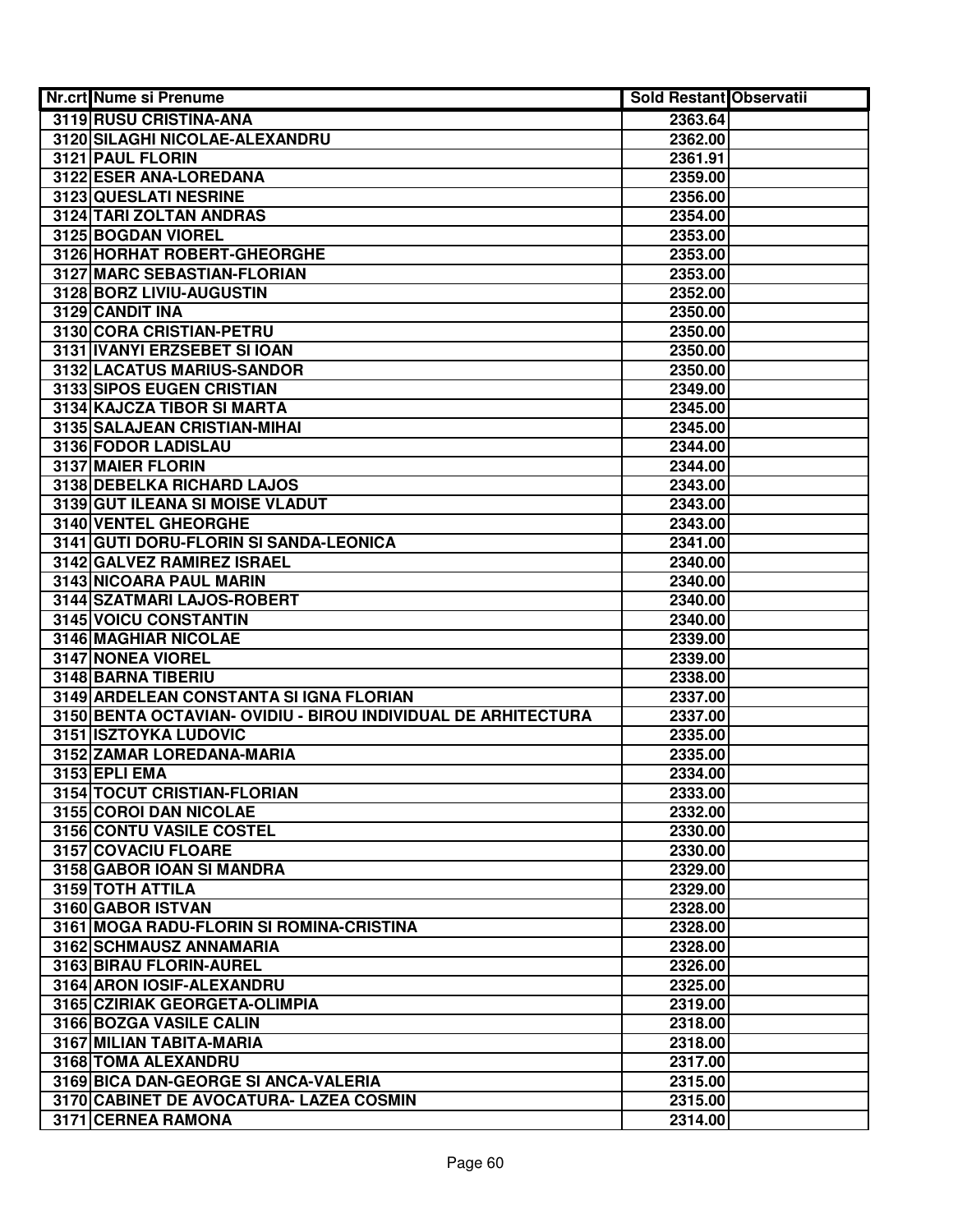| Nr.crt | Nume si Prenume | Sold Restant | Observatii |
|---|---|---|---|
| 3119 | RUSU CRISTINA-ANA | 2363.64 | |
| 3120 | SILAGHI NICOLAE-ALEXANDRU | 2362.00 | |
| 3121 | PAUL FLORIN | 2361.91 | |
| 3122 | ESER ANA-LOREDANA | 2359.00 | |
| 3123 | QUESLATI NESRINE | 2356.00 | |
| 3124 | TARI ZOLTAN ANDRAS | 2354.00 | |
| 3125 | BOGDAN VIOREL | 2353.00 | |
| 3126 | HORHAT ROBERT-GHEORGHE | 2353.00 | |
| 3127 | MARC SEBASTIAN-FLORIAN | 2353.00 | |
| 3128 | BORZ LIVIU-AUGUSTIN | 2352.00 | |
| 3129 | CANDIT INA | 2350.00 | |
| 3130 | CORA CRISTIAN-PETRU | 2350.00 | |
| 3131 | IVANYI ERZSEBET SI IOAN | 2350.00 | |
| 3132 | LACATUS MARIUS-SANDOR | 2350.00 | |
| 3133 | SIPOS EUGEN CRISTIAN | 2349.00 | |
| 3134 | KAJCZA TIBOR SI MARTA | 2345.00 | |
| 3135 | SALAJEAN CRISTIAN-MIHAI | 2345.00 | |
| 3136 | FODOR LADISLAU | 2344.00 | |
| 3137 | MAIER FLORIN | 2344.00 | |
| 3138 | DEBELKA RICHARD LAJOS | 2343.00 | |
| 3139 | GUT ILEANA SI MOISE VLADUT | 2343.00 | |
| 3140 | VENTEL GHEORGHE | 2343.00 | |
| 3141 | GUTI DORU-FLORIN SI SANDA-LEONICA | 2341.00 | |
| 3142 | GALVEZ RAMIREZ ISRAEL | 2340.00 | |
| 3143 | NICOARA PAUL MARIN | 2340.00 | |
| 3144 | SZATMARI LAJOS-ROBERT | 2340.00 | |
| 3145 | VOICU CONSTANTIN | 2340.00 | |
| 3146 | MAGHIAR NICOLAE | 2339.00 | |
| 3147 | NONEA VIOREL | 2339.00 | |
| 3148 | BARNA TIBERIU | 2338.00 | |
| 3149 | ARDELEAN CONSTANTA SI IGNA FLORIAN | 2337.00 | |
| 3150 | BENTA OCTAVIAN- OVIDIU - BIROU INDIVIDUAL DE ARHITECTURA | 2337.00 | |
| 3151 | ISZTOYKA LUDOVIC | 2335.00 | |
| 3152 | ZAMAR LOREDANA-MARIA | 2335.00 | |
| 3153 | EPLI EMA | 2334.00 | |
| 3154 | TOCUT CRISTIAN-FLORIAN | 2333.00 | |
| 3155 | COROI DAN NICOLAE | 2332.00 | |
| 3156 | CONTU VASILE COSTEL | 2330.00 | |
| 3157 | COVACIU FLOARE | 2330.00 | |
| 3158 | GABOR IOAN SI MANDRA | 2329.00 | |
| 3159 | TOTH ATTILA | 2329.00 | |
| 3160 | GABOR ISTVAN | 2328.00 | |
| 3161 | MOGA RADU-FLORIN SI ROMINA-CRISTINA | 2328.00 | |
| 3162 | SCHMAUSZ ANNAMARIA | 2328.00 | |
| 3163 | BIRAU FLORIN-AUREL | 2326.00 | |
| 3164 | ARON IOSIF-ALEXANDRU | 2325.00 | |
| 3165 | CZIRIAK GEORGETA-OLIMPIA | 2319.00 | |
| 3166 | BOZGA VASILE CALIN | 2318.00 | |
| 3167 | MILIAN TABITA-MARIA | 2318.00 | |
| 3168 | TOMA ALEXANDRU | 2317.00 | |
| 3169 | BICA DAN-GEORGE SI ANCA-VALERIA | 2315.00 | |
| 3170 | CABINET DE AVOCATURA- LAZEA COSMIN | 2315.00 | |
| 3171 | CERNEA RAMONA | 2314.00 | |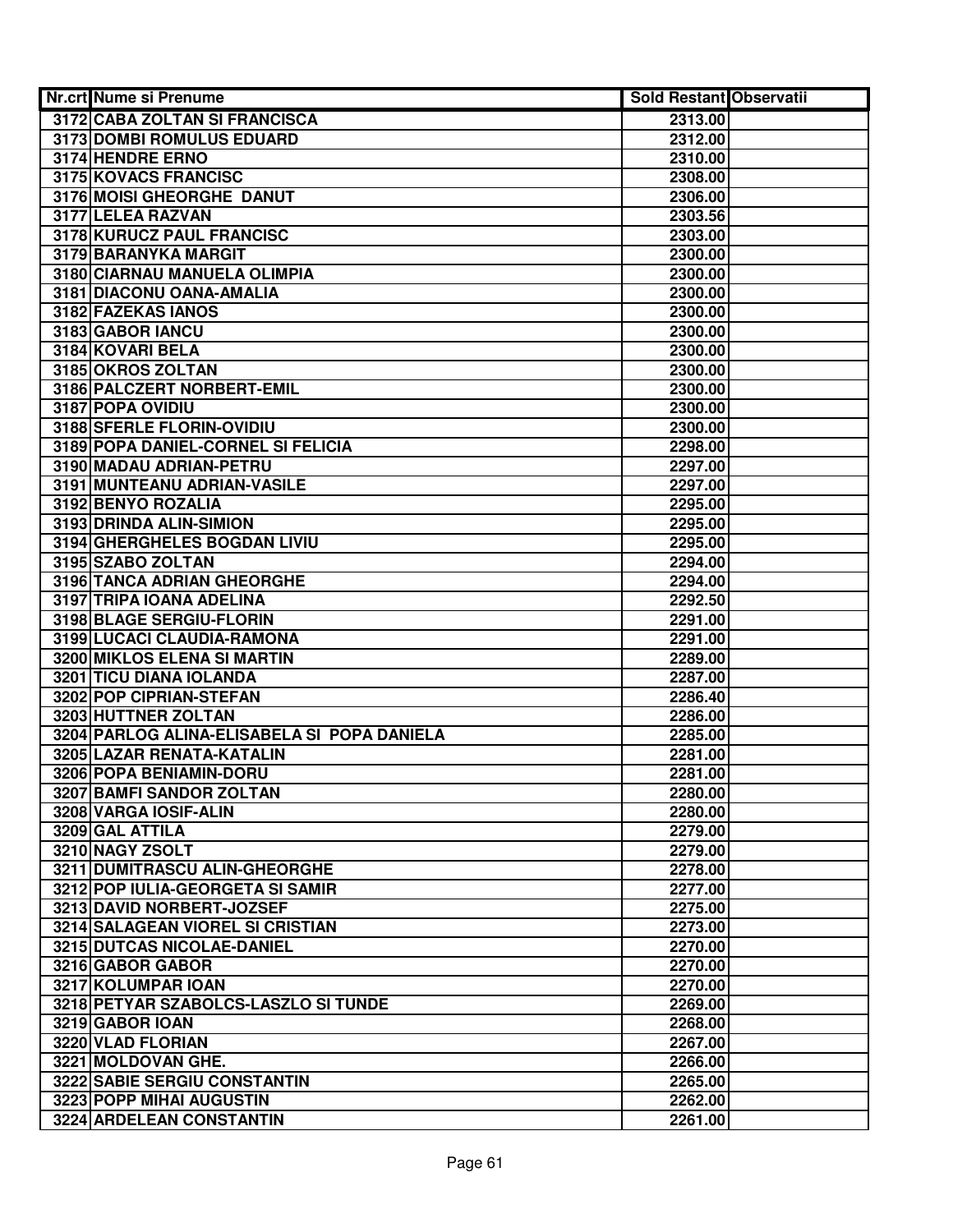| Nr.crt | Nume si Prenume | Sold Restant | Observatii |
|---|---|---|---|
| 3172 | CABA ZOLTAN SI FRANCISCA | 2313.00 | |
| 3173 | DOMBI ROMULUS EDUARD | 2312.00 | |
| 3174 | HENDRE ERNO | 2310.00 | |
| 3175 | KOVACS FRANCISC | 2308.00 | |
| 3176 | MOISI GHEORGHE DANUT | 2306.00 | |
| 3177 | LELEA RAZVAN | 2303.56 | |
| 3178 | KURUCZ PAUL FRANCISC | 2303.00 | |
| 3179 | BARANYKA MARGIT | 2300.00 | |
| 3180 | CIARNAU MANUELA OLIMPIA | 2300.00 | |
| 3181 | DIACONU OANA-AMALIA | 2300.00 | |
| 3182 | FAZEKAS IANOS | 2300.00 | |
| 3183 | GABOR IANCU | 2300.00 | |
| 3184 | KOVARI BELA | 2300.00 | |
| 3185 | OKROS ZOLTAN | 2300.00 | |
| 3186 | PALCZERT NORBERT-EMIL | 2300.00 | |
| 3187 | POPA OVIDIU | 2300.00 | |
| 3188 | SFERLE FLORIN-OVIDIU | 2300.00 | |
| 3189 | POPA DANIEL-CORNEL SI FELICIA | 2298.00 | |
| 3190 | MADAU ADRIAN-PETRU | 2297.00 | |
| 3191 | MUNTEANU ADRIAN-VASILE | 2297.00 | |
| 3192 | BENYO ROZALIA | 2295.00 | |
| 3193 | DRINDA ALIN-SIMION | 2295.00 | |
| 3194 | GHERGHELES BOGDAN LIVIU | 2295.00 | |
| 3195 | SZABO ZOLTAN | 2294.00 | |
| 3196 | TANCA ADRIAN GHEORGHE | 2294.00 | |
| 3197 | TRIPA IOANA ADELINA | 2292.50 | |
| 3198 | BLAGE SERGIU-FLORIN | 2291.00 | |
| 3199 | LUCACI CLAUDIA-RAMONA | 2291.00 | |
| 3200 | MIKLOS ELENA SI MARTIN | 2289.00 | |
| 3201 | TICU DIANA IOLANDA | 2287.00 | |
| 3202 | POP CIPRIAN-STEFAN | 2286.40 | |
| 3203 | HUTTNER ZOLTAN | 2286.00 | |
| 3204 | PARLOG ALINA-ELISABELA SI POPA DANIELA | 2285.00 | |
| 3205 | LAZAR RENATA-KATALIN | 2281.00 | |
| 3206 | POPA BENIAMIN-DORU | 2281.00 | |
| 3207 | BAMFI SANDOR ZOLTAN | 2280.00 | |
| 3208 | VARGA IOSIF-ALIN | 2280.00 | |
| 3209 | GAL ATTILA | 2279.00 | |
| 3210 | NAGY ZSOLT | 2279.00 | |
| 3211 | DUMITRASCU ALIN-GHEORGHE | 2278.00 | |
| 3212 | POP IULIA-GEORGETA SI SAMIR | 2277.00 | |
| 3213 | DAVID NORBERT-JOZSEF | 2275.00 | |
| 3214 | SALAGEAN VIOREL SI CRISTIAN | 2273.00 | |
| 3215 | DUTCAS NICOLAE-DANIEL | 2270.00 | |
| 3216 | GABOR GABOR | 2270.00 | |
| 3217 | KOLUMPAR IOAN | 2270.00 | |
| 3218 | PETYAR SZABOLCS-LASZLO SI TUNDE | 2269.00 | |
| 3219 | GABOR IOAN | 2268.00 | |
| 3220 | VLAD FLORIAN | 2267.00 | |
| 3221 | MOLDOVAN GHE. | 2266.00 | |
| 3222 | SABIE SERGIU CONSTANTIN | 2265.00 | |
| 3223 | POPP MIHAI AUGUSTIN | 2262.00 | |
| 3224 | ARDELEAN CONSTANTIN | 2261.00 | |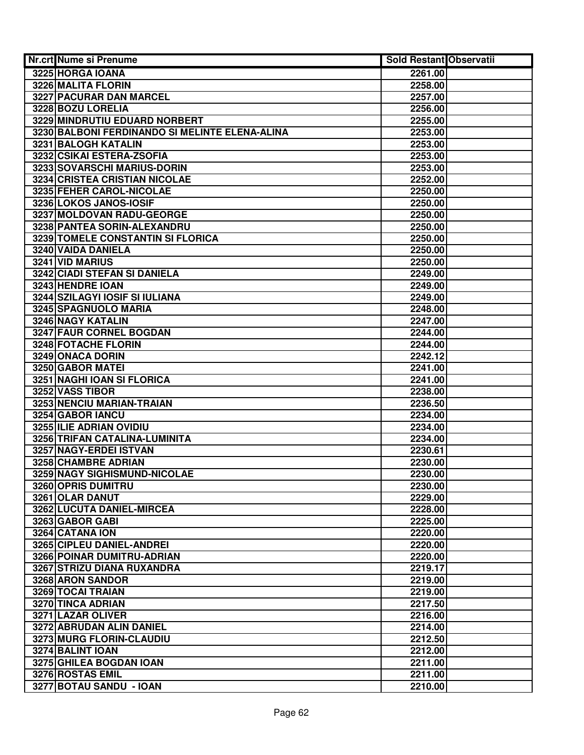| Nr.crt | Nume si Prenume | Sold Restant | Observatii |
|---|---|---|---|
| 3225 | HORGA IOANA | 2261.00 | |
| 3226 | MALITA FLORIN | 2258.00 | |
| 3227 | PACURAR DAN MARCEL | 2257.00 | |
| 3228 | BOZU LORELIA | 2256.00 | |
| 3229 | MINDRUTIU EDUARD NORBERT | 2255.00 | |
| 3230 | BALBONI FERDINANDO SI MELINTE ELENA-ALINA | 2253.00 | |
| 3231 | BALOGH KATALIN | 2253.00 | |
| 3232 | CSIKAI ESTERA-ZSOFIA | 2253.00 | |
| 3233 | SOVARSCHI MARIUS-DORIN | 2253.00 | |
| 3234 | CRISTEA CRISTIAN NICOLAE | 2252.00 | |
| 3235 | FEHER CAROL-NICOLAE | 2250.00 | |
| 3236 | LOKOS JANOS-IOSIF | 2250.00 | |
| 3237 | MOLDOVAN RADU-GEORGE | 2250.00 | |
| 3238 | PANTEA SORIN-ALEXANDRU | 2250.00 | |
| 3239 | TOMELE CONSTANTIN SI FLORICA | 2250.00 | |
| 3240 | VAIDA DANIELA | 2250.00 | |
| 3241 | VID MARIUS | 2250.00 | |
| 3242 | CIADI STEFAN SI DANIELA | 2249.00 | |
| 3243 | HENDRE IOAN | 2249.00 | |
| 3244 | SZILAGYI IOSIF SI IULIANA | 2249.00 | |
| 3245 | SPAGNUOLO MARIA | 2248.00 | |
| 3246 | NAGY KATALIN | 2247.00 | |
| 3247 | FAUR CORNEL BOGDAN | 2244.00 | |
| 3248 | FOTACHE FLORIN | 2244.00 | |
| 3249 | ONACA DORIN | 2242.12 | |
| 3250 | GABOR MATEI | 2241.00 | |
| 3251 | NAGHI IOAN SI FLORICA | 2241.00 | |
| 3252 | VASS TIBOR | 2238.00 | |
| 3253 | NENCIU MARIAN-TRAIAN | 2236.50 | |
| 3254 | GABOR IANCU | 2234.00 | |
| 3255 | ILIE ADRIAN OVIDIU | 2234.00 | |
| 3256 | TRIFAN CATALINA-LUMINITA | 2234.00 | |
| 3257 | NAGY-ERDEI ISTVAN | 2230.61 | |
| 3258 | CHAMBRE ADRIAN | 2230.00 | |
| 3259 | NAGY SIGHISMUND-NICOLAE | 2230.00 | |
| 3260 | OPRIS DUMITRU | 2230.00 | |
| 3261 | OLAR DANUT | 2229.00 | |
| 3262 | LUCUTA DANIEL-MIRCEA | 2228.00 | |
| 3263 | GABOR GABI | 2225.00 | |
| 3264 | CATANA ION | 2220.00 | |
| 3265 | CIPLEU DANIEL-ANDREI | 2220.00 | |
| 3266 | POINAR DUMITRU-ADRIAN | 2220.00 | |
| 3267 | STRIZU DIANA RUXANDRA | 2219.17 | |
| 3268 | ARON SANDOR | 2219.00 | |
| 3269 | TOCAI TRAIAN | 2219.00 | |
| 3270 | TINCA ADRIAN | 2217.50 | |
| 3271 | LAZAR OLIVER | 2216.00 | |
| 3272 | ABRUDAN ALIN DANIEL | 2214.00 | |
| 3273 | MURG FLORIN-CLAUDIU | 2212.50 | |
| 3274 | BALINT IOAN | 2212.00 | |
| 3275 | GHILEA BOGDAN IOAN | 2211.00 | |
| 3276 | ROSTAS EMIL | 2211.00 | |
| 3277 | BOTAU SANDU - IOAN | 2210.00 | |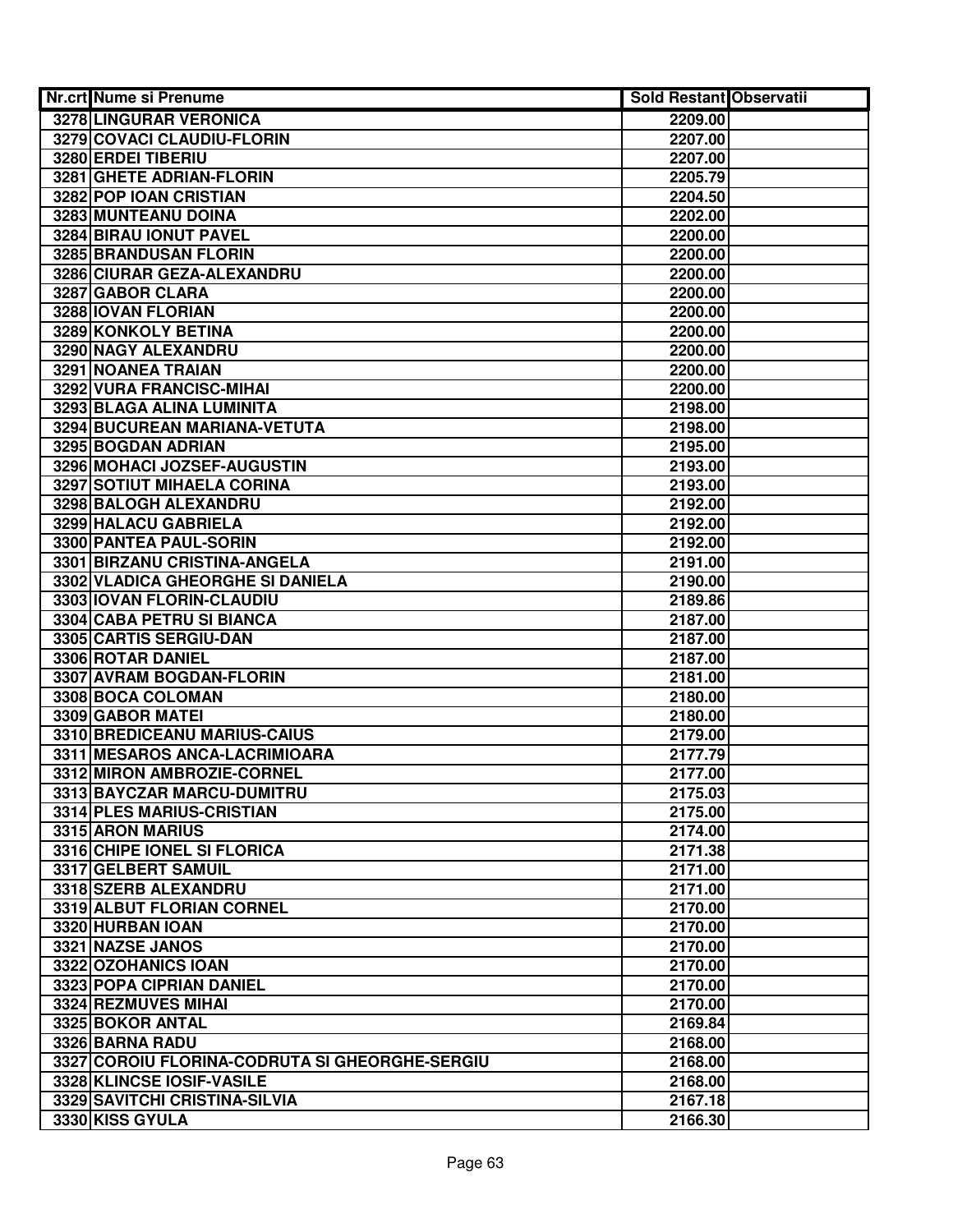| Nr.crt | Nume si Prenume | Sold Restant | Observatii |
| --- | --- | --- | --- |
| 3278 | LINGURAR VERONICA | 2209.00 | |
| 3279 | COVACI CLAUDIU-FLORIN | 2207.00 | |
| 3280 | ERDEI TIBERIU | 2207.00 | |
| 3281 | GHETE ADRIAN-FLORIN | 2205.79 | |
| 3282 | POP IOAN CRISTIAN | 2204.50 | |
| 3283 | MUNTEANU DOINA | 2202.00 | |
| 3284 | BIRAU IONUT PAVEL | 2200.00 | |
| 3285 | BRANDUSAN FLORIN | 2200.00 | |
| 3286 | CIURAR GEZA-ALEXANDRU | 2200.00 | |
| 3287 | GABOR CLARA | 2200.00 | |
| 3288 | IOVAN FLORIAN | 2200.00 | |
| 3289 | KONKOLY BETINA | 2200.00 | |
| 3290 | NAGY ALEXANDRU | 2200.00 | |
| 3291 | NOANEA TRAIAN | 2200.00 | |
| 3292 | VURA FRANCISC-MIHAI | 2200.00 | |
| 3293 | BLAGA ALINA LUMINITA | 2198.00 | |
| 3294 | BUCUREAN MARIANA-VETUTA | 2198.00 | |
| 3295 | BOGDAN ADRIAN | 2195.00 | |
| 3296 | MOHACI JOZSEF-AUGUSTIN | 2193.00 | |
| 3297 | SOTIUT MIHAELA CORINA | 2193.00 | |
| 3298 | BALOGH ALEXANDRU | 2192.00 | |
| 3299 | HALACU GABRIELA | 2192.00 | |
| 3300 | PANTEA PAUL-SORIN | 2192.00 | |
| 3301 | BIRZANU CRISTINA-ANGELA | 2191.00 | |
| 3302 | VLADICA GHEORGHE SI DANIELA | 2190.00 | |
| 3303 | IOVAN FLORIN-CLAUDIU | 2189.86 | |
| 3304 | CABA PETRU SI BIANCA | 2187.00 | |
| 3305 | CARTIS SERGIU-DAN | 2187.00 | |
| 3306 | ROTAR DANIEL | 2187.00 | |
| 3307 | AVRAM BOGDAN-FLORIN | 2181.00 | |
| 3308 | BOCA COLOMAN | 2180.00 | |
| 3309 | GABOR MATEI | 2180.00 | |
| 3310 | BREDICEANU MARIUS-CAIUS | 2179.00 | |
| 3311 | MESAROS ANCA-LACRIMIOARA | 2177.79 | |
| 3312 | MIRON AMBROZIE-CORNEL | 2177.00 | |
| 3313 | BAYCZAR MARCU-DUMITRU | 2175.03 | |
| 3314 | PLES MARIUS-CRISTIAN | 2175.00 | |
| 3315 | ARON MARIUS | 2174.00 | |
| 3316 | CHIPE IONEL SI FLORICA | 2171.38 | |
| 3317 | GELBERT SAMUIL | 2171.00 | |
| 3318 | SZERB ALEXANDRU | 2171.00 | |
| 3319 | ALBUT FLORIAN CORNEL | 2170.00 | |
| 3320 | HURBAN IOAN | 2170.00 | |
| 3321 | NAZSE JANOS | 2170.00 | |
| 3322 | OZOHANICS IOAN | 2170.00 | |
| 3323 | POPA CIPRIAN DANIEL | 2170.00 | |
| 3324 | REZMUVES MIHAI | 2170.00 | |
| 3325 | BOKOR ANTAL | 2169.84 | |
| 3326 | BARNA RADU | 2168.00 | |
| 3327 | COROIU FLORINA-CODRUTA SI GHEORGHE-SERGIU | 2168.00 | |
| 3328 | KLINCSE IOSIF-VASILE | 2168.00 | |
| 3329 | SAVITCHI CRISTINA-SILVIA | 2167.18 | |
| 3330 | KISS GYULA | 2166.30 | |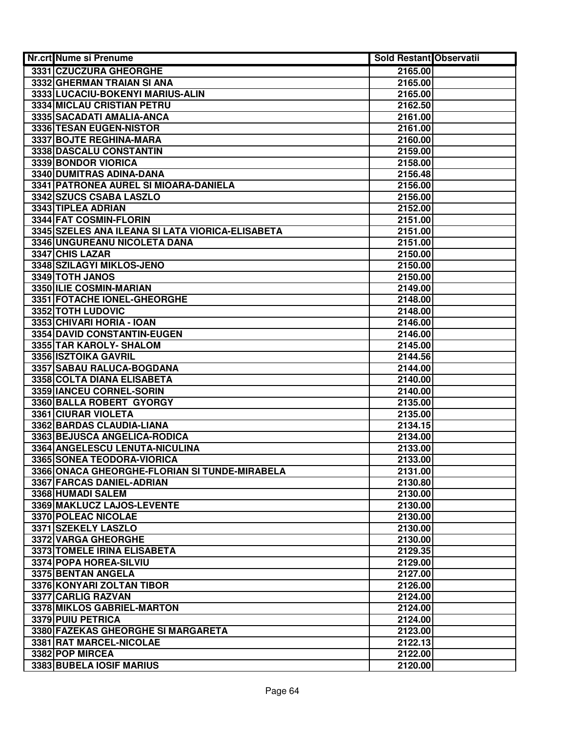| Nr.crt | Nume si Prenume | Sold Restant | Observatii |
|---|---|---|---|
| 3331 | CZUCZURA GHEORGHE | 2165.00 | |
| 3332 | GHERMAN TRAIAN SI ANA | 2165.00 | |
| 3333 | LUCACIU-BOKENYI MARIUS-ALIN | 2165.00 | |
| 3334 | MICLAU CRISTIAN PETRU | 2162.50 | |
| 3335 | SACADATI AMALIA-ANCA | 2161.00 | |
| 3336 | TESAN EUGEN-NISTOR | 2161.00 | |
| 3337 | BOJTE REGHINA-MARA | 2160.00 | |
| 3338 | DASCALU CONSTANTIN | 2159.00 | |
| 3339 | BONDOR VIORICA | 2158.00 | |
| 3340 | DUMITRAS ADINA-DANA | 2156.48 | |
| 3341 | PATRONEA AUREL SI MIOARA-DANIELA | 2156.00 | |
| 3342 | SZUCS CSABA LASZLO | 2156.00 | |
| 3343 | TIPLEA ADRIAN | 2152.00 | |
| 3344 | FAT COSMIN-FLORIN | 2151.00 | |
| 3345 | SZELES ANA ILEANA SI LATA VIORICA-ELISABETA | 2151.00 | |
| 3346 | UNGUREANU NICOLETA DANA | 2151.00 | |
| 3347 | CHIS LAZAR | 2150.00 | |
| 3348 | SZILAGYI MIKLOS-JENO | 2150.00 | |
| 3349 | TOTH JANOS | 2150.00 | |
| 3350 | ILIE COSMIN-MARIAN | 2149.00 | |
| 3351 | FOTACHE IONEL-GHEORGHE | 2148.00 | |
| 3352 | TOTH LUDOVIC | 2148.00 | |
| 3353 | CHIVARI HORIA - IOAN | 2146.00 | |
| 3354 | DAVID CONSTANTIN-EUGEN | 2146.00 | |
| 3355 | TAR KAROLY- SHALOM | 2145.00 | |
| 3356 | ISZTOIKA GAVRIL | 2144.56 | |
| 3357 | SABAU RALUCA-BOGDANA | 2144.00 | |
| 3358 | COLTA DIANA ELISABETA | 2140.00 | |
| 3359 | IANCEU CORNEL-SORIN | 2140.00 | |
| 3360 | BALLA ROBERT GYORGY | 2135.00 | |
| 3361 | CIURAR VIOLETA | 2135.00 | |
| 3362 | BARDAS CLAUDIA-LIANA | 2134.15 | |
| 3363 | BEJUSCA ANGELICA-RODICA | 2134.00 | |
| 3364 | ANGELESCU LENUTA-NICULINA | 2133.00 | |
| 3365 | SONEA TEODORA-VIORICA | 2133.00 | |
| 3366 | ONACA GHEORGHE-FLORIAN SI TUNDE-MIRABELA | 2131.00 | |
| 3367 | FARCAS DANIEL-ADRIAN | 2130.80 | |
| 3368 | HUMADI SALEM | 2130.00 | |
| 3369 | MAKLUCZ LAJOS-LEVENTE | 2130.00 | |
| 3370 | POLEAC NICOLAE | 2130.00 | |
| 3371 | SZEKELY LASZLO | 2130.00 | |
| 3372 | VARGA GHEORGHE | 2130.00 | |
| 3373 | TOMELE IRINA ELISABETA | 2129.35 | |
| 3374 | POPA HOREA-SILVIU | 2129.00 | |
| 3375 | BENTAN ANGELA | 2127.00 | |
| 3376 | KONYARI ZOLTAN TIBOR | 2126.00 | |
| 3377 | CARLIG RAZVAN | 2124.00 | |
| 3378 | MIKLOS GABRIEL-MARTON | 2124.00 | |
| 3379 | PUIU PETRICA | 2124.00 | |
| 3380 | FAZEKAS GHEORGHE SI MARGARETA | 2123.00 | |
| 3381 | RAT MARCEL-NICOLAE | 2122.13 | |
| 3382 | POP MIRCEA | 2122.00 | |
| 3383 | BUBELA IOSIF MARIUS | 2120.00 | |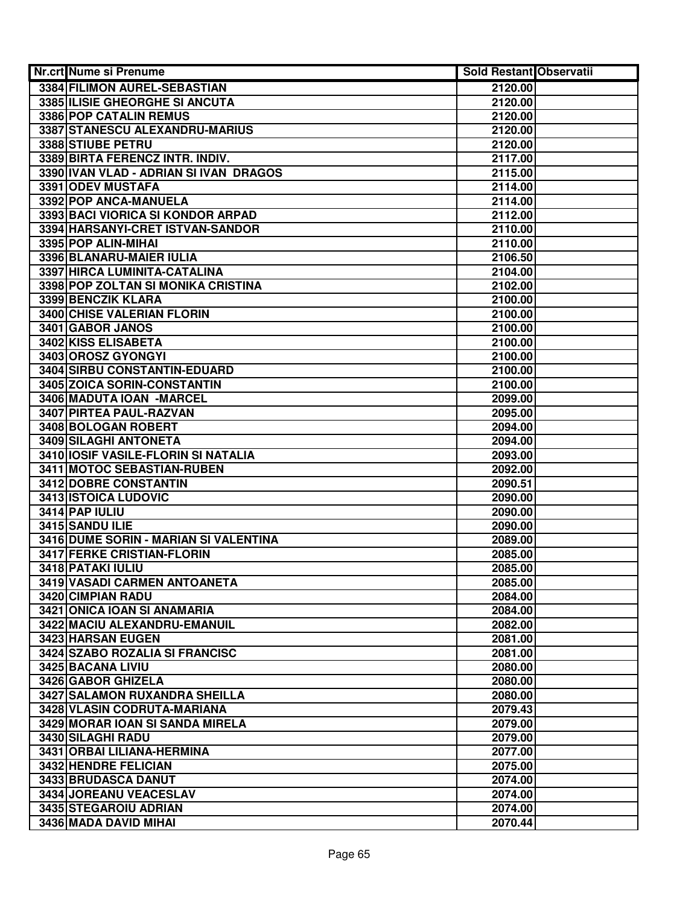| Nr.crt | Nume si Prenume | Sold Restant | Observatii |
|---|---|---|---|
| 3384 | FILIMON AUREL-SEBASTIAN | 2120.00 | |
| 3385 | ILISIE GHEORGHE SI ANCUTA | 2120.00 | |
| 3386 | POP CATALIN REMUS | 2120.00 | |
| 3387 | STANESCU ALEXANDRU-MARIUS | 2120.00 | |
| 3388 | STIUBE PETRU | 2120.00 | |
| 3389 | BIRTA FERENCZ INTR. INDIV. | 2117.00 | |
| 3390 | IVAN VLAD - ADRIAN SI IVAN DRAGOS | 2115.00 | |
| 3391 | ODEV MUSTAFA | 2114.00 | |
| 3392 | POP ANCA-MANUELA | 2114.00 | |
| 3393 | BACI VIORICA SI KONDOR ARPAD | 2112.00 | |
| 3394 | HARSANYI-CRET ISTVAN-SANDOR | 2110.00 | |
| 3395 | POP ALIN-MIHAI | 2110.00 | |
| 3396 | BLANARU-MAIER IULIA | 2106.50 | |
| 3397 | HIRCA LUMINITA-CATALINA | 2104.00 | |
| 3398 | POP ZOLTAN SI MONIKA CRISTINA | 2102.00 | |
| 3399 | BENCZIK KLARA | 2100.00 | |
| 3400 | CHISE VALERIAN FLORIN | 2100.00 | |
| 3401 | GABOR JANOS | 2100.00 | |
| 3402 | KISS ELISABETA | 2100.00 | |
| 3403 | OROSZ GYONGYI | 2100.00 | |
| 3404 | SIRBU CONSTANTIN-EDUARD | 2100.00 | |
| 3405 | ZOICA SORIN-CONSTANTIN | 2100.00 | |
| 3406 | MADUTA IOAN -MARCEL | 2099.00 | |
| 3407 | PIRTEA PAUL-RAZVAN | 2095.00 | |
| 3408 | BOLOGAN ROBERT | 2094.00 | |
| 3409 | SILAGHI ANTONETA | 2094.00 | |
| 3410 | IOSIF VASILE-FLORIN SI NATALIA | 2093.00 | |
| 3411 | MOTOC SEBASTIAN-RUBEN | 2092.00 | |
| 3412 | DOBRE CONSTANTIN | 2090.51 | |
| 3413 | ISTOICA LUDOVIC | 2090.00 | |
| 3414 | PAP IULIU | 2090.00 | |
| 3415 | SANDU ILIE | 2090.00 | |
| 3416 | DUME SORIN - MARIAN SI VALENTINA | 2089.00 | |
| 3417 | FERKE CRISTIAN-FLORIN | 2085.00 | |
| 3418 | PATAKI IULIU | 2085.00 | |
| 3419 | VASADI CARMEN ANTOANETA | 2085.00 | |
| 3420 | CIMPIAN RADU | 2084.00 | |
| 3421 | ONICA IOAN SI ANAMARIA | 2084.00 | |
| 3422 | MACIU ALEXANDRU-EMANUIL | 2082.00 | |
| 3423 | HARSAN EUGEN | 2081.00 | |
| 3424 | SZABO ROZALIA SI FRANCISC | 2081.00 | |
| 3425 | BACANA LIVIU | 2080.00 | |
| 3426 | GABOR GHIZELA | 2080.00 | |
| 3427 | SALAMON RUXANDRA SHEILLA | 2080.00 | |
| 3428 | VLASIN CODRUTA-MARIANA | 2079.43 | |
| 3429 | MORAR IOAN SI SANDA MIRELA | 2079.00 | |
| 3430 | SILAGHI RADU | 2079.00 | |
| 3431 | ORBAI LILIANA-HERMINA | 2077.00 | |
| 3432 | HENDRE FELICIAN | 2075.00 | |
| 3433 | BRUDASCA DANUT | 2074.00 | |
| 3434 | JOREANU VEACESLAV | 2074.00 | |
| 3435 | STEGAROIU ADRIAN | 2074.00 | |
| 3436 | MADA DAVID MIHAI | 2070.44 | |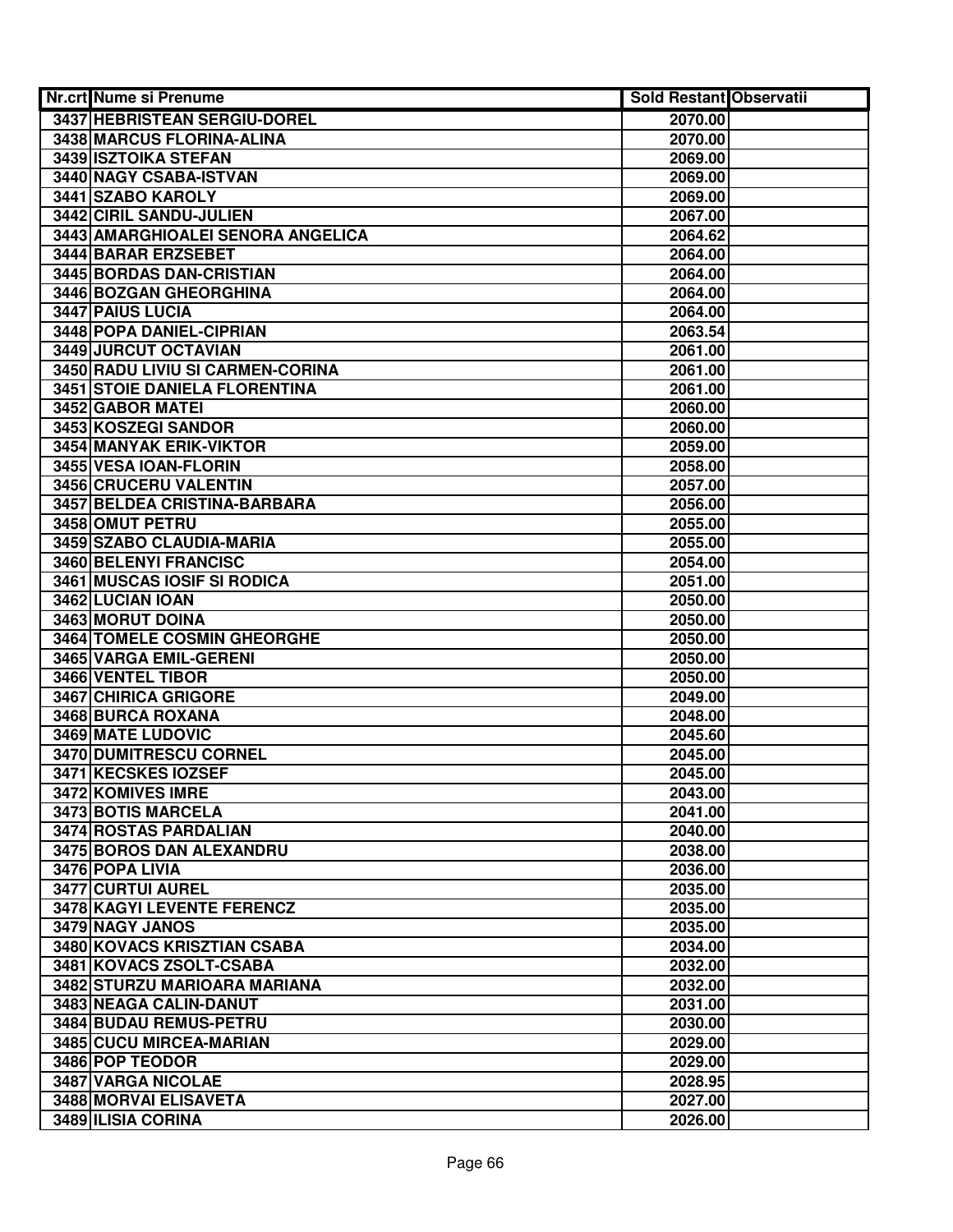| Nr.crt | Nume si Prenume | Sold Restant | Observatii |
|---|---|---|---|
| 3437 | HEBRISTEAN SERGIU-DOREL | 2070.00 | |
| 3438 | MARCUS FLORINA-ALINA | 2070.00 | |
| 3439 | ISZTOIKA STEFAN | 2069.00 | |
| 3440 | NAGY CSABA-ISTVAN | 2069.00 | |
| 3441 | SZABO KAROLY | 2069.00 | |
| 3442 | CIRIL SANDU-JULIEN | 2067.00 | |
| 3443 | AMARGHIOALEI SENORA ANGELICA | 2064.62 | |
| 3444 | BARAR ERZSEBET | 2064.00 | |
| 3445 | BORDAS DAN-CRISTIAN | 2064.00 | |
| 3446 | BOZGAN GHEORGHINA | 2064.00 | |
| 3447 | PAIUS LUCIA | 2064.00 | |
| 3448 | POPA DANIEL-CIPRIAN | 2063.54 | |
| 3449 | JURCUT OCTAVIAN | 2061.00 | |
| 3450 | RADU LIVIU SI CARMEN-CORINA | 2061.00 | |
| 3451 | STOIE DANIELA FLORENTINA | 2061.00 | |
| 3452 | GABOR MATEI | 2060.00 | |
| 3453 | KOSZEGI SANDOR | 2060.00 | |
| 3454 | MANYAK ERIK-VIKTOR | 2059.00 | |
| 3455 | VESA IOAN-FLORIN | 2058.00 | |
| 3456 | CRUCERU VALENTIN | 2057.00 | |
| 3457 | BELDEA CRISTINA-BARBARA | 2056.00 | |
| 3458 | OMUT PETRU | 2055.00 | |
| 3459 | SZABO CLAUDIA-MARIA | 2055.00 | |
| 3460 | BELENYI FRANCISC | 2054.00 | |
| 3461 | MUSCAS IOSIF SI RODICA | 2051.00 | |
| 3462 | LUCIAN IOAN | 2050.00 | |
| 3463 | MORUT DOINA | 2050.00 | |
| 3464 | TOMELE COSMIN GHEORGHE | 2050.00 | |
| 3465 | VARGA EMIL-GERENI | 2050.00 | |
| 3466 | VENTEL TIBOR | 2050.00 | |
| 3467 | CHIRICA GRIGORE | 2049.00 | |
| 3468 | BURCA ROXANA | 2048.00 | |
| 3469 | MATE LUDOVIC | 2045.60 | |
| 3470 | DUMITRESCU CORNEL | 2045.00 | |
| 3471 | KECSKES IOZSEF | 2045.00 | |
| 3472 | KOMIVES IMRE | 2043.00 | |
| 3473 | BOTIS MARCELA | 2041.00 | |
| 3474 | ROSTAS PARDALIAN | 2040.00 | |
| 3475 | BOROS DAN ALEXANDRU | 2038.00 | |
| 3476 | POPA LIVIA | 2036.00 | |
| 3477 | CURTUI AUREL | 2035.00 | |
| 3478 | KAGYI LEVENTE FERENCZ | 2035.00 | |
| 3479 | NAGY JANOS | 2035.00 | |
| 3480 | KOVACS KRISZTIAN CSABA | 2034.00 | |
| 3481 | KOVACS ZSOLT-CSABA | 2032.00 | |
| 3482 | STURZU MARIOARA MARIANA | 2032.00 | |
| 3483 | NEAGA CALIN-DANUT | 2031.00 | |
| 3484 | BUDAU REMUS-PETRU | 2030.00 | |
| 3485 | CUCU MIRCEA-MARIAN | 2029.00 | |
| 3486 | POP TEODOR | 2029.00 | |
| 3487 | VARGA NICOLAE | 2028.95 | |
| 3488 | MORVAI ELISAVETA | 2027.00 | |
| 3489 | ILISIA CORINA | 2026.00 | |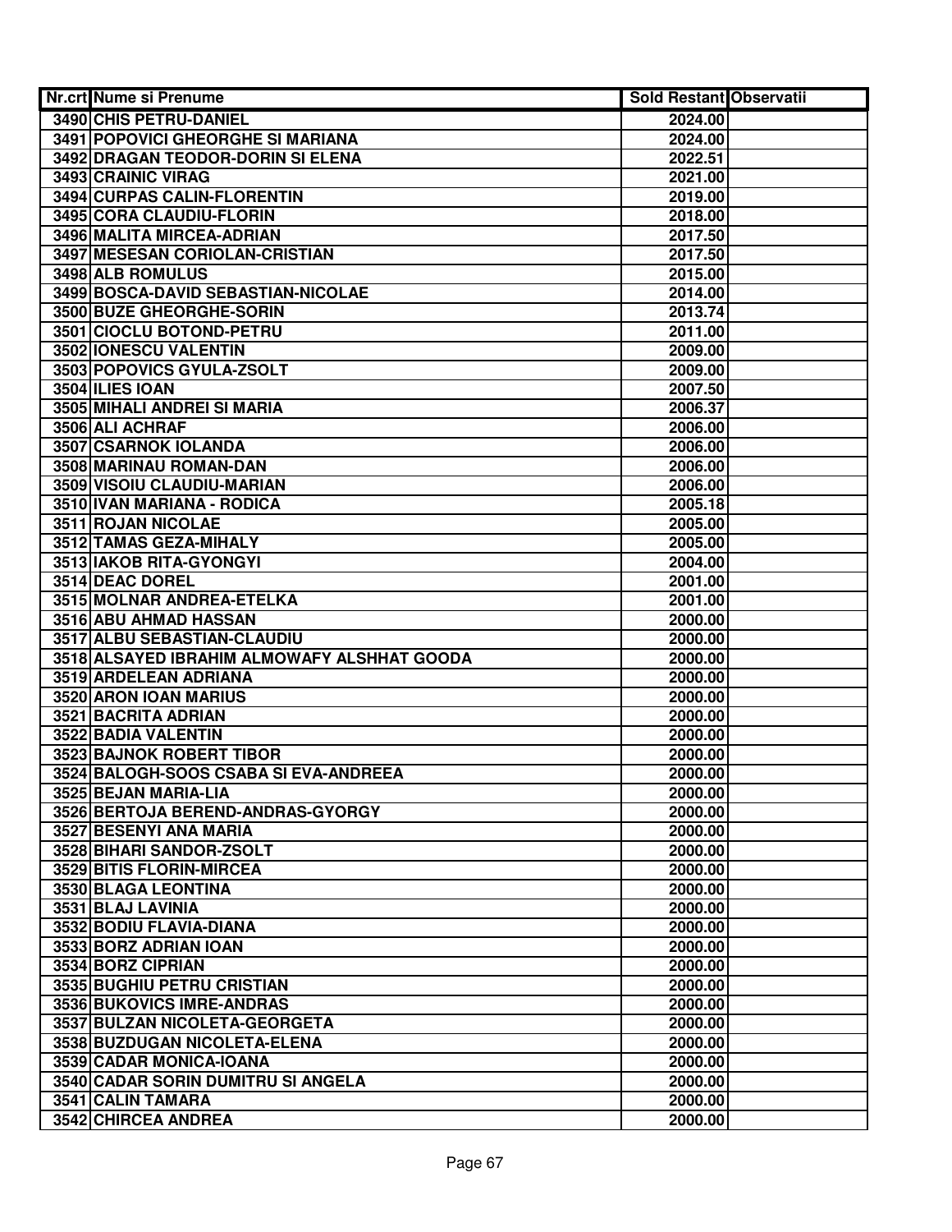| Nr.crt | Nume si Prenume | Sold Restant | Observatii |
|---|---|---|---|
| 3490 | CHIS PETRU-DANIEL | 2024.00 | |
| 3491 | POPOVICI GHEORGHE SI MARIANA | 2024.00 | |
| 3492 | DRAGAN TEODOR-DORIN SI ELENA | 2022.51 | |
| 3493 | CRAINIC VIRAG | 2021.00 | |
| 3494 | CURPAS CALIN-FLORENTIN | 2019.00 | |
| 3495 | CORA CLAUDIU-FLORIN | 2018.00 | |
| 3496 | MALITA MIRCEA-ADRIAN | 2017.50 | |
| 3497 | MESESAN CORIOLAN-CRISTIAN | 2017.50 | |
| 3498 | ALB ROMULUS | 2015.00 | |
| 3499 | BOSCA-DAVID SEBASTIAN-NICOLAE | 2014.00 | |
| 3500 | BUZE GHEORGHE-SORIN | 2013.74 | |
| 3501 | CIOCLU BOTOND-PETRU | 2011.00 | |
| 3502 | IONESCU VALENTIN | 2009.00 | |
| 3503 | POPOVICS GYULA-ZSOLT | 2009.00 | |
| 3504 | ILIES IOAN | 2007.50 | |
| 3505 | MIHALI ANDREI SI MARIA | 2006.37 | |
| 3506 | ALI ACHRAF | 2006.00 | |
| 3507 | CSARNOK IOLANDA | 2006.00 | |
| 3508 | MARINAU ROMAN-DAN | 2006.00 | |
| 3509 | VISOIU CLAUDIU-MARIAN | 2006.00 | |
| 3510 | IVAN MARIANA - RODICA | 2005.18 | |
| 3511 | ROJAN NICOLAE | 2005.00 | |
| 3512 | TAMAS GEZA-MIHALY | 2005.00 | |
| 3513 | IAKOB RITA-GYONGYI | 2004.00 | |
| 3514 | DEAC DOREL | 2001.00 | |
| 3515 | MOLNAR ANDREA-ETELKA | 2001.00 | |
| 3516 | ABU AHMAD HASSAN | 2000.00 | |
| 3517 | ALBU SEBASTIAN-CLAUDIU | 2000.00 | |
| 3518 | ALSAYED IBRAHIM ALMOWAFY ALSHHAT GOODA | 2000.00 | |
| 3519 | ARDELEAN ADRIANA | 2000.00 | |
| 3520 | ARON IOAN MARIUS | 2000.00 | |
| 3521 | BACRITA ADRIAN | 2000.00 | |
| 3522 | BADIA VALENTIN | 2000.00 | |
| 3523 | BAJNOK ROBERT TIBOR | 2000.00 | |
| 3524 | BALOGH-SOOS CSABA SI EVA-ANDREEA | 2000.00 | |
| 3525 | BEJAN MARIA-LIA | 2000.00 | |
| 3526 | BERTOJA BEREND-ANDRAS-GYORGY | 2000.00 | |
| 3527 | BESENYI ANA MARIA | 2000.00 | |
| 3528 | BIHARI SANDOR-ZSOLT | 2000.00 | |
| 3529 | BITIS FLORIN-MIRCEA | 2000.00 | |
| 3530 | BLAGA LEONTINA | 2000.00 | |
| 3531 | BLAJ LAVINIA | 2000.00 | |
| 3532 | BODIU FLAVIA-DIANA | 2000.00 | |
| 3533 | BORZ ADRIAN IOAN | 2000.00 | |
| 3534 | BORZ CIPRIAN | 2000.00 | |
| 3535 | BUGHIU PETRU CRISTIAN | 2000.00 | |
| 3536 | BUKOVICS IMRE-ANDRAS | 2000.00 | |
| 3537 | BULZAN NICOLETA-GEORGETA | 2000.00 | |
| 3538 | BUZDUGAN NICOLETA-ELENA | 2000.00 | |
| 3539 | CADAR MONICA-IOANA | 2000.00 | |
| 3540 | CADAR SORIN DUMITRU SI ANGELA | 2000.00 | |
| 3541 | CALIN TAMARA | 2000.00 | |
| 3542 | CHIRCEA ANDREA | 2000.00 | |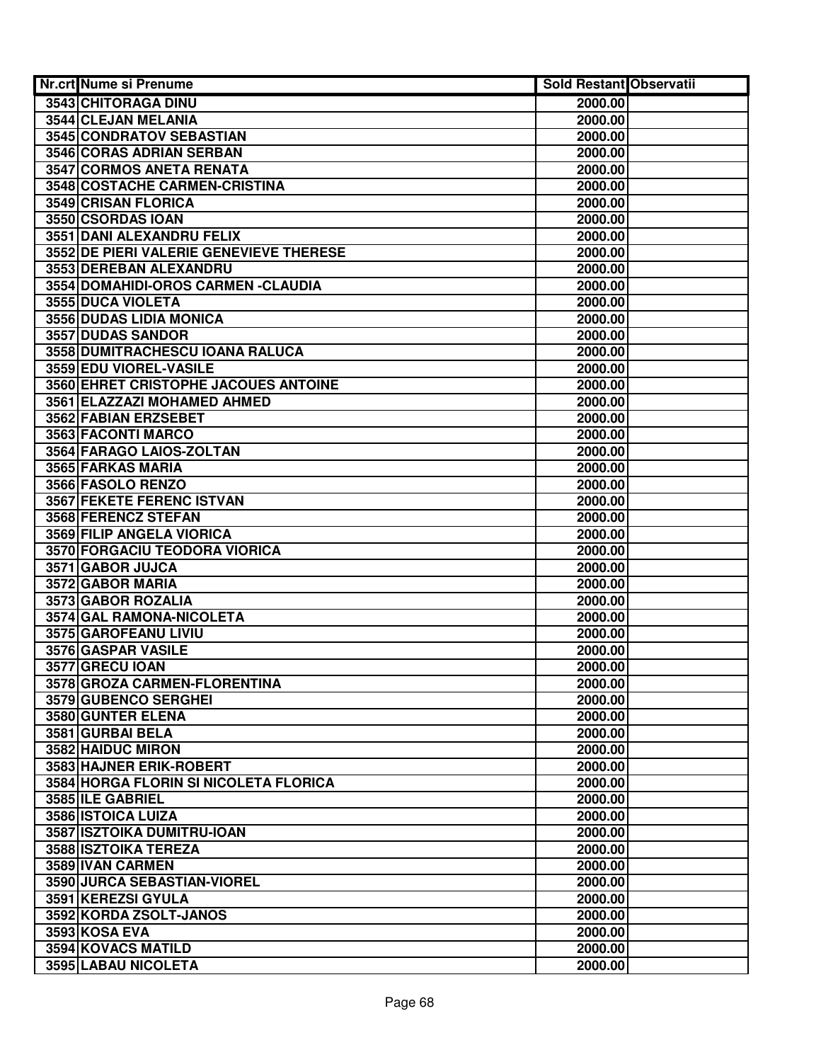| Nr.crt | Nume si Prenume | Sold Restant | Observatii |
| --- | --- | --- | --- |
| 3543 | CHITORAGA DINU | 2000.00 | |
| 3544 | CLEJAN MELANIA | 2000.00 | |
| 3545 | CONDRATOV SEBASTIAN | 2000.00 | |
| 3546 | CORAS ADRIAN SERBAN | 2000.00 | |
| 3547 | CORMOS ANETA RENATA | 2000.00 | |
| 3548 | COSTACHE CARMEN-CRISTINA | 2000.00 | |
| 3549 | CRISAN FLORICA | 2000.00 | |
| 3550 | CSORDAS IOAN | 2000.00 | |
| 3551 | DANI ALEXANDRU FELIX | 2000.00 | |
| 3552 | DE PIERI VALERIE GENEVIEVE THERESE | 2000.00 | |
| 3553 | DEREBAN ALEXANDRU | 2000.00 | |
| 3554 | DOMAHIDI-OROS CARMEN -CLAUDIA | 2000.00 | |
| 3555 | DUCA VIOLETA | 2000.00 | |
| 3556 | DUDAS LIDIA MONICA | 2000.00 | |
| 3557 | DUDAS SANDOR | 2000.00 | |
| 3558 | DUMITRACHESCU IOANA RALUCA | 2000.00 | |
| 3559 | EDU VIOREL-VASILE | 2000.00 | |
| 3560 | EHRET CRISTOPHE JACOUES ANTOINE | 2000.00 | |
| 3561 | ELAZZAZI MOHAMED AHMED | 2000.00 | |
| 3562 | FABIAN ERZSEBET | 2000.00 | |
| 3563 | FACONTI MARCO | 2000.00 | |
| 3564 | FARAGO LAIOS-ZOLTAN | 2000.00 | |
| 3565 | FARKAS MARIA | 2000.00 | |
| 3566 | FASOLO RENZO | 2000.00 | |
| 3567 | FEKETE FERENC ISTVAN | 2000.00 | |
| 3568 | FERENCZ STEFAN | 2000.00 | |
| 3569 | FILIP ANGELA VIORICA | 2000.00 | |
| 3570 | FORGACIU TEODORA VIORICA | 2000.00 | |
| 3571 | GABOR JUJCA | 2000.00 | |
| 3572 | GABOR MARIA | 2000.00 | |
| 3573 | GABOR ROZALIA | 2000.00 | |
| 3574 | GAL RAMONA-NICOLETA | 2000.00 | |
| 3575 | GAROFEANU LIVIU | 2000.00 | |
| 3576 | GASPAR VASILE | 2000.00 | |
| 3577 | GRECU IOAN | 2000.00 | |
| 3578 | GROZA CARMEN-FLORENTINA | 2000.00 | |
| 3579 | GUBENCO SERGHEI | 2000.00 | |
| 3580 | GUNTER ELENA | 2000.00 | |
| 3581 | GURBAI BELA | 2000.00 | |
| 3582 | HAIDUC MIRON | 2000.00 | |
| 3583 | HAJNER ERIK-ROBERT | 2000.00 | |
| 3584 | HORGA FLORIN SI NICOLETA FLORICA | 2000.00 | |
| 3585 | ILE GABRIEL | 2000.00 | |
| 3586 | ISTOICA LUIZA | 2000.00 | |
| 3587 | ISZTOIKA DUMITRU-IOAN | 2000.00 | |
| 3588 | ISZTOIKA TEREZA | 2000.00 | |
| 3589 | IVAN CARMEN | 2000.00 | |
| 3590 | JURCA SEBASTIAN-VIOREL | 2000.00 | |
| 3591 | KEREZSI GYULA | 2000.00 | |
| 3592 | KORDA ZSOLT-JANOS | 2000.00 | |
| 3593 | KOSA EVA | 2000.00 | |
| 3594 | KOVACS MATILD | 2000.00 | |
| 3595 | LABAU NICOLETA | 2000.00 | |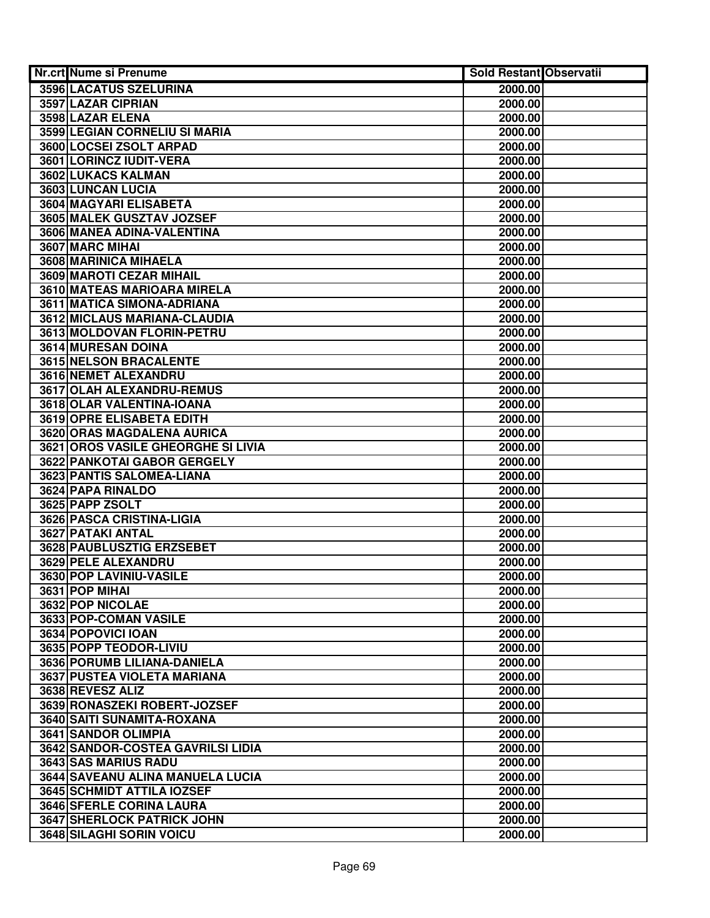| Nr.crt | Nume si Prenume | Sold Restant | Observatii |
|---|---|---|---|
| 3596 | LACATUS SZELURINA | 2000.00 | |
| 3597 | LAZAR CIPRIAN | 2000.00 | |
| 3598 | LAZAR ELENA | 2000.00 | |
| 3599 | LEGIAN CORNELIU SI MARIA | 2000.00 | |
| 3600 | LOCSEI ZSOLT ARPAD | 2000.00 | |
| 3601 | LORINCZ IUDIT-VERA | 2000.00 | |
| 3602 | LUKACS KALMAN | 2000.00 | |
| 3603 | LUNCAN LUCIA | 2000.00 | |
| 3604 | MAGYARI ELISABETA | 2000.00 | |
| 3605 | MALEK GUSZTAV JOZSEF | 2000.00 | |
| 3606 | MANEA ADINA-VALENTINA | 2000.00 | |
| 3607 | MARC MIHAI | 2000.00 | |
| 3608 | MARINICA MIHAELA | 2000.00 | |
| 3609 | MAROTI CEZAR MIHAIL | 2000.00 | |
| 3610 | MATEAS MARIOARA MIRELA | 2000.00 | |
| 3611 | MATICA SIMONA-ADRIANA | 2000.00 | |
| 3612 | MICLAUS MARIANA-CLAUDIA | 2000.00 | |
| 3613 | MOLDOVAN FLORIN-PETRU | 2000.00 | |
| 3614 | MURESAN DOINA | 2000.00 | |
| 3615 | NELSON BRACALENTE | 2000.00 | |
| 3616 | NEMET ALEXANDRU | 2000.00 | |
| 3617 | OLAH ALEXANDRU-REMUS | 2000.00 | |
| 3618 | OLAR VALENTINA-IOANA | 2000.00 | |
| 3619 | OPRE ELISABETA EDITH | 2000.00 | |
| 3620 | ORAS MAGDALENA AURICA | 2000.00 | |
| 3621 | OROS VASILE GHEORGHE SI LIVIA | 2000.00 | |
| 3622 | PANKOTAI GABOR GERGELY | 2000.00 | |
| 3623 | PANTIS SALOMEA-LIANA | 2000.00 | |
| 3624 | PAPA RINALDO | 2000.00 | |
| 3625 | PAPP ZSOLT | 2000.00 | |
| 3626 | PASCA CRISTINA-LIGIA | 2000.00 | |
| 3627 | PATAKI ANTAL | 2000.00 | |
| 3628 | PAUBLUSZTIG ERZSEBET | 2000.00 | |
| 3629 | PELE ALEXANDRU | 2000.00 | |
| 3630 | POP LAVINIU-VASILE | 2000.00 | |
| 3631 | POP MIHAI | 2000.00 | |
| 3632 | POP NICOLAE | 2000.00 | |
| 3633 | POP-COMAN VASILE | 2000.00 | |
| 3634 | POPOVICI IOAN | 2000.00 | |
| 3635 | POPP TEODOR-LIVIU | 2000.00 | |
| 3636 | PORUMB LILIANA-DANIELA | 2000.00 | |
| 3637 | PUSTEA VIOLETA MARIANA | 2000.00 | |
| 3638 | REVESZ ALIZ | 2000.00 | |
| 3639 | RONASZEKI ROBERT-JOZSEF | 2000.00 | |
| 3640 | SAITI SUNAMITA-ROXANA | 2000.00 | |
| 3641 | SANDOR OLIMPIA | 2000.00 | |
| 3642 | SANDOR-COSTEA GAVRILSI LIDIA | 2000.00 | |
| 3643 | SAS MARIUS RADU | 2000.00 | |
| 3644 | SAVEANU ALINA MANUELA LUCIA | 2000.00 | |
| 3645 | SCHMIDT ATTILA IOZSEF | 2000.00 | |
| 3646 | SFERLE CORINA LAURA | 2000.00 | |
| 3647 | SHERLOCK PATRICK JOHN | 2000.00 | |
| 3648 | SILAGHI SORIN VOICU | 2000.00 | |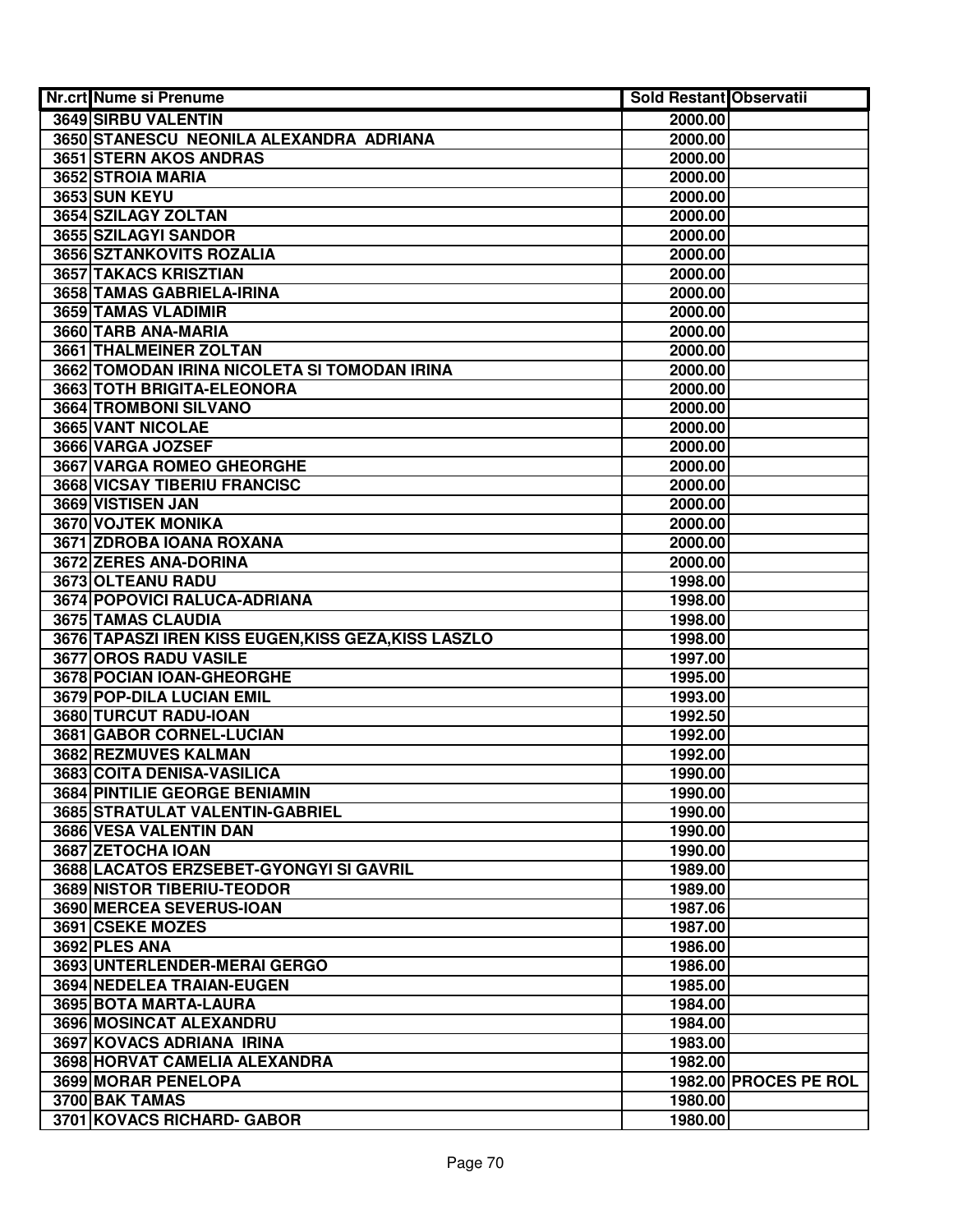| Nr.crt | Nume si Prenume | Sold Restant | Observatii |
| --- | --- | --- | --- |
| 3649 | SIRBU VALENTIN | 2000.00 | |
| 3650 | STANESCU NEONILA ALEXANDRA ADRIANA | 2000.00 | |
| 3651 | STERN AKOS ANDRAS | 2000.00 | |
| 3652 | STROIA MARIA | 2000.00 | |
| 3653 | SUN KEYU | 2000.00 | |
| 3654 | SZILAGY ZOLTAN | 2000.00 | |
| 3655 | SZILAGYI SANDOR | 2000.00 | |
| 3656 | SZTANKOVITS ROZALIA | 2000.00 | |
| 3657 | TAKACS KRISZTIAN | 2000.00 | |
| 3658 | TAMAS GABRIELA-IRINA | 2000.00 | |
| 3659 | TAMAS VLADIMIR | 2000.00 | |
| 3660 | TARB ANA-MARIA | 2000.00 | |
| 3661 | THALMEINER ZOLTAN | 2000.00 | |
| 3662 | TOMODAN IRINA NICOLETA SI TOMODAN IRINA | 2000.00 | |
| 3663 | TOTH BRIGITA-ELEONORA | 2000.00 | |
| 3664 | TROMBONI SILVANO | 2000.00 | |
| 3665 | VANT NICOLAE | 2000.00 | |
| 3666 | VARGA JOZSEF | 2000.00 | |
| 3667 | VARGA ROMEO GHEORGHE | 2000.00 | |
| 3668 | VICSAY TIBERIU FRANCISC | 2000.00 | |
| 3669 | VISTISEN JAN | 2000.00 | |
| 3670 | VOJTEK MONIKA | 2000.00 | |
| 3671 | ZDROBA IOANA ROXANA | 2000.00 | |
| 3672 | ZERES ANA-DORINA | 2000.00 | |
| 3673 | OLTEANU RADU | 1998.00 | |
| 3674 | POPOVICI RALUCA-ADRIANA | 1998.00 | |
| 3675 | TAMAS CLAUDIA | 1998.00 | |
| 3676 | TAPASZI IREN KISS EUGEN,KISS GEZA,KISS LASZLO | 1998.00 | |
| 3677 | OROS RADU VASILE | 1997.00 | |
| 3678 | POCIAN IOAN-GHEORGHE | 1995.00 | |
| 3679 | POP-DILA LUCIAN EMIL | 1993.00 | |
| 3680 | TURCUT RADU-IOAN | 1992.50 | |
| 3681 | GABOR CORNEL-LUCIAN | 1992.00 | |
| 3682 | REZMUVES KALMAN | 1992.00 | |
| 3683 | COITA DENISA-VASILICA | 1990.00 | |
| 3684 | PINTILIE GEORGE BENIAMIN | 1990.00 | |
| 3685 | STRATULAT VALENTIN-GABRIEL | 1990.00 | |
| 3686 | VESA VALENTIN DAN | 1990.00 | |
| 3687 | ZETOCHA IOAN | 1990.00 | |
| 3688 | LACATOS ERZSEBET-GYONGYI SI GAVRIL | 1989.00 | |
| 3689 | NISTOR TIBERIU-TEODOR | 1989.00 | |
| 3690 | MERCEA SEVERUS-IOAN | 1987.06 | |
| 3691 | CSEKE MOZES | 1987.00 | |
| 3692 | PLES ANA | 1986.00 | |
| 3693 | UNTERLENDER-MERAI GERGO | 1986.00 | |
| 3694 | NEDELEA TRAIAN-EUGEN | 1985.00 | |
| 3695 | BOTA MARTA-LAURA | 1984.00 | |
| 3696 | MOSINCAT ALEXANDRU | 1984.00 | |
| 3697 | KOVACS ADRIANA IRINA | 1983.00 | |
| 3698 | HORVAT CAMELIA ALEXANDRA | 1982.00 | |
| 3699 | MORAR PENELOPA | 1982.00 | PROCES PE ROL |
| 3700 | BAK TAMAS | 1980.00 | |
| 3701 | KOVACS RICHARD- GABOR | 1980.00 | |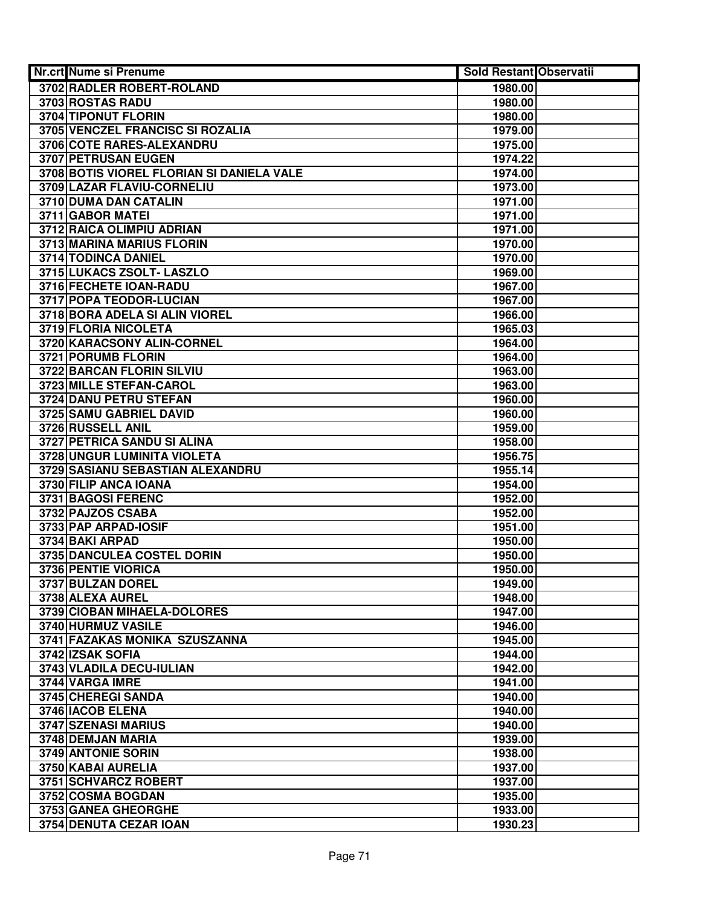| Nr.crt | Nume si Prenume | Sold Restant | Observatii |
|---|---|---|---|
| 3702 | RADLER ROBERT-ROLAND | 1980.00 | |
| 3703 | ROSTAS RADU | 1980.00 | |
| 3704 | TIPONUT FLORIN | 1980.00 | |
| 3705 | VENCZEL FRANCISC SI ROZALIA | 1979.00 | |
| 3706 | COTE RARES-ALEXANDRU | 1975.00 | |
| 3707 | PETRUSAN EUGEN | 1974.22 | |
| 3708 | BOTIS VIOREL FLORIAN SI DANIELA VALE | 1974.00 | |
| 3709 | LAZAR FLAVIU-CORNELIU | 1973.00 | |
| 3710 | DUMA DAN CATALIN | 1971.00 | |
| 3711 | GABOR MATEI | 1971.00 | |
| 3712 | RAICA OLIMPIU ADRIAN | 1971.00 | |
| 3713 | MARINA MARIUS FLORIN | 1970.00 | |
| 3714 | TODINCA DANIEL | 1970.00 | |
| 3715 | LUKACS ZSOLT- LASZLO | 1969.00 | |
| 3716 | FECHETE IOAN-RADU | 1967.00 | |
| 3717 | POPA TEODOR-LUCIAN | 1967.00 | |
| 3718 | BORA ADELA SI ALIN VIOREL | 1966.00 | |
| 3719 | FLORIA NICOLETA | 1965.03 | |
| 3720 | KARACSONY ALIN-CORNEL | 1964.00 | |
| 3721 | PORUMB FLORIN | 1964.00 | |
| 3722 | BARCAN FLORIN SILVIU | 1963.00 | |
| 3723 | MILLE STEFAN-CAROL | 1963.00 | |
| 3724 | DANU PETRU STEFAN | 1960.00 | |
| 3725 | SAMU GABRIEL DAVID | 1960.00 | |
| 3726 | RUSSELL ANIL | 1959.00 | |
| 3727 | PETRICA SANDU SI ALINA | 1958.00 | |
| 3728 | UNGUR LUMINITA VIOLETA | 1956.75 | |
| 3729 | SASIANU SEBASTIAN ALEXANDRU | 1955.14 | |
| 3730 | FILIP ANCA IOANA | 1954.00 | |
| 3731 | BAGOSI FERENC | 1952.00 | |
| 3732 | PAJZOS CSABA | 1952.00 | |
| 3733 | PAP ARPAD-IOSIF | 1951.00 | |
| 3734 | BAKI ARPAD | 1950.00 | |
| 3735 | DANCULEA COSTEL DORIN | 1950.00 | |
| 3736 | PENTIE VIORICA | 1950.00 | |
| 3737 | BULZAN DOREL | 1949.00 | |
| 3738 | ALEXA AUREL | 1948.00 | |
| 3739 | CIOBAN MIHAELA-DOLORES | 1947.00 | |
| 3740 | HURMUZ VASILE | 1946.00 | |
| 3741 | FAZAKAS MONIKA SZUSZANNA | 1945.00 | |
| 3742 | IZSAK SOFIA | 1944.00 | |
| 3743 | VLADILA DECU-IULIAN | 1942.00 | |
| 3744 | VARGA IMRE | 1941.00 | |
| 3745 | CHEREGI SANDA | 1940.00 | |
| 3746 | IACOB ELENA | 1940.00 | |
| 3747 | SZENASI MARIUS | 1940.00 | |
| 3748 | DEMJAN MARIA | 1939.00 | |
| 3749 | ANTONIE SORIN | 1938.00 | |
| 3750 | KABAI AURELIA | 1937.00 | |
| 3751 | SCHVARCZ ROBERT | 1937.00 | |
| 3752 | COSMA BOGDAN | 1935.00 | |
| 3753 | GANEA GHEORGHE | 1933.00 | |
| 3754 | DENUTA CEZAR IOAN | 1930.23 | |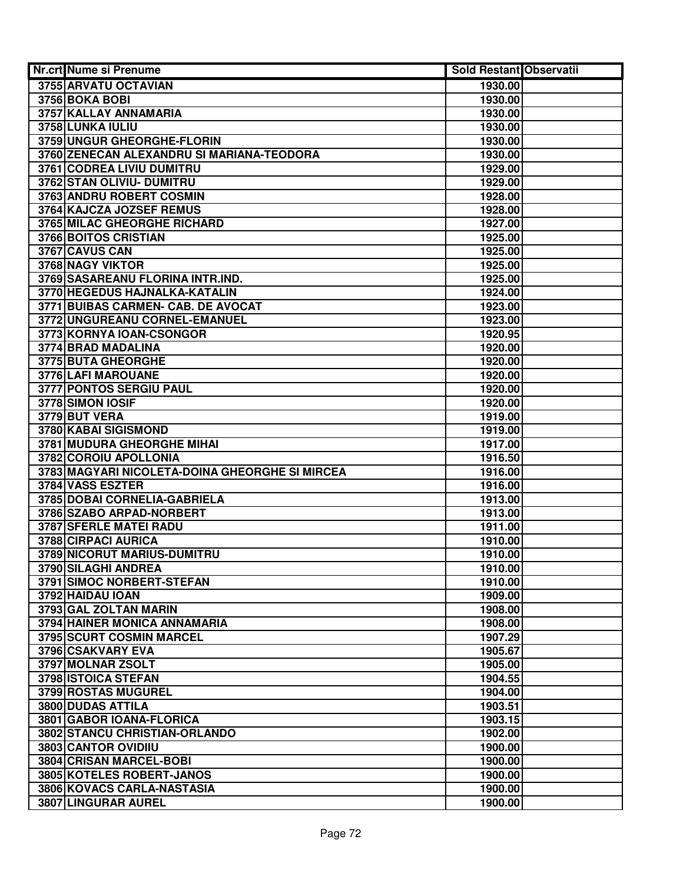| Nr.crt | Nume si Prenume | Sold Restant | Observatii |
| --- | --- | --- | --- |
| 3755 | ARVATU OCTAVIAN | 1930.00 | |
| 3756 | BOKA BOBI | 1930.00 | |
| 3757 | KALLAY ANNAMARIA | 1930.00 | |
| 3758 | LUNKA IULIU | 1930.00 | |
| 3759 | UNGUR GHEORGHE-FLORIN | 1930.00 | |
| 3760 | ZENECAN ALEXANDRU SI MARIANA-TEODORA | 1930.00 | |
| 3761 | CODREA LIVIU DUMITRU | 1929.00 | |
| 3762 | STAN OLIVIU- DUMITRU | 1929.00 | |
| 3763 | ANDRU ROBERT COSMIN | 1928.00 | |
| 3764 | KAJCZA JOZSEF REMUS | 1928.00 | |
| 3765 | MILAC GHEORGHE RICHARD | 1927.00 | |
| 3766 | BOITOS CRISTIAN | 1925.00 | |
| 3767 | CAVUS CAN | 1925.00 | |
| 3768 | NAGY VIKTOR | 1925.00 | |
| 3769 | SASAREANU FLORINA INTR.IND. | 1925.00 | |
| 3770 | HEGEDUS HAJNALKA-KATALIN | 1924.00 | |
| 3771 | BUIBAS CARMEN- CAB. DE AVOCAT | 1923.00 | |
| 3772 | UNGUREANU CORNEL-EMANUEL | 1923.00 | |
| 3773 | KORNYA IOAN-CSONGOR | 1920.95 | |
| 3774 | BRAD MADALINA | 1920.00 | |
| 3775 | BUTA GHEORGHE | 1920.00 | |
| 3776 | LAFI MAROUANE | 1920.00 | |
| 3777 | PONTOS SERGIU PAUL | 1920.00 | |
| 3778 | SIMON IOSIF | 1920.00 | |
| 3779 | BUT VERA | 1919.00 | |
| 3780 | KABAI SIGISMOND | 1919.00 | |
| 3781 | MUDURA GHEORGHE MIHAI | 1917.00 | |
| 3782 | COROIU APOLLONIA | 1916.50 | |
| 3783 | MAGYARI NICOLETA-DOINA GHEORGHE SI MIRCEA | 1916.00 | |
| 3784 | VASS ESZTER | 1916.00 | |
| 3785 | DOBAI CORNELIA-GABRIELA | 1913.00 | |
| 3786 | SZABO ARPAD-NORBERT | 1913.00 | |
| 3787 | SFERLE MATEI RADU | 1911.00 | |
| 3788 | CIRPACI AURICA | 1910.00 | |
| 3789 | NICORUT MARIUS-DUMITRU | 1910.00 | |
| 3790 | SILAGHI ANDREA | 1910.00 | |
| 3791 | SIMOC NORBERT-STEFAN | 1910.00 | |
| 3792 | HAIDAU IOAN | 1909.00 | |
| 3793 | GAL ZOLTAN MARIN | 1908.00 | |
| 3794 | HAINER MONICA ANNAMARIA | 1908.00 | |
| 3795 | SCURT COSMIN MARCEL | 1907.29 | |
| 3796 | CSAKVARY EVA | 1905.67 | |
| 3797 | MOLNAR ZSOLT | 1905.00 | |
| 3798 | ISTOICA STEFAN | 1904.55 | |
| 3799 | ROSTAS MUGUREL | 1904.00 | |
| 3800 | DUDAS ATTILA | 1903.51 | |
| 3801 | GABOR IOANA-FLORICA | 1903.15 | |
| 3802 | STANCU CHRISTIAN-ORLANDO | 1902.00 | |
| 3803 | CANTOR OVIDIIU | 1900.00 | |
| 3804 | CRISAN MARCEL-BOBI | 1900.00 | |
| 3805 | KOTELES ROBERT-JANOS | 1900.00 | |
| 3806 | KOVACS CARLA-NASTASIA | 1900.00 | |
| 3807 | LINGURAR AUREL | 1900.00 | |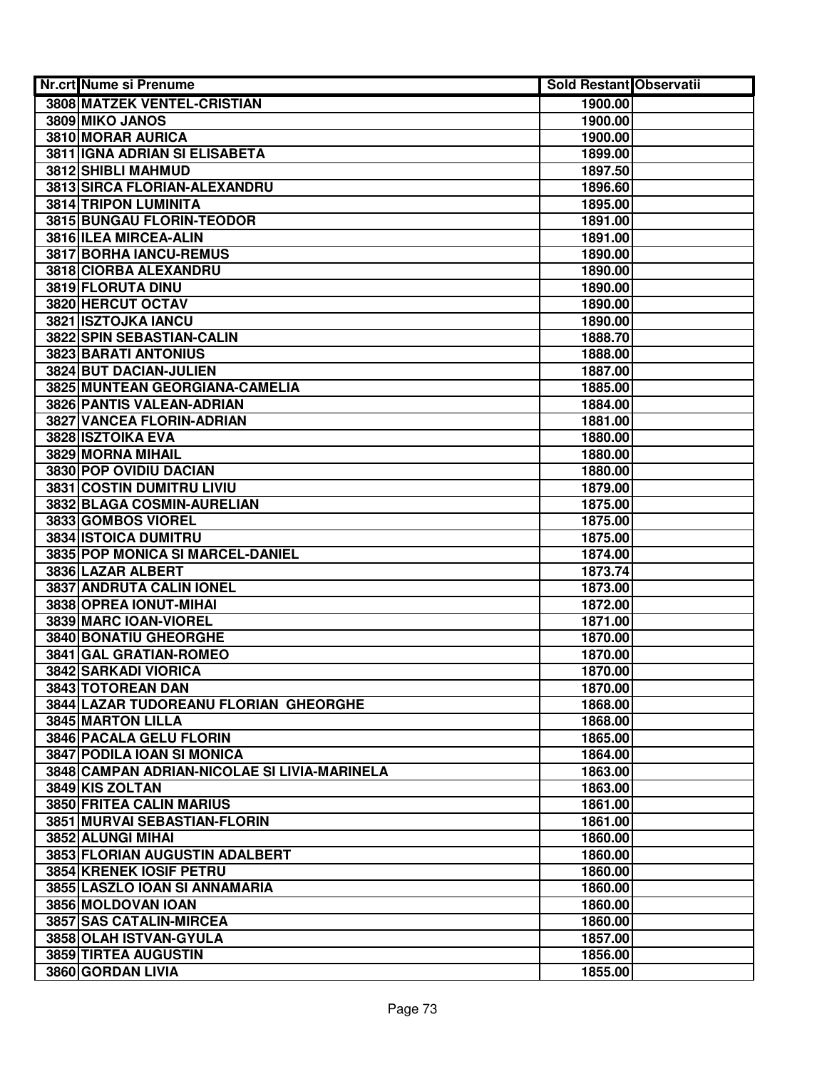| Nr.crt | Nume si Prenume | Sold Restant | Observatii |
|---|---|---|---|
| 3808 | MATZEK VENTEL-CRISTIAN | 1900.00 | |
| 3809 | MIKO JANOS | 1900.00 | |
| 3810 | MORAR AURICA | 1900.00 | |
| 3811 | IGNA ADRIAN SI ELISABETA | 1899.00 | |
| 3812 | SHIBLI MAHMUD | 1897.50 | |
| 3813 | SIRCA FLORIAN-ALEXANDRU | 1896.60 | |
| 3814 | TRIPON LUMINITA | 1895.00 | |
| 3815 | BUNGAU FLORIN-TEODOR | 1891.00 | |
| 3816 | ILEA MIRCEA-ALIN | 1891.00 | |
| 3817 | BORHA IANCU-REMUS | 1890.00 | |
| 3818 | CIORBA ALEXANDRU | 1890.00 | |
| 3819 | FLORUTA DINU | 1890.00 | |
| 3820 | HERCUT OCTAV | 1890.00 | |
| 3821 | ISZTOJKA IANCU | 1890.00 | |
| 3822 | SPIN SEBASTIAN-CALIN | 1888.70 | |
| 3823 | BARATI ANTONIUS | 1888.00 | |
| 3824 | BUT DACIAN-JULIEN | 1887.00 | |
| 3825 | MUNTEAN GEORGIANA-CAMELIA | 1885.00 | |
| 3826 | PANTIS VALEAN-ADRIAN | 1884.00 | |
| 3827 | VANCEA FLORIN-ADRIAN | 1881.00 | |
| 3828 | ISZTOIKA EVA | 1880.00 | |
| 3829 | MORNA MIHAIL | 1880.00 | |
| 3830 | POP OVIDIU DACIAN | 1880.00 | |
| 3831 | COSTIN DUMITRU LIVIU | 1879.00 | |
| 3832 | BLAGA COSMIN-AURELIAN | 1875.00 | |
| 3833 | GOMBOS VIOREL | 1875.00 | |
| 3834 | ISTOICA DUMITRU | 1875.00 | |
| 3835 | POP MONICA SI MARCEL-DANIEL | 1874.00 | |
| 3836 | LAZAR ALBERT | 1873.74 | |
| 3837 | ANDRUTA CALIN IONEL | 1873.00 | |
| 3838 | OPREA IONUT-MIHAI | 1872.00 | |
| 3839 | MARC IOAN-VIOREL | 1871.00 | |
| 3840 | BONATIU GHEORGHE | 1870.00 | |
| 3841 | GAL GRATIAN-ROMEO | 1870.00 | |
| 3842 | SARKADI VIORICA | 1870.00 | |
| 3843 | TOTOREAN DAN | 1870.00 | |
| 3844 | LAZAR TUDOREANU FLORIAN GHEORGHE | 1868.00 | |
| 3845 | MARTON LILLA | 1868.00 | |
| 3846 | PACALA GELU FLORIN | 1865.00 | |
| 3847 | PODILA IOAN SI MONICA | 1864.00 | |
| 3848 | CAMPAN ADRIAN-NICOLAE SI LIVIA-MARINELA | 1863.00 | |
| 3849 | KIS ZOLTAN | 1863.00 | |
| 3850 | FRITEA CALIN MARIUS | 1861.00 | |
| 3851 | MURVAI SEBASTIAN-FLORIN | 1861.00 | |
| 3852 | ALUNGI MIHAI | 1860.00 | |
| 3853 | FLORIAN AUGUSTIN ADALBERT | 1860.00 | |
| 3854 | KRENEK IOSIF PETRU | 1860.00 | |
| 3855 | LASZLO IOAN SI ANNAMARIA | 1860.00 | |
| 3856 | MOLDOVAN IOAN | 1860.00 | |
| 3857 | SAS CATALIN-MIRCEA | 1860.00 | |
| 3858 | OLAH ISTVAN-GYULA | 1857.00 | |
| 3859 | TIRTEA AUGUSTIN | 1856.00 | |
| 3860 | GORDAN LIVIA | 1855.00 | |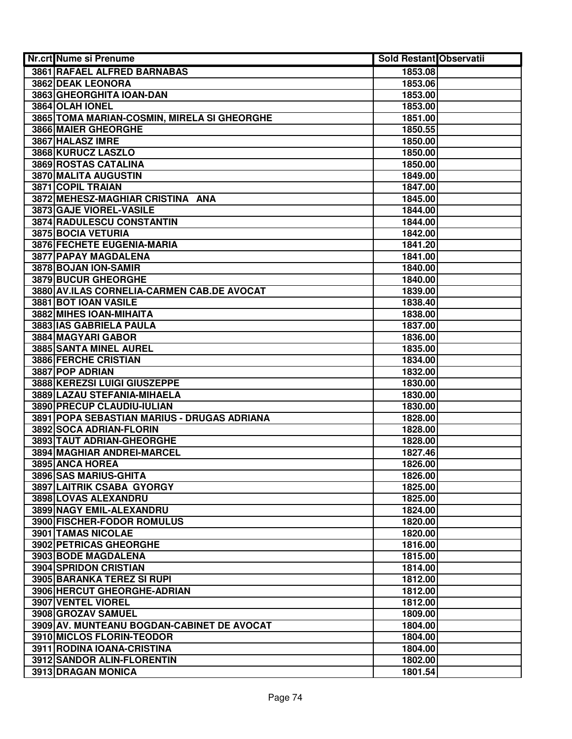| Nr.crt | Nume si Prenume | Sold Restant | Observatii |
|---|---|---|---|
| 3861 | RAFAEL ALFRED BARNABAS | 1853.08 | |
| 3862 | DEAK LEONORA | 1853.06 | |
| 3863 | GHEORGHITA IOAN-DAN | 1853.00 | |
| 3864 | OLAH IONEL | 1853.00 | |
| 3865 | TOMA MARIAN-COSMIN, MIRELA SI GHEORGHE | 1851.00 | |
| 3866 | MAIER GHEORGHE | 1850.55 | |
| 3867 | HALASZ IMRE | 1850.00 | |
| 3868 | KURUCZ LASZLO | 1850.00 | |
| 3869 | ROSTAS CATALINA | 1850.00 | |
| 3870 | MALITA AUGUSTIN | 1849.00 | |
| 3871 | COPIL TRAIAN | 1847.00 | |
| 3872 | MEHESZ-MAGHIAR CRISTINA ANA | 1845.00 | |
| 3873 | GAJE VIOREL-VASILE | 1844.00 | |
| 3874 | RADULESCU CONSTANTIN | 1844.00 | |
| 3875 | BOCIA VETURIA | 1842.00 | |
| 3876 | FECHETE EUGENIA-MARIA | 1841.20 | |
| 3877 | PAPAY MAGDALENA | 1841.00 | |
| 3878 | BOJAN ION-SAMIR | 1840.00 | |
| 3879 | BUCUR GHEORGHE | 1840.00 | |
| 3880 | AV.ILAS CORNELIA-CARMEN CAB.DE AVOCAT | 1839.00 | |
| 3881 | BOT IOAN VASILE | 1838.40 | |
| 3882 | MIHES IOAN-MIHAITA | 1838.00 | |
| 3883 | IAS GABRIELA PAULA | 1837.00 | |
| 3884 | MAGYARI GABOR | 1836.00 | |
| 3885 | SANTA MINEL AUREL | 1835.00 | |
| 3886 | FERCHE CRISTIAN | 1834.00 | |
| 3887 | POP ADRIAN | 1832.00 | |
| 3888 | KEREZSI LUIGI GIUSZEPPE | 1830.00 | |
| 3889 | LAZAU STEFANIA-MIHAELA | 1830.00 | |
| 3890 | PRECUP CLAUDIU-IULIAN | 1830.00 | |
| 3891 | POPA SEBASTIAN MARIUS - DRUGAS ADRIANA | 1828.00 | |
| 3892 | SOCA ADRIAN-FLORIN | 1828.00 | |
| 3893 | TAUT ADRIAN-GHEORGHE | 1828.00 | |
| 3894 | MAGHIAR ANDREI-MARCEL | 1827.46 | |
| 3895 | ANCA HOREA | 1826.00 | |
| 3896 | SAS MARIUS-GHITA | 1826.00 | |
| 3897 | LAITRIK CSABA GYORGY | 1825.00 | |
| 3898 | LOVAS ALEXANDRU | 1825.00 | |
| 3899 | NAGY EMIL-ALEXANDRU | 1824.00 | |
| 3900 | FISCHER-FODOR ROMULUS | 1820.00 | |
| 3901 | TAMAS NICOLAE | 1820.00 | |
| 3902 | PETRICAS GHEORGHE | 1816.00 | |
| 3903 | BODE MAGDALENA | 1815.00 | |
| 3904 | SPRIDON CRISTIAN | 1814.00 | |
| 3905 | BARANKA TEREZ SI RUPI | 1812.00 | |
| 3906 | HERCUT GHEORGHE-ADRIAN | 1812.00 | |
| 3907 | VENTEL VIOREL | 1812.00 | |
| 3908 | GROZAV SAMUEL | 1809.00 | |
| 3909 | AV. MUNTEANU BOGDAN-CABINET DE AVOCAT | 1804.00 | |
| 3910 | MICLOS FLORIN-TEODOR | 1804.00 | |
| 3911 | RODINA IOANA-CRISTINA | 1804.00 | |
| 3912 | SANDOR ALIN-FLORENTIN | 1802.00 | |
| 3913 | DRAGAN MONICA | 1801.54 | |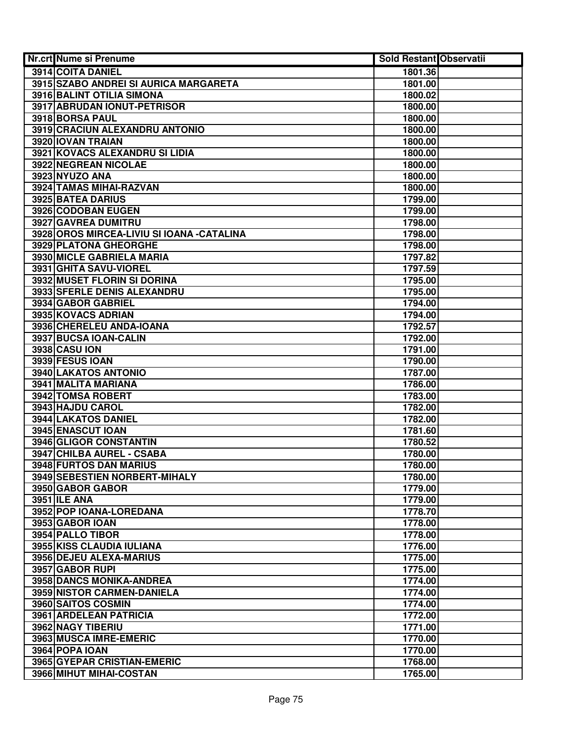| Nr.crt | Nume si Prenume | Sold Restant | Observatii |
|---|---|---|---|
| 3914 | COITA DANIEL | 1801.36 | |
| 3915 | SZABO ANDREI SI AURICA MARGARETA | 1801.00 | |
| 3916 | BALINT OTILIA SIMONA | 1800.02 | |
| 3917 | ABRUDAN IONUT-PETRISOR | 1800.00 | |
| 3918 | BORSA PAUL | 1800.00 | |
| 3919 | CRACIUN ALEXANDRU ANTONIO | 1800.00 | |
| 3920 | IOVAN TRAIAN | 1800.00 | |
| 3921 | KOVACS ALEXANDRU SI LIDIA | 1800.00 | |
| 3922 | NEGREAN NICOLAE | 1800.00 | |
| 3923 | NYUZO ANA | 1800.00 | |
| 3924 | TAMAS MIHAI-RAZVAN | 1800.00 | |
| 3925 | BATEA DARIUS | 1799.00 | |
| 3926 | CODOBAN EUGEN | 1799.00 | |
| 3927 | GAVREA DUMITRU | 1798.00 | |
| 3928 | OROS MIRCEA-LIVIU SI IOANA -CATALINA | 1798.00 | |
| 3929 | PLATONA GHEORGHE | 1798.00 | |
| 3930 | MICLE GABRIELA MARIA | 1797.82 | |
| 3931 | GHITA SAVU-VIOREL | 1797.59 | |
| 3932 | MUSET FLORIN SI DORINA | 1795.00 | |
| 3933 | SFERLE DENIS ALEXANDRU | 1795.00 | |
| 3934 | GABOR GABRIEL | 1794.00 | |
| 3935 | KOVACS ADRIAN | 1794.00 | |
| 3936 | CHERELEU ANDA-IOANA | 1792.57 | |
| 3937 | BUCSA IOAN-CALIN | 1792.00 | |
| 3938 | CASU ION | 1791.00 | |
| 3939 | FESUS IOAN | 1790.00 | |
| 3940 | LAKATOS ANTONIO | 1787.00 | |
| 3941 | MALITA MARIANA | 1786.00 | |
| 3942 | TOMSA ROBERT | 1783.00 | |
| 3943 | HAJDU CAROL | 1782.00 | |
| 3944 | LAKATOS DANIEL | 1782.00 | |
| 3945 | ENASCUT IOAN | 1781.60 | |
| 3946 | GLIGOR CONSTANTIN | 1780.52 | |
| 3947 | CHILBA AUREL - CSABA | 1780.00 | |
| 3948 | FURTOS DAN MARIUS | 1780.00 | |
| 3949 | SEBESTIEN NORBERT-MIHALY | 1780.00 | |
| 3950 | GABOR GABOR | 1779.00 | |
| 3951 | ILE ANA | 1779.00 | |
| 3952 | POP IOANA-LOREDANA | 1778.70 | |
| 3953 | GABOR IOAN | 1778.00 | |
| 3954 | PALLO TIBOR | 1778.00 | |
| 3955 | KISS CLAUDIA IULIANA | 1776.00 | |
| 3956 | DEJEU ALEXA-MARIUS | 1775.00 | |
| 3957 | GABOR RUPI | 1775.00 | |
| 3958 | DANCS MONIKA-ANDREA | 1774.00 | |
| 3959 | NISTOR CARMEN-DANIELA | 1774.00 | |
| 3960 | SAITOS COSMIN | 1774.00 | |
| 3961 | ARDELEAN PATRICIA | 1772.00 | |
| 3962 | NAGY TIBERIU | 1771.00 | |
| 3963 | MUSCA IMRE-EMERIC | 1770.00 | |
| 3964 | POPA IOAN | 1770.00 | |
| 3965 | GYEPAR CRISTIAN-EMERIC | 1768.00 | |
| 3966 | MIHUT MIHAI-COSTAN | 1765.00 | |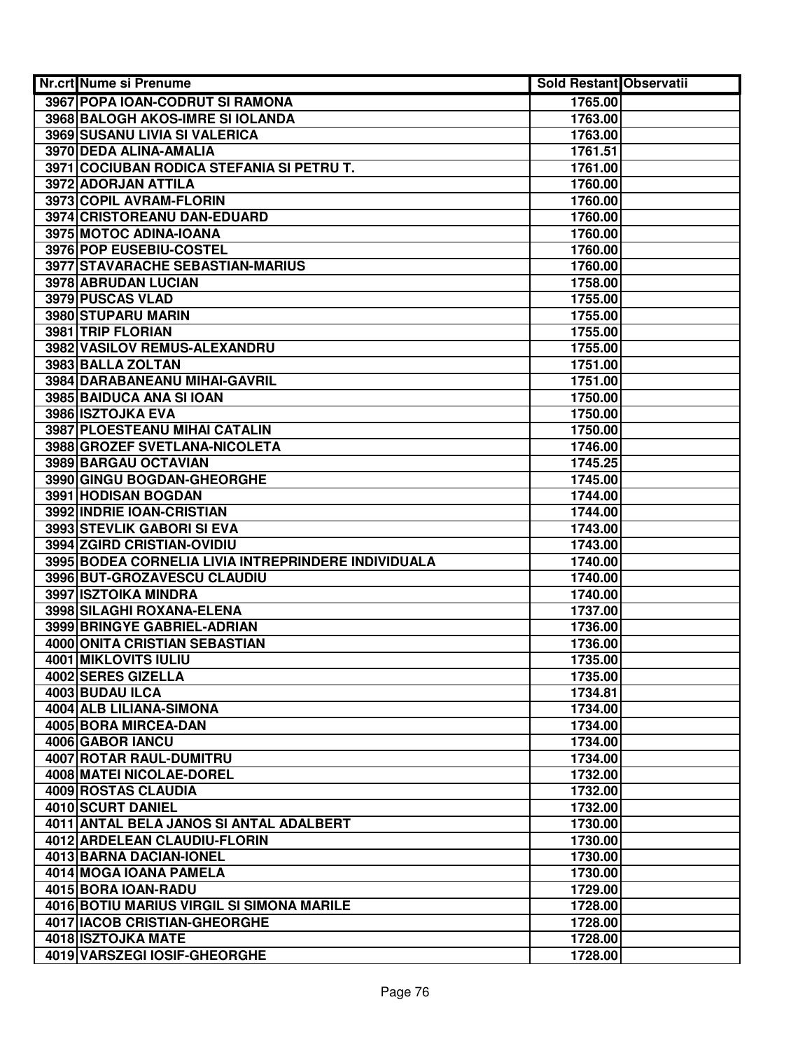| Nr.crt | Nume si Prenume | Sold Restant | Observatii |
|---|---|---|---|
| 3967 | POPA IOAN-CODRUT SI RAMONA | 1765.00 | |
| 3968 | BALOGH AKOS-IMRE SI IOLANDA | 1763.00 | |
| 3969 | SUSANU LIVIA SI VALERICA | 1763.00 | |
| 3970 | DEDA ALINA-AMALIA | 1761.51 | |
| 3971 | COCIUBAN RODICA STEFANIA SI PETRU T. | 1761.00 | |
| 3972 | ADORJAN ATTILA | 1760.00 | |
| 3973 | COPIL AVRAM-FLORIN | 1760.00 | |
| 3974 | CRISTOREANU DAN-EDUARD | 1760.00 | |
| 3975 | MOTOC ADINA-IOANA | 1760.00 | |
| 3976 | POP EUSEBIU-COSTEL | 1760.00 | |
| 3977 | STAVARACHE SEBASTIAN-MARIUS | 1760.00 | |
| 3978 | ABRUDAN LUCIAN | 1758.00 | |
| 3979 | PUSCAS VLAD | 1755.00 | |
| 3980 | STUPARU MARIN | 1755.00 | |
| 3981 | TRIP FLORIAN | 1755.00 | |
| 3982 | VASILOV REMUS-ALEXANDRU | 1755.00 | |
| 3983 | BALLA ZOLTAN | 1751.00 | |
| 3984 | DARABANEANU MIHAI-GAVRIL | 1751.00 | |
| 3985 | BAIDUCA ANA SI IOAN | 1750.00 | |
| 3986 | ISZTOJKA EVA | 1750.00 | |
| 3987 | PLOESTEANU MIHAI CATALIN | 1750.00 | |
| 3988 | GROZEF SVETLANA-NICOLETA | 1746.00 | |
| 3989 | BARGAU OCTAVIAN | 1745.25 | |
| 3990 | GINGU BOGDAN-GHEORGHE | 1745.00 | |
| 3991 | HODISAN BOGDAN | 1744.00 | |
| 3992 | INDRIE IOAN-CRISTIAN | 1744.00 | |
| 3993 | STEVLIK GABORI SI EVA | 1743.00 | |
| 3994 | ZGIRD CRISTIAN-OVIDIU | 1743.00 | |
| 3995 | BODEA CORNELIA LIVIA INTREPRINDERE INDIVIDUALA | 1740.00 | |
| 3996 | BUT-GROZAVESCU CLAUDIU | 1740.00 | |
| 3997 | ISZTOIKA MINDRA | 1740.00 | |
| 3998 | SILAGHI ROXANA-ELENA | 1737.00 | |
| 3999 | BRINGYE GABRIEL-ADRIAN | 1736.00 | |
| 4000 | ONITA CRISTIAN SEBASTIAN | 1736.00 | |
| 4001 | MIKLOVITS IULIU | 1735.00 | |
| 4002 | SERES GIZELLA | 1735.00 | |
| 4003 | BUDAU ILCA | 1734.81 | |
| 4004 | ALB LILIANA-SIMONA | 1734.00 | |
| 4005 | BORA MIRCEA-DAN | 1734.00 | |
| 4006 | GABOR IANCU | 1734.00 | |
| 4007 | ROTAR RAUL-DUMITRU | 1734.00 | |
| 4008 | MATEI NICOLAE-DOREL | 1732.00 | |
| 4009 | ROSTAS CLAUDIA | 1732.00 | |
| 4010 | SCURT DANIEL | 1732.00 | |
| 4011 | ANTAL BELA JANOS SI ANTAL ADALBERT | 1730.00 | |
| 4012 | ARDELEAN CLAUDIU-FLORIN | 1730.00 | |
| 4013 | BARNA DACIAN-IONEL | 1730.00 | |
| 4014 | MOGA IOANA PAMELA | 1730.00 | |
| 4015 | BORA IOAN-RADU | 1729.00 | |
| 4016 | BOTIU MARIUS VIRGIL SI SIMONA MARILE | 1728.00 | |
| 4017 | IACOB CRISTIAN-GHEORGHE | 1728.00 | |
| 4018 | ISZTOJKA MATE | 1728.00 | |
| 4019 | VARSZEGI IOSIF-GHEORGHE | 1728.00 | |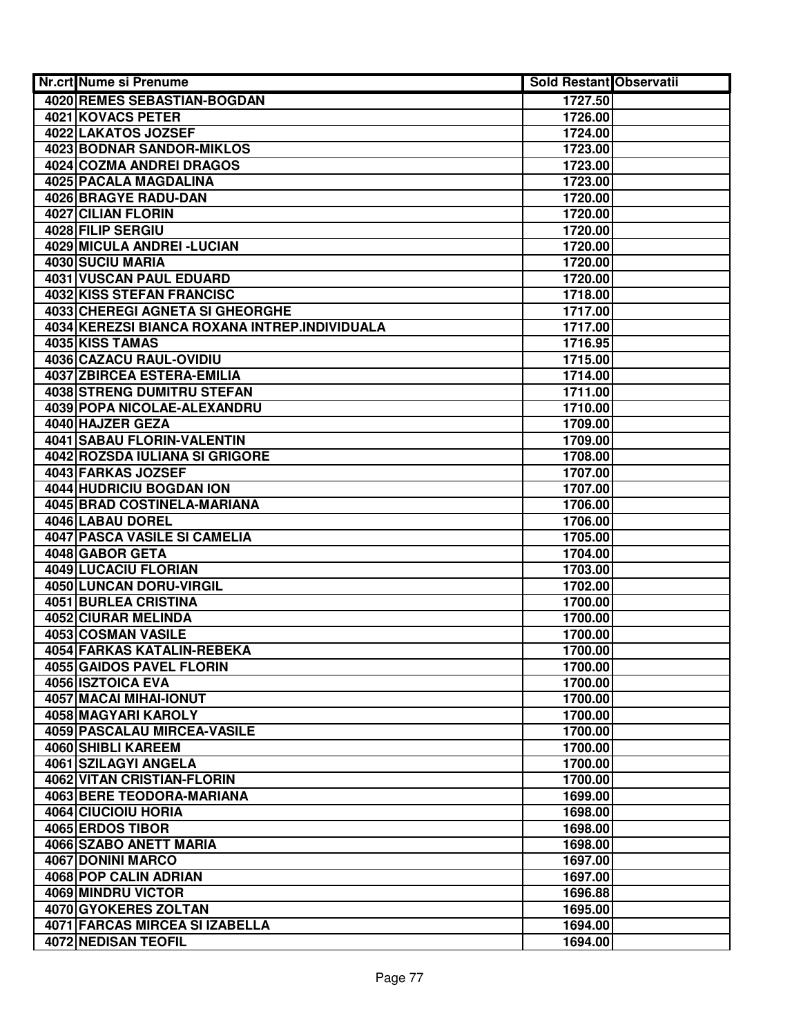| Nr.crt | Nume si Prenume | Sold Restant | Observatii |
| --- | --- | --- | --- |
| 4020 | REMES SEBASTIAN-BOGDAN | 1727.50 | |
| 4021 | KOVACS PETER | 1726.00 | |
| 4022 | LAKATOS JOZSEF | 1724.00 | |
| 4023 | BODNAR SANDOR-MIKLOS | 1723.00 | |
| 4024 | COZMA ANDREI DRAGOS | 1723.00 | |
| 4025 | PACALA MAGDALINA | 1723.00 | |
| 4026 | BRAGYE RADU-DAN | 1720.00 | |
| 4027 | CILIAN FLORIN | 1720.00 | |
| 4028 | FILIP SERGIU | 1720.00 | |
| 4029 | MICULA ANDREI -LUCIAN | 1720.00 | |
| 4030 | SUCIU MARIA | 1720.00 | |
| 4031 | VUSCAN PAUL EDUARD | 1720.00 | |
| 4032 | KISS STEFAN FRANCISC | 1718.00 | |
| 4033 | CHEREGI AGNETA SI GHEORGHE | 1717.00 | |
| 4034 | KEREZSI BIANCA ROXANA INTREP.INDIVIDUALA | 1717.00 | |
| 4035 | KISS TAMAS | 1716.95 | |
| 4036 | CAZACU RAUL-OVIDIU | 1715.00 | |
| 4037 | ZBIRCEA ESTERA-EMILIA | 1714.00 | |
| 4038 | STRENG DUMITRU STEFAN | 1711.00 | |
| 4039 | POPA NICOLAE-ALEXANDRU | 1710.00 | |
| 4040 | HAJZER GEZA | 1709.00 | |
| 4041 | SABAU FLORIN-VALENTIN | 1709.00 | |
| 4042 | ROZSDA IULIANA SI GRIGORE | 1708.00 | |
| 4043 | FARKAS JOZSEF | 1707.00 | |
| 4044 | HUDRICIU BOGDAN ION | 1707.00 | |
| 4045 | BRAD COSTINELA-MARIANA | 1706.00 | |
| 4046 | LABAU DOREL | 1706.00 | |
| 4047 | PASCA VASILE SI CAMELIA | 1705.00 | |
| 4048 | GABOR GETA | 1704.00 | |
| 4049 | LUCACIU FLORIAN | 1703.00 | |
| 4050 | LUNCAN DORU-VIRGIL | 1702.00 | |
| 4051 | BURLEA CRISTINA | 1700.00 | |
| 4052 | CIURAR MELINDA | 1700.00 | |
| 4053 | COSMAN VASILE | 1700.00 | |
| 4054 | FARKAS KATALIN-REBEKA | 1700.00 | |
| 4055 | GAIDOS PAVEL FLORIN | 1700.00 | |
| 4056 | ISZTOICA EVA | 1700.00 | |
| 4057 | MACAI MIHAI-IONUT | 1700.00 | |
| 4058 | MAGYARI KAROLY | 1700.00 | |
| 4059 | PASCALAU MIRCEA-VASILE | 1700.00 | |
| 4060 | SHIBLI KAREEM | 1700.00 | |
| 4061 | SZILAGYI ANGELA | 1700.00 | |
| 4062 | VITAN CRISTIAN-FLORIN | 1700.00 | |
| 4063 | BERE TEODORA-MARIANA | 1699.00 | |
| 4064 | CIUCIOIU HORIA | 1698.00 | |
| 4065 | ERDOS TIBOR | 1698.00 | |
| 4066 | SZABO ANETT MARIA | 1698.00 | |
| 4067 | DONINI MARCO | 1697.00 | |
| 4068 | POP CALIN ADRIAN | 1697.00 | |
| 4069 | MINDRU VICTOR | 1696.88 | |
| 4070 | GYOKERES ZOLTAN | 1695.00 | |
| 4071 | FARCAS MIRCEA SI IZABELLA | 1694.00 | |
| 4072 | NEDISAN TEOFIL | 1694.00 | |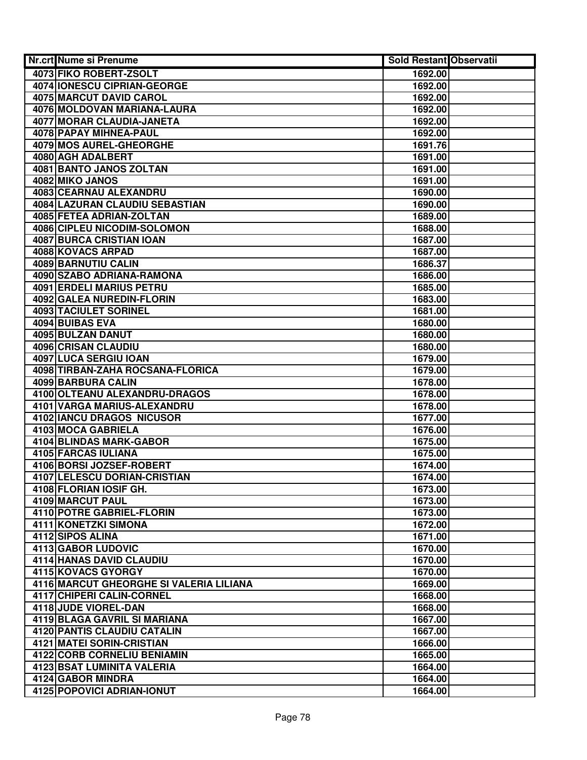| Nr.crt | Nume si Prenume | Sold Restant | Observatii |
|---|---|---|---|
| 4073 | FIKO ROBERT-ZSOLT | 1692.00 | |
| 4074 | IONESCU CIPRIAN-GEORGE | 1692.00 | |
| 4075 | MARCUT DAVID CAROL | 1692.00 | |
| 4076 | MOLDOVAN MARIANA-LAURA | 1692.00 | |
| 4077 | MORAR CLAUDIA-JANETA | 1692.00 | |
| 4078 | PAPAY MIHNEA-PAUL | 1692.00 | |
| 4079 | MOS AUREL-GHEORGHE | 1691.76 | |
| 4080 | AGH ADALBERT | 1691.00 | |
| 4081 | BANTO JANOS ZOLTAN | 1691.00 | |
| 4082 | MIKO JANOS | 1691.00 | |
| 4083 | CEARNAU ALEXANDRU | 1690.00 | |
| 4084 | LAZURAN CLAUDIU SEBASTIAN | 1690.00 | |
| 4085 | FETEA ADRIAN-ZOLTAN | 1689.00 | |
| 4086 | CIPLEU NICODIM-SOLOMON | 1688.00 | |
| 4087 | BURCA CRISTIAN IOAN | 1687.00 | |
| 4088 | KOVACS ARPAD | 1687.00 | |
| 4089 | BARNUTIU CALIN | 1686.37 | |
| 4090 | SZABO ADRIANA-RAMONA | 1686.00 | |
| 4091 | ERDELI MARIUS PETRU | 1685.00 | |
| 4092 | GALEA NUREDIN-FLORIN | 1683.00 | |
| 4093 | TACIULET SORINEL | 1681.00 | |
| 4094 | BUIBAS EVA | 1680.00 | |
| 4095 | BULZAN DANUT | 1680.00 | |
| 4096 | CRISAN CLAUDIU | 1680.00 | |
| 4097 | LUCA SERGIU IOAN | 1679.00 | |
| 4098 | TIRBAN-ZAHA ROCSANA-FLORICA | 1679.00 | |
| 4099 | BARBURA CALIN | 1678.00 | |
| 4100 | OLTEANU ALEXANDRU-DRAGOS | 1678.00 | |
| 4101 | VARGA MARIUS-ALEXANDRU | 1678.00 | |
| 4102 | IANCU DRAGOS NICUSOR | 1677.00 | |
| 4103 | MOCA GABRIELA | 1676.00 | |
| 4104 | BLINDAS MARK-GABOR | 1675.00 | |
| 4105 | FARCAS IULIANA | 1675.00 | |
| 4106 | BORSI JOZSEF-ROBERT | 1674.00 | |
| 4107 | LELESCU DORIAN-CRISTIAN | 1674.00 | |
| 4108 | FLORIAN IOSIF GH. | 1673.00 | |
| 4109 | MARCUT PAUL | 1673.00 | |
| 4110 | POTRE GABRIEL-FLORIN | 1673.00 | |
| 4111 | KONETZKI SIMONA | 1672.00 | |
| 4112 | SIPOS ALINA | 1671.00 | |
| 4113 | GABOR LUDOVIC | 1670.00 | |
| 4114 | HANAS DAVID CLAUDIU | 1670.00 | |
| 4115 | KOVACS GYORGY | 1670.00 | |
| 4116 | MARCUT GHEORGHE SI VALERIA LILIANA | 1669.00 | |
| 4117 | CHIPERI CALIN-CORNEL | 1668.00 | |
| 4118 | JUDE VIOREL-DAN | 1668.00 | |
| 4119 | BLAGA GAVRIL SI MARIANA | 1667.00 | |
| 4120 | PANTIS CLAUDIU CATALIN | 1667.00 | |
| 4121 | MATEI SORIN-CRISTIAN | 1666.00 | |
| 4122 | CORB CORNELIU BENIAMIN | 1665.00 | |
| 4123 | BSAT LUMINITA VALERIA | 1664.00 | |
| 4124 | GABOR MINDRA | 1664.00 | |
| 4125 | POPOVICI ADRIAN-IONUT | 1664.00 | |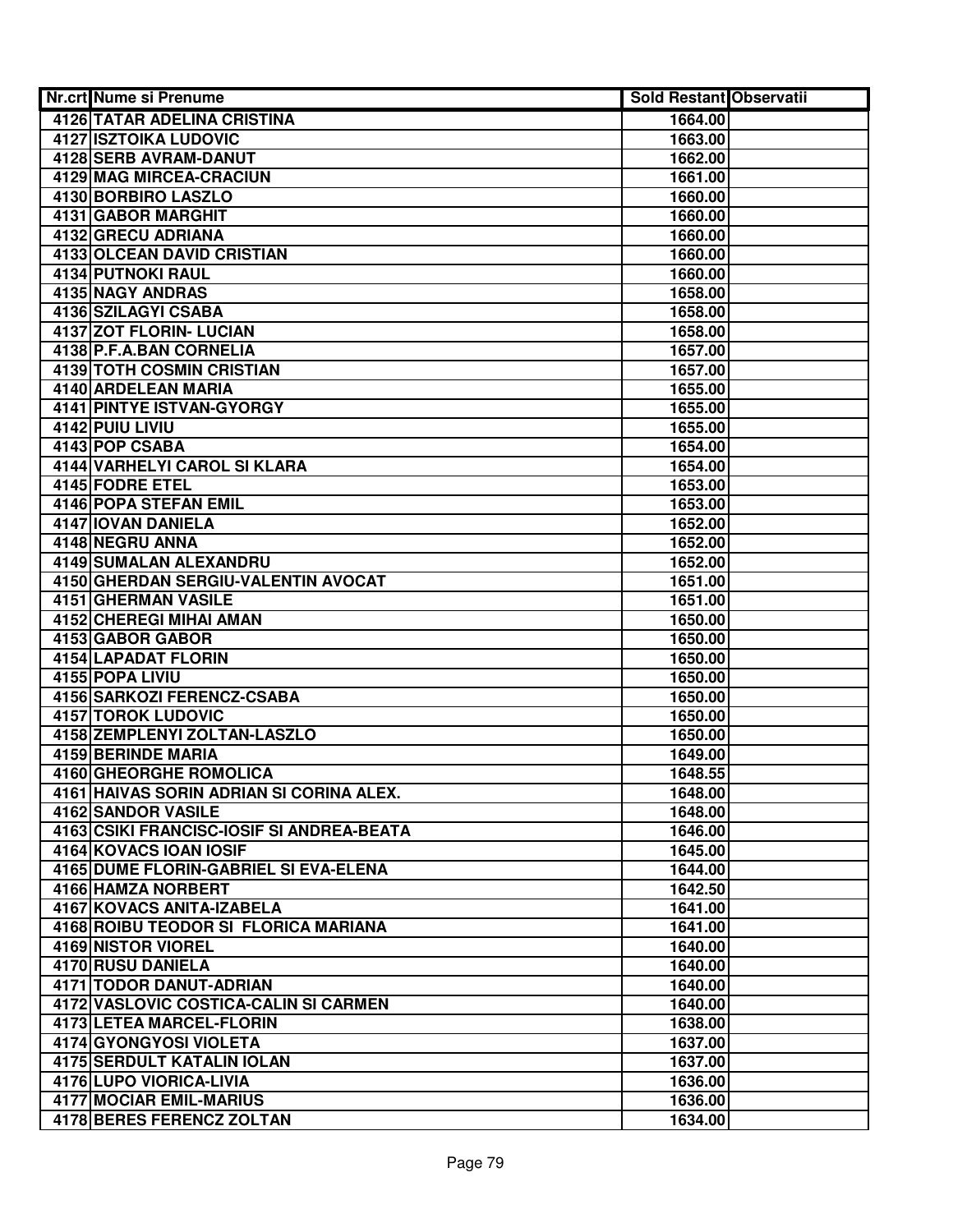| Nr.crt | Nume si Prenume | Sold Restant | Observatii |
|---|---|---|---|
| 4126 | TATAR ADELINA CRISTINA | 1664.00 | |
| 4127 | ISZTOIKA LUDOVIC | 1663.00 | |
| 4128 | SERB AVRAM-DANUT | 1662.00 | |
| 4129 | MAG MIRCEA-CRACIUN | 1661.00 | |
| 4130 | BORBIRO LASZLO | 1660.00 | |
| 4131 | GABOR MARGHIT | 1660.00 | |
| 4132 | GRECU ADRIANA | 1660.00 | |
| 4133 | OLCEAN DAVID CRISTIAN | 1660.00 | |
| 4134 | PUTNOKI RAUL | 1660.00 | |
| 4135 | NAGY ANDRAS | 1658.00 | |
| 4136 | SZILAGYI CSABA | 1658.00 | |
| 4137 | ZOT FLORIN- LUCIAN | 1658.00 | |
| 4138 | P.F.A.BAN CORNELIA | 1657.00 | |
| 4139 | TOTH COSMIN CRISTIAN | 1657.00 | |
| 4140 | ARDELEAN MARIA | 1655.00 | |
| 4141 | PINTYE ISTVAN-GYORGY | 1655.00 | |
| 4142 | PUIU LIVIU | 1655.00 | |
| 4143 | POP CSABA | 1654.00 | |
| 4144 | VARHELYI CAROL SI KLARA | 1654.00 | |
| 4145 | FODRE ETEL | 1653.00 | |
| 4146 | POPA STEFAN EMIL | 1653.00 | |
| 4147 | IOVAN DANIELA | 1652.00 | |
| 4148 | NEGRU ANNA | 1652.00 | |
| 4149 | SUMALAN ALEXANDRU | 1652.00 | |
| 4150 | GHERDAN SERGIU-VALENTIN AVOCAT | 1651.00 | |
| 4151 | GHERMAN VASILE | 1651.00 | |
| 4152 | CHEREGI MIHAI AMAN | 1650.00 | |
| 4153 | GABOR GABOR | 1650.00 | |
| 4154 | LAPADAT FLORIN | 1650.00 | |
| 4155 | POPA LIVIU | 1650.00 | |
| 4156 | SARKOZI FERENCZ-CSABA | 1650.00 | |
| 4157 | TOROK LUDOVIC | 1650.00 | |
| 4158 | ZEMPLENYI ZOLTAN-LASZLO | 1650.00 | |
| 4159 | BERINDE MARIA | 1649.00 | |
| 4160 | GHEORGHE ROMOLICA | 1648.55 | |
| 4161 | HAIVAS SORIN ADRIAN SI CORINA ALEX. | 1648.00 | |
| 4162 | SANDOR VASILE | 1648.00 | |
| 4163 | CSIKI FRANCISC-IOSIF SI ANDREA-BEATA | 1646.00 | |
| 4164 | KOVACS IOAN IOSIF | 1645.00 | |
| 4165 | DUME FLORIN-GABRIEL SI EVA-ELENA | 1644.00 | |
| 4166 | HAMZA NORBERT | 1642.50 | |
| 4167 | KOVACS ANITA-IZABELA | 1641.00 | |
| 4168 | ROIBU TEODOR SI  FLORICA MARIANA | 1641.00 | |
| 4169 | NISTOR VIOREL | 1640.00 | |
| 4170 | RUSU DANIELA | 1640.00 | |
| 4171 | TODOR DANUT-ADRIAN | 1640.00 | |
| 4172 | VASLOVIC COSTICA-CALIN SI CARMEN | 1640.00 | |
| 4173 | LETEA MARCEL-FLORIN | 1638.00 | |
| 4174 | GYONGYOSI VIOLETA | 1637.00 | |
| 4175 | SERDULT KATALIN IOLAN | 1637.00 | |
| 4176 | LUPO VIORICA-LIVIA | 1636.00 | |
| 4177 | MOCIAR EMIL-MARIUS | 1636.00 | |
| 4178 | BERES FERENCZ ZOLTAN | 1634.00 | |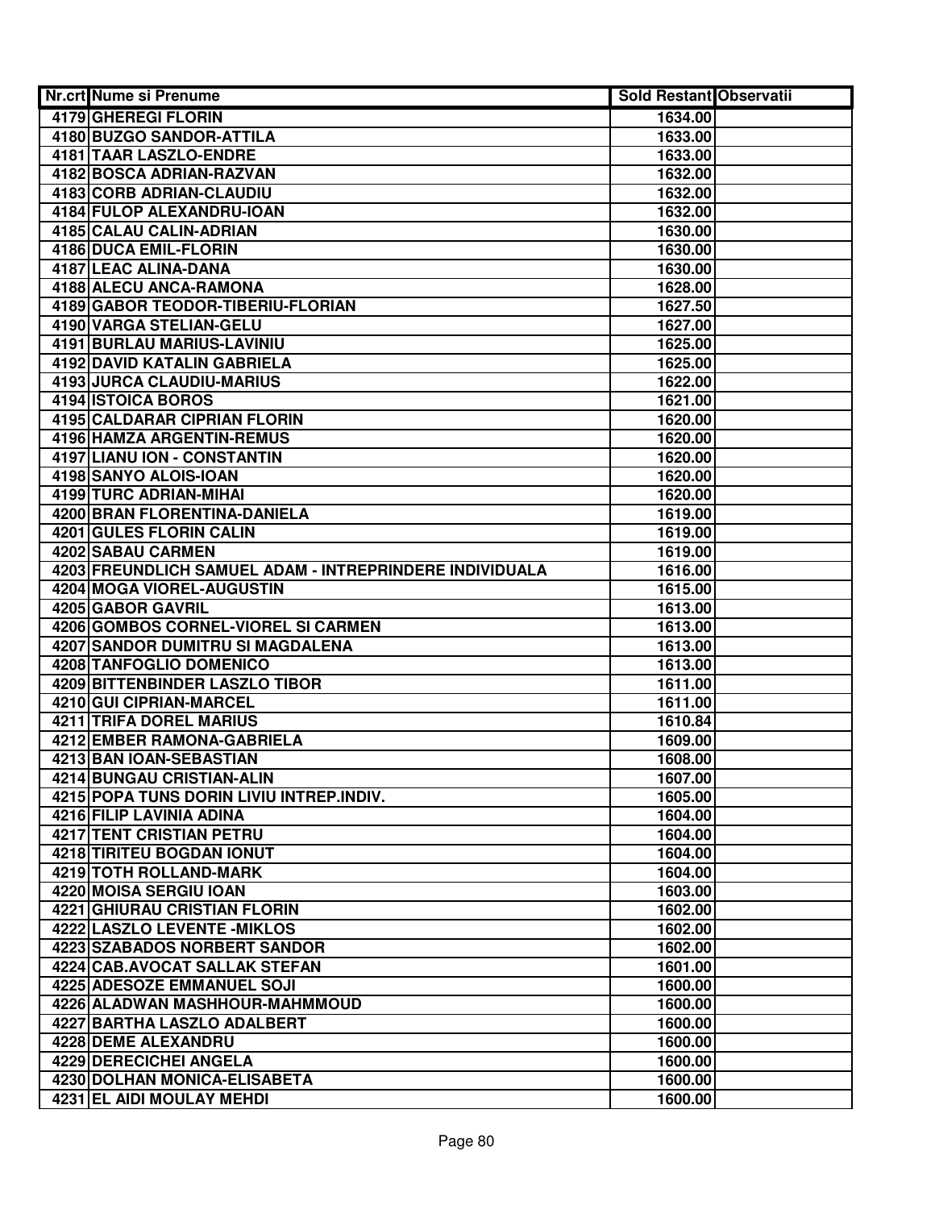| Nr.crt | Nume si Prenume | Sold Restant | Observatii |
|---|---|---|---|
| 4179 | GHEREGI FLORIN | 1634.00 | |
| 4180 | BUZGO SANDOR-ATTILA | 1633.00 | |
| 4181 | TAAR LASZLO-ENDRE | 1633.00 | |
| 4182 | BOSCA ADRIAN-RAZVAN | 1632.00 | |
| 4183 | CORB ADRIAN-CLAUDIU | 1632.00 | |
| 4184 | FULOP ALEXANDRU-IOAN | 1632.00 | |
| 4185 | CALAU CALIN-ADRIAN | 1630.00 | |
| 4186 | DUCA EMIL-FLORIN | 1630.00 | |
| 4187 | LEAC ALINA-DANA | 1630.00 | |
| 4188 | ALECU ANCA-RAMONA | 1628.00 | |
| 4189 | GABOR TEODOR-TIBERIU-FLORIAN | 1627.50 | |
| 4190 | VARGA STELIAN-GELU | 1627.00 | |
| 4191 | BURLAU MARIUS-LAVINIU | 1625.00 | |
| 4192 | DAVID KATALIN GABRIELA | 1625.00 | |
| 4193 | JURCA CLAUDIU-MARIUS | 1622.00 | |
| 4194 | ISTOICA BOROS | 1621.00 | |
| 4195 | CALDARAR CIPRIAN FLORIN | 1620.00 | |
| 4196 | HAMZA ARGENTIN-REMUS | 1620.00 | |
| 4197 | LIANU ION - CONSTANTIN | 1620.00 | |
| 4198 | SANYO ALOIS-IOAN | 1620.00 | |
| 4199 | TURC ADRIAN-MIHAI | 1620.00 | |
| 4200 | BRAN FLORENTINA-DANIELA | 1619.00 | |
| 4201 | GULES FLORIN CALIN | 1619.00 | |
| 4202 | SABAU CARMEN | 1619.00 | |
| 4203 | FREUNDLICH SAMUEL ADAM - INTREPRINDERE INDIVIDUALA | 1616.00 | |
| 4204 | MOGA VIOREL-AUGUSTIN | 1615.00 | |
| 4205 | GABOR GAVRIL | 1613.00 | |
| 4206 | GOMBOS CORNEL-VIOREL SI CARMEN | 1613.00 | |
| 4207 | SANDOR DUMITRU SI MAGDALENA | 1613.00 | |
| 4208 | TANFOGLIO DOMENICO | 1613.00 | |
| 4209 | BITTENBINDER LASZLO TIBOR | 1611.00 | |
| 4210 | GUI CIPRIAN-MARCEL | 1611.00 | |
| 4211 | TRIFA DOREL MARIUS | 1610.84 | |
| 4212 | EMBER RAMONA-GABRIELA | 1609.00 | |
| 4213 | BAN IOAN-SEBASTIAN | 1608.00 | |
| 4214 | BUNGAU CRISTIAN-ALIN | 1607.00 | |
| 4215 | POPA TUNS DORIN LIVIU INTREP.INDIV. | 1605.00 | |
| 4216 | FILIP LAVINIA ADINA | 1604.00 | |
| 4217 | TENT CRISTIAN PETRU | 1604.00 | |
| 4218 | TIRITEU BOGDAN IONUT | 1604.00 | |
| 4219 | TOTH ROLLAND-MARK | 1604.00 | |
| 4220 | MOISA SERGIU IOAN | 1603.00 | |
| 4221 | GHIURAU CRISTIAN FLORIN | 1602.00 | |
| 4222 | LASZLO LEVENTE -MIKLOS | 1602.00 | |
| 4223 | SZABADOS NORBERT SANDOR | 1602.00 | |
| 4224 | CAB.AVOCAT SALLAK STEFAN | 1601.00 | |
| 4225 | ADESOZE EMMANUEL SOJI | 1600.00 | |
| 4226 | ALADWAN MASHHOUR-MAHMMOUD | 1600.00 | |
| 4227 | BARTHA LASZLO ADALBERT | 1600.00 | |
| 4228 | DEME ALEXANDRU | 1600.00 | |
| 4229 | DERECICHEI ANGELA | 1600.00 | |
| 4230 | DOLHAN MONICA-ELISABETA | 1600.00 | |
| 4231 | EL AIDI MOULAY MEHDI | 1600.00 | |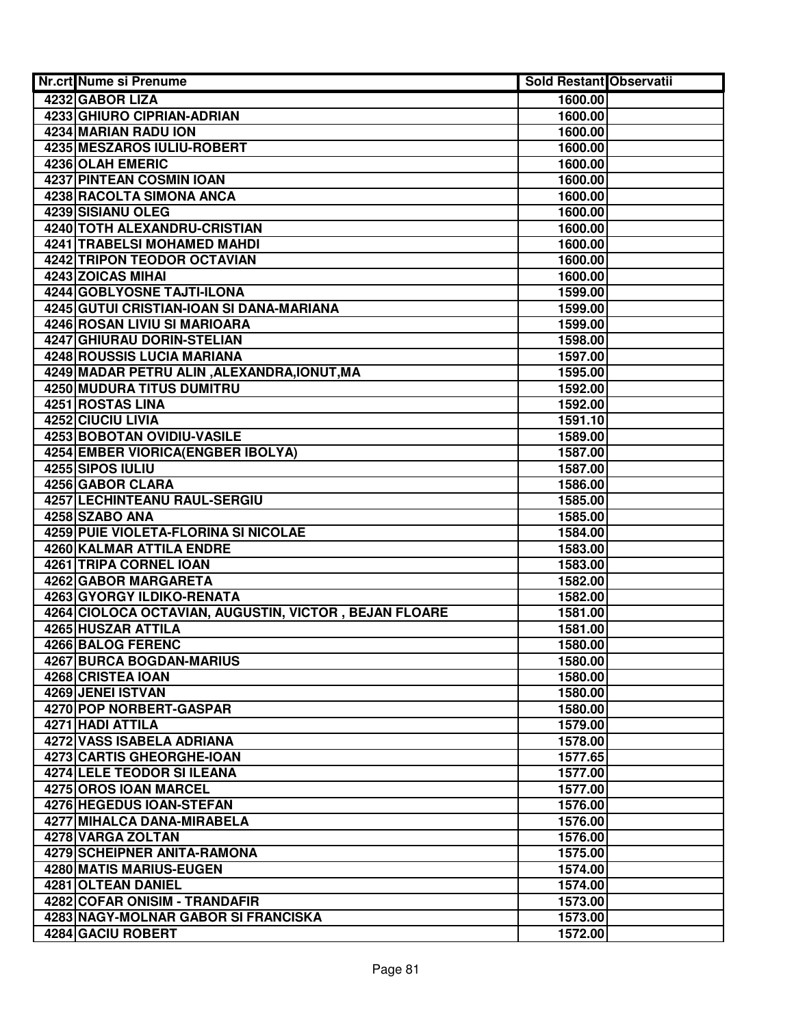| Nr.crt | Nume si Prenume | Sold Restant | Observatii |
|---|---|---|---|
| 4232 | GABOR LIZA | 1600.00 | |
| 4233 | GHIURO CIPRIAN-ADRIAN | 1600.00 | |
| 4234 | MARIAN RADU ION | 1600.00 | |
| 4235 | MESZAROS IULIU-ROBERT | 1600.00 | |
| 4236 | OLAH EMERIC | 1600.00 | |
| 4237 | PINTEAN COSMIN IOAN | 1600.00 | |
| 4238 | RACOLTA SIMONA ANCA | 1600.00 | |
| 4239 | SISIANU OLEG | 1600.00 | |
| 4240 | TOTH ALEXANDRU-CRISTIAN | 1600.00 | |
| 4241 | TRABELSI MOHAMED MAHDI | 1600.00 | |
| 4242 | TRIPON TEODOR OCTAVIAN | 1600.00 | |
| 4243 | ZOICAS MIHAI | 1600.00 | |
| 4244 | GOBLYOSNE TAJTI-ILONA | 1599.00 | |
| 4245 | GUTUI CRISTIAN-IOAN SI DANA-MARIANA | 1599.00 | |
| 4246 | ROSAN LIVIU SI MARIOARA | 1599.00 | |
| 4247 | GHIURAU DORIN-STELIAN | 1598.00 | |
| 4248 | ROUSSIS LUCIA MARIANA | 1597.00 | |
| 4249 | MADAR PETRU ALIN ,ALEXANDRA,IONUT,MA | 1595.00 | |
| 4250 | MUDURA TITUS DUMITRU | 1592.00 | |
| 4251 | ROSTAS LINA | 1592.00 | |
| 4252 | CIUCIU LIVIA | 1591.10 | |
| 4253 | BOBOTAN OVIDIU-VASILE | 1589.00 | |
| 4254 | EMBER VIORICA(ENGBER IBOLYA) | 1587.00 | |
| 4255 | SIPOS IULIU | 1587.00 | |
| 4256 | GABOR CLARA | 1586.00 | |
| 4257 | LECHINTEANU RAUL-SERGIU | 1585.00 | |
| 4258 | SZABO ANA | 1585.00 | |
| 4259 | PUIE VIOLETA-FLORINA SI NICOLAE | 1584.00 | |
| 4260 | KALMAR ATTILA ENDRE | 1583.00 | |
| 4261 | TRIPA CORNEL IOAN | 1583.00 | |
| 4262 | GABOR MARGARETA | 1582.00 | |
| 4263 | GYORGY ILDIKO-RENATA | 1582.00 | |
| 4264 | CIOLOCA OCTAVIAN, AUGUSTIN, VICTOR , BEJAN FLOARE | 1581.00 | |
| 4265 | HUSZAR ATTILA | 1581.00 | |
| 4266 | BALOG FERENC | 1580.00 | |
| 4267 | BURCA BOGDAN-MARIUS | 1580.00 | |
| 4268 | CRISTEA IOAN | 1580.00 | |
| 4269 | JENEI ISTVAN | 1580.00 | |
| 4270 | POP NORBERT-GASPAR | 1580.00 | |
| 4271 | HADI ATTILA | 1579.00 | |
| 4272 | VASS ISABELA ADRIANA | 1578.00 | |
| 4273 | CARTIS GHEORGHE-IOAN | 1577.65 | |
| 4274 | LELE TEODOR SI ILEANA | 1577.00 | |
| 4275 | OROS IOAN MARCEL | 1577.00 | |
| 4276 | HEGEDUS IOAN-STEFAN | 1576.00 | |
| 4277 | MIHALCA DANA-MIRABELA | 1576.00 | |
| 4278 | VARGA ZOLTAN | 1576.00 | |
| 4279 | SCHEIPNER ANITA-RAMONA | 1575.00 | |
| 4280 | MATIS MARIUS-EUGEN | 1574.00 | |
| 4281 | OLTEAN DANIEL | 1574.00 | |
| 4282 | COFAR ONISIM - TRANDAFIR | 1573.00 | |
| 4283 | NAGY-MOLNAR GABOR SI FRANCISKA | 1573.00 | |
| 4284 | GACIU ROBERT | 1572.00 | |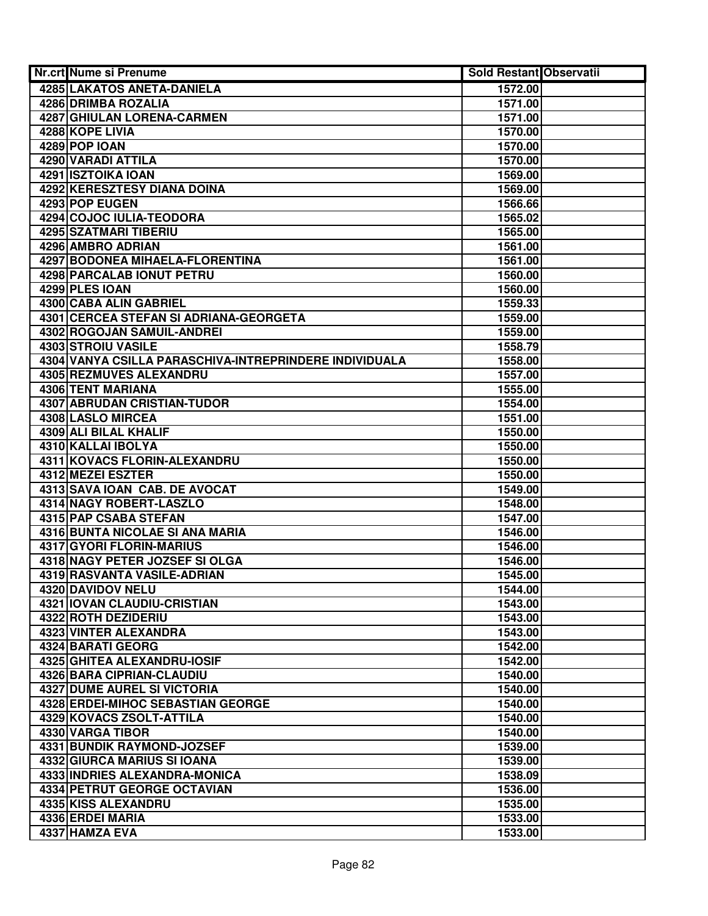| Nr.crt | Nume si Prenume | Sold Restant | Observatii |
|---|---|---|---|
| 4285 | LAKATOS ANETA-DANIELA | 1572.00 | |
| 4286 | DRIMBA ROZALIA | 1571.00 | |
| 4287 | GHIULAN LORENA-CARMEN | 1571.00 | |
| 4288 | KOPE LIVIA | 1570.00 | |
| 4289 | POP IOAN | 1570.00 | |
| 4290 | VARADI ATTILA | 1570.00 | |
| 4291 | ISZTOIKA IOAN | 1569.00 | |
| 4292 | KERESZTESY DIANA DOINA | 1569.00 | |
| 4293 | POP EUGEN | 1566.66 | |
| 4294 | COJOC IULIA-TEODORA | 1565.02 | |
| 4295 | SZATMARI TIBERIU | 1565.00 | |
| 4296 | AMBRO ADRIAN | 1561.00 | |
| 4297 | BODONEA MIHAELA-FLORENTINA | 1561.00 | |
| 4298 | PARCALAB IONUT PETRU | 1560.00 | |
| 4299 | PLES IOAN | 1560.00 | |
| 4300 | CABA ALIN GABRIEL | 1559.33 | |
| 4301 | CERCEA STEFAN SI ADRIANA-GEORGETA | 1559.00 | |
| 4302 | ROGOJAN SAMUIL-ANDREI | 1559.00 | |
| 4303 | STROIU VASILE | 1558.79 | |
| 4304 | VANYA CSILLA PARASCHIVA-INTREPRINDERE INDIVIDUALA | 1558.00 | |
| 4305 | REZMUVES ALEXANDRU | 1557.00 | |
| 4306 | TENT MARIANA | 1555.00 | |
| 4307 | ABRUDAN CRISTIAN-TUDOR | 1554.00 | |
| 4308 | LASLO MIRCEA | 1551.00 | |
| 4309 | ALI BILAL KHALIF | 1550.00 | |
| 4310 | KALLAI IBOLYA | 1550.00 | |
| 4311 | KOVACS FLORIN-ALEXANDRU | 1550.00 | |
| 4312 | MEZEI ESZTER | 1550.00 | |
| 4313 | SAVA IOAN CAB. DE AVOCAT | 1549.00 | |
| 4314 | NAGY ROBERT-LASZLO | 1548.00 | |
| 4315 | PAP CSABA STEFAN | 1547.00 | |
| 4316 | BUNTA NICOLAE SI ANA MARIA | 1546.00 | |
| 4317 | GYORI FLORIN-MARIUS | 1546.00 | |
| 4318 | NAGY PETER JOZSEF SI OLGA | 1546.00 | |
| 4319 | RASVANTA VASILE-ADRIAN | 1545.00 | |
| 4320 | DAVIDOV NELU | 1544.00 | |
| 4321 | IOVAN CLAUDIU-CRISTIAN | 1543.00 | |
| 4322 | ROTH DEZIDERIU | 1543.00 | |
| 4323 | VINTER ALEXANDRA | 1543.00 | |
| 4324 | BARATI GEORG | 1542.00 | |
| 4325 | GHITEA ALEXANDRU-IOSIF | 1542.00 | |
| 4326 | BARA CIPRIAN-CLAUDIU | 1540.00 | |
| 4327 | DUME AUREL SI VICTORIA | 1540.00 | |
| 4328 | ERDEI-MIHOC SEBASTIAN GEORGE | 1540.00 | |
| 4329 | KOVACS ZSOLT-ATTILA | 1540.00 | |
| 4330 | VARGA TIBOR | 1540.00 | |
| 4331 | BUNDIK RAYMOND-JOZSEF | 1539.00 | |
| 4332 | GIURCA MARIUS SI IOANA | 1539.00 | |
| 4333 | INDRIES ALEXANDRA-MONICA | 1538.09 | |
| 4334 | PETRUT GEORGE OCTAVIAN | 1536.00 | |
| 4335 | KISS ALEXANDRU | 1535.00 | |
| 4336 | ERDEI MARIA | 1533.00 | |
| 4337 | HAMZA EVA | 1533.00 | |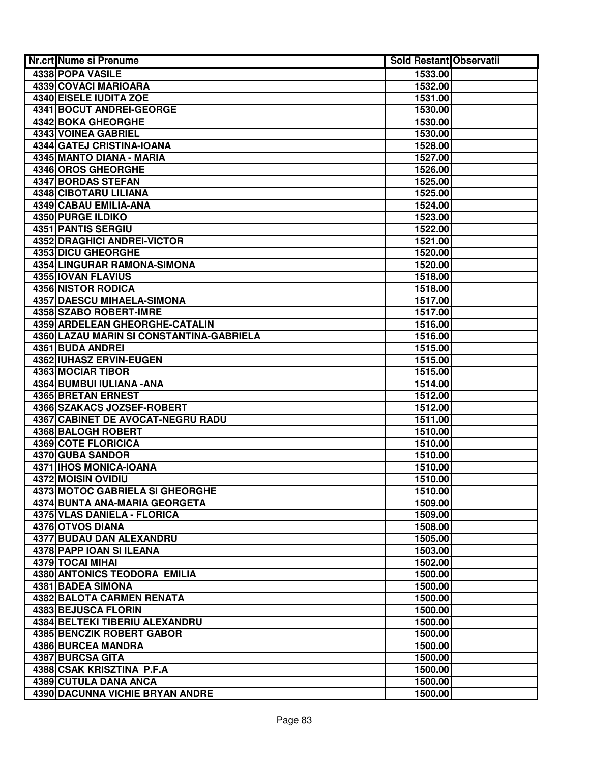| Nr.crt | Nume si Prenume | Sold Restant | Observatii |
|---|---|---|---|
| 4338 | POPA VASILE | 1533.00 | |
| 4339 | COVACI MARIOARA | 1532.00 | |
| 4340 | EISELE IUDITA ZOE | 1531.00 | |
| 4341 | BOCUT ANDREI-GEORGE | 1530.00 | |
| 4342 | BOKA GHEORGHE | 1530.00 | |
| 4343 | VOINEA GABRIEL | 1530.00 | |
| 4344 | GATEJ CRISTINA-IOANA | 1528.00 | |
| 4345 | MANTO DIANA - MARIA | 1527.00 | |
| 4346 | OROS GHEORGHE | 1526.00 | |
| 4347 | BORDAS STEFAN | 1525.00 | |
| 4348 | CIBOTARU LILIANA | 1525.00 | |
| 4349 | CABAU EMILIA-ANA | 1524.00 | |
| 4350 | PURGE ILDIKO | 1523.00 | |
| 4351 | PANTIS SERGIU | 1522.00 | |
| 4352 | DRAGHICI ANDREI-VICTOR | 1521.00 | |
| 4353 | DICU GHEORGHE | 1520.00 | |
| 4354 | LINGURAR RAMONA-SIMONA | 1520.00 | |
| 4355 | IOVAN FLAVIUS | 1518.00 | |
| 4356 | NISTOR RODICA | 1518.00 | |
| 4357 | DAESCU MIHAELA-SIMONA | 1517.00 | |
| 4358 | SZABO ROBERT-IMRE | 1517.00 | |
| 4359 | ARDELEAN GHEORGHE-CATALIN | 1516.00 | |
| 4360 | LAZAU MARIN SI CONSTANTINA-GABRIELA | 1516.00 | |
| 4361 | BUDA ANDREI | 1515.00 | |
| 4362 | IUHASZ ERVIN-EUGEN | 1515.00 | |
| 4363 | MOCIAR TIBOR | 1515.00 | |
| 4364 | BUMBUI IULIANA -ANA | 1514.00 | |
| 4365 | BRETAN ERNEST | 1512.00 | |
| 4366 | SZAKACS JOZSEF-ROBERT | 1512.00 | |
| 4367 | CABINET DE AVOCAT-NEGRU RADU | 1511.00 | |
| 4368 | BALOGH ROBERT | 1510.00 | |
| 4369 | COTE FLORICICA | 1510.00 | |
| 4370 | GUBA SANDOR | 1510.00 | |
| 4371 | IHOS MONICA-IOANA | 1510.00 | |
| 4372 | MOISIN OVIDIU | 1510.00 | |
| 4373 | MOTOC GABRIELA SI GHEORGHE | 1510.00 | |
| 4374 | BUNTA ANA-MARIA GEORGETA | 1509.00 | |
| 4375 | VLAS DANIELA - FLORICA | 1509.00 | |
| 4376 | OTVOS DIANA | 1508.00 | |
| 4377 | BUDAU DAN ALEXANDRU | 1505.00 | |
| 4378 | PAPP IOAN SI ILEANA | 1503.00 | |
| 4379 | TOCAI MIHAI | 1502.00 | |
| 4380 | ANTONICS TEODORA EMILIA | 1500.00 | |
| 4381 | BADEA SIMONA | 1500.00 | |
| 4382 | BALOTA CARMEN RENATA | 1500.00 | |
| 4383 | BEJUSCA FLORIN | 1500.00 | |
| 4384 | BELTEKI TIBERIU ALEXANDRU | 1500.00 | |
| 4385 | BENCZIK ROBERT GABOR | 1500.00 | |
| 4386 | BURCEA MANDRA | 1500.00 | |
| 4387 | BURCSA GITA | 1500.00 | |
| 4388 | CSAK KRISZTINA P.F.A | 1500.00 | |
| 4389 | CUTULA DANA ANCA | 1500.00 | |
| 4390 | DACUNNA VICHIE BRYAN ANDRE | 1500.00 | |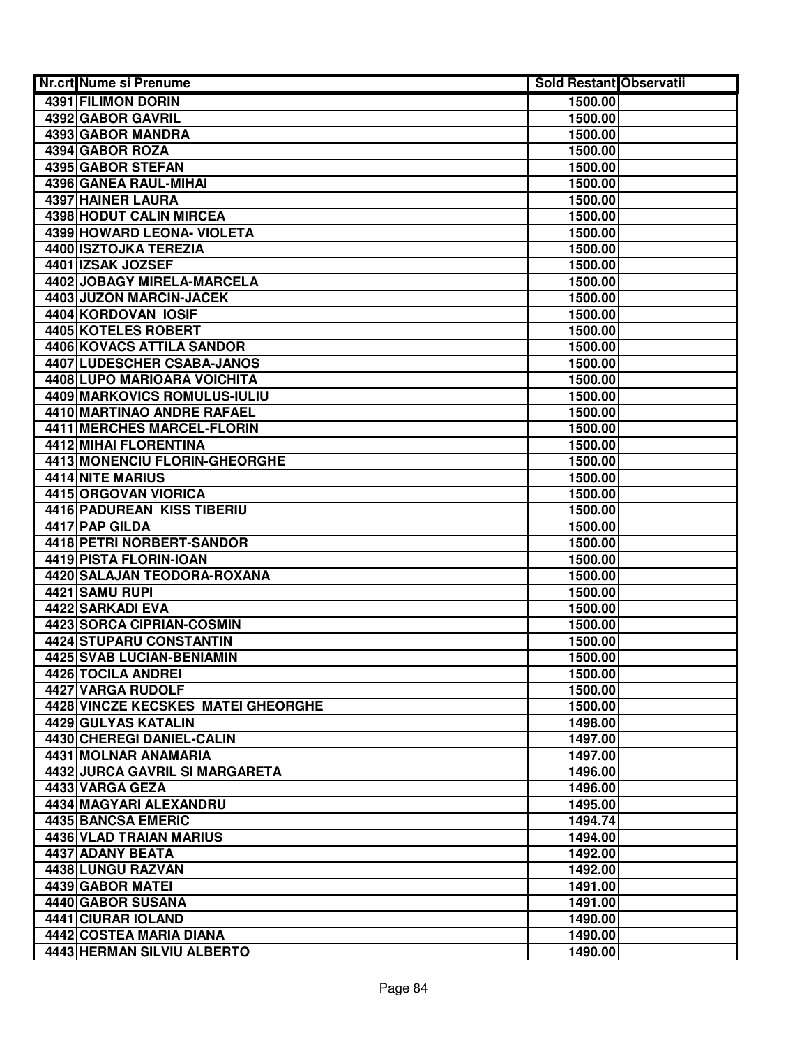| Nr.crt | Nume si Prenume | Sold Restant | Observatii |
|---|---|---|---|
| 4391 | FILIMON DORIN | 1500.00 | |
| 4392 | GABOR GAVRIL | 1500.00 | |
| 4393 | GABOR MANDRA | 1500.00 | |
| 4394 | GABOR ROZA | 1500.00 | |
| 4395 | GABOR STEFAN | 1500.00 | |
| 4396 | GANEA RAUL-MIHAI | 1500.00 | |
| 4397 | HAINER LAURA | 1500.00 | |
| 4398 | HODUT CALIN MIRCEA | 1500.00 | |
| 4399 | HOWARD LEONA- VIOLETA | 1500.00 | |
| 4400 | ISZTOJKA TEREZIA | 1500.00 | |
| 4401 | IZSAK JOZSEF | 1500.00 | |
| 4402 | JOBAGY MIRELA-MARCELA | 1500.00 | |
| 4403 | JUZON MARCIN-JACEK | 1500.00 | |
| 4404 | KORDOVAN IOSIF | 1500.00 | |
| 4405 | KOTELES ROBERT | 1500.00 | |
| 4406 | KOVACS ATTILA SANDOR | 1500.00 | |
| 4407 | LUDESCHER CSABA-JANOS | 1500.00 | |
| 4408 | LUPO MARIOARA VOICHITA | 1500.00 | |
| 4409 | MARKOVICS ROMULUS-IULIU | 1500.00 | |
| 4410 | MARTINAO ANDRE RAFAEL | 1500.00 | |
| 4411 | MERCHES MARCEL-FLORIN | 1500.00 | |
| 4412 | MIHAI FLORENTINA | 1500.00 | |
| 4413 | MONENCIU FLORIN-GHEORGHE | 1500.00 | |
| 4414 | NITE MARIUS | 1500.00 | |
| 4415 | ORGOVAN VIORICA | 1500.00 | |
| 4416 | PADUREAN KISS TIBERIU | 1500.00 | |
| 4417 | PAP GILDA | 1500.00 | |
| 4418 | PETRI NORBERT-SANDOR | 1500.00 | |
| 4419 | PISTA FLORIN-IOAN | 1500.00 | |
| 4420 | SALAJAN TEODORA-ROXANA | 1500.00 | |
| 4421 | SAMU RUPI | 1500.00 | |
| 4422 | SARKADI EVA | 1500.00 | |
| 4423 | SORCA CIPRIAN-COSMIN | 1500.00 | |
| 4424 | STUPARU CONSTANTIN | 1500.00 | |
| 4425 | SVAB LUCIAN-BENIAMIN | 1500.00 | |
| 4426 | TOCILA ANDREI | 1500.00 | |
| 4427 | VARGA RUDOLF | 1500.00 | |
| 4428 | VINCZE KECSKES MATEI GHEORGHE | 1500.00 | |
| 4429 | GULYAS KATALIN | 1498.00 | |
| 4430 | CHEREGI DANIEL-CALIN | 1497.00 | |
| 4431 | MOLNAR ANAMARIA | 1497.00 | |
| 4432 | JURCA GAVRIL SI MARGARETA | 1496.00 | |
| 4433 | VARGA GEZA | 1496.00 | |
| 4434 | MAGYARI ALEXANDRU | 1495.00 | |
| 4435 | BANCSA EMERIC | 1494.74 | |
| 4436 | VLAD TRAIAN MARIUS | 1494.00 | |
| 4437 | ADANY BEATA | 1492.00 | |
| 4438 | LUNGU RAZVAN | 1492.00 | |
| 4439 | GABOR MATEI | 1491.00 | |
| 4440 | GABOR SUSANA | 1491.00 | |
| 4441 | CIURAR IOLAND | 1490.00 | |
| 4442 | COSTEA MARIA DIANA | 1490.00 | |
| 4443 | HERMAN SILVIU ALBERTO | 1490.00 | |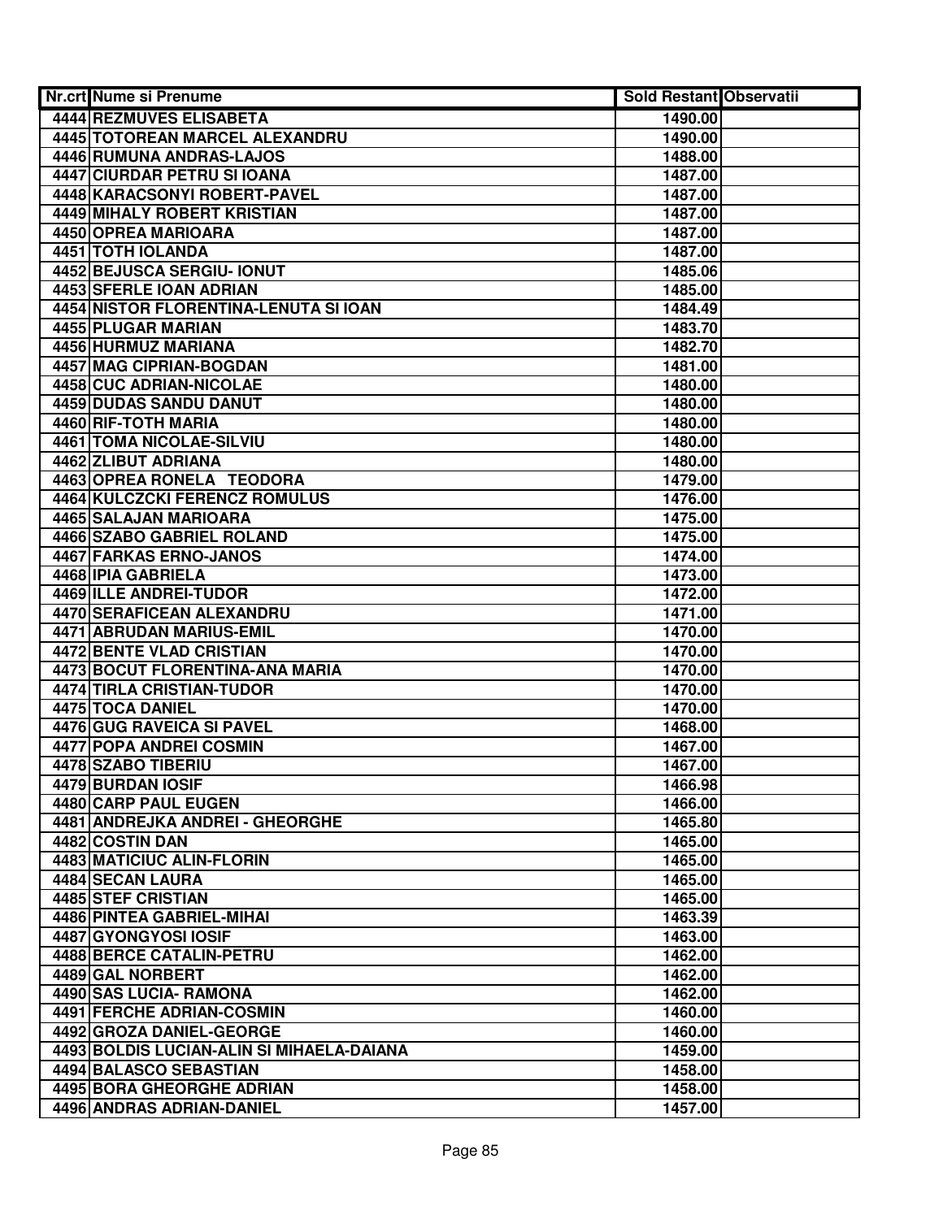| Nr.crt | Nume si Prenume | Sold Restant | Observatii |
|---|---|---|---|
| 4444 | REZMUVES ELISABETA | 1490.00 | |
| 4445 | TOTOREAN MARCEL ALEXANDRU | 1490.00 | |
| 4446 | RUMUNA ANDRAS-LAJOS | 1488.00 | |
| 4447 | CIURDAR PETRU SI IOANA | 1487.00 | |
| 4448 | KARACSONYI ROBERT-PAVEL | 1487.00 | |
| 4449 | MIHALY ROBERT KRISTIAN | 1487.00 | |
| 4450 | OPREA MARIOARA | 1487.00 | |
| 4451 | TOTH IOLANDA | 1487.00 | |
| 4452 | BEJUSCA SERGIU- IONUT | 1485.06 | |
| 4453 | SFERLE IOAN ADRIAN | 1485.00 | |
| 4454 | NISTOR FLORENTINA-LENUTA SI IOAN | 1484.49 | |
| 4455 | PLUGAR MARIAN | 1483.70 | |
| 4456 | HURMUZ MARIANA | 1482.70 | |
| 4457 | MAG CIPRIAN-BOGDAN | 1481.00 | |
| 4458 | CUC ADRIAN-NICOLAE | 1480.00 | |
| 4459 | DUDAS SANDU DANUT | 1480.00 | |
| 4460 | RIF-TOTH MARIA | 1480.00 | |
| 4461 | TOMA NICOLAE-SILVIU | 1480.00 | |
| 4462 | ZLIBUT ADRIANA | 1480.00 | |
| 4463 | OPREA RONELA TEODORA | 1479.00 | |
| 4464 | KULCZCKI FERENCZ ROMULUS | 1476.00 | |
| 4465 | SALAJAN MARIOARA | 1475.00 | |
| 4466 | SZABO GABRIEL ROLAND | 1475.00 | |
| 4467 | FARKAS ERNO-JANOS | 1474.00 | |
| 4468 | IPIA GABRIELA | 1473.00 | |
| 4469 | ILLE ANDREI-TUDOR | 1472.00 | |
| 4470 | SERAFICEAN ALEXANDRU | 1471.00 | |
| 4471 | ABRUDAN MARIUS-EMIL | 1470.00 | |
| 4472 | BENTE VLAD CRISTIAN | 1470.00 | |
| 4473 | BOCUT FLORENTINA-ANA MARIA | 1470.00 | |
| 4474 | TIRLA CRISTIAN-TUDOR | 1470.00 | |
| 4475 | TOCA DANIEL | 1470.00 | |
| 4476 | GUG RAVEICA SI PAVEL | 1468.00 | |
| 4477 | POPA ANDREI COSMIN | 1467.00 | |
| 4478 | SZABO TIBERIU | 1467.00 | |
| 4479 | BURDAN IOSIF | 1466.98 | |
| 4480 | CARP PAUL EUGEN | 1466.00 | |
| 4481 | ANDREJKA ANDREI - GHEORGHE | 1465.80 | |
| 4482 | COSTIN DAN | 1465.00 | |
| 4483 | MATICIUC ALIN-FLORIN | 1465.00 | |
| 4484 | SECAN LAURA | 1465.00 | |
| 4485 | STEF CRISTIAN | 1465.00 | |
| 4486 | PINTEA GABRIEL-MIHAI | 1463.39 | |
| 4487 | GYONGYOSI IOSIF | 1463.00 | |
| 4488 | BERCE CATALIN-PETRU | 1462.00 | |
| 4489 | GAL NORBERT | 1462.00 | |
| 4490 | SAS LUCIA- RAMONA | 1462.00 | |
| 4491 | FERCHE ADRIAN-COSMIN | 1460.00 | |
| 4492 | GROZA DANIEL-GEORGE | 1460.00 | |
| 4493 | BOLDIS LUCIAN-ALIN SI MIHAELA-DAIANA | 1459.00 | |
| 4494 | BALASCO SEBASTIAN | 1458.00 | |
| 4495 | BORA GHEORGHE ADRIAN | 1458.00 | |
| 4496 | ANDRAS ADRIAN-DANIEL | 1457.00 | |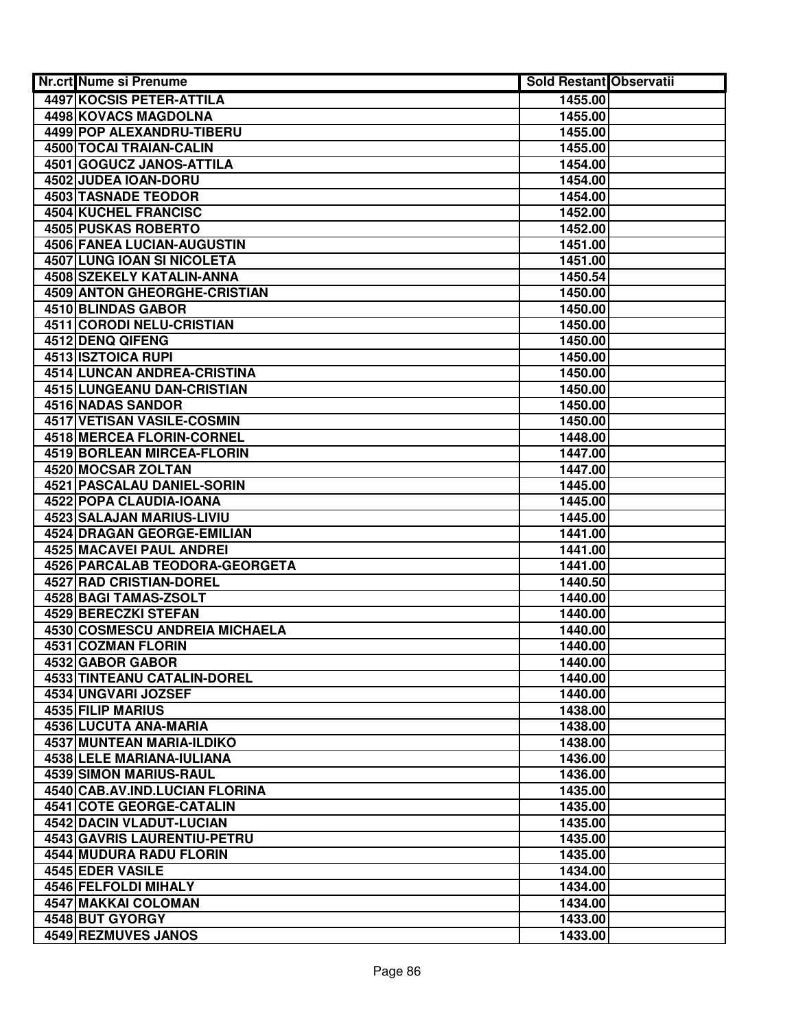| Nr.crt | Nume si Prenume | Sold Restant | Observatii |
|---|---|---|---|
| 4497 | KOCSIS PETER-ATTILA | 1455.00 | |
| 4498 | KOVACS MAGDOLNA | 1455.00 | |
| 4499 | POP ALEXANDRU-TIBERU | 1455.00 | |
| 4500 | TOCAI TRAIAN-CALIN | 1455.00 | |
| 4501 | GOGUCZ JANOS-ATTILA | 1454.00 | |
| 4502 | JUDEA IOAN-DORU | 1454.00 | |
| 4503 | TASNADE TEODOR | 1454.00 | |
| 4504 | KUCHEL FRANCISC | 1452.00 | |
| 4505 | PUSKAS ROBERTO | 1452.00 | |
| 4506 | FANEA LUCIAN-AUGUSTIN | 1451.00 | |
| 4507 | LUNG IOAN SI NICOLETA | 1451.00 | |
| 4508 | SZEKELY KATALIN-ANNA | 1450.54 | |
| 4509 | ANTON GHEORGHE-CRISTIAN | 1450.00 | |
| 4510 | BLINDAS GABOR | 1450.00 | |
| 4511 | CORODI NELU-CRISTIAN | 1450.00 | |
| 4512 | DENQ QIFENG | 1450.00 | |
| 4513 | ISZTOICA RUPI | 1450.00 | |
| 4514 | LUNCAN ANDREA-CRISTINA | 1450.00 | |
| 4515 | LUNGEANU DAN-CRISTIAN | 1450.00 | |
| 4516 | NADAS SANDOR | 1450.00 | |
| 4517 | VETISAN VASILE-COSMIN | 1450.00 | |
| 4518 | MERCEA FLORIN-CORNEL | 1448.00 | |
| 4519 | BORLEAN MIRCEA-FLORIN | 1447.00 | |
| 4520 | MOCSAR ZOLTAN | 1447.00 | |
| 4521 | PASCALAU DANIEL-SORIN | 1445.00 | |
| 4522 | POPA CLAUDIA-IOANA | 1445.00 | |
| 4523 | SALAJAN MARIUS-LIVIU | 1445.00 | |
| 4524 | DRAGAN GEORGE-EMILIAN | 1441.00 | |
| 4525 | MACAVEI PAUL ANDREI | 1441.00 | |
| 4526 | PARCALAB TEODORA-GEORGETA | 1441.00 | |
| 4527 | RAD CRISTIAN-DOREL | 1440.50 | |
| 4528 | BAGI TAMAS-ZSOLT | 1440.00 | |
| 4529 | BERECZKI STEFAN | 1440.00 | |
| 4530 | COSMESCU ANDREIA MICHAELA | 1440.00 | |
| 4531 | COZMAN FLORIN | 1440.00 | |
| 4532 | GABOR GABOR | 1440.00 | |
| 4533 | TINTEANU CATALIN-DOREL | 1440.00 | |
| 4534 | UNGVARI JOZSEF | 1440.00 | |
| 4535 | FILIP MARIUS | 1438.00 | |
| 4536 | LUCUTA ANA-MARIA | 1438.00 | |
| 4537 | MUNTEAN MARIA-ILDIKO | 1438.00 | |
| 4538 | LELE MARIANA-IULIANA | 1436.00 | |
| 4539 | SIMON MARIUS-RAUL | 1436.00 | |
| 4540 | CAB.AV.IND.LUCIAN FLORINA | 1435.00 | |
| 4541 | COTE GEORGE-CATALIN | 1435.00 | |
| 4542 | DACIN VLADUT-LUCIAN | 1435.00 | |
| 4543 | GAVRIS LAURENTIU-PETRU | 1435.00 | |
| 4544 | MUDURA RADU FLORIN | 1435.00 | |
| 4545 | EDER VASILE | 1434.00 | |
| 4546 | FELFOLDI MIHALY | 1434.00 | |
| 4547 | MAKKAI COLOMAN | 1434.00 | |
| 4548 | BUT GYORGY | 1433.00 | |
| 4549 | REZMUVES JANOS | 1433.00 | |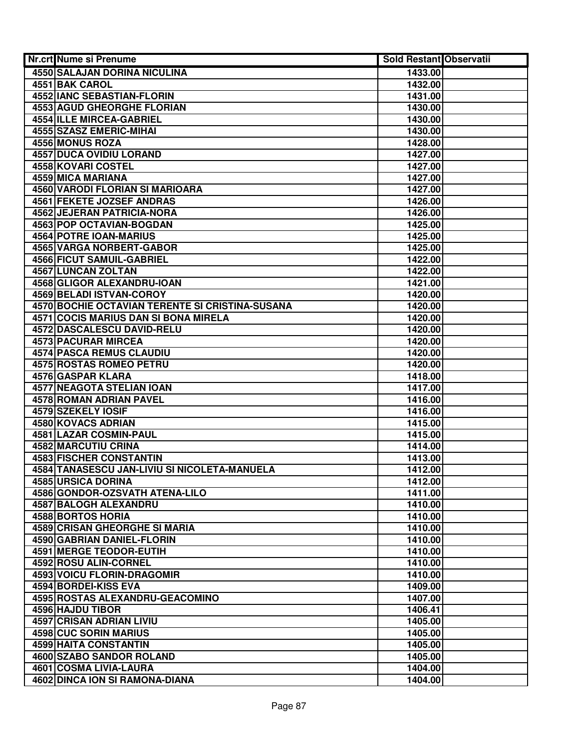| Nr.crt | Nume si Prenume | Sold Restant | Observatii |
|---|---|---|---|
| 4550 | SALAJAN DORINA NICULINA | 1433.00 | |
| 4551 | BAK CAROL | 1432.00 | |
| 4552 | IANC SEBASTIAN-FLORIN | 1431.00 | |
| 4553 | AGUD GHEORGHE FLORIAN | 1430.00 | |
| 4554 | ILLE MIRCEA-GABRIEL | 1430.00 | |
| 4555 | SZASZ EMERIC-MIHAI | 1430.00 | |
| 4556 | MONUS ROZA | 1428.00 | |
| 4557 | DUCA OVIDIU LORAND | 1427.00 | |
| 4558 | KOVARI COSTEL | 1427.00 | |
| 4559 | MICA MARIANA | 1427.00 | |
| 4560 | VARODI FLORIAN SI MARIOARA | 1427.00 | |
| 4561 | FEKETE JOZSEF ANDRAS | 1426.00 | |
| 4562 | JEJERAN PATRICIA-NORA | 1426.00 | |
| 4563 | POP OCTAVIAN-BOGDAN | 1425.00 | |
| 4564 | POTRE IOAN-MARIUS | 1425.00 | |
| 4565 | VARGA NORBERT-GABOR | 1425.00 | |
| 4566 | FICUT SAMUIL-GABRIEL | 1422.00 | |
| 4567 | LUNCAN ZOLTAN | 1422.00 | |
| 4568 | GLIGOR ALEXANDRU-IOAN | 1421.00 | |
| 4569 | BELADI ISTVAN-COROY | 1420.00 | |
| 4570 | BOCHIE OCTAVIAN TERENTE SI CRISTINA-SUSANA | 1420.00 | |
| 4571 | COCIS MARIUS DAN SI BONA MIRELA | 1420.00 | |
| 4572 | DASCALESCU DAVID-RELU | 1420.00 | |
| 4573 | PACURAR MIRCEA | 1420.00 | |
| 4574 | PASCA REMUS CLAUDIU | 1420.00 | |
| 4575 | ROSTAS ROMEO PETRU | 1420.00 | |
| 4576 | GASPAR KLARA | 1418.00 | |
| 4577 | NEAGOTA STELIAN IOAN | 1417.00 | |
| 4578 | ROMAN ADRIAN PAVEL | 1416.00 | |
| 4579 | SZEKELY IOSIF | 1416.00 | |
| 4580 | KOVACS ADRIAN | 1415.00 | |
| 4581 | LAZAR COSMIN-PAUL | 1415.00 | |
| 4582 | MARCUTIU CRINA | 1414.00 | |
| 4583 | FISCHER CONSTANTIN | 1413.00 | |
| 4584 | TANASESCU JAN-LIVIU SI NICOLETA-MANUELA | 1412.00 | |
| 4585 | URSICA DORINA | 1412.00 | |
| 4586 | GONDOR-OZSVATH ATENA-LILO | 1411.00 | |
| 4587 | BALOGH ALEXANDRU | 1410.00 | |
| 4588 | BORTOS HORIA | 1410.00 | |
| 4589 | CRISAN GHEORGHE SI MARIA | 1410.00 | |
| 4590 | GABRIAN DANIEL-FLORIN | 1410.00 | |
| 4591 | MERGE TEODOR-EUTIH | 1410.00 | |
| 4592 | ROSU ALIN-CORNEL | 1410.00 | |
| 4593 | VOICU FLORIN-DRAGOMIR | 1410.00 | |
| 4594 | BORDEI-KISS EVA | 1409.00 | |
| 4595 | ROSTAS ALEXANDRU-GEACOMINO | 1407.00 | |
| 4596 | HAJDU TIBOR | 1406.41 | |
| 4597 | CRISAN ADRIAN LIVIU | 1405.00 | |
| 4598 | CUC SORIN MARIUS | 1405.00 | |
| 4599 | HAITA CONSTANTIN | 1405.00 | |
| 4600 | SZABO SANDOR ROLAND | 1405.00 | |
| 4601 | COSMA LIVIA-LAURA | 1404.00 | |
| 4602 | DINCA ION SI RAMONA-DIANA | 1404.00 | |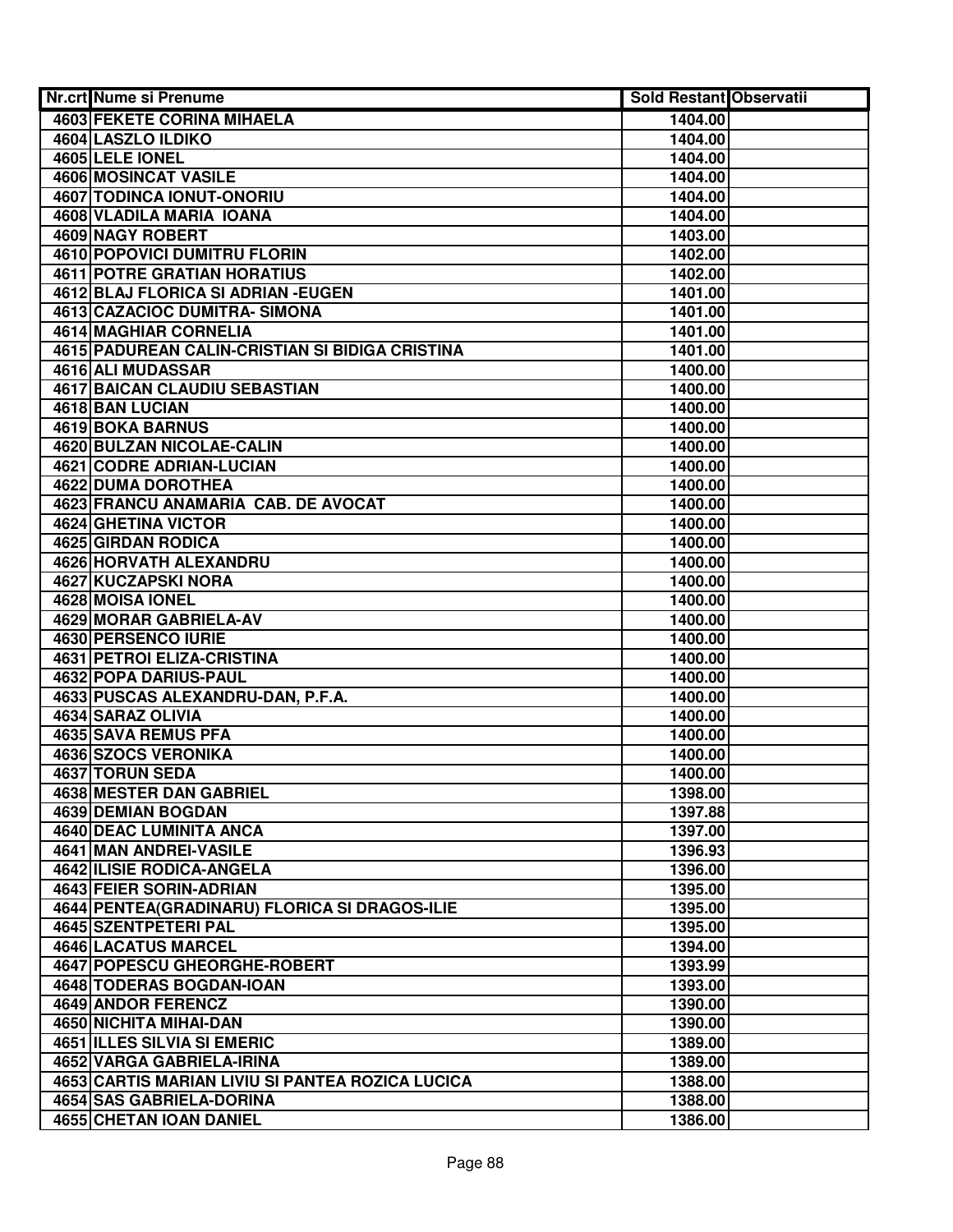| Nr.crt | Nume si Prenume | Sold Restant | Observatii |
|---|---|---|---|
| 4603 | FEKETE CORINA MIHAELA | 1404.00 | |
| 4604 | LASZLO ILDIKO | 1404.00 | |
| 4605 | LELE IONEL | 1404.00 | |
| 4606 | MOSINCAT VASILE | 1404.00 | |
| 4607 | TODINCA IONUT-ONORIU | 1404.00 | |
| 4608 | VLADILA MARIA IOANA | 1404.00 | |
| 4609 | NAGY ROBERT | 1403.00 | |
| 4610 | POPOVICI DUMITRU FLORIN | 1402.00 | |
| 4611 | POTRE GRATIAN HORATIUS | 1402.00 | |
| 4612 | BLAJ FLORICA SI ADRIAN -EUGEN | 1401.00 | |
| 4613 | CAZACIOC DUMITRA- SIMONA | 1401.00 | |
| 4614 | MAGHIAR CORNELIA | 1401.00 | |
| 4615 | PADUREAN CALIN-CRISTIAN SI BIDIGA CRISTINA | 1401.00 | |
| 4616 | ALI MUDASSAR | 1400.00 | |
| 4617 | BAICAN CLAUDIU SEBASTIAN | 1400.00 | |
| 4618 | BAN LUCIAN | 1400.00 | |
| 4619 | BOKA BARNUS | 1400.00 | |
| 4620 | BULZAN NICOLAE-CALIN | 1400.00 | |
| 4621 | CODRE ADRIAN-LUCIAN | 1400.00 | |
| 4622 | DUMA DOROTHEA | 1400.00 | |
| 4623 | FRANCU ANAMARIA CAB. DE AVOCAT | 1400.00 | |
| 4624 | GHETINA VICTOR | 1400.00 | |
| 4625 | GIRDAN RODICA | 1400.00 | |
| 4626 | HORVATH ALEXANDRU | 1400.00 | |
| 4627 | KUCZAPSKI NORA | 1400.00 | |
| 4628 | MOISA IONEL | 1400.00 | |
| 4629 | MORAR GABRIELA-AV | 1400.00 | |
| 4630 | PERSENCO IURIE | 1400.00 | |
| 4631 | PETROI ELIZA-CRISTINA | 1400.00 | |
| 4632 | POPA DARIUS-PAUL | 1400.00 | |
| 4633 | PUSCAS ALEXANDRU-DAN, P.F.A. | 1400.00 | |
| 4634 | SARAZ OLIVIA | 1400.00 | |
| 4635 | SAVA REMUS PFA | 1400.00 | |
| 4636 | SZOCS VERONIKA | 1400.00 | |
| 4637 | TORUN SEDA | 1400.00 | |
| 4638 | MESTER DAN GABRIEL | 1398.00 | |
| 4639 | DEMIAN BOGDAN | 1397.88 | |
| 4640 | DEAC LUMINITA ANCA | 1397.00 | |
| 4641 | MAN ANDREI-VASILE | 1396.93 | |
| 4642 | ILISIE RODICA-ANGELA | 1396.00 | |
| 4643 | FEIER SORIN-ADRIAN | 1395.00 | |
| 4644 | PENTEA(GRADINARU) FLORICA SI DRAGOS-ILIE | 1395.00 | |
| 4645 | SZENTPETERI PAL | 1395.00 | |
| 4646 | LACATUS MARCEL | 1394.00 | |
| 4647 | POPESCU GHEORGHE-ROBERT | 1393.99 | |
| 4648 | TODERAS BOGDAN-IOAN | 1393.00 | |
| 4649 | ANDOR FERENCZ | 1390.00 | |
| 4650 | NICHITA MIHAI-DAN | 1390.00 | |
| 4651 | ILLES SILVIA SI EMERIC | 1389.00 | |
| 4652 | VARGA GABRIELA-IRINA | 1389.00 | |
| 4653 | CARTIS MARIAN LIVIU SI PANTEA ROZICA LUCICA | 1388.00 | |
| 4654 | SAS GABRIELA-DORINA | 1388.00 | |
| 4655 | CHETAN IOAN DANIEL | 1386.00 | |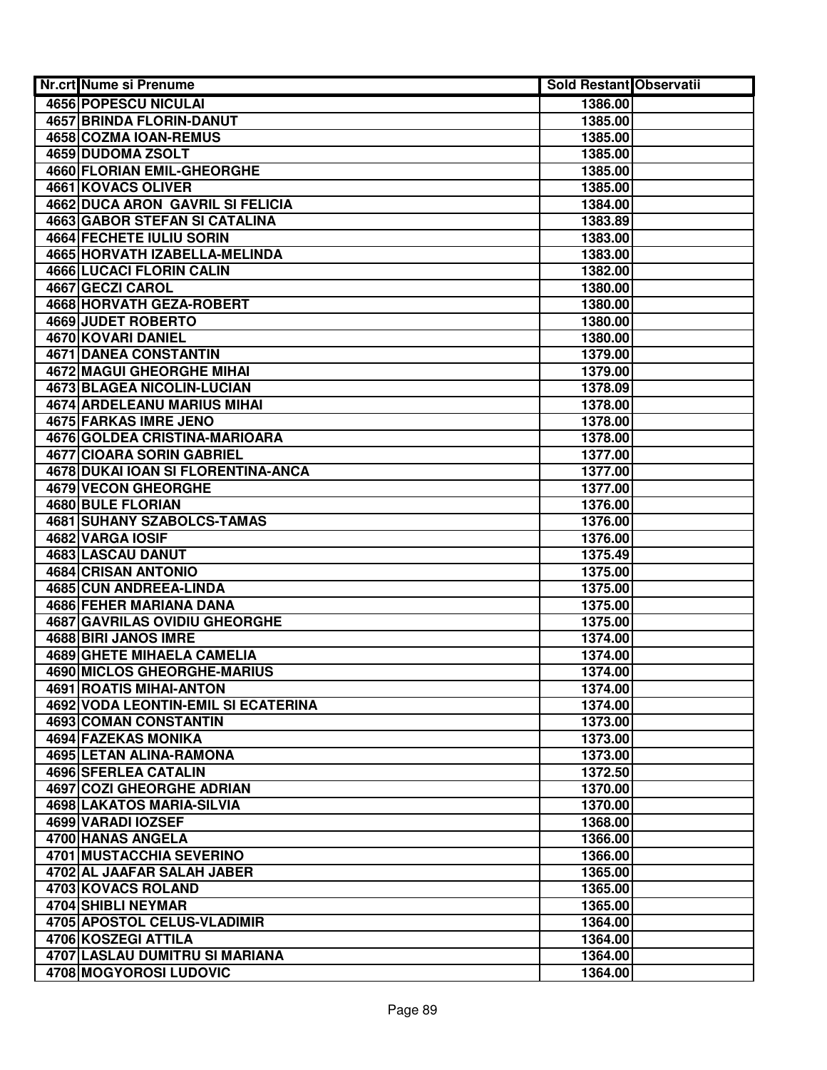| Nr.crt | Nume si Prenume | Sold Restant | Observatii |
|---|---|---|---|
| 4656 | POPESCU NICULAI | 1386.00 | |
| 4657 | BRINDA FLORIN-DANUT | 1385.00 | |
| 4658 | COZMA IOAN-REMUS | 1385.00 | |
| 4659 | DUDOMA ZSOLT | 1385.00 | |
| 4660 | FLORIAN EMIL-GHEORGHE | 1385.00 | |
| 4661 | KOVACS OLIVER | 1385.00 | |
| 4662 | DUCA ARON  GAVRIL SI FELICIA | 1384.00 | |
| 4663 | GABOR STEFAN SI CATALINA | 1383.89 | |
| 4664 | FECHETE IULIU SORIN | 1383.00 | |
| 4665 | HORVATH IZABELLA-MELINDA | 1383.00 | |
| 4666 | LUCACI FLORIN CALIN | 1382.00 | |
| 4667 | GECZI CAROL | 1380.00 | |
| 4668 | HORVATH GEZA-ROBERT | 1380.00 | |
| 4669 | JUDET ROBERTO | 1380.00 | |
| 4670 | KOVARI DANIEL | 1380.00 | |
| 4671 | DANEA CONSTANTIN | 1379.00 | |
| 4672 | MAGUI GHEORGHE MIHAI | 1379.00 | |
| 4673 | BLAGEA NICOLIN-LUCIAN | 1378.09 | |
| 4674 | ARDELEANU MARIUS MIHAI | 1378.00 | |
| 4675 | FARKAS IMRE JENO | 1378.00 | |
| 4676 | GOLDEA CRISTINA-MARIOARA | 1378.00 | |
| 4677 | CIOARA SORIN GABRIEL | 1377.00 | |
| 4678 | DUKAI IOAN SI FLORENTINA-ANCA | 1377.00 | |
| 4679 | VECON GHEORGHE | 1377.00 | |
| 4680 | BULE FLORIAN | 1376.00 | |
| 4681 | SUHANY SZABOLCS-TAMAS | 1376.00 | |
| 4682 | VARGA IOSIF | 1376.00 | |
| 4683 | LASCAU DANUT | 1375.49 | |
| 4684 | CRISAN ANTONIO | 1375.00 | |
| 4685 | CUN ANDREEA-LINDA | 1375.00 | |
| 4686 | FEHER MARIANA DANA | 1375.00 | |
| 4687 | GAVRILAS OVIDIU GHEORGHE | 1375.00 | |
| 4688 | BIRI JANOS IMRE | 1374.00 | |
| 4689 | GHETE MIHAELA CAMELIA | 1374.00 | |
| 4690 | MICLOS GHEORGHE-MARIUS | 1374.00 | |
| 4691 | ROATIS MIHAI-ANTON | 1374.00 | |
| 4692 | VODA LEONTIN-EMIL SI ECATERINA | 1374.00 | |
| 4693 | COMAN CONSTANTIN | 1373.00 | |
| 4694 | FAZEKAS MONIKA | 1373.00 | |
| 4695 | LETAN ALINA-RAMONA | 1373.00 | |
| 4696 | SFERLEA CATALIN | 1372.50 | |
| 4697 | COZI GHEORGHE ADRIAN | 1370.00 | |
| 4698 | LAKATOS MARIA-SILVIA | 1370.00 | |
| 4699 | VARADI IOZSEF | 1368.00 | |
| 4700 | HANAS ANGELA | 1366.00 | |
| 4701 | MUSTACCHIA SEVERINO | 1366.00 | |
| 4702 | AL JAAFAR SALAH JABER | 1365.00 | |
| 4703 | KOVACS ROLAND | 1365.00 | |
| 4704 | SHIBLI NEYMAR | 1365.00 | |
| 4705 | APOSTOL CELUS-VLADIMIR | 1364.00 | |
| 4706 | KOSZEGI ATTILA | 1364.00 | |
| 4707 | LASLAU DUMITRU SI MARIANA | 1364.00 | |
| 4708 | MOGYOROSI LUDOVIC | 1364.00 | |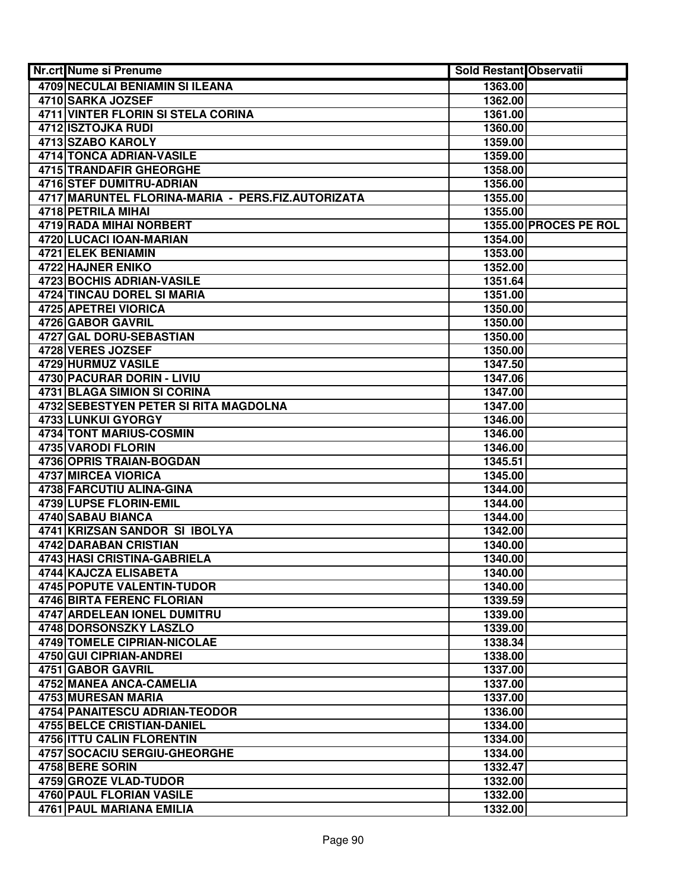| Nr.crt | Nume si Prenume | Sold Restant | Observatii |
|---|---|---|---|
| 4709 | NECULAI BENIAMIN SI ILEANA | 1363.00 | |
| 4710 | SARKA JOZSEF | 1362.00 | |
| 4711 | VINTER FLORIN SI STELA CORINA | 1361.00 | |
| 4712 | ISZTOJKA RUDI | 1360.00 | |
| 4713 | SZABO KAROLY | 1359.00 | |
| 4714 | TONCA ADRIAN-VASILE | 1359.00 | |
| 4715 | TRANDAFIR GHEORGHE | 1358.00 | |
| 4716 | STEF DUMITRU-ADRIAN | 1356.00 | |
| 4717 | MARUNTEL FLORINA-MARIA - PERS.FIZ.AUTORIZATA | 1355.00 | |
| 4718 | PETRILA MIHAI | 1355.00 | |
| 4719 | RADA MIHAI NORBERT | 1355.00 | PROCES PE ROL |
| 4720 | LUCACI IOAN-MARIAN | 1354.00 | |
| 4721 | ELEK BENIAMIN | 1353.00 | |
| 4722 | HAJNER ENIKO | 1352.00 | |
| 4723 | BOCHIS ADRIAN-VASILE | 1351.64 | |
| 4724 | TINCAU DOREL SI MARIA | 1351.00 | |
| 4725 | APETREI VIORICA | 1350.00 | |
| 4726 | GABOR GAVRIL | 1350.00 | |
| 4727 | GAL DORU-SEBASTIAN | 1350.00 | |
| 4728 | VERES JOZSEF | 1350.00 | |
| 4729 | HURMUZ VASILE | 1347.50 | |
| 4730 | PACURAR DORIN - LIVIU | 1347.06 | |
| 4731 | BLAGA SIMION SI CORINA | 1347.00 | |
| 4732 | SEBESTYEN PETER SI RITA MAGDOLNA | 1347.00 | |
| 4733 | LUNKUI GYORGY | 1346.00 | |
| 4734 | TONT MARIUS-COSMIN | 1346.00 | |
| 4735 | VARODI FLORIN | 1346.00 | |
| 4736 | OPRIS TRAIAN-BOGDAN | 1345.51 | |
| 4737 | MIRCEA VIORICA | 1345.00 | |
| 4738 | FARCUTIU ALINA-GINA | 1344.00 | |
| 4739 | LUPSE FLORIN-EMIL | 1344.00 | |
| 4740 | SABAU BIANCA | 1344.00 | |
| 4741 | KRIZSAN SANDOR SI IBOLYA | 1342.00 | |
| 4742 | DARABAN CRISTIAN | 1340.00 | |
| 4743 | HASI CRISTINA-GABRIELA | 1340.00 | |
| 4744 | KAJCZA ELISABETA | 1340.00 | |
| 4745 | POPUTE VALENTIN-TUDOR | 1340.00 | |
| 4746 | BIRTA FERENC FLORIAN | 1339.59 | |
| 4747 | ARDELEAN IONEL DUMITRU | 1339.00 | |
| 4748 | DORSONSZKY LASZLO | 1339.00 | |
| 4749 | TOMELE CIPRIAN-NICOLAE | 1338.34 | |
| 4750 | GUI CIPRIAN-ANDREI | 1338.00 | |
| 4751 | GABOR GAVRIL | 1337.00 | |
| 4752 | MANEA ANCA-CAMELIA | 1337.00 | |
| 4753 | MURESAN MARIA | 1337.00 | |
| 4754 | PANAITESCU ADRIAN-TEODOR | 1336.00 | |
| 4755 | BELCE CRISTIAN-DANIEL | 1334.00 | |
| 4756 | ITTU CALIN FLORENTIN | 1334.00 | |
| 4757 | SOCACIU SERGIU-GHEORGHE | 1334.00 | |
| 4758 | BERE SORIN | 1332.47 | |
| 4759 | GROZE VLAD-TUDOR | 1332.00 | |
| 4760 | PAUL FLORIAN VASILE | 1332.00 | |
| 4761 | PAUL MARIANA EMILIA | 1332.00 | |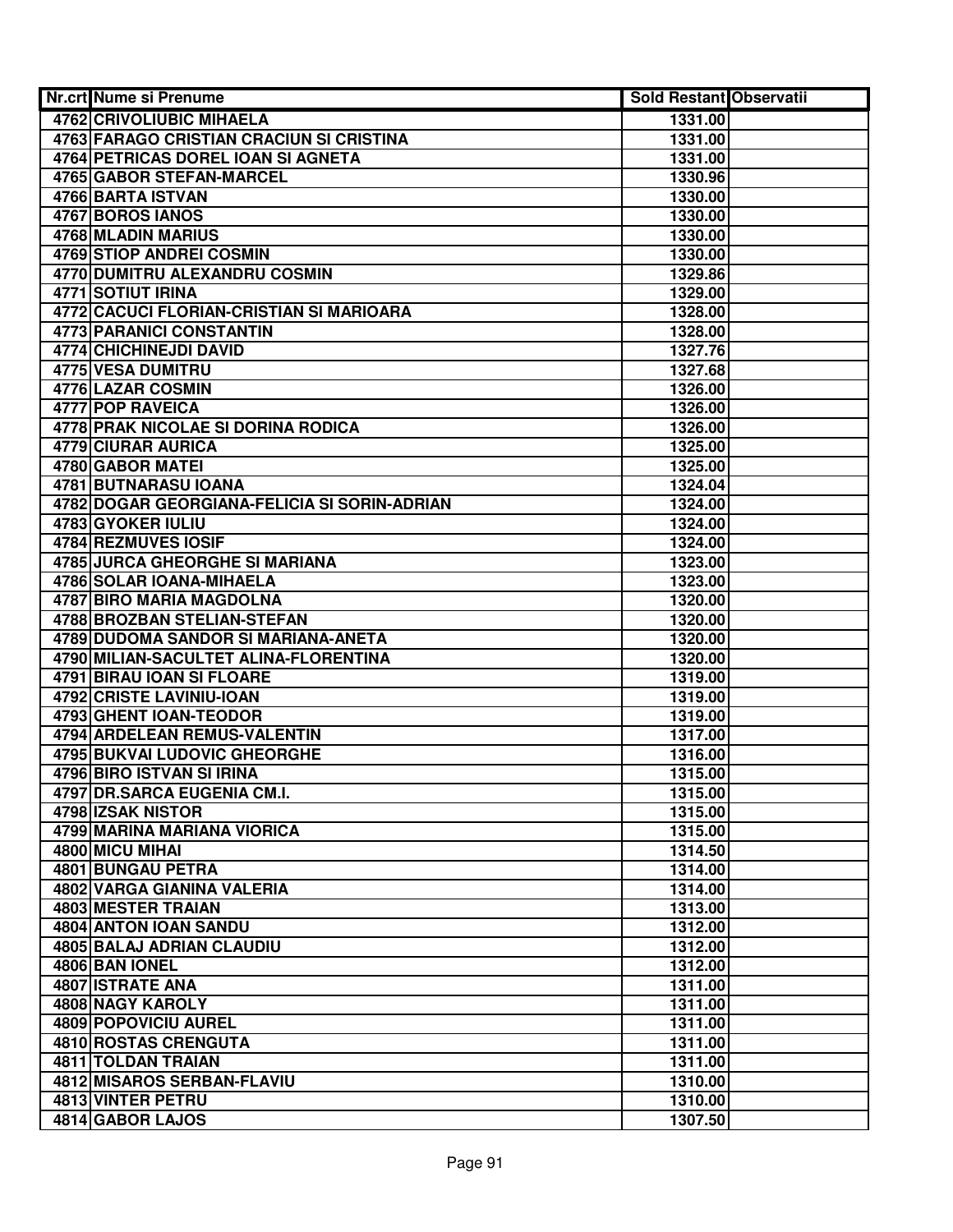| Nr.crt | Nume si Prenume | Sold Restant | Observatii |
|---|---|---|---|
| 4762 | CRIVOLIUBIC MIHAELA | 1331.00 | |
| 4763 | FARAGO CRISTIAN CRACIUN SI CRISTINA | 1331.00 | |
| 4764 | PETRICAS DOREL IOAN SI AGNETA | 1331.00 | |
| 4765 | GABOR STEFAN-MARCEL | 1330.96 | |
| 4766 | BARTA ISTVAN | 1330.00 | |
| 4767 | BOROS IANOS | 1330.00 | |
| 4768 | MLADIN MARIUS | 1330.00 | |
| 4769 | STIOP ANDREI COSMIN | 1330.00 | |
| 4770 | DUMITRU ALEXANDRU COSMIN | 1329.86 | |
| 4771 | SOTIUT IRINA | 1329.00 | |
| 4772 | CACUCI FLORIAN-CRISTIAN SI MARIOARA | 1328.00 | |
| 4773 | PARANICI CONSTANTIN | 1328.00 | |
| 4774 | CHICHINEJDI DAVID | 1327.76 | |
| 4775 | VESA DUMITRU | 1327.68 | |
| 4776 | LAZAR COSMIN | 1326.00 | |
| 4777 | POP RAVEICA | 1326.00 | |
| 4778 | PRAK NICOLAE SI DORINA RODICA | 1326.00 | |
| 4779 | CIURAR AURICA | 1325.00 | |
| 4780 | GABOR MATEI | 1325.00 | |
| 4781 | BUTNARASU IOANA | 1324.04 | |
| 4782 | DOGAR GEORGIANA-FELICIA SI SORIN-ADRIAN | 1324.00 | |
| 4783 | GYOKER IULIU | 1324.00 | |
| 4784 | REZMUVES IOSIF | 1324.00 | |
| 4785 | JURCA GHEORGHE SI MARIANA | 1323.00 | |
| 4786 | SOLAR IOANA-MIHAELA | 1323.00 | |
| 4787 | BIRO MARIA MAGDOLNA | 1320.00 | |
| 4788 | BROZBAN STELIAN-STEFAN | 1320.00 | |
| 4789 | DUDOMA SANDOR SI MARIANA-ANETA | 1320.00 | |
| 4790 | MILIAN-SACULTET ALINA-FLORENTINA | 1320.00 | |
| 4791 | BIRAU IOAN SI FLOARE | 1319.00 | |
| 4792 | CRISTE LAVINIU-IOAN | 1319.00 | |
| 4793 | GHENT IOAN-TEODOR | 1319.00 | |
| 4794 | ARDELEAN REMUS-VALENTIN | 1317.00 | |
| 4795 | BUKVAI LUDOVIC GHEORGHE | 1316.00 | |
| 4796 | BIRO ISTVAN SI IRINA | 1315.00 | |
| 4797 | DR.SARCA EUGENIA CM.I. | 1315.00 | |
| 4798 | IZSAK NISTOR | 1315.00 | |
| 4799 | MARINA MARIANA VIORICA | 1315.00 | |
| 4800 | MICU MIHAI | 1314.50 | |
| 4801 | BUNGAU PETRA | 1314.00 | |
| 4802 | VARGA GIANINA VALERIA | 1314.00 | |
| 4803 | MESTER TRAIAN | 1313.00 | |
| 4804 | ANTON IOAN SANDU | 1312.00 | |
| 4805 | BALAJ ADRIAN CLAUDIU | 1312.00 | |
| 4806 | BAN IONEL | 1312.00 | |
| 4807 | ISTRATE ANA | 1311.00 | |
| 4808 | NAGY KAROLY | 1311.00 | |
| 4809 | POPOVICIU AUREL | 1311.00 | |
| 4810 | ROSTAS CRENGUTA | 1311.00 | |
| 4811 | TOLDAN TRAIAN | 1311.00 | |
| 4812 | MISAROS SERBAN-FLAVIU | 1310.00 | |
| 4813 | VINTER PETRU | 1310.00 | |
| 4814 | GABOR LAJOS | 1307.50 | |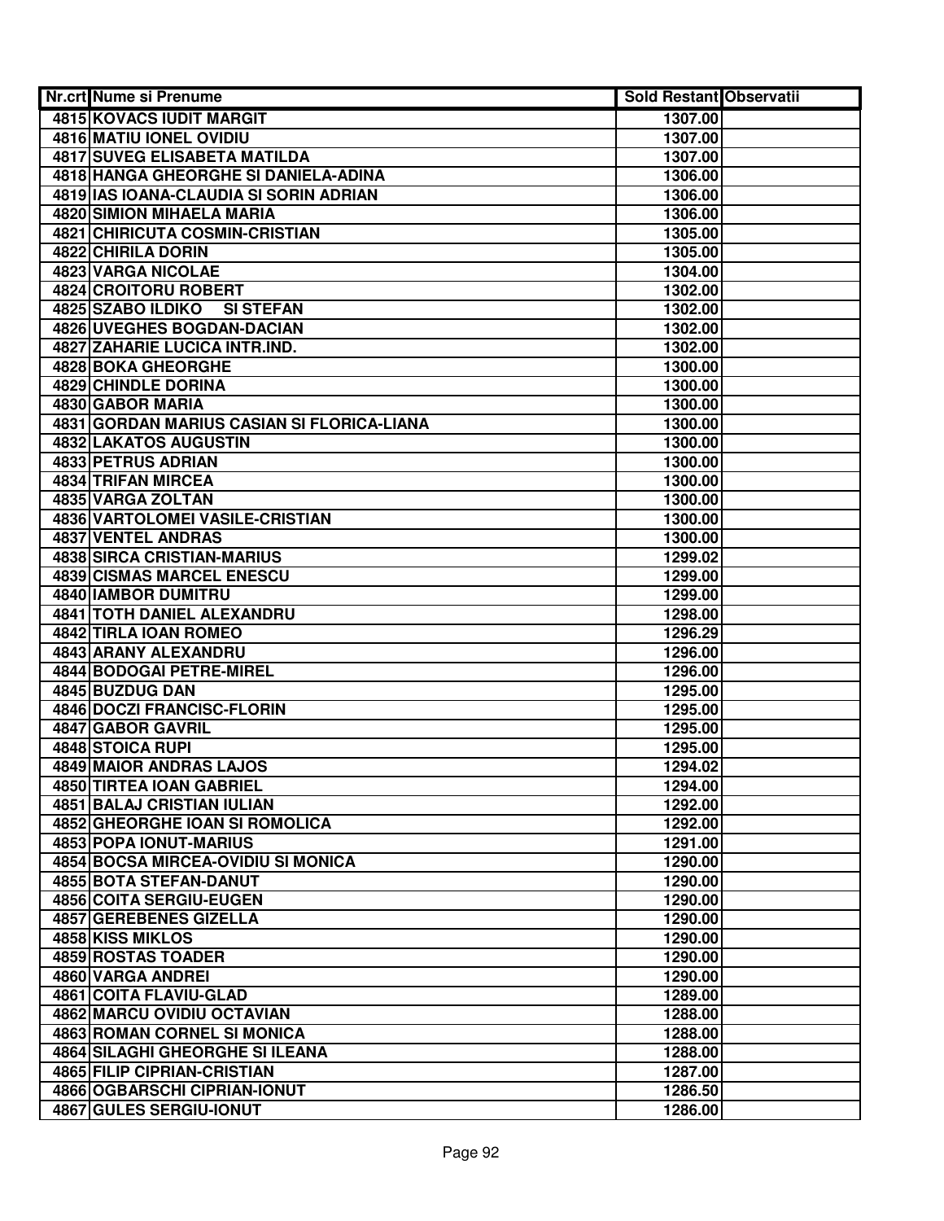| Nr.crt | Nume si Prenume | Sold Restant | Observatii |
|---|---|---|---|
| 4815 | KOVACS IUDIT MARGIT | 1307.00 | |
| 4816 | MATIU IONEL OVIDIU | 1307.00 | |
| 4817 | SUVEG ELISABETA MATILDA | 1307.00 | |
| 4818 | HANGA GHEORGHE SI DANIELA-ADINA | 1306.00 | |
| 4819 | IAS IOANA-CLAUDIA SI SORIN ADRIAN | 1306.00 | |
| 4820 | SIMION MIHAELA MARIA | 1306.00 | |
| 4821 | CHIRICUTA COSMIN-CRISTIAN | 1305.00 | |
| 4822 | CHIRILA DORIN | 1305.00 | |
| 4823 | VARGA NICOLAE | 1304.00 | |
| 4824 | CROITORU ROBERT | 1302.00 | |
| 4825 | SZABO ILDIKO SI STEFAN | 1302.00 | |
| 4826 | UVEGHES BOGDAN-DACIAN | 1302.00 | |
| 4827 | ZAHARIE LUCICA INTR.IND. | 1302.00 | |
| 4828 | BOKA GHEORGHE | 1300.00 | |
| 4829 | CHINDLE DORINA | 1300.00 | |
| 4830 | GABOR MARIA | 1300.00 | |
| 4831 | GORDAN MARIUS CASIAN SI FLORICA-LIANA | 1300.00 | |
| 4832 | LAKATOS AUGUSTIN | 1300.00 | |
| 4833 | PETRUS ADRIAN | 1300.00 | |
| 4834 | TRIFAN MIRCEA | 1300.00 | |
| 4835 | VARGA ZOLTAN | 1300.00 | |
| 4836 | VARTOLOMEI VASILE-CRISTIAN | 1300.00 | |
| 4837 | VENTEL ANDRAS | 1300.00 | |
| 4838 | SIRCA CRISTIAN-MARIUS | 1299.02 | |
| 4839 | CISMAS MARCEL ENESCU | 1299.00 | |
| 4840 | IAMBOR DUMITRU | 1299.00 | |
| 4841 | TOTH DANIEL ALEXANDRU | 1298.00 | |
| 4842 | TIRLA IOAN ROMEO | 1296.29 | |
| 4843 | ARANY ALEXANDRU | 1296.00 | |
| 4844 | BODOGAI PETRE-MIREL | 1296.00 | |
| 4845 | BUZDUG DAN | 1295.00 | |
| 4846 | DOCZI FRANCISC-FLORIN | 1295.00 | |
| 4847 | GABOR GAVRIL | 1295.00 | |
| 4848 | STOICA RUPI | 1295.00 | |
| 4849 | MAIOR ANDRAS LAJOS | 1294.02 | |
| 4850 | TIRTEA IOAN GABRIEL | 1294.00 | |
| 4851 | BALAJ CRISTIAN IULIAN | 1292.00 | |
| 4852 | GHEORGHE IOAN SI ROMOLICA | 1292.00 | |
| 4853 | POPA IONUT-MARIUS | 1291.00 | |
| 4854 | BOCSA MIRCEA-OVIDIU SI MONICA | 1290.00 | |
| 4855 | BOTA STEFAN-DANUT | 1290.00 | |
| 4856 | COITA SERGIU-EUGEN | 1290.00 | |
| 4857 | GEREBENES GIZELLA | 1290.00 | |
| 4858 | KISS MIKLOS | 1290.00 | |
| 4859 | ROSTAS TOADER | 1290.00 | |
| 4860 | VARGA ANDREI | 1290.00 | |
| 4861 | COITA FLAVIU-GLAD | 1289.00 | |
| 4862 | MARCU OVIDIU OCTAVIAN | 1288.00 | |
| 4863 | ROMAN CORNEL SI MONICA | 1288.00 | |
| 4864 | SILAGHI GHEORGHE SI ILEANA | 1288.00 | |
| 4865 | FILIP CIPRIAN-CRISTIAN | 1287.00 | |
| 4866 | OGBARSCHI CIPRIAN-IONUT | 1286.50 | |
| 4867 | GULES SERGIU-IONUT | 1286.00 | |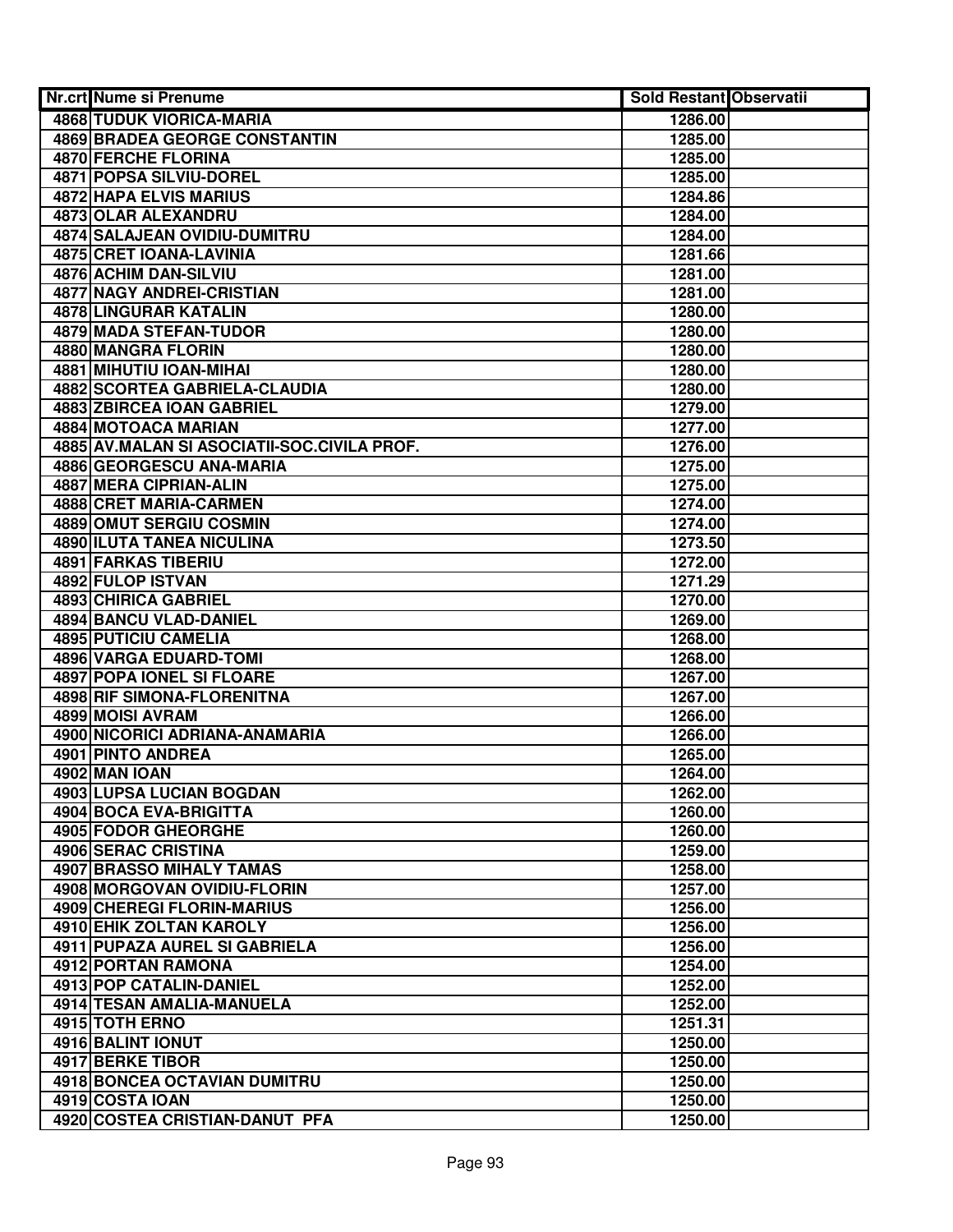| Nr.crt | Nume si Prenume | Sold Restant | Observatii |
|---|---|---|---|
| 4868 | TUDUK VIORICA-MARIA | 1286.00 | |
| 4869 | BRADEA GEORGE CONSTANTIN | 1285.00 | |
| 4870 | FERCHE FLORINA | 1285.00 | |
| 4871 | POPSA SILVIU-DOREL | 1285.00 | |
| 4872 | HAPA ELVIS MARIUS | 1284.86 | |
| 4873 | OLAR ALEXANDRU | 1284.00 | |
| 4874 | SALAJEAN OVIDIU-DUMITRU | 1284.00 | |
| 4875 | CRET IOANA-LAVINIA | 1281.66 | |
| 4876 | ACHIM DAN-SILVIU | 1281.00 | |
| 4877 | NAGY ANDREI-CRISTIAN | 1281.00 | |
| 4878 | LINGURAR KATALIN | 1280.00 | |
| 4879 | MADA STEFAN-TUDOR | 1280.00 | |
| 4880 | MANGRA FLORIN | 1280.00 | |
| 4881 | MIHUTIU IOAN-MIHAI | 1280.00 | |
| 4882 | SCORTEA GABRIELA-CLAUDIA | 1280.00 | |
| 4883 | ZBIRCEA IOAN GABRIEL | 1279.00 | |
| 4884 | MOTOACA MARIAN | 1277.00 | |
| 4885 | AV.MALAN SI ASOCIATII-SOC.CIVILA PROF. | 1276.00 | |
| 4886 | GEORGESCU ANA-MARIA | 1275.00 | |
| 4887 | MERA CIPRIAN-ALIN | 1275.00 | |
| 4888 | CRET MARIA-CARMEN | 1274.00 | |
| 4889 | OMUT SERGIU COSMIN | 1274.00 | |
| 4890 | ILUTA TANEA NICULINA | 1273.50 | |
| 4891 | FARKAS TIBERIU | 1272.00 | |
| 4892 | FULOP ISTVAN | 1271.29 | |
| 4893 | CHIRICA GABRIEL | 1270.00 | |
| 4894 | BANCU VLAD-DANIEL | 1269.00 | |
| 4895 | PUTICIU CAMELIA | 1268.00 | |
| 4896 | VARGA EDUARD-TOMI | 1268.00 | |
| 4897 | POPA IONEL SI FLOARE | 1267.00 | |
| 4898 | RIF SIMONA-FLORENITNA | 1267.00 | |
| 4899 | MOISI AVRAM | 1266.00 | |
| 4900 | NICORICI ADRIANA-ANAMARIA | 1266.00 | |
| 4901 | PINTO ANDREA | 1265.00 | |
| 4902 | MAN IOAN | 1264.00 | |
| 4903 | LUPSA LUCIAN BOGDAN | 1262.00 | |
| 4904 | BOCA EVA-BRIGITTA | 1260.00 | |
| 4905 | FODOR GHEORGHE | 1260.00 | |
| 4906 | SERAC CRISTINA | 1259.00 | |
| 4907 | BRASSO MIHALY TAMAS | 1258.00 | |
| 4908 | MORGOVAN OVIDIU-FLORIN | 1257.00 | |
| 4909 | CHEREGI FLORIN-MARIUS | 1256.00 | |
| 4910 | EHIK ZOLTAN KAROLY | 1256.00 | |
| 4911 | PUPAZA AUREL SI GABRIELA | 1256.00 | |
| 4912 | PORTAN RAMONA | 1254.00 | |
| 4913 | POP CATALIN-DANIEL | 1252.00 | |
| 4914 | TESAN AMALIA-MANUELA | 1252.00 | |
| 4915 | TOTH ERNO | 1251.31 | |
| 4916 | BALINT IONUT | 1250.00 | |
| 4917 | BERKE TIBOR | 1250.00 | |
| 4918 | BONCEA OCTAVIAN DUMITRU | 1250.00 | |
| 4919 | COSTA IOAN | 1250.00 | |
| 4920 | COSTEA CRISTIAN-DANUT PFA | 1250.00 | |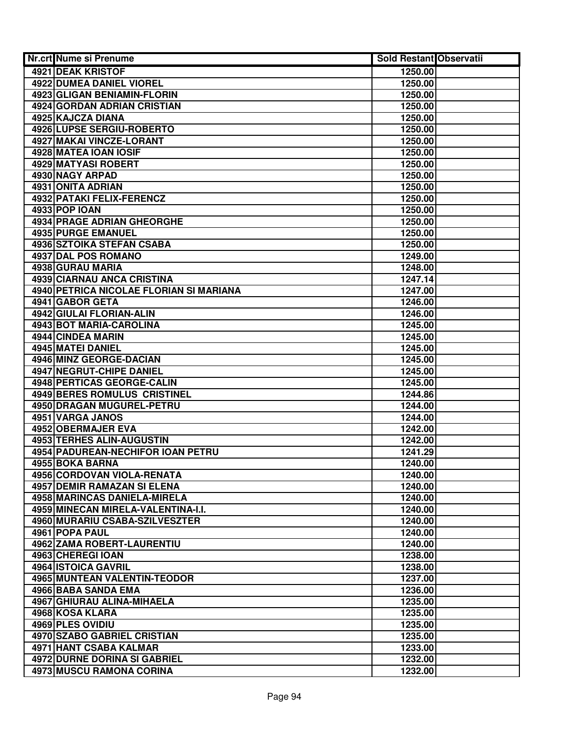| Nr.crt | Nume si Prenume | Sold Restant | Observatii |
|---|---|---|---|
| 4921 | DEAK KRISTOF | 1250.00 | |
| 4922 | DUMEA DANIEL VIOREL | 1250.00 | |
| 4923 | GLIGAN BENIAMIN-FLORIN | 1250.00 | |
| 4924 | GORDAN ADRIAN CRISTIAN | 1250.00 | |
| 4925 | KAJCZA DIANA | 1250.00 | |
| 4926 | LUPSE SERGIU-ROBERTO | 1250.00 | |
| 4927 | MAKAI VINCZE-LORANT | 1250.00 | |
| 4928 | MATEA IOAN IOSIF | 1250.00 | |
| 4929 | MATYASI ROBERT | 1250.00 | |
| 4930 | NAGY ARPAD | 1250.00 | |
| 4931 | ONITA ADRIAN | 1250.00 | |
| 4932 | PATAKI FELIX-FERENCZ | 1250.00 | |
| 4933 | POP IOAN | 1250.00 | |
| 4934 | PRAGE ADRIAN GHEORGHE | 1250.00 | |
| 4935 | PURGE EMANUEL | 1250.00 | |
| 4936 | SZTOIKA STEFAN CSABA | 1250.00 | |
| 4937 | DAL POS ROMANO | 1249.00 | |
| 4938 | GURAU MARIA | 1248.00 | |
| 4939 | CIARNAU ANCA CRISTINA | 1247.14 | |
| 4940 | PETRICA NICOLAE FLORIAN SI MARIANA | 1247.00 | |
| 4941 | GABOR GETA | 1246.00 | |
| 4942 | GIULAI FLORIAN-ALIN | 1246.00 | |
| 4943 | BOT MARIA-CAROLINA | 1245.00 | |
| 4944 | CINDEA MARIN | 1245.00 | |
| 4945 | MATEI DANIEL | 1245.00 | |
| 4946 | MINZ GEORGE-DACIAN | 1245.00 | |
| 4947 | NEGRUT-CHIPE DANIEL | 1245.00 | |
| 4948 | PERTICAS GEORGE-CALIN | 1245.00 | |
| 4949 | BERES ROMULUS CRISTINEL | 1244.86 | |
| 4950 | DRAGAN MUGUREL-PETRU | 1244.00 | |
| 4951 | VARGA JANOS | 1244.00 | |
| 4952 | OBERMAJER EVA | 1242.00 | |
| 4953 | TERHES ALIN-AUGUSTIN | 1242.00 | |
| 4954 | PADUREAN-NECHIFOR IOAN PETRU | 1241.29 | |
| 4955 | BOKA BARNA | 1240.00 | |
| 4956 | CORDOVAN VIOLA-RENATA | 1240.00 | |
| 4957 | DEMIR RAMAZAN SI ELENA | 1240.00 | |
| 4958 | MARINCAS DANIELA-MIRELA | 1240.00 | |
| 4959 | MINECAN MIRELA-VALENTINA-I.I. | 1240.00 | |
| 4960 | MURARIU CSABA-SZILVESZTER | 1240.00 | |
| 4961 | POPA PAUL | 1240.00 | |
| 4962 | ZAMA ROBERT-LAURENTIU | 1240.00 | |
| 4963 | CHEREGI IOAN | 1238.00 | |
| 4964 | ISTOICA GAVRIL | 1238.00 | |
| 4965 | MUNTEAN VALENTIN-TEODOR | 1237.00 | |
| 4966 | BABA SANDA EMA | 1236.00 | |
| 4967 | GHIURAU ALINA-MIHAELA | 1235.00 | |
| 4968 | KOSA KLARA | 1235.00 | |
| 4969 | PLES OVIDIU | 1235.00 | |
| 4970 | SZABO GABRIEL CRISTIAN | 1235.00 | |
| 4971 | HANT CSABA KALMAR | 1233.00 | |
| 4972 | DURNE DORINA SI GABRIEL | 1232.00 | |
| 4973 | MUSCU RAMONA CORINA | 1232.00 | |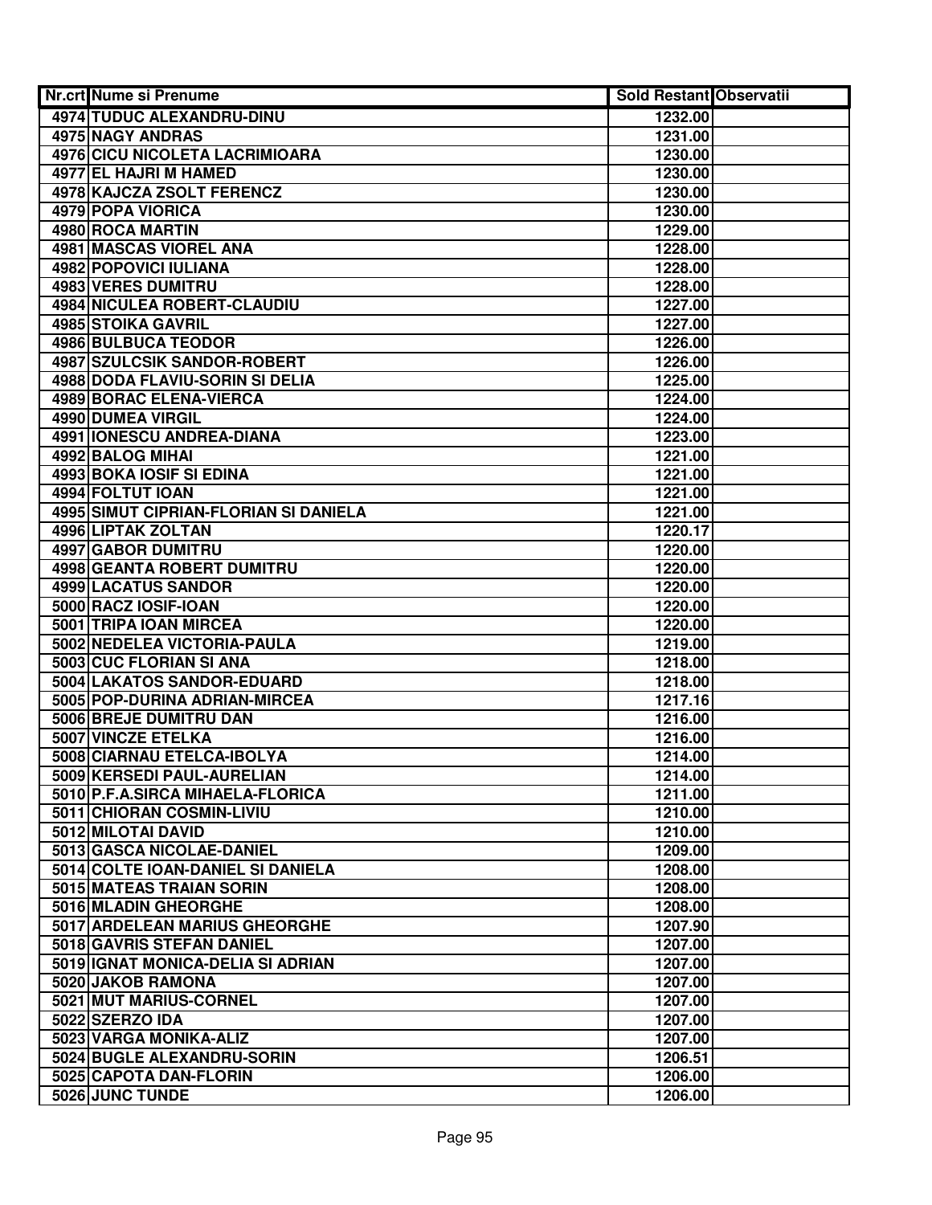| Nr.crt | Nume si Prenume | Sold Restant | Observatii |
|---|---|---|---|
| 4974 | TUDUC ALEXANDRU-DINU | 1232.00 | |
| 4975 | NAGY ANDRAS | 1231.00 | |
| 4976 | CICU NICOLETA LACRIMIOARA | 1230.00 | |
| 4977 | EL HAJRI M HAMED | 1230.00 | |
| 4978 | KAJCZA ZSOLT FERENCZ | 1230.00 | |
| 4979 | POPA VIORICA | 1230.00 | |
| 4980 | ROCA MARTIN | 1229.00 | |
| 4981 | MASCAS VIOREL ANA | 1228.00 | |
| 4982 | POPOVICI IULIANA | 1228.00 | |
| 4983 | VERES DUMITRU | 1228.00 | |
| 4984 | NICULEA ROBERT-CLAUDIU | 1227.00 | |
| 4985 | STOIKA GAVRIL | 1227.00 | |
| 4986 | BULBUCA TEODOR | 1226.00 | |
| 4987 | SZULCSIK SANDOR-ROBERT | 1226.00 | |
| 4988 | DODA FLAVIU-SORIN SI DELIA | 1225.00 | |
| 4989 | BORAC ELENA-VIERCA | 1224.00 | |
| 4990 | DUMEA VIRGIL | 1224.00 | |
| 4991 | IONESCU ANDREA-DIANA | 1223.00 | |
| 4992 | BALOG MIHAI | 1221.00 | |
| 4993 | BOKA IOSIF SI EDINA | 1221.00 | |
| 4994 | FOLTUT IOAN | 1221.00 | |
| 4995 | SIMUT CIPRIAN-FLORIAN SI DANIELA | 1221.00 | |
| 4996 | LIPTAK ZOLTAN | 1220.17 | |
| 4997 | GABOR DUMITRU | 1220.00 | |
| 4998 | GEANTA ROBERT DUMITRU | 1220.00 | |
| 4999 | LACATUS SANDOR | 1220.00 | |
| 5000 | RACZ IOSIF-IOAN | 1220.00 | |
| 5001 | TRIPA IOAN MIRCEA | 1220.00 | |
| 5002 | NEDELEA VICTORIA-PAULA | 1219.00 | |
| 5003 | CUC FLORIAN SI ANA | 1218.00 | |
| 5004 | LAKATOS SANDOR-EDUARD | 1218.00 | |
| 5005 | POP-DURINA ADRIAN-MIRCEA | 1217.16 | |
| 5006 | BREJE DUMITRU DAN | 1216.00 | |
| 5007 | VINCZE ETELKA | 1216.00 | |
| 5008 | CIARNAU ETELCA-IBOLYA | 1214.00 | |
| 5009 | KERSEDI PAUL-AURELIAN | 1214.00 | |
| 5010 | P.F.A.SIRCA MIHAELA-FLORICA | 1211.00 | |
| 5011 | CHIORAN COSMIN-LIVIU | 1210.00 | |
| 5012 | MILOTAI DAVID | 1210.00 | |
| 5013 | GASCA NICOLAE-DANIEL | 1209.00 | |
| 5014 | COLTE IOAN-DANIEL SI DANIELA | 1208.00 | |
| 5015 | MATEAS TRAIAN SORIN | 1208.00 | |
| 5016 | MLADIN GHEORGHE | 1208.00 | |
| 5017 | ARDELEAN MARIUS GHEORGHE | 1207.90 | |
| 5018 | GAVRIS STEFAN DANIEL | 1207.00 | |
| 5019 | IGNAT MONICA-DELIA SI ADRIAN | 1207.00 | |
| 5020 | JAKOB RAMONA | 1207.00 | |
| 5021 | MUT MARIUS-CORNEL | 1207.00 | |
| 5022 | SZERZO IDA | 1207.00 | |
| 5023 | VARGA MONIKA-ALIZ | 1207.00 | |
| 5024 | BUGLE ALEXANDRU-SORIN | 1206.51 | |
| 5025 | CAPOTA DAN-FLORIN | 1206.00 | |
| 5026 | JUNC TUNDE | 1206.00 | |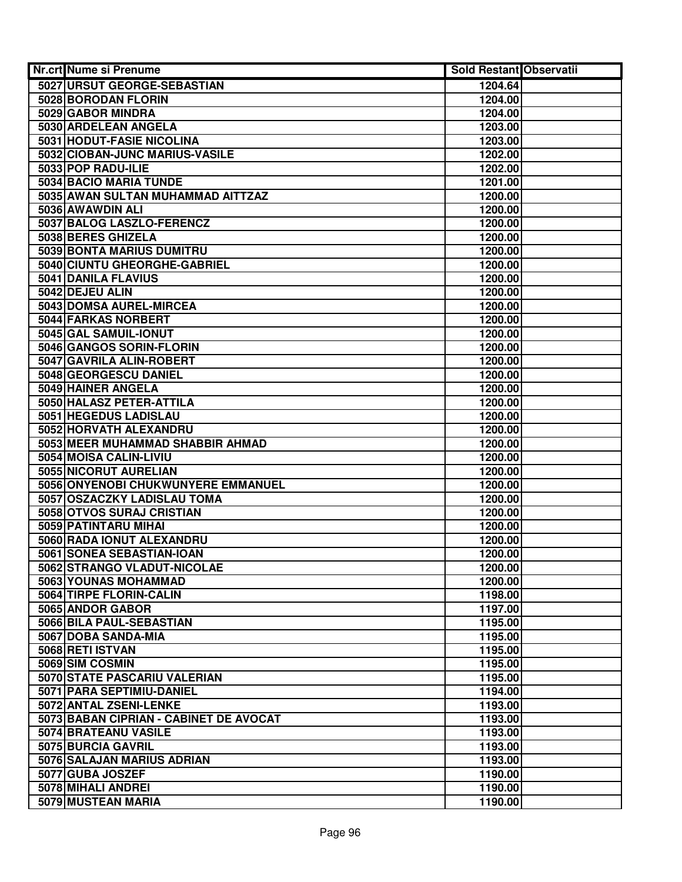| Nr.crt | Nume si Prenume | Sold Restant | Observatii |
|---|---|---|---|
| 5027 | URSUT GEORGE-SEBASTIAN | 1204.64 | |
| 5028 | BORODAN FLORIN | 1204.00 | |
| 5029 | GABOR MINDRA | 1204.00 | |
| 5030 | ARDELEAN ANGELA | 1203.00 | |
| 5031 | HODUT-FASIE NICOLINA | 1203.00 | |
| 5032 | CIOBAN-JUNC MARIUS-VASILE | 1202.00 | |
| 5033 | POP RADU-ILIE | 1202.00 | |
| 5034 | BACIO MARIA TUNDE | 1201.00 | |
| 5035 | AWAN SULTAN MUHAMMAD AITTZAZ | 1200.00 | |
| 5036 | AWAWDIN ALI | 1200.00 | |
| 5037 | BALOG LASZLO-FERENCZ | 1200.00 | |
| 5038 | BERES GHIZELA | 1200.00 | |
| 5039 | BONTA MARIUS DUMITRU | 1200.00 | |
| 5040 | CIUNTU GHEORGHE-GABRIEL | 1200.00 | |
| 5041 | DANILA FLAVIUS | 1200.00 | |
| 5042 | DEJEU ALIN | 1200.00 | |
| 5043 | DOMSA AUREL-MIRCEA | 1200.00 | |
| 5044 | FARKAS NORBERT | 1200.00 | |
| 5045 | GAL SAMUIL-IONUT | 1200.00 | |
| 5046 | GANGOS SORIN-FLORIN | 1200.00 | |
| 5047 | GAVRILA ALIN-ROBERT | 1200.00 | |
| 5048 | GEORGESCU DANIEL | 1200.00 | |
| 5049 | HAINER ANGELA | 1200.00 | |
| 5050 | HALASZ PETER-ATTILA | 1200.00 | |
| 5051 | HEGEDUS LADISLAU | 1200.00 | |
| 5052 | HORVATH ALEXANDRU | 1200.00 | |
| 5053 | MEER MUHAMMAD SHABBIR AHMAD | 1200.00 | |
| 5054 | MOISA CALIN-LIVIU | 1200.00 | |
| 5055 | NICORUT AURELIAN | 1200.00 | |
| 5056 | ONYENOBI CHUKWUNYERE EMMANUEL | 1200.00 | |
| 5057 | OSZACZKY LADISLAU TOMA | 1200.00 | |
| 5058 | OTVOS SURAJ CRISTIAN | 1200.00 | |
| 5059 | PATINTARU MIHAI | 1200.00 | |
| 5060 | RADA IONUT ALEXANDRU | 1200.00 | |
| 5061 | SONEA SEBASTIAN-IOAN | 1200.00 | |
| 5062 | STRANGO VLADUT-NICOLAE | 1200.00 | |
| 5063 | YOUNAS MOHAMMAD | 1200.00 | |
| 5064 | TIRPE FLORIN-CALIN | 1198.00 | |
| 5065 | ANDOR GABOR | 1197.00 | |
| 5066 | BILA PAUL-SEBASTIAN | 1195.00 | |
| 5067 | DOBA SANDA-MIA | 1195.00 | |
| 5068 | RETI ISTVAN | 1195.00 | |
| 5069 | SIM COSMIN | 1195.00 | |
| 5070 | STATE PASCARIU VALERIAN | 1195.00 | |
| 5071 | PARA SEPTIMIU-DANIEL | 1194.00 | |
| 5072 | ANTAL ZSENI-LENKE | 1193.00 | |
| 5073 | BABAN CIPRIAN - CABINET DE AVOCAT | 1193.00 | |
| 5074 | BRATEANU VASILE | 1193.00 | |
| 5075 | BURCIA GAVRIL | 1193.00 | |
| 5076 | SALAJAN MARIUS ADRIAN | 1193.00 | |
| 5077 | GUBA JOSZEF | 1190.00 | |
| 5078 | MIHALI ANDREI | 1190.00 | |
| 5079 | MUSTEAN MARIA | 1190.00 | |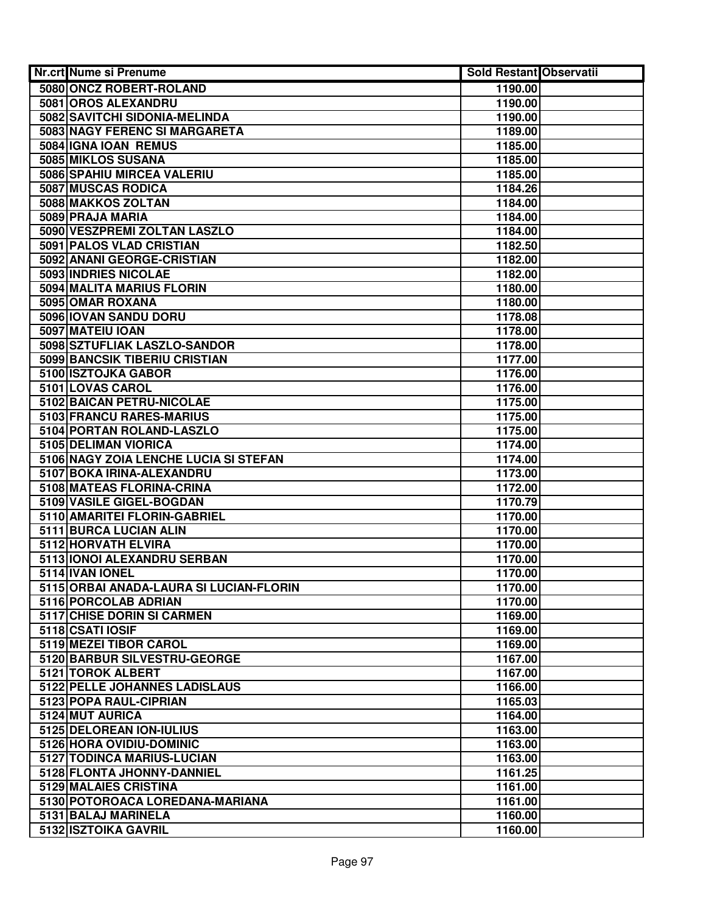| Nr.crt | Nume si Prenume | Sold Restant | Observatii |
|---|---|---|---|
| 5080 | ONCZ ROBERT-ROLAND | 1190.00 | |
| 5081 | OROS ALEXANDRU | 1190.00 | |
| 5082 | SAVITCHI SIDONIA-MELINDA | 1190.00 | |
| 5083 | NAGY FERENC SI MARGARETA | 1189.00 | |
| 5084 | IGNA IOAN REMUS | 1185.00 | |
| 5085 | MIKLOS SUSANA | 1185.00 | |
| 5086 | SPAHIU MIRCEA VALERIU | 1185.00 | |
| 5087 | MUSCAS RODICA | 1184.26 | |
| 5088 | MAKKOS ZOLTAN | 1184.00 | |
| 5089 | PRAJA MARIA | 1184.00 | |
| 5090 | VESZPREMI ZOLTAN LASZLO | 1184.00 | |
| 5091 | PALOS VLAD CRISTIAN | 1182.50 | |
| 5092 | ANANI GEORGE-CRISTIAN | 1182.00 | |
| 5093 | INDRIES NICOLAE | 1182.00 | |
| 5094 | MALITA MARIUS FLORIN | 1180.00 | |
| 5095 | OMAR ROXANA | 1180.00 | |
| 5096 | IOVAN SANDU DORU | 1178.08 | |
| 5097 | MATEIU IOAN | 1178.00 | |
| 5098 | SZTUFLIAK LASZLO-SANDOR | 1178.00 | |
| 5099 | BANCSIK TIBERIU CRISTIAN | 1177.00 | |
| 5100 | ISZTOJKA GABOR | 1176.00 | |
| 5101 | LOVAS CAROL | 1176.00 | |
| 5102 | BAICAN PETRU-NICOLAE | 1175.00 | |
| 5103 | FRANCU RARES-MARIUS | 1175.00 | |
| 5104 | PORTAN ROLAND-LASZLO | 1175.00 | |
| 5105 | DELIMAN VIORICA | 1174.00 | |
| 5106 | NAGY ZOIA LENCHE LUCIA SI STEFAN | 1174.00 | |
| 5107 | BOKA IRINA-ALEXANDRU | 1173.00 | |
| 5108 | MATEAS FLORINA-CRINA | 1172.00 | |
| 5109 | VASILE GIGEL-BOGDAN | 1170.79 | |
| 5110 | AMARITEI FLORIN-GABRIEL | 1170.00 | |
| 5111 | BURCA LUCIAN ALIN | 1170.00 | |
| 5112 | HORVATH ELVIRA | 1170.00 | |
| 5113 | IONOI ALEXANDRU SERBAN | 1170.00 | |
| 5114 | IVAN IONEL | 1170.00 | |
| 5115 | ORBAI ANADA-LAURA SI LUCIAN-FLORIN | 1170.00 | |
| 5116 | PORCOLAB ADRIAN | 1170.00 | |
| 5117 | CHISE DORIN SI CARMEN | 1169.00 | |
| 5118 | CSATI IOSIF | 1169.00 | |
| 5119 | MEZEI TIBOR CAROL | 1169.00 | |
| 5120 | BARBUR SILVESTRU-GEORGE | 1167.00 | |
| 5121 | TOROK ALBERT | 1167.00 | |
| 5122 | PELLE JOHANNES LADISLAUS | 1166.00 | |
| 5123 | POPA RAUL-CIPRIAN | 1165.03 | |
| 5124 | MUT AURICA | 1164.00 | |
| 5125 | DELOREAN ION-IULIUS | 1163.00 | |
| 5126 | HORA OVIDIU-DOMINIC | 1163.00 | |
| 5127 | TODINCA MARIUS-LUCIAN | 1163.00 | |
| 5128 | FLONTA JHONNY-DANNIEL | 1161.25 | |
| 5129 | MALAIES CRISTINA | 1161.00 | |
| 5130 | POTOROACA LOREDANA-MARIANA | 1161.00 | |
| 5131 | BALAJ MARINELA | 1160.00 | |
| 5132 | ISZTOIKA GAVRIL | 1160.00 | |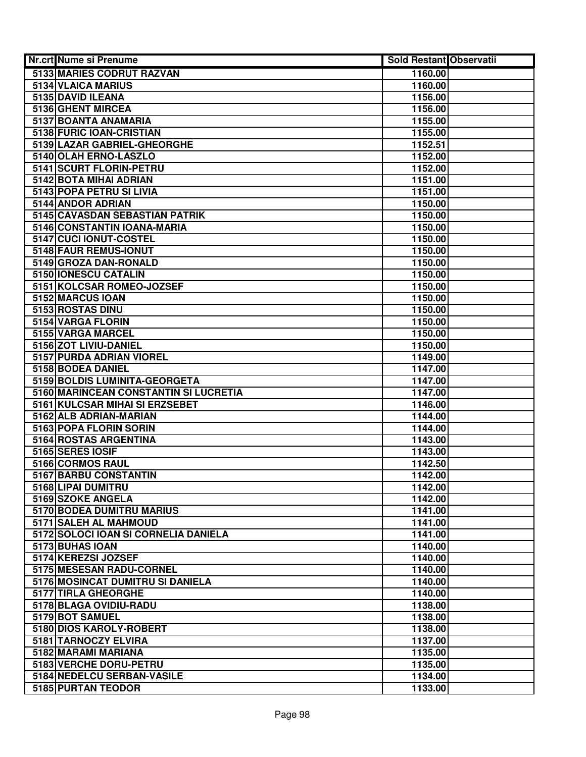| Nr.crt | Nume si Prenume | Sold Restant | Observatii |
|---|---|---|---|
| 5133 | MARIES CODRUT RAZVAN | 1160.00 | |
| 5134 | VLAICA MARIUS | 1160.00 | |
| 5135 | DAVID ILEANA | 1156.00 | |
| 5136 | GHENT MIRCEA | 1156.00 | |
| 5137 | BOANTA ANAMARIA | 1155.00 | |
| 5138 | FURIC IOAN-CRISTIAN | 1155.00 | |
| 5139 | LAZAR GABRIEL-GHEORGHE | 1152.51 | |
| 5140 | OLAH ERNO-LASZLO | 1152.00 | |
| 5141 | SCURT FLORIN-PETRU | 1152.00 | |
| 5142 | BOTA MIHAI ADRIAN | 1151.00 | |
| 5143 | POPA PETRU SI LIVIA | 1151.00 | |
| 5144 | ANDOR ADRIAN | 1150.00 | |
| 5145 | CAVASDAN SEBASTIAN PATRIK | 1150.00 | |
| 5146 | CONSTANTIN IOANA-MARIA | 1150.00 | |
| 5147 | CUCI IONUT-COSTEL | 1150.00 | |
| 5148 | FAUR REMUS-IONUT | 1150.00 | |
| 5149 | GROZA DAN-RONALD | 1150.00 | |
| 5150 | IONESCU CATALIN | 1150.00 | |
| 5151 | KOLCSAR ROMEO-JOZSEF | 1150.00 | |
| 5152 | MARCUS IOAN | 1150.00 | |
| 5153 | ROSTAS DINU | 1150.00 | |
| 5154 | VARGA FLORIN | 1150.00 | |
| 5155 | VARGA MARCEL | 1150.00 | |
| 5156 | ZOT LIVIU-DANIEL | 1150.00 | |
| 5157 | PURDA ADRIAN VIOREL | 1149.00 | |
| 5158 | BODEA DANIEL | 1147.00 | |
| 5159 | BOLDIS LUMINITA-GEORGETA | 1147.00 | |
| 5160 | MARINCEAN CONSTANTIN SI LUCRETIA | 1147.00 | |
| 5161 | KULCSAR MIHAI SI ERZSEBET | 1146.00 | |
| 5162 | ALB ADRIAN-MARIAN | 1144.00 | |
| 5163 | POPA FLORIN SORIN | 1144.00 | |
| 5164 | ROSTAS ARGENTINA | 1143.00 | |
| 5165 | SERES IOSIF | 1143.00 | |
| 5166 | CORMOS RAUL | 1142.50 | |
| 5167 | BARBU CONSTANTIN | 1142.00 | |
| 5168 | LIPAI DUMITRU | 1142.00 | |
| 5169 | SZOKE ANGELA | 1142.00 | |
| 5170 | BODEA DUMITRU MARIUS | 1141.00 | |
| 5171 | SALEH AL MAHMOUD | 1141.00 | |
| 5172 | SOLOCI IOAN SI CORNELIA DANIELA | 1141.00 | |
| 5173 | BUHAS IOAN | 1140.00 | |
| 5174 | KEREZSI JOZSEF | 1140.00 | |
| 5175 | MESESAN RADU-CORNEL | 1140.00 | |
| 5176 | MOSINCAT DUMITRU SI DANIELA | 1140.00 | |
| 5177 | TIRLA GHEORGHE | 1140.00 | |
| 5178 | BLAGA OVIDIU-RADU | 1138.00 | |
| 5179 | BOT SAMUEL | 1138.00 | |
| 5180 | DIOS KAROLY-ROBERT | 1138.00 | |
| 5181 | TARNOCZY ELVIRA | 1137.00 | |
| 5182 | MARAMI MARIANA | 1135.00 | |
| 5183 | VERCHE DORU-PETRU | 1135.00 | |
| 5184 | NEDELCU SERBAN-VASILE | 1134.00 | |
| 5185 | PURTAN TEODOR | 1133.00 | |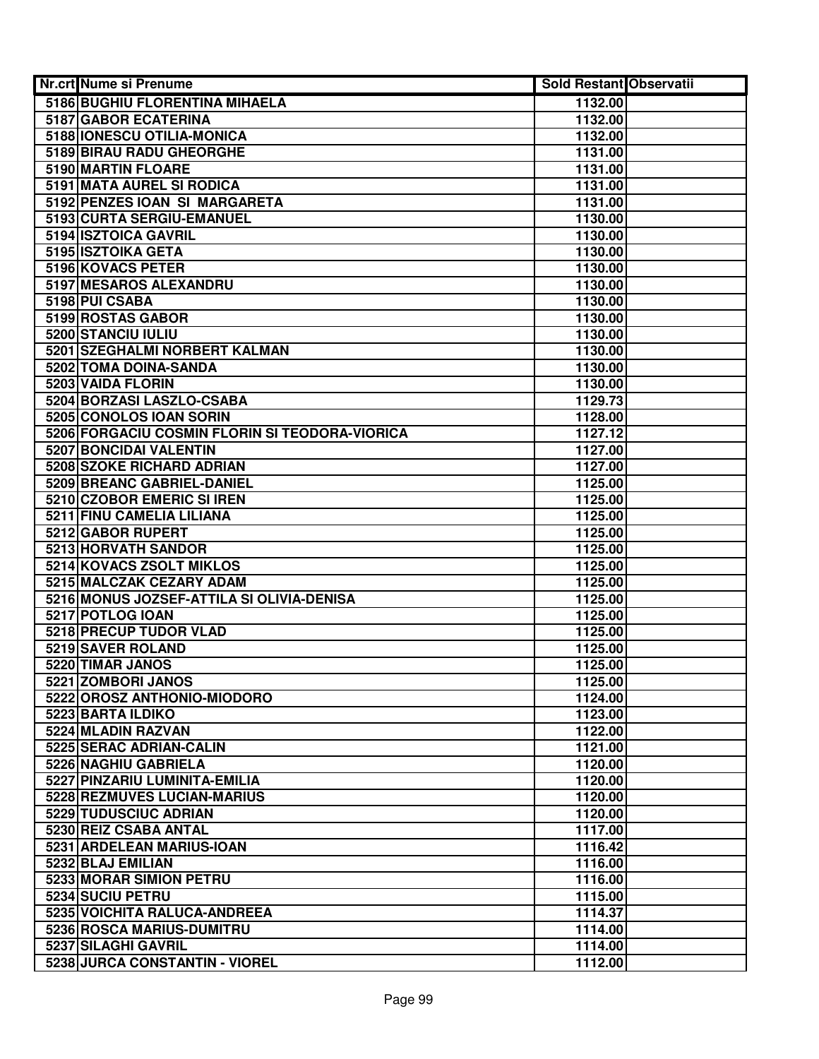| Nr.crt | Nume si Prenume | Sold Restant | Observatii |
|---|---|---|---|
| 5186 | BUGHIU FLORENTINA MIHAELA | 1132.00 | |
| 5187 | GABOR ECATERINA | 1132.00 | |
| 5188 | IONESCU OTILIA-MONICA | 1132.00 | |
| 5189 | BIRAU RADU GHEORGHE | 1131.00 | |
| 5190 | MARTIN FLOARE | 1131.00 | |
| 5191 | MATA AUREL SI RODICA | 1131.00 | |
| 5192 | PENZES IOAN SI MARGARETA | 1131.00 | |
| 5193 | CURTA SERGIU-EMANUEL | 1130.00 | |
| 5194 | ISZTOICA GAVRIL | 1130.00 | |
| 5195 | ISZTOIKA GETA | 1130.00 | |
| 5196 | KOVACS PETER | 1130.00 | |
| 5197 | MESAROS ALEXANDRU | 1130.00 | |
| 5198 | PUI CSABA | 1130.00 | |
| 5199 | ROSTAS GABOR | 1130.00 | |
| 5200 | STANCIU IULIU | 1130.00 | |
| 5201 | SZEGHALMI NORBERT KALMAN | 1130.00 | |
| 5202 | TOMA DOINA-SANDA | 1130.00 | |
| 5203 | VAIDA FLORIN | 1130.00 | |
| 5204 | BORZASI LASZLO-CSABA | 1129.73 | |
| 5205 | CONOLOS IOAN SORIN | 1128.00 | |
| 5206 | FORGACIU COSMIN FLORIN SI TEODORA-VIORICA | 1127.12 | |
| 5207 | BONCIDAI VALENTIN | 1127.00 | |
| 5208 | SZOKE RICHARD ADRIAN | 1127.00 | |
| 5209 | BREANC GABRIEL-DANIEL | 1125.00 | |
| 5210 | CZOBOR EMERIC SI IREN | 1125.00 | |
| 5211 | FINU CAMELIA LILIANA | 1125.00 | |
| 5212 | GABOR RUPERT | 1125.00 | |
| 5213 | HORVATH SANDOR | 1125.00 | |
| 5214 | KOVACS ZSOLT MIKLOS | 1125.00 | |
| 5215 | MALCZAK CEZARY ADAM | 1125.00 | |
| 5216 | MONUS JOZSEF-ATTILA SI OLIVIA-DENISA | 1125.00 | |
| 5217 | POTLOG IOAN | 1125.00 | |
| 5218 | PRECUP TUDOR VLAD | 1125.00 | |
| 5219 | SAVER ROLAND | 1125.00 | |
| 5220 | TIMAR JANOS | 1125.00 | |
| 5221 | ZOMBORI JANOS | 1125.00 | |
| 5222 | OROSZ ANTHONIO-MIODORO | 1124.00 | |
| 5223 | BARTA ILDIKO | 1123.00 | |
| 5224 | MLADIN RAZVAN | 1122.00 | |
| 5225 | SERAC ADRIAN-CALIN | 1121.00 | |
| 5226 | NAGHIU GABRIELA | 1120.00 | |
| 5227 | PINZARIU LUMINITA-EMILIA | 1120.00 | |
| 5228 | REZMUVES LUCIAN-MARIUS | 1120.00 | |
| 5229 | TUDUSCIUC ADRIAN | 1120.00 | |
| 5230 | REIZ CSABA ANTAL | 1117.00 | |
| 5231 | ARDELEAN MARIUS-IOAN | 1116.42 | |
| 5232 | BLAJ EMILIAN | 1116.00 | |
| 5233 | MORAR SIMION PETRU | 1116.00 | |
| 5234 | SUCIU PETRU | 1115.00 | |
| 5235 | VOICHITA RALUCA-ANDREEA | 1114.37 | |
| 5236 | ROSCA MARIUS-DUMITRU | 1114.00 | |
| 5237 | SILAGHI GAVRIL | 1114.00 | |
| 5238 | JURCA CONSTANTIN - VIOREL | 1112.00 | |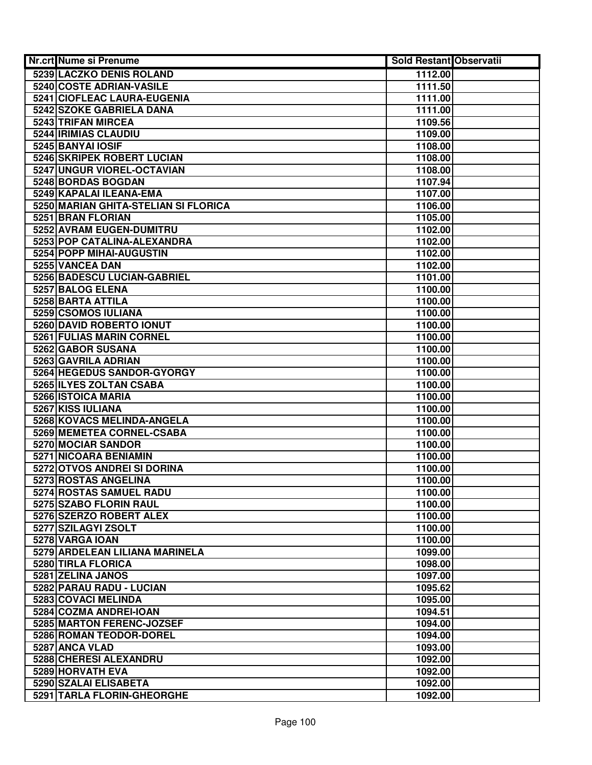| Nr.crt | Nume si Prenume | Sold Restant | Observatii |
|---|---|---|---|
| 5239 | LACZKO DENIS ROLAND | 1112.00 | |
| 5240 | COSTE ADRIAN-VASILE | 1111.50 | |
| 5241 | CIOFLEAC LAURA-EUGENIA | 1111.00 | |
| 5242 | SZOKE GABRIELA DANA | 1111.00 | |
| 5243 | TRIFAN MIRCEA | 1109.56 | |
| 5244 | IRIMIAS CLAUDIU | 1109.00 | |
| 5245 | BANYAI IOSIF | 1108.00 | |
| 5246 | SKRIPEK ROBERT LUCIAN | 1108.00 | |
| 5247 | UNGUR VIOREL-OCTAVIAN | 1108.00 | |
| 5248 | BORDAS BOGDAN | 1107.94 | |
| 5249 | KAPALAI ILEANA-EMA | 1107.00 | |
| 5250 | MARIAN GHITA-STELIAN SI FLORICA | 1106.00 | |
| 5251 | BRAN FLORIAN | 1105.00 | |
| 5252 | AVRAM EUGEN-DUMITRU | 1102.00 | |
| 5253 | POP CATALINA-ALEXANDRA | 1102.00 | |
| 5254 | POPP MIHAI-AUGUSTIN | 1102.00 | |
| 5255 | VANCEA DAN | 1102.00 | |
| 5256 | BADESCU LUCIAN-GABRIEL | 1101.00 | |
| 5257 | BALOG ELENA | 1100.00 | |
| 5258 | BARTA ATTILA | 1100.00 | |
| 5259 | CSOMOS IULIANA | 1100.00 | |
| 5260 | DAVID ROBERTO IONUT | 1100.00 | |
| 5261 | FULIAS MARIN CORNEL | 1100.00 | |
| 5262 | GABOR SUSANA | 1100.00 | |
| 5263 | GAVRILA ADRIAN | 1100.00 | |
| 5264 | HEGEDUS SANDOR-GYORGY | 1100.00 | |
| 5265 | ILYES ZOLTAN CSABA | 1100.00 | |
| 5266 | ISTOICA MARIA | 1100.00 | |
| 5267 | KISS IULIANA | 1100.00 | |
| 5268 | KOVACS MELINDA-ANGELA | 1100.00 | |
| 5269 | MEMETEA CORNEL-CSABA | 1100.00 | |
| 5270 | MOCIAR SANDOR | 1100.00 | |
| 5271 | NICOARA BENIAMIN | 1100.00 | |
| 5272 | OTVOS ANDREI SI DORINA | 1100.00 | |
| 5273 | ROSTAS ANGELINA | 1100.00 | |
| 5274 | ROSTAS SAMUEL RADU | 1100.00 | |
| 5275 | SZABO FLORIN RAUL | 1100.00 | |
| 5276 | SZERZO ROBERT ALEX | 1100.00 | |
| 5277 | SZILAGYI ZSOLT | 1100.00 | |
| 5278 | VARGA IOAN | 1100.00 | |
| 5279 | ARDELEAN LILIANA MARINELA | 1099.00 | |
| 5280 | TIRLA FLORICA | 1098.00 | |
| 5281 | ZELINA JANOS | 1097.00 | |
| 5282 | PARAU RADU - LUCIAN | 1095.62 | |
| 5283 | COVACI MELINDA | 1095.00 | |
| 5284 | COZMA ANDREI-IOAN | 1094.51 | |
| 5285 | MARTON FERENC-JOZSEF | 1094.00 | |
| 5286 | ROMAN TEODOR-DOREL | 1094.00 | |
| 5287 | ANCA VLAD | 1093.00 | |
| 5288 | CHERESI ALEXANDRU | 1092.00 | |
| 5289 | HORVATH EVA | 1092.00 | |
| 5290 | SZALAI ELISABETA | 1092.00 | |
| 5291 | TARLA FLORIN-GHEORGHE | 1092.00 | |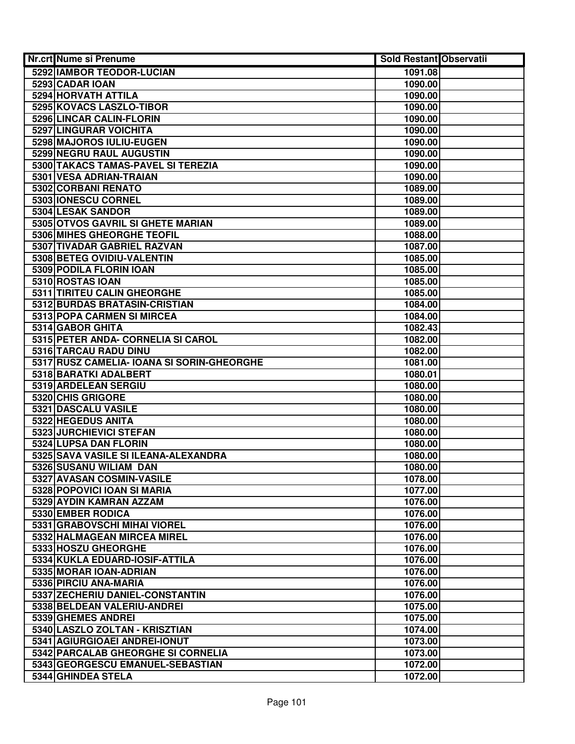| Nr.crt | Nume si Prenume | Sold Restant | Observatii |
|---|---|---|---|
| 5292 | IAMBOR TEODOR-LUCIAN | 1091.08 | |
| 5293 | CADAR IOAN | 1090.00 | |
| 5294 | HORVATH ATTILA | 1090.00 | |
| 5295 | KOVACS LASZLO-TIBOR | 1090.00 | |
| 5296 | LINCAR CALIN-FLORIN | 1090.00 | |
| 5297 | LINGURAR VOICHITA | 1090.00 | |
| 5298 | MAJOROS IULIU-EUGEN | 1090.00 | |
| 5299 | NEGRU RAUL AUGUSTIN | 1090.00 | |
| 5300 | TAKACS TAMAS-PAVEL SI TEREZIA | 1090.00 | |
| 5301 | VESA ADRIAN-TRAIAN | 1090.00 | |
| 5302 | CORBANI RENATO | 1089.00 | |
| 5303 | IONESCU CORNEL | 1089.00 | |
| 5304 | LESAK SANDOR | 1089.00 | |
| 5305 | OTVOS GAVRIL SI GHETE MARIAN | 1089.00 | |
| 5306 | MIHES GHEORGHE TEOFIL | 1088.00 | |
| 5307 | TIVADAR GABRIEL RAZVAN | 1087.00 | |
| 5308 | BETEG OVIDIU-VALENTIN | 1085.00 | |
| 5309 | PODILA FLORIN IOAN | 1085.00 | |
| 5310 | ROSTAS IOAN | 1085.00 | |
| 5311 | TIRITEU CALIN GHEORGHE | 1085.00 | |
| 5312 | BURDAS BRATASIN-CRISTIAN | 1084.00 | |
| 5313 | POPA CARMEN SI MIRCEA | 1084.00 | |
| 5314 | GABOR GHITA | 1082.43 | |
| 5315 | PETER ANDA- CORNELIA SI CAROL | 1082.00 | |
| 5316 | TARCAU RADU DINU | 1082.00 | |
| 5317 | RUSZ CAMELIA- IOANA SI SORIN-GHEORGHE | 1081.00 | |
| 5318 | BARATKI ADALBERT | 1080.01 | |
| 5319 | ARDELEAN SERGIU | 1080.00 | |
| 5320 | CHIS GRIGORE | 1080.00 | |
| 5321 | DASCALU VASILE | 1080.00 | |
| 5322 | HEGEDUS ANITA | 1080.00 | |
| 5323 | JURCHIEVICI STEFAN | 1080.00 | |
| 5324 | LUPSA DAN FLORIN | 1080.00 | |
| 5325 | SAVA VASILE SI ILEANA-ALEXANDRA | 1080.00 | |
| 5326 | SUSANU WILIAM DAN | 1080.00 | |
| 5327 | AVASAN COSMIN-VASILE | 1078.00 | |
| 5328 | POPOVICI IOAN SI MARIA | 1077.00 | |
| 5329 | AYDIN KAMRAN AZZAM | 1076.00 | |
| 5330 | EMBER RODICA | 1076.00 | |
| 5331 | GRABOVSCHI MIHAI VIOREL | 1076.00 | |
| 5332 | HALMAGEAN MIRCEA MIREL | 1076.00 | |
| 5333 | HOSZU GHEORGHE | 1076.00 | |
| 5334 | KUKLA EDUARD-IOSIF-ATTILA | 1076.00 | |
| 5335 | MORAR IOAN-ADRIAN | 1076.00 | |
| 5336 | PIRCIU ANA-MARIA | 1076.00 | |
| 5337 | ZECHERIU DANIEL-CONSTANTIN | 1076.00 | |
| 5338 | BELDEAN VALERIU-ANDREI | 1075.00 | |
| 5339 | GHEMES ANDREI | 1075.00 | |
| 5340 | LASZLO ZOLTAN - KRISZTIAN | 1074.00 | |
| 5341 | AGIURGIOAEI ANDREI-IONUT | 1073.00 | |
| 5342 | PARCALAB GHEORGHE SI CORNELIA | 1073.00 | |
| 5343 | GEORGESCU EMANUEL-SEBASTIAN | 1072.00 | |
| 5344 | GHINDEA STELA | 1072.00 | |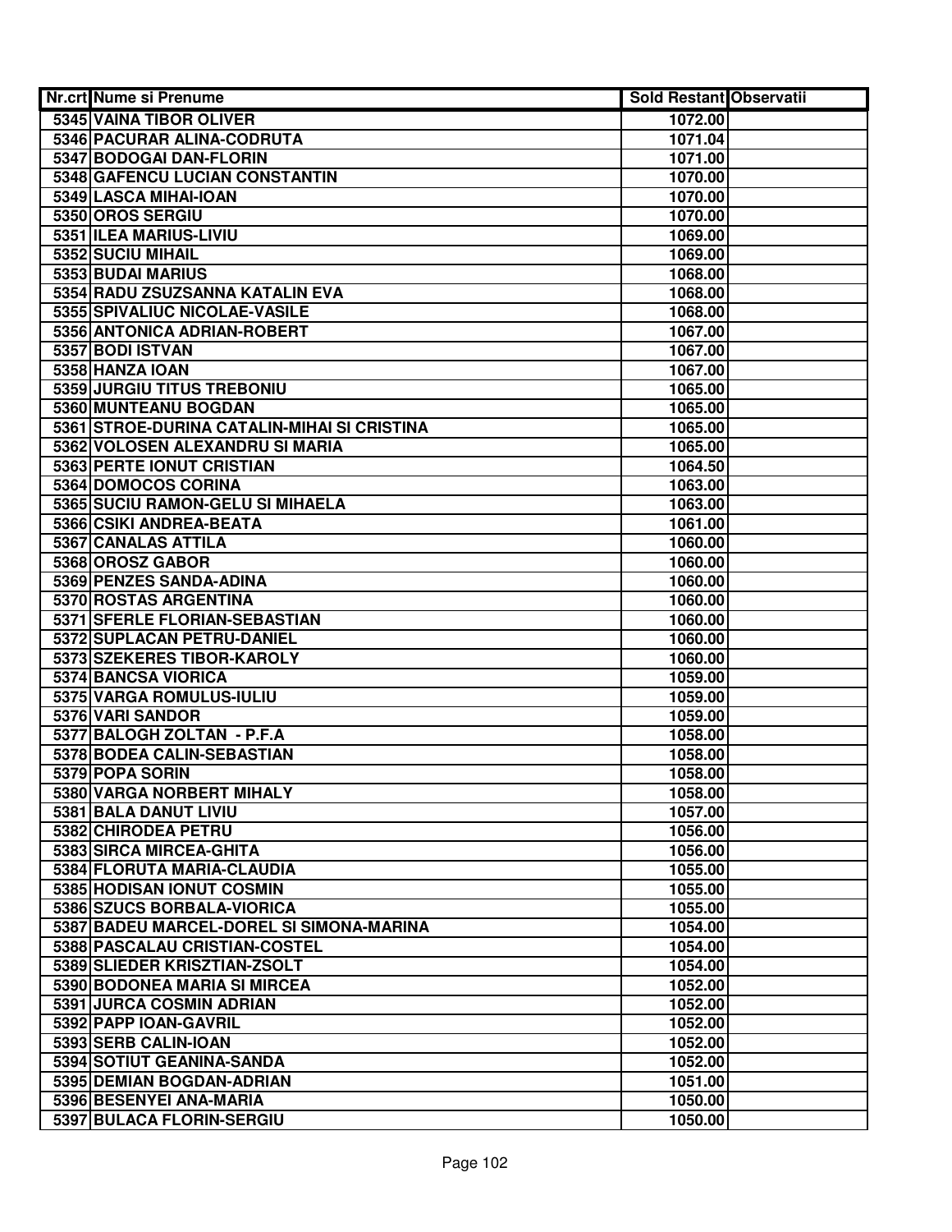| Nr.crt | Nume si Prenume | Sold Restant | Observatii |
|---|---|---|---|
| 5345 | VAINA TIBOR OLIVER | 1072.00 | |
| 5346 | PACURAR ALINA-CODRUTA | 1071.04 | |
| 5347 | BODOGAI DAN-FLORIN | 1071.00 | |
| 5348 | GAFENCU LUCIAN CONSTANTIN | 1070.00 | |
| 5349 | LASCA MIHAI-IOAN | 1070.00 | |
| 5350 | OROS SERGIU | 1070.00 | |
| 5351 | ILEA MARIUS-LIVIU | 1069.00 | |
| 5352 | SUCIU MIHAIL | 1069.00 | |
| 5353 | BUDAI MARIUS | 1068.00 | |
| 5354 | RADU ZSUZSANNA KATALIN EVA | 1068.00 | |
| 5355 | SPIVALIUC NICOLAE-VASILE | 1068.00 | |
| 5356 | ANTONICA ADRIAN-ROBERT | 1067.00 | |
| 5357 | BODI ISTVAN | 1067.00 | |
| 5358 | HANZA IOAN | 1067.00 | |
| 5359 | JURGIU TITUS TREBONIU | 1065.00 | |
| 5360 | MUNTEANU BOGDAN | 1065.00 | |
| 5361 | STROE-DURINA CATALIN-MIHAI SI CRISTINA | 1065.00 | |
| 5362 | VOLOSEN ALEXANDRU SI MARIA | 1065.00 | |
| 5363 | PERTE IONUT CRISTIAN | 1064.50 | |
| 5364 | DOMOCOS CORINA | 1063.00 | |
| 5365 | SUCIU RAMON-GELU SI MIHAELA | 1063.00 | |
| 5366 | CSIKI ANDREA-BEATA | 1061.00 | |
| 5367 | CANALAS ATTILA | 1060.00 | |
| 5368 | OROSZ GABOR | 1060.00 | |
| 5369 | PENZES SANDA-ADINA | 1060.00 | |
| 5370 | ROSTAS ARGENTINA | 1060.00 | |
| 5371 | SFERLE FLORIAN-SEBASTIAN | 1060.00 | |
| 5372 | SUPLACAN PETRU-DANIEL | 1060.00 | |
| 5373 | SZEKERES TIBOR-KAROLY | 1060.00 | |
| 5374 | BANCSA VIORICA | 1059.00 | |
| 5375 | VARGA ROMULUS-IULIU | 1059.00 | |
| 5376 | VARI SANDOR | 1059.00 | |
| 5377 | BALOGH ZOLTAN - P.F.A | 1058.00 | |
| 5378 | BODEA CALIN-SEBASTIAN | 1058.00 | |
| 5379 | POPA SORIN | 1058.00 | |
| 5380 | VARGA NORBERT MIHALY | 1058.00 | |
| 5381 | BALA DANUT LIVIU | 1057.00 | |
| 5382 | CHIRODEA PETRU | 1056.00 | |
| 5383 | SIRCA MIRCEA-GHITA | 1056.00 | |
| 5384 | FLORUTA MARIA-CLAUDIA | 1055.00 | |
| 5385 | HODISAN IONUT COSMIN | 1055.00 | |
| 5386 | SZUCS BORBALA-VIORICA | 1055.00 | |
| 5387 | BADEU MARCEL-DOREL SI SIMONA-MARINA | 1054.00 | |
| 5388 | PASCALAU CRISTIAN-COSTEL | 1054.00 | |
| 5389 | SLIEDER KRISZTIAN-ZSOLT | 1054.00 | |
| 5390 | BODONEA MARIA SI MIRCEA | 1052.00 | |
| 5391 | JURCA COSMIN ADRIAN | 1052.00 | |
| 5392 | PAPP IOAN-GAVRIL | 1052.00 | |
| 5393 | SERB CALIN-IOAN | 1052.00 | |
| 5394 | SOTIUT GEANINA-SANDA | 1052.00 | |
| 5395 | DEMIAN BOGDAN-ADRIAN | 1051.00 | |
| 5396 | BESENYEI ANA-MARIA | 1050.00 | |
| 5397 | BULACA FLORIN-SERGIU | 1050.00 | |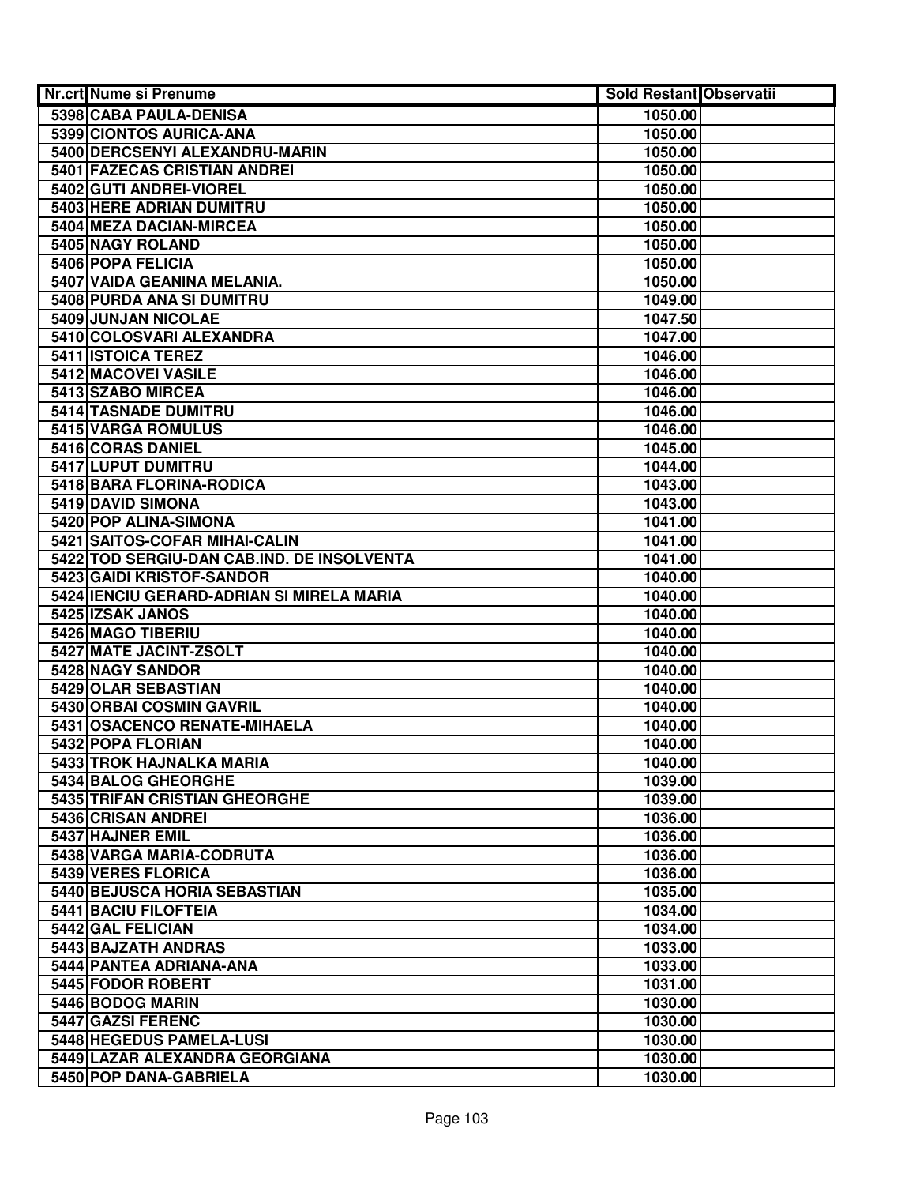| Nr.crt | Nume si Prenume | Sold Restant | Observatii |
|---|---|---|---|
| 5398 | CABA PAULA-DENISA | 1050.00 | |
| 5399 | CIONTOS AURICA-ANA | 1050.00 | |
| 5400 | DERCSENYI ALEXANDRU-MARIN | 1050.00 | |
| 5401 | FAZECAS CRISTIAN ANDREI | 1050.00 | |
| 5402 | GUTI ANDREI-VIOREL | 1050.00 | |
| 5403 | HERE ADRIAN DUMITRU | 1050.00 | |
| 5404 | MEZA DACIAN-MIRCEA | 1050.00 | |
| 5405 | NAGY ROLAND | 1050.00 | |
| 5406 | POPA FELICIA | 1050.00 | |
| 5407 | VAIDA GEANINA MELANIA. | 1050.00 | |
| 5408 | PURDA ANA SI DUMITRU | 1049.00 | |
| 5409 | JUNJAN NICOLAE | 1047.50 | |
| 5410 | COLOSVARI ALEXANDRA | 1047.00 | |
| 5411 | ISTOICA TEREZ | 1046.00 | |
| 5412 | MACOVEI VASILE | 1046.00 | |
| 5413 | SZABO MIRCEA | 1046.00 | |
| 5414 | TASNADE DUMITRU | 1046.00 | |
| 5415 | VARGA ROMULUS | 1046.00 | |
| 5416 | CORAS DANIEL | 1045.00 | |
| 5417 | LUPUT DUMITRU | 1044.00 | |
| 5418 | BARA FLORINA-RODICA | 1043.00 | |
| 5419 | DAVID SIMONA | 1043.00 | |
| 5420 | POP ALINA-SIMONA | 1041.00 | |
| 5421 | SAITOS-COFAR MIHAI-CALIN | 1041.00 | |
| 5422 | TOD SERGIU-DAN CAB.IND. DE INSOLVENTA | 1041.00 | |
| 5423 | GAIDI KRISTOF-SANDOR | 1040.00 | |
| 5424 | IENCIU GERARD-ADRIAN SI MIRELA MARIA | 1040.00 | |
| 5425 | IZSAK JANOS | 1040.00 | |
| 5426 | MAGO TIBERIU | 1040.00 | |
| 5427 | MATE JACINT-ZSOLT | 1040.00 | |
| 5428 | NAGY SANDOR | 1040.00 | |
| 5429 | OLAR SEBASTIAN | 1040.00 | |
| 5430 | ORBAI COSMIN GAVRIL | 1040.00 | |
| 5431 | OSACENCO RENATE-MIHAELA | 1040.00 | |
| 5432 | POPA FLORIAN | 1040.00 | |
| 5433 | TROK HAJNALKA MARIA | 1040.00 | |
| 5434 | BALOG GHEORGHE | 1039.00 | |
| 5435 | TRIFAN CRISTIAN GHEORGHE | 1039.00 | |
| 5436 | CRISAN ANDREI | 1036.00 | |
| 5437 | HAJNER EMIL | 1036.00 | |
| 5438 | VARGA MARIA-CODRUTA | 1036.00 | |
| 5439 | VERES FLORICA | 1036.00 | |
| 5440 | BEJUSCA HORIA SEBASTIAN | 1035.00 | |
| 5441 | BACIU FILOFTEIA | 1034.00 | |
| 5442 | GAL FELICIAN | 1034.00 | |
| 5443 | BAJZATH ANDRAS | 1033.00 | |
| 5444 | PANTEA ADRIANA-ANA | 1033.00 | |
| 5445 | FODOR ROBERT | 1031.00 | |
| 5446 | BODOG MARIN | 1030.00 | |
| 5447 | GAZSI FERENC | 1030.00 | |
| 5448 | HEGEDUS PAMELA-LUSI | 1030.00 | |
| 5449 | LAZAR ALEXANDRA GEORGIANA | 1030.00 | |
| 5450 | POP DANA-GABRIELA | 1030.00 | |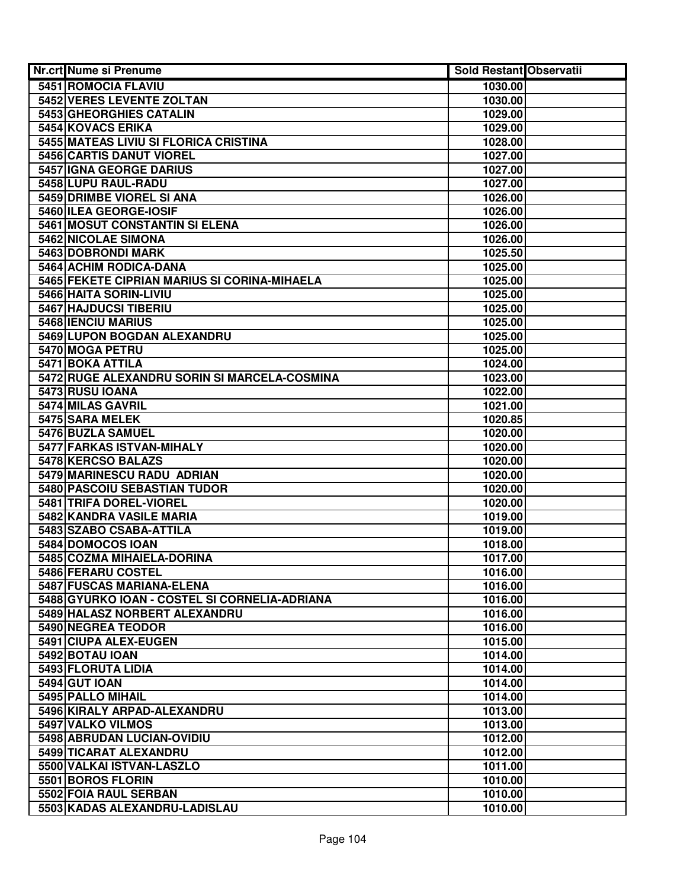| Nr.crt | Nume si Prenume | Sold Restant | Observatii |
|---|---|---|---|
| 5451 | ROMOCIA FLAVIU | 1030.00 | |
| 5452 | VERES LEVENTE ZOLTAN | 1030.00 | |
| 5453 | GHEORGHIES CATALIN | 1029.00 | |
| 5454 | KOVACS ERIKA | 1029.00 | |
| 5455 | MATEAS LIVIU SI FLORICA CRISTINA | 1028.00 | |
| 5456 | CARTIS DANUT VIOREL | 1027.00 | |
| 5457 | IGNA GEORGE DARIUS | 1027.00 | |
| 5458 | LUPU RAUL-RADU | 1027.00 | |
| 5459 | DRIMBE VIOREL SI ANA | 1026.00 | |
| 5460 | ILEA GEORGE-IOSIF | 1026.00 | |
| 5461 | MOSUT CONSTANTIN SI ELENA | 1026.00 | |
| 5462 | NICOLAE SIMONA | 1026.00 | |
| 5463 | DOBRONDI MARK | 1025.50 | |
| 5464 | ACHIM RODICA-DANA | 1025.00 | |
| 5465 | FEKETE CIPRIAN MARIUS SI CORINA-MIHAELA | 1025.00 | |
| 5466 | HAITA SORIN-LIVIU | 1025.00 | |
| 5467 | HAJDUCSI TIBERIU | 1025.00 | |
| 5468 | IENCIU MARIUS | 1025.00 | |
| 5469 | LUPON BOGDAN ALEXANDRU | 1025.00 | |
| 5470 | MOGA PETRU | 1025.00 | |
| 5471 | BOKA ATTILA | 1024.00 | |
| 5472 | RUGE ALEXANDRU SORIN SI MARCELA-COSMINA | 1023.00 | |
| 5473 | RUSU IOANA | 1022.00 | |
| 5474 | MILAS GAVRIL | 1021.00 | |
| 5475 | SARA MELEK | 1020.85 | |
| 5476 | BUZLA SAMUEL | 1020.00 | |
| 5477 | FARKAS ISTVAN-MIHALY | 1020.00 | |
| 5478 | KERCSO BALAZS | 1020.00 | |
| 5479 | MARINESCU RADU ADRIAN | 1020.00 | |
| 5480 | PASCOIU SEBASTIAN TUDOR | 1020.00 | |
| 5481 | TRIFA DOREL-VIOREL | 1020.00 | |
| 5482 | KANDRA VASILE MARIA | 1019.00 | |
| 5483 | SZABO CSABA-ATTILA | 1019.00 | |
| 5484 | DOMOCOS IOAN | 1018.00 | |
| 5485 | COZMA MIHAIELA-DORINA | 1017.00 | |
| 5486 | FERARU COSTEL | 1016.00 | |
| 5487 | FUSCAS MARIANA-ELENA | 1016.00 | |
| 5488 | GYURKO IOAN - COSTEL SI CORNELIA-ADRIANA | 1016.00 | |
| 5489 | HALASZ NORBERT ALEXANDRU | 1016.00 | |
| 5490 | NEGREA TEODOR | 1016.00 | |
| 5491 | CIUPA ALEX-EUGEN | 1015.00 | |
| 5492 | BOTAU IOAN | 1014.00 | |
| 5493 | FLORUTA LIDIA | 1014.00 | |
| 5494 | GUT IOAN | 1014.00 | |
| 5495 | PALLO MIHAIL | 1014.00 | |
| 5496 | KIRALY ARPAD-ALEXANDRU | 1013.00 | |
| 5497 | VALKO VILMOS | 1013.00 | |
| 5498 | ABRUDAN LUCIAN-OVIDIU | 1012.00 | |
| 5499 | TICARAT ALEXANDRU | 1012.00 | |
| 5500 | VALKAI ISTVAN-LASZLO | 1011.00 | |
| 5501 | BOROS FLORIN | 1010.00 | |
| 5502 | FOIA RAUL SERBAN | 1010.00 | |
| 5503 | KADAS ALEXANDRU-LADISLAU | 1010.00 | |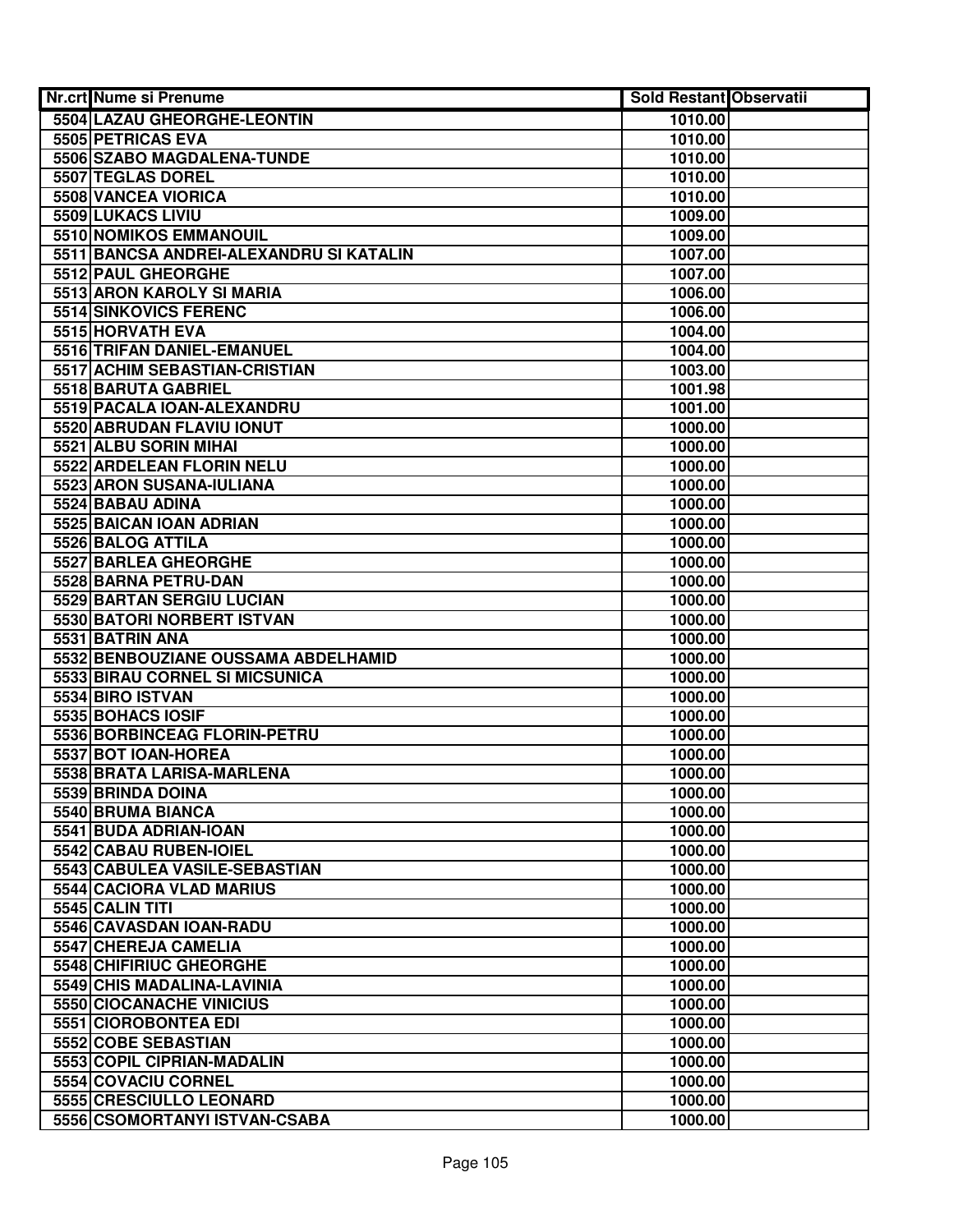| Nr.crt | Nume si Prenume | Sold Restant | Observatii |
|---|---|---|---|
| 5504 | LAZAU GHEORGHE-LEONTIN | 1010.00 | |
| 5505 | PETRICAS EVA | 1010.00 | |
| 5506 | SZABO MAGDALENA-TUNDE | 1010.00 | |
| 5507 | TEGLAS DOREL | 1010.00 | |
| 5508 | VANCEA VIORICA | 1010.00 | |
| 5509 | LUKACS LIVIU | 1009.00 | |
| 5510 | NOMIKOS EMMANOUIL | 1009.00 | |
| 5511 | BANCSA ANDREI-ALEXANDRU SI KATALIN | 1007.00 | |
| 5512 | PAUL GHEORGHE | 1007.00 | |
| 5513 | ARON KAROLY SI MARIA | 1006.00 | |
| 5514 | SINKOVICS FERENC | 1006.00 | |
| 5515 | HORVATH EVA | 1004.00 | |
| 5516 | TRIFAN DANIEL-EMANUEL | 1004.00 | |
| 5517 | ACHIM SEBASTIAN-CRISTIAN | 1003.00 | |
| 5518 | BARUTA GABRIEL | 1001.98 | |
| 5519 | PACALA IOAN-ALEXANDRU | 1001.00 | |
| 5520 | ABRUDAN FLAVIU IONUT | 1000.00 | |
| 5521 | ALBU SORIN MIHAI | 1000.00 | |
| 5522 | ARDELEAN FLORIN NELU | 1000.00 | |
| 5523 | ARON SUSANA-IULIANA | 1000.00 | |
| 5524 | BABAU ADINA | 1000.00 | |
| 5525 | BAICAN IOAN ADRIAN | 1000.00 | |
| 5526 | BALOG ATTILA | 1000.00 | |
| 5527 | BARLEA GHEORGHE | 1000.00 | |
| 5528 | BARNA PETRU-DAN | 1000.00 | |
| 5529 | BARTAN SERGIU LUCIAN | 1000.00 | |
| 5530 | BATORI NORBERT ISTVAN | 1000.00 | |
| 5531 | BATRIN ANA | 1000.00 | |
| 5532 | BENBOUZIANE OUSSAMA ABDELHAMID | 1000.00 | |
| 5533 | BIRAU CORNEL SI MICSUNICA | 1000.00 | |
| 5534 | BIRO ISTVAN | 1000.00 | |
| 5535 | BOHACS IOSIF | 1000.00 | |
| 5536 | BORBINCEAG FLORIN-PETRU | 1000.00 | |
| 5537 | BOT IOAN-HOREA | 1000.00 | |
| 5538 | BRATA LARISA-MARLENA | 1000.00 | |
| 5539 | BRINDA DOINA | 1000.00 | |
| 5540 | BRUMA BIANCA | 1000.00 | |
| 5541 | BUDA ADRIAN-IOAN | 1000.00 | |
| 5542 | CABAU RUBEN-IOIEL | 1000.00 | |
| 5543 | CABULEA VASILE-SEBASTIAN | 1000.00 | |
| 5544 | CACIORA VLAD MARIUS | 1000.00 | |
| 5545 | CALIN TITI | 1000.00 | |
| 5546 | CAVASDAN IOAN-RADU | 1000.00 | |
| 5547 | CHEREJA CAMELIA | 1000.00 | |
| 5548 | CHIFIRIUC GHEORGHE | 1000.00 | |
| 5549 | CHIS MADALINA-LAVINIA | 1000.00 | |
| 5550 | CIOCANACHE VINICIUS | 1000.00 | |
| 5551 | CIOROBONTEA EDI | 1000.00 | |
| 5552 | COBE SEBASTIAN | 1000.00 | |
| 5553 | COPIL CIPRIAN-MADALIN | 1000.00 | |
| 5554 | COVACIU CORNEL | 1000.00 | |
| 5555 | CRESCIULLO LEONARD | 1000.00 | |
| 5556 | CSOMORTANYI ISTVAN-CSABA | 1000.00 | |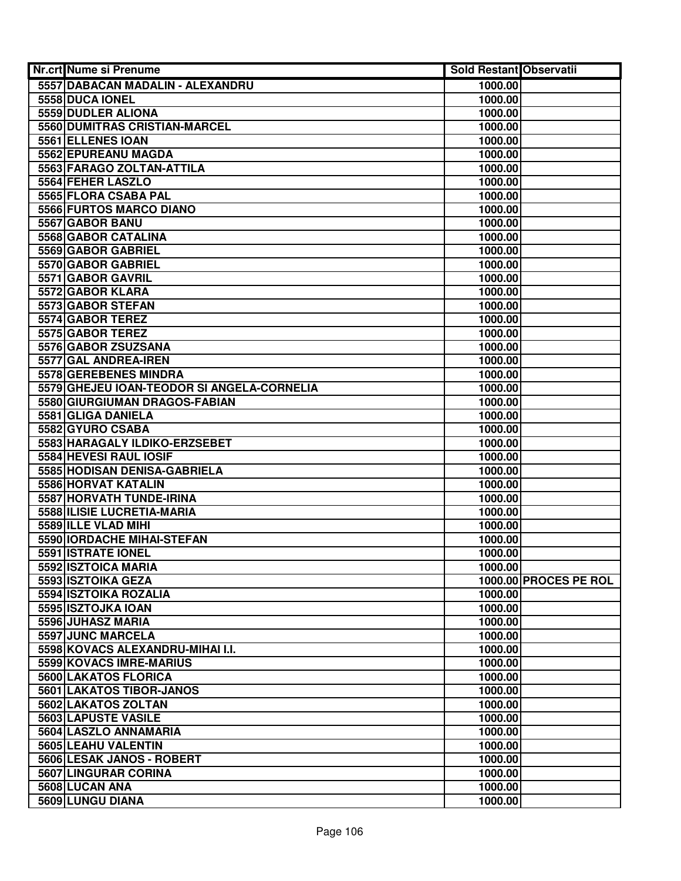| Nr.crt | Nume si Prenume | Sold Restant | Observatii |
|---|---|---|---|
| 5557 | DABACAN MADALIN - ALEXANDRU | 1000.00 | |
| 5558 | DUCA IONEL | 1000.00 | |
| 5559 | DUDLER ALIONA | 1000.00 | |
| 5560 | DUMITRAS CRISTIAN-MARCEL | 1000.00 | |
| 5561 | ELLENES IOAN | 1000.00 | |
| 5562 | EPUREANU MAGDA | 1000.00 | |
| 5563 | FARAGO ZOLTAN-ATTILA | 1000.00 | |
| 5564 | FEHER LASZLO | 1000.00 | |
| 5565 | FLORA CSABA PAL | 1000.00 | |
| 5566 | FURTOS MARCO DIANO | 1000.00 | |
| 5567 | GABOR BANU | 1000.00 | |
| 5568 | GABOR CATALINA | 1000.00 | |
| 5569 | GABOR GABRIEL | 1000.00 | |
| 5570 | GABOR GABRIEL | 1000.00 | |
| 5571 | GABOR GAVRIL | 1000.00 | |
| 5572 | GABOR KLARA | 1000.00 | |
| 5573 | GABOR STEFAN | 1000.00 | |
| 5574 | GABOR TEREZ | 1000.00 | |
| 5575 | GABOR TEREZ | 1000.00 | |
| 5576 | GABOR ZSUZSANA | 1000.00 | |
| 5577 | GAL ANDREA-IREN | 1000.00 | |
| 5578 | GEREBENES MINDRA | 1000.00 | |
| 5579 | GHEJEU IOAN-TEODOR SI ANGELA-CORNELIA | 1000.00 | |
| 5580 | GIURGIUMAN DRAGOS-FABIAN | 1000.00 | |
| 5581 | GLIGA DANIELA | 1000.00 | |
| 5582 | GYURO CSABA | 1000.00 | |
| 5583 | HARAGALY ILDIKO-ERZSEBET | 1000.00 | |
| 5584 | HEVESI RAUL IOSIF | 1000.00 | |
| 5585 | HODISAN DENISA-GABRIELA | 1000.00 | |
| 5586 | HORVAT KATALIN | 1000.00 | |
| 5587 | HORVATH TUNDE-IRINA | 1000.00 | |
| 5588 | ILISIE LUCRETIA-MARIA | 1000.00 | |
| 5589 | ILLE VLAD MIHI | 1000.00 | |
| 5590 | IORDACHE MIHAI-STEFAN | 1000.00 | |
| 5591 | ISTRATE IONEL | 1000.00 | |
| 5592 | ISZTOICA MARIA | 1000.00 | |
| 5593 | ISZTOIKA GEZA | 1000.00 | PROCES PE ROL |
| 5594 | ISZTOIKA ROZALIA | 1000.00 | |
| 5595 | ISZTOJKA IOAN | 1000.00 | |
| 5596 | JUHASZ MARIA | 1000.00 | |
| 5597 | JUNC MARCELA | 1000.00 | |
| 5598 | KOVACS ALEXANDRU-MIHAI I.I. | 1000.00 | |
| 5599 | KOVACS IMRE-MARIUS | 1000.00 | |
| 5600 | LAKATOS FLORICA | 1000.00 | |
| 5601 | LAKATOS TIBOR-JANOS | 1000.00 | |
| 5602 | LAKATOS ZOLTAN | 1000.00 | |
| 5603 | LAPUSTE VASILE | 1000.00 | |
| 5604 | LASZLO ANNAMARIA | 1000.00 | |
| 5605 | LEAHU VALENTIN | 1000.00 | |
| 5606 | LESAK JANOS - ROBERT | 1000.00 | |
| 5607 | LINGURAR CORINA | 1000.00 | |
| 5608 | LUCAN ANA | 1000.00 | |
| 5609 | LUNGU DIANA | 1000.00 | |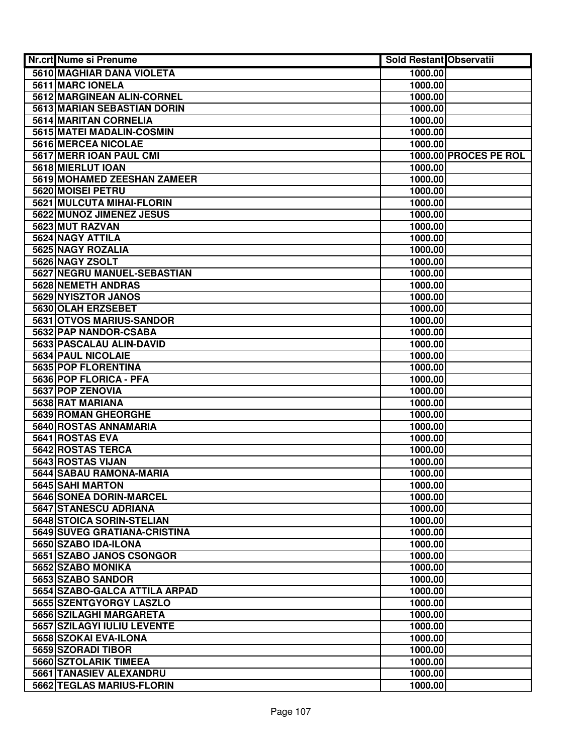| Nr.crt | Nume si Prenume | Sold Restant | Observatii |
|---|---|---|---|
| 5610 | MAGHIAR DANA VIOLETA | 1000.00 | |
| 5611 | MARC IONELA | 1000.00 | |
| 5612 | MARGINEAN ALIN-CORNEL | 1000.00 | |
| 5613 | MARIAN SEBASTIAN DORIN | 1000.00 | |
| 5614 | MARITAN CORNELIA | 1000.00 | |
| 5615 | MATEI MADALIN-COSMIN | 1000.00 | |
| 5616 | MERCEA NICOLAE | 1000.00 | |
| 5617 | MERR IOAN PAUL CMI | 1000.00 | PROCES PE ROL |
| 5618 | MIERLUT IOAN | 1000.00 | |
| 5619 | MOHAMED ZEESHAN ZAMEER | 1000.00 | |
| 5620 | MOISEI PETRU | 1000.00 | |
| 5621 | MULCUTA MIHAI-FLORIN | 1000.00 | |
| 5622 | MUNOZ JIMENEZ JESUS | 1000.00 | |
| 5623 | MUT RAZVAN | 1000.00 | |
| 5624 | NAGY ATTILA | 1000.00 | |
| 5625 | NAGY ROZALIA | 1000.00 | |
| 5626 | NAGY ZSOLT | 1000.00 | |
| 5627 | NEGRU MANUEL-SEBASTIAN | 1000.00 | |
| 5628 | NEMETH ANDRAS | 1000.00 | |
| 5629 | NYISZTOR JANOS | 1000.00 | |
| 5630 | OLAH ERZSEBET | 1000.00 | |
| 5631 | OTVOS MARIUS-SANDOR | 1000.00 | |
| 5632 | PAP NANDOR-CSABA | 1000.00 | |
| 5633 | PASCALAU ALIN-DAVID | 1000.00 | |
| 5634 | PAUL NICOLAIE | 1000.00 | |
| 5635 | POP FLORENTINA | 1000.00 | |
| 5636 | POP FLORICA - PFA | 1000.00 | |
| 5637 | POP ZENOVIA | 1000.00 | |
| 5638 | RAT MARIANA | 1000.00 | |
| 5639 | ROMAN GHEORGHE | 1000.00 | |
| 5640 | ROSTAS ANNAMARIA | 1000.00 | |
| 5641 | ROSTAS EVA | 1000.00 | |
| 5642 | ROSTAS TERCA | 1000.00 | |
| 5643 | ROSTAS VIJAN | 1000.00 | |
| 5644 | SABAU RAMONA-MARIA | 1000.00 | |
| 5645 | SAHI MARTON | 1000.00 | |
| 5646 | SONEA DORIN-MARCEL | 1000.00 | |
| 5647 | STANESCU ADRIANA | 1000.00 | |
| 5648 | STOICA SORIN-STELIAN | 1000.00 | |
| 5649 | SUVEG GRATIANA-CRISTINA | 1000.00 | |
| 5650 | SZABO IDA-ILONA | 1000.00 | |
| 5651 | SZABO JANOS CSONGOR | 1000.00 | |
| 5652 | SZABO MONIKA | 1000.00 | |
| 5653 | SZABO SANDOR | 1000.00 | |
| 5654 | SZABO-GALCA ATTILA ARPAD | 1000.00 | |
| 5655 | SZENTGYORGY LASZLO | 1000.00 | |
| 5656 | SZILAGHI MARGARETA | 1000.00 | |
| 5657 | SZILAGYI IULIU LEVENTE | 1000.00 | |
| 5658 | SZOKAI EVA-ILONA | 1000.00 | |
| 5659 | SZORADI TIBOR | 1000.00 | |
| 5660 | SZTOLARIK TIMEEA | 1000.00 | |
| 5661 | TANASIEV ALEXANDRU | 1000.00 | |
| 5662 | TEGLAS MARIUS-FLORIN | 1000.00 | |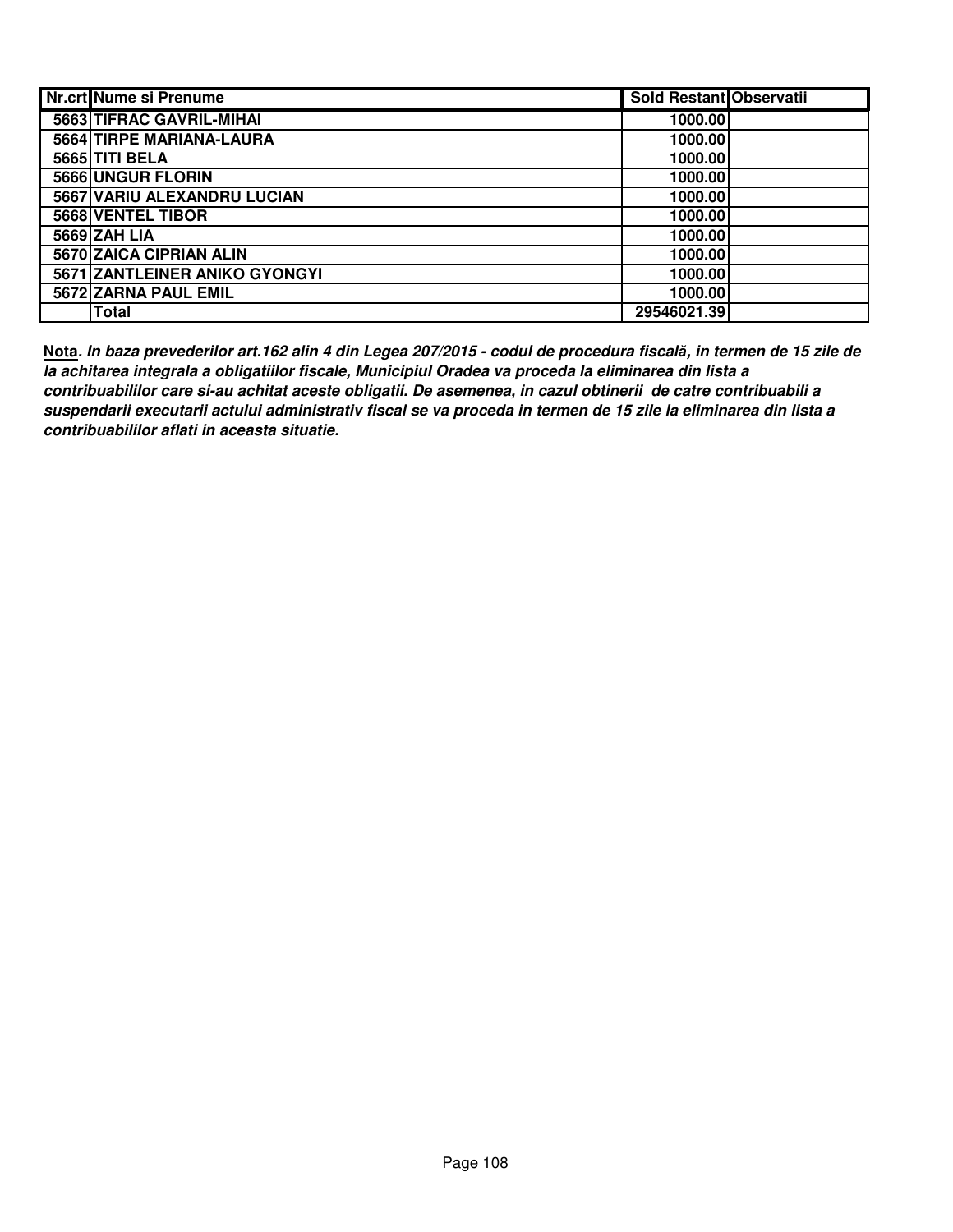| Nr.crt | Nume si Prenume | Sold Restant | Observatii |
|---|---|---|---|
| 5663 | TIFRAC GAVRIL-MIHAI | 1000.00 | |
| 5664 | TIRPE MARIANA-LAURA | 1000.00 | |
| 5665 | TITI BELA | 1000.00 | |
| 5666 | UNGUR FLORIN | 1000.00 | |
| 5667 | VARIU ALEXANDRU LUCIAN | 1000.00 | |
| 5668 | VENTEL TIBOR | 1000.00 | |
| 5669 | ZAH LIA | 1000.00 | |
| 5670 | ZAICA CIPRIAN ALIN | 1000.00 | |
| 5671 | ZANTLEINER ANIKO GYONGYI | 1000.00 | |
| 5672 | ZARNA PAUL EMIL | 1000.00 | |
| | Total | 29546021.39 | |

**Nota**. ***In baza prevederilor art.162 alin 4 din Legea 207/2015 - codul de procedura fiscală, in termen de 15 zile de la achitarea integrala a obligatiilor fiscale, Municipiul Oradea va proceda la eliminarea din lista a contribuabililor care si-au achitat aceste obligatii. De asemenea, in cazul obtinerii de catre contribuabili a suspendarii executarii actului administrativ fiscal se va proceda in termen de 15 zile la eliminarea din lista a contribuabililor aflati in aceasta situatie.***